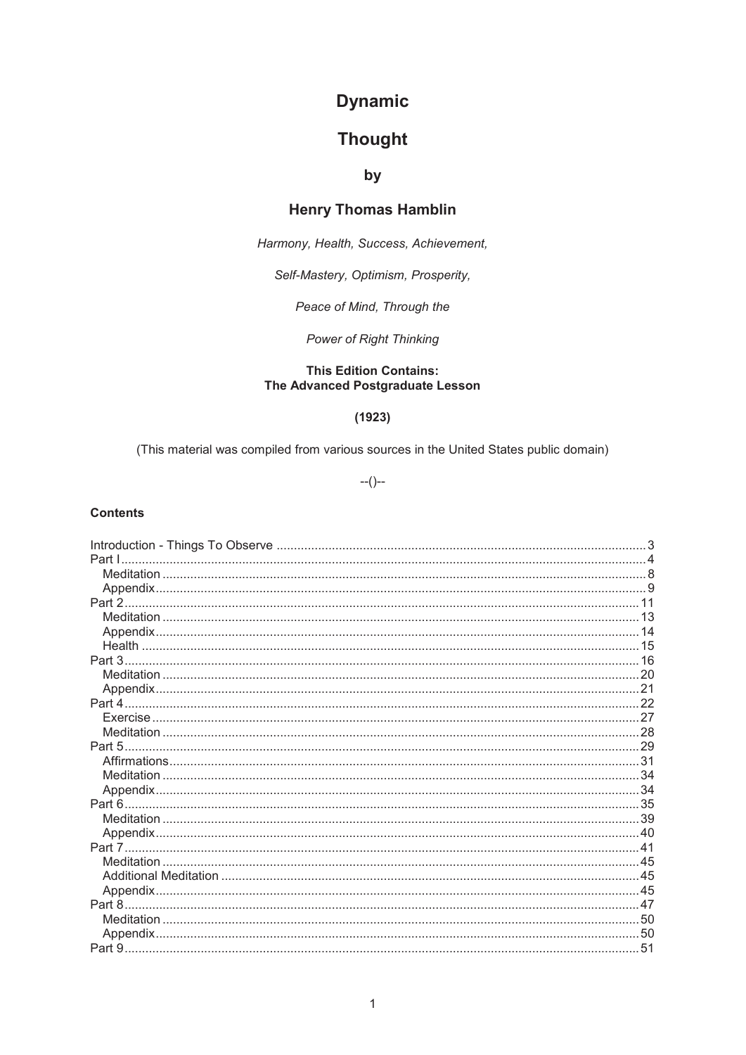# Dynamic

# Thought

### by

## Henry Thomas Hamblin

*Harmony, Health, Success, Achievement,*

*Self-Mastery, Optimism, Prosperity,*

*Peace of Mind, Through the*

*Power of Right Thinking*

**This Edition Contains:**
**The Advanced Postgraduate Lesson**

**(1923)**

(This material was compiled from various sources in the United States public domain)

--()--

**Contents**

Introduction - Things To Observe ........ 3
Part I ........ 4
- Meditation ........ 8
- Appendix ........ 9

Part 2 ........ 11
- Meditation ........ 13
- Appendix ........ 14
- Health ........ 15

Part 3 ........ 16
- Meditation ........ 20
- Appendix ........ 21

Part 4 ........ 22
- Exercise ........ 27
- Meditation ........ 28

Part 5 ........ 29
- Affirmations ........ 31
- Meditation ........ 34
- Appendix ........ 34

Part 6 ........ 35
- Meditation ........ 39
- Appendix ........ 40

Part 7 ........ 41
- Meditation ........ 45
- Additional Meditation ........ 45
- Appendix ........ 45

Part 8 ........ 47
- Meditation ........ 50
- Appendix ........ 50

Part 9 ........ 51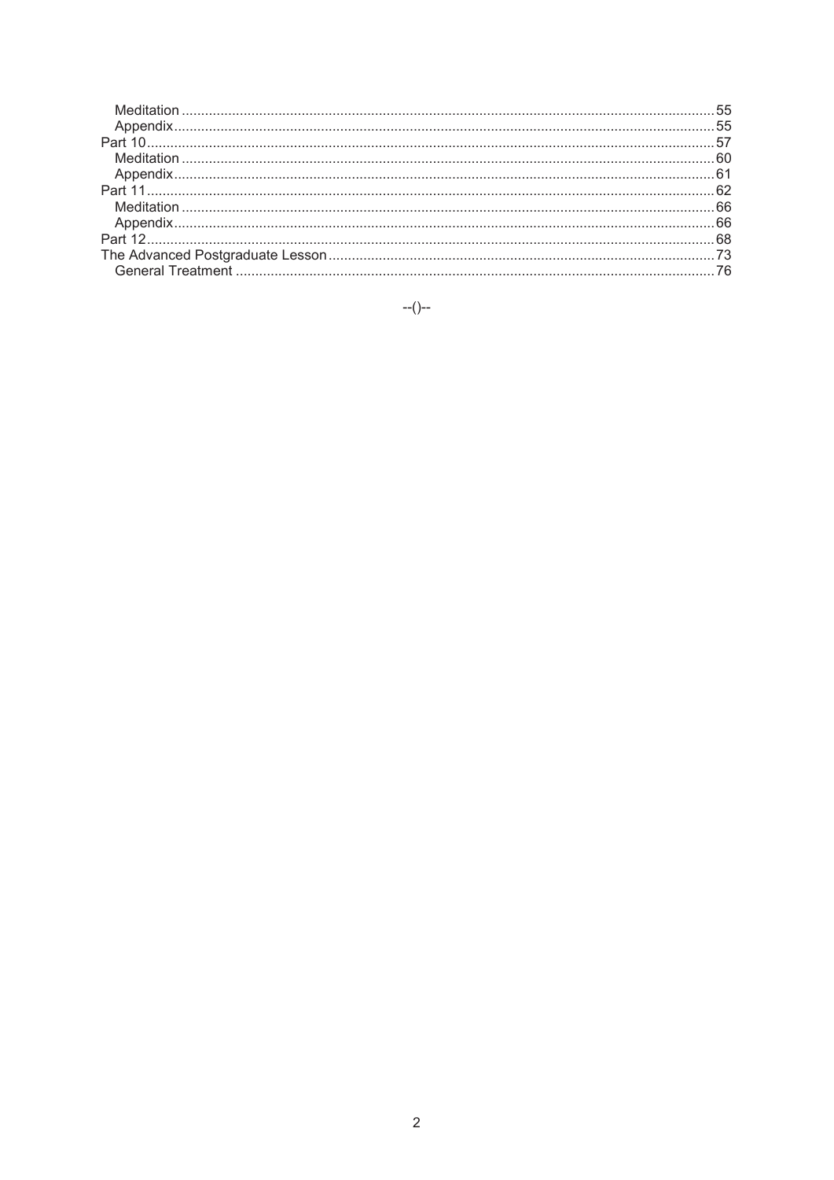- Meditation ........ 55
- Appendix ........ 55

Part 10 ........ 57

- Meditation ........ 60
- Appendix ........ 61

Part 11 ........ 62

- Meditation ........ 66
- Appendix ........ 66

Part 12 ........ 68

The Advanced Postgraduate Lesson ........ 73

- General Treatment ........ 76

--()--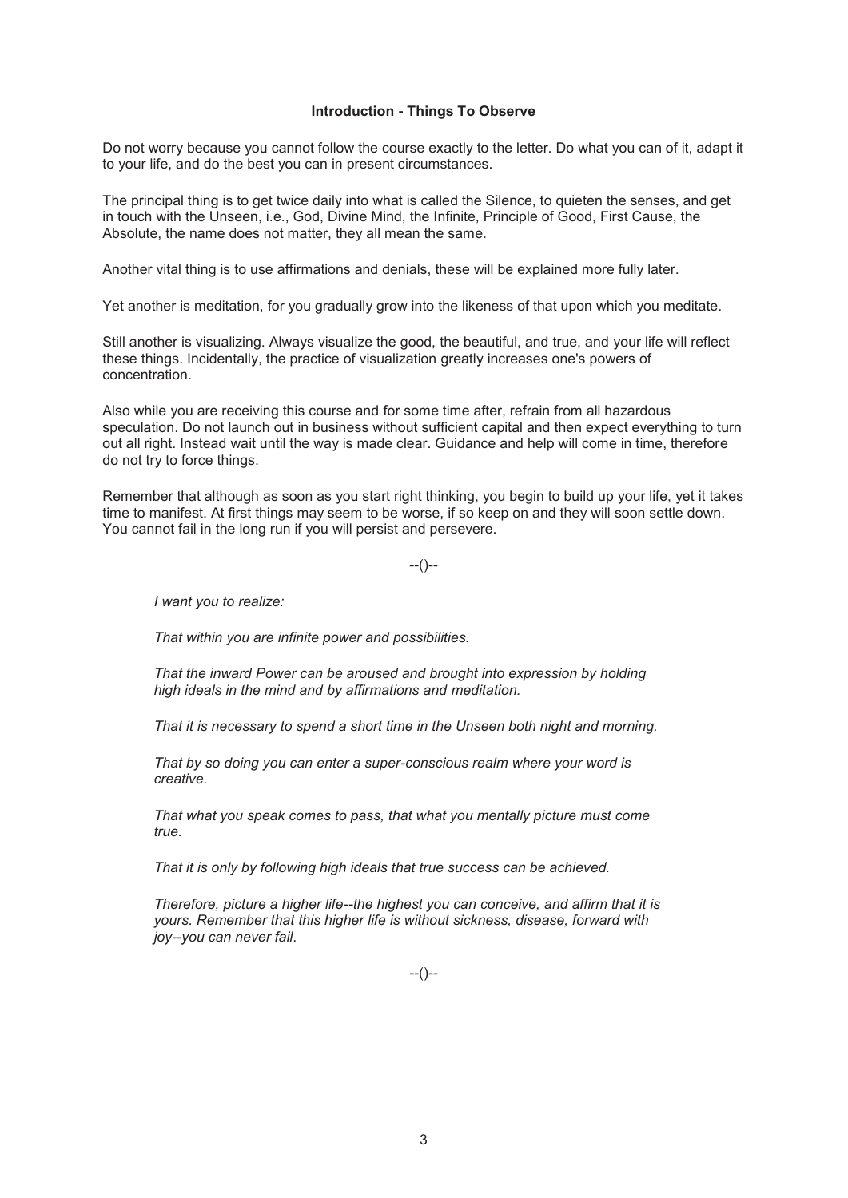## Introduction - Things To Observe

Do not worry because you cannot follow the course exactly to the letter. Do what you can of it, adapt it to your life, and do the best you can in present circumstances.

The principal thing is to get twice daily into what is called the Silence, to quieten the senses, and get in touch with the Unseen, i.e., God, Divine Mind, the Infinite, Principle of Good, First Cause, the Absolute, the name does not matter, they all mean the same.

Another vital thing is to use affirmations and denials, these will be explained more fully later.

Yet another is meditation, for you gradually grow into the likeness of that upon which you meditate.

Still another is visualizing. Always visualize the good, the beautiful, and true, and your life will reflect these things. Incidentally, the practice of visualization greatly increases one's powers of concentration.

Also while you are receiving this course and for some time after, refrain from all hazardous speculation. Do not launch out in business without sufficient capital and then expect everything to turn out all right. Instead wait until the way is made clear. Guidance and help will come in time, therefore do not try to force things.

Remember that although as soon as you start right thinking, you begin to build up your life, yet it takes time to manifest. At first things may seem to be worse, if so keep on and they will soon settle down. You cannot fail in the long run if you will persist and persevere.

--()--

> *I want you to realize:*
>
> *That within you are infinite power and possibilities.*
>
> *That the inward Power can be aroused and brought into expression by holding high ideals in the mind and by affirmations and meditation.*
>
> *That it is necessary to spend a short time in the Unseen both night and morning.*
>
> *That by so doing you can enter a super-conscious realm where your word is creative.*
>
> *That what you speak comes to pass, that what you mentally picture must come true.*
>
> *That it is only by following high ideals that true success can be achieved.*
>
> *Therefore, picture a higher life--the highest you can conceive, and affirm that it is yours. Remember that this higher life is without sickness, disease, forward with joy--you can never fail.*

--()--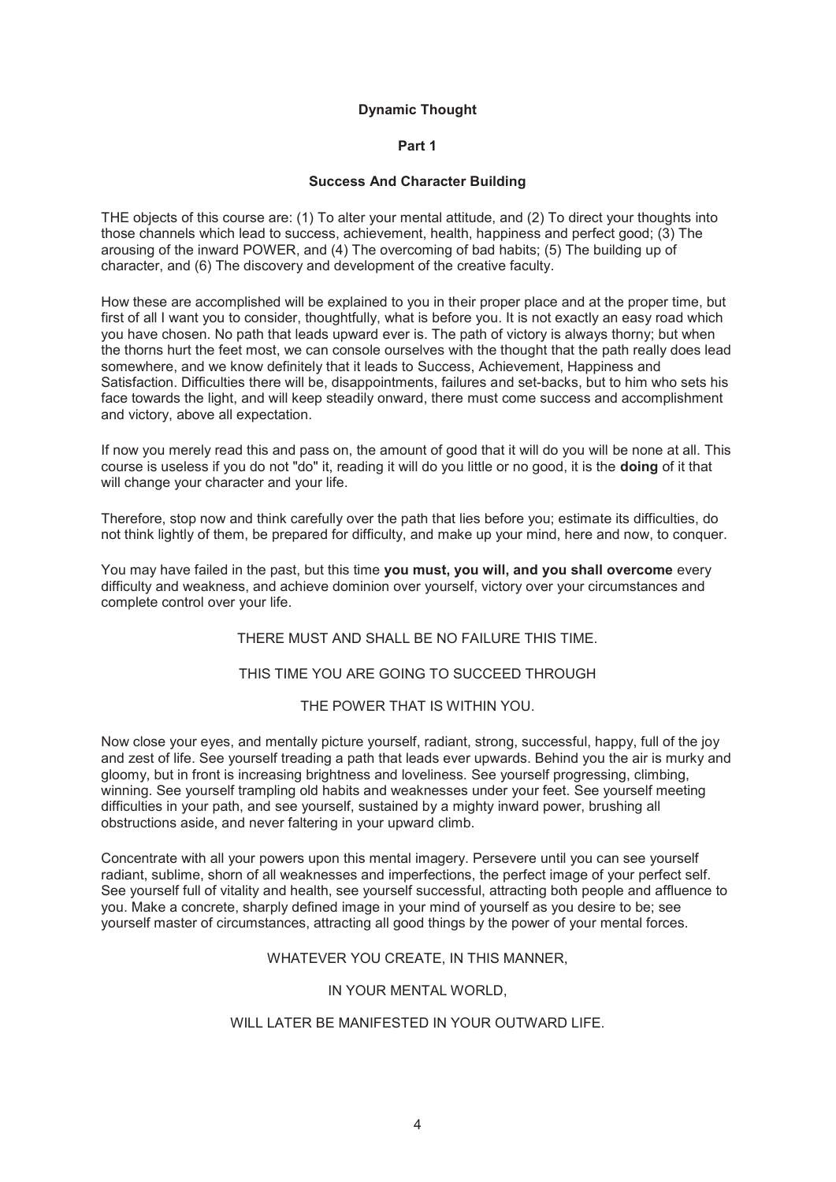# Dynamic Thought

## Part 1

### Success And Character Building

THE objects of this course are: (1) To alter your mental attitude, and (2) To direct your thoughts into those channels which lead to success, achievement, health, happiness and perfect good; (3) The arousing of the inward POWER, and (4) The overcoming of bad habits; (5) The building up of character, and (6) The discovery and development of the creative faculty.

How these are accomplished will be explained to you in their proper place and at the proper time, but first of all I want you to consider, thoughtfully, what is before you. It is not exactly an easy road which you have chosen. No path that leads upward ever is. The path of victory is always thorny; but when the thorns hurt the feet most, we can console ourselves with the thought that the path really does lead somewhere, and we know definitely that it leads to Success, Achievement, Happiness and Satisfaction. Difficulties there will be, disappointments, failures and set-backs, but to him who sets his face towards the light, and will keep steadily onward, there must come success and accomplishment and victory, above all expectation.

If now you merely read this and pass on, the amount of good that it will do you will be none at all. This course is useless if you do not "do" it, reading it will do you little or no good, it is the **doing** of it that will change your character and your life.

Therefore, stop now and think carefully over the path that lies before you; estimate its difficulties, do not think lightly of them, be prepared for difficulty, and make up your mind, here and now, to conquer.

You may have failed in the past, but this time **you must, you will, and you shall overcome** every difficulty and weakness, and achieve dominion over yourself, victory over your circumstances and complete control over your life.

THERE MUST AND SHALL BE NO FAILURE THIS TIME.

THIS TIME YOU ARE GOING TO SUCCEED THROUGH

THE POWER THAT IS WITHIN YOU.

Now close your eyes, and mentally picture yourself, radiant, strong, successful, happy, full of the joy and zest of life. See yourself treading a path that leads ever upwards. Behind you the air is murky and gloomy, but in front is increasing brightness and loveliness. See yourself progressing, climbing, winning. See yourself trampling old habits and weaknesses under your feet. See yourself meeting difficulties in your path, and see yourself, sustained by a mighty inward power, brushing all obstructions aside, and never faltering in your upward climb.

Concentrate with all your powers upon this mental imagery. Persevere until you can see yourself radiant, sublime, shorn of all weaknesses and imperfections, the perfect image of your perfect self. See yourself full of vitality and health, see yourself successful, attracting both people and affluence to you. Make a concrete, sharply defined image in your mind of yourself as you desire to be; see yourself master of circumstances, attracting all good things by the power of your mental forces.

WHATEVER YOU CREATE, IN THIS MANNER,

IN YOUR MENTAL WORLD,

WILL LATER BE MANIFESTED IN YOUR OUTWARD LIFE.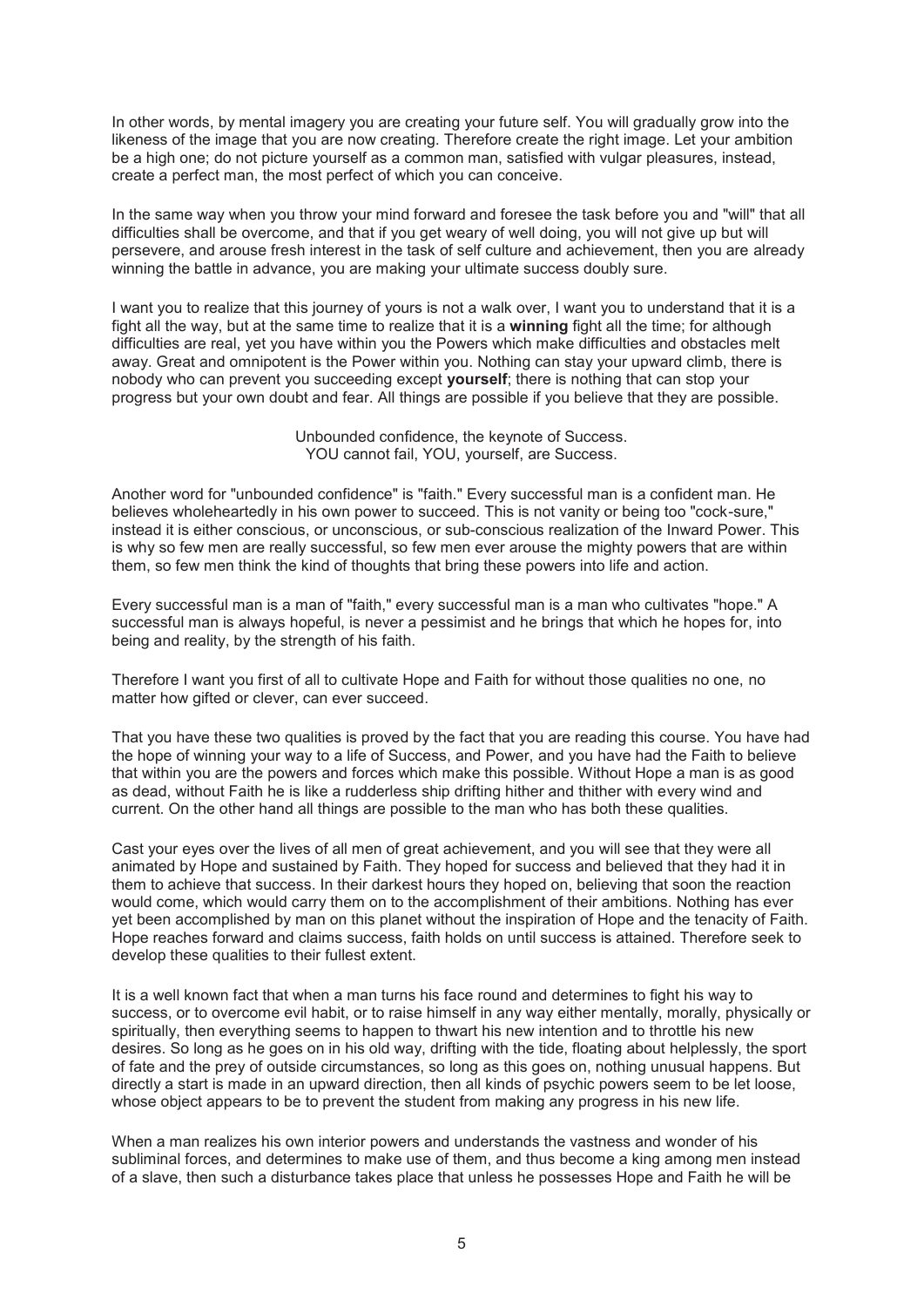In other words, by mental imagery you are creating your future self. You will gradually grow into the likeness of the image that you are now creating. Therefore create the right image. Let your ambition be a high one; do not picture yourself as a common man, satisfied with vulgar pleasures, instead, create a perfect man, the most perfect of which you can conceive.

In the same way when you throw your mind forward and foresee the task before you and "will" that all difficulties shall be overcome, and that if you get weary of well doing, you will not give up but will persevere, and arouse fresh interest in the task of self culture and achievement, then you are already winning the battle in advance, you are making your ultimate success doubly sure.

I want you to realize that this journey of yours is not a walk over, I want you to understand that it is a fight all the way, but at the same time to realize that it is a **winning** fight all the time; for although difficulties are real, yet you have within you the Powers which make difficulties and obstacles melt away. Great and omnipotent is the Power within you. Nothing can stay your upward climb, there is nobody who can prevent you succeeding except **yourself**; there is nothing that can stop your progress but your own doubt and fear. All things are possible if you believe that they are possible.

Unbounded confidence, the keynote of Success.
YOU cannot fail, YOU, yourself, are Success.

Another word for "unbounded confidence" is "faith." Every successful man is a confident man. He believes wholeheartedly in his own power to succeed. This is not vanity or being too "cock-sure," instead it is either conscious, or unconscious, or sub-conscious realization of the Inward Power. This is why so few men are really successful, so few men ever arouse the mighty powers that are within them, so few men think the kind of thoughts that bring these powers into life and action.

Every successful man is a man of "faith," every successful man is a man who cultivates "hope." A successful man is always hopeful, is never a pessimist and he brings that which he hopes for, into being and reality, by the strength of his faith.

Therefore I want you first of all to cultivate Hope and Faith for without those qualities no one, no matter how gifted or clever, can ever succeed.

That you have these two qualities is proved by the fact that you are reading this course. You have had the hope of winning your way to a life of Success, and Power, and you have had the Faith to believe that within you are the powers and forces which make this possible. Without Hope a man is as good as dead, without Faith he is like a rudderless ship drifting hither and thither with every wind and current. On the other hand all things are possible to the man who has both these qualities.

Cast your eyes over the lives of all men of great achievement, and you will see that they were all animated by Hope and sustained by Faith. They hoped for success and believed that they had it in them to achieve that success. In their darkest hours they hoped on, believing that soon the reaction would come, which would carry them on to the accomplishment of their ambitions. Nothing has ever yet been accomplished by man on this planet without the inspiration of Hope and the tenacity of Faith. Hope reaches forward and claims success, faith holds on until success is attained. Therefore seek to develop these qualities to their fullest extent.

It is a well known fact that when a man turns his face round and determines to fight his way to success, or to overcome evil habit, or to raise himself in any way either mentally, morally, physically or spiritually, then everything seems to happen to thwart his new intention and to throttle his new desires. So long as he goes on in his old way, drifting with the tide, floating about helplessly, the sport of fate and the prey of outside circumstances, so long as this goes on, nothing unusual happens. But directly a start is made in an upward direction, then all kinds of psychic powers seem to be let loose, whose object appears to be to prevent the student from making any progress in his new life.

When a man realizes his own interior powers and understands the vastness and wonder of his subliminal forces, and determines to make use of them, and thus become a king among men instead of a slave, then such a disturbance takes place that unless he possesses Hope and Faith he will be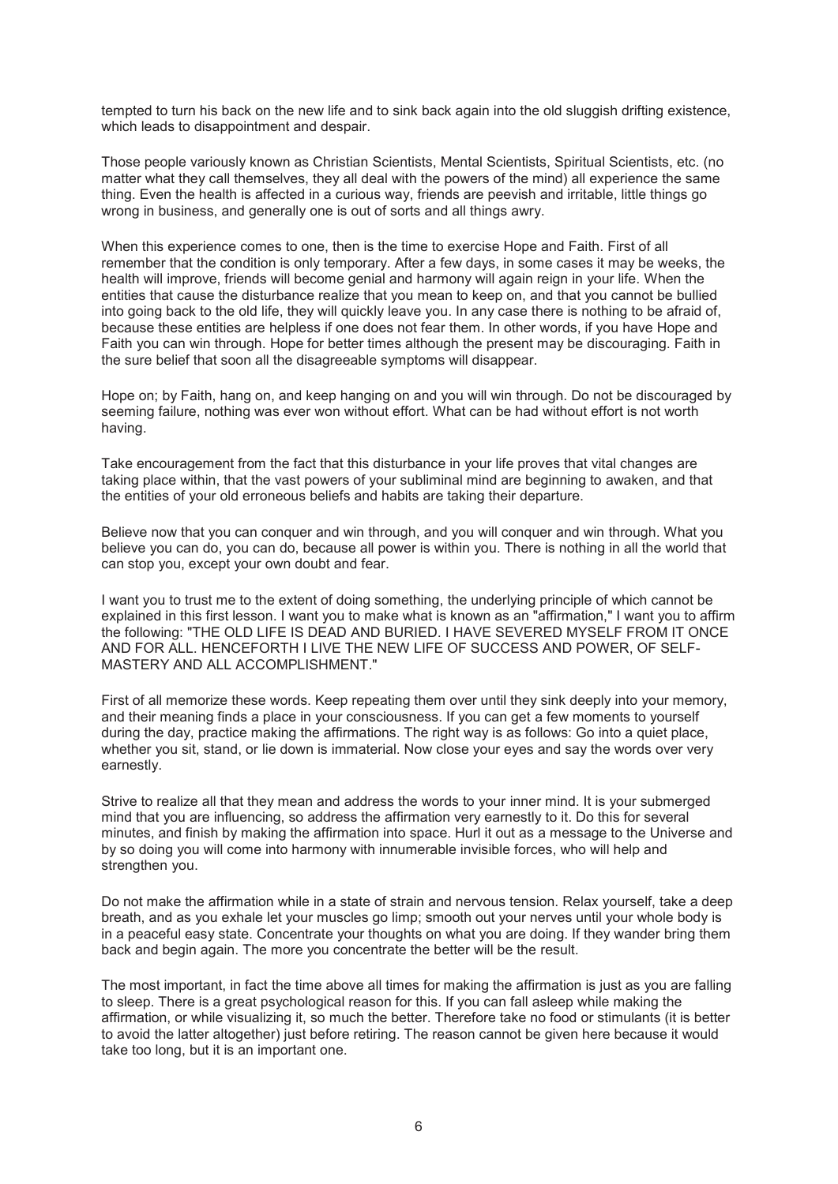tempted to turn his back on the new life and to sink back again into the old sluggish drifting existence, which leads to disappointment and despair.

Those people variously known as Christian Scientists, Mental Scientists, Spiritual Scientists, etc. (no matter what they call themselves, they all deal with the powers of the mind) all experience the same thing. Even the health is affected in a curious way, friends are peevish and irritable, little things go wrong in business, and generally one is out of sorts and all things awry.

When this experience comes to one, then is the time to exercise Hope and Faith. First of all remember that the condition is only temporary. After a few days, in some cases it may be weeks, the health will improve, friends will become genial and harmony will again reign in your life. When the entities that cause the disturbance realize that you mean to keep on, and that you cannot be bullied into going back to the old life, they will quickly leave you. In any case there is nothing to be afraid of, because these entities are helpless if one does not fear them. In other words, if you have Hope and Faith you can win through. Hope for better times although the present may be discouraging. Faith in the sure belief that soon all the disagreeable symptoms will disappear.

Hope on; by Faith, hang on, and keep hanging on and you will win through. Do not be discouraged by seeming failure, nothing was ever won without effort. What can be had without effort is not worth having.

Take encouragement from the fact that this disturbance in your life proves that vital changes are taking place within, that the vast powers of your subliminal mind are beginning to awaken, and that the entities of your old erroneous beliefs and habits are taking their departure.

Believe now that you can conquer and win through, and you will conquer and win through. What you believe you can do, you can do, because all power is within you. There is nothing in all the world that can stop you, except your own doubt and fear.

I want you to trust me to the extent of doing something, the underlying principle of which cannot be explained in this first lesson. I want you to make what is known as an "affirmation," I want you to affirm the following: "THE OLD LIFE IS DEAD AND BURIED. I HAVE SEVERED MYSELF FROM IT ONCE AND FOR ALL. HENCEFORTH I LIVE THE NEW LIFE OF SUCCESS AND POWER, OF SELF-MASTERY AND ALL ACCOMPLISHMENT."

First of all memorize these words. Keep repeating them over until they sink deeply into your memory, and their meaning finds a place in your consciousness. If you can get a few moments to yourself during the day, practice making the affirmations. The right way is as follows: Go into a quiet place, whether you sit, stand, or lie down is immaterial. Now close your eyes and say the words over very earnestly.

Strive to realize all that they mean and address the words to your inner mind. It is your submerged mind that you are influencing, so address the affirmation very earnestly to it. Do this for several minutes, and finish by making the affirmation into space. Hurl it out as a message to the Universe and by so doing you will come into harmony with innumerable invisible forces, who will help and strengthen you.

Do not make the affirmation while in a state of strain and nervous tension. Relax yourself, take a deep breath, and as you exhale let your muscles go limp; smooth out your nerves until your whole body is in a peaceful easy state. Concentrate your thoughts on what you are doing. If they wander bring them back and begin again. The more you concentrate the better will be the result.

The most important, in fact the time above all times for making the affirmation is just as you are falling to sleep. There is a great psychological reason for this. If you can fall asleep while making the affirmation, or while visualizing it, so much the better. Therefore take no food or stimulants (it is better to avoid the latter altogether) just before retiring. The reason cannot be given here because it would take too long, but it is an important one.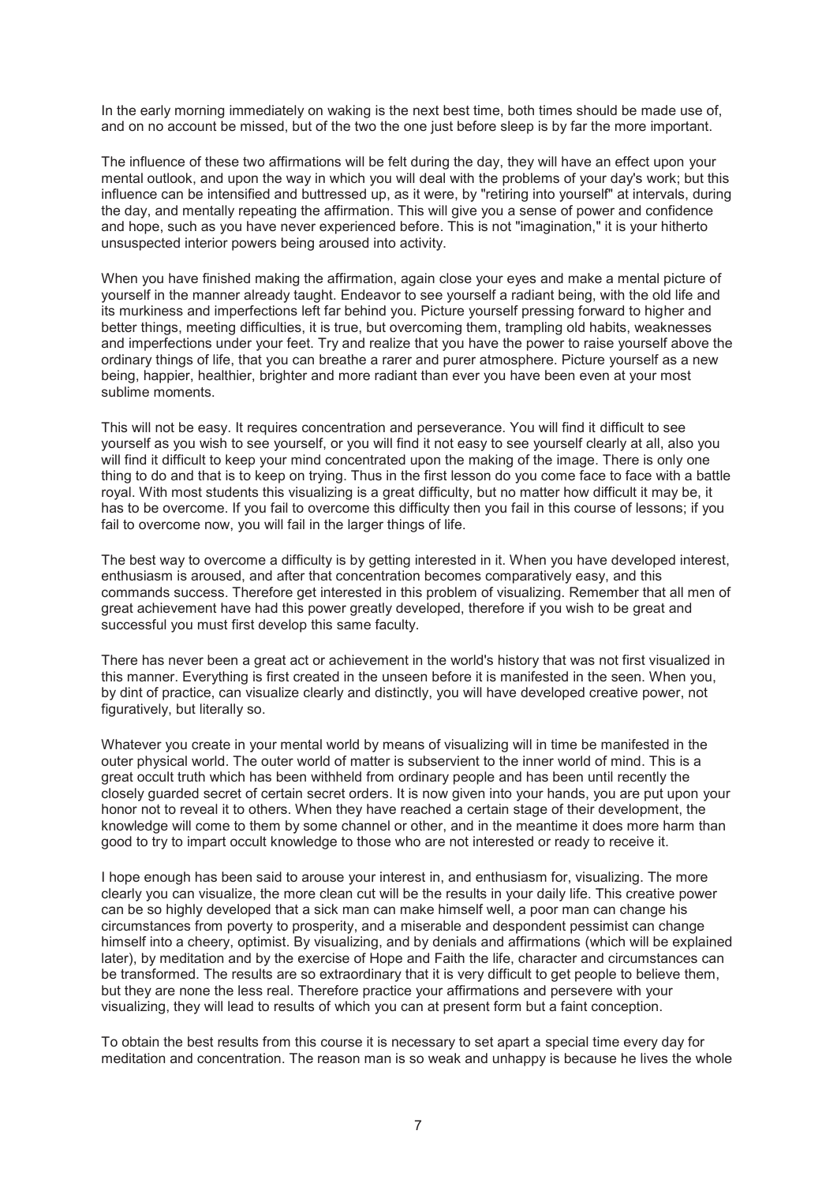In the early morning immediately on waking is the next best time, both times should be made use of, and on no account be missed, but of the two the one just before sleep is by far the more important.

The influence of these two affirmations will be felt during the day, they will have an effect upon your mental outlook, and upon the way in which you will deal with the problems of your day's work; but this influence can be intensified and buttressed up, as it were, by "retiring into yourself" at intervals, during the day, and mentally repeating the affirmation. This will give you a sense of power and confidence and hope, such as you have never experienced before. This is not "imagination," it is your hitherto unsuspected interior powers being aroused into activity.

When you have finished making the affirmation, again close your eyes and make a mental picture of yourself in the manner already taught. Endeavor to see yourself a radiant being, with the old life and its murkiness and imperfections left far behind you. Picture yourself pressing forward to higher and better things, meeting difficulties, it is true, but overcoming them, trampling old habits, weaknesses and imperfections under your feet. Try and realize that you have the power to raise yourself above the ordinary things of life, that you can breathe a rarer and purer atmosphere. Picture yourself as a new being, happier, healthier, brighter and more radiant than ever you have been even at your most sublime moments.

This will not be easy. It requires concentration and perseverance. You will find it difficult to see yourself as you wish to see yourself, or you will find it not easy to see yourself clearly at all, also you will find it difficult to keep your mind concentrated upon the making of the image. There is only one thing to do and that is to keep on trying. Thus in the first lesson do you come face to face with a battle royal. With most students this visualizing is a great difficulty, but no matter how difficult it may be, it has to be overcome. If you fail to overcome this difficulty then you fail in this course of lessons; if you fail to overcome now, you will fail in the larger things of life.

The best way to overcome a difficulty is by getting interested in it. When you have developed interest, enthusiasm is aroused, and after that concentration becomes comparatively easy, and this commands success. Therefore get interested in this problem of visualizing. Remember that all men of great achievement have had this power greatly developed, therefore if you wish to be great and successful you must first develop this same faculty.

There has never been a great act or achievement in the world's history that was not first visualized in this manner. Everything is first created in the unseen before it is manifested in the seen. When you, by dint of practice, can visualize clearly and distinctly, you will have developed creative power, not figuratively, but literally so.

Whatever you create in your mental world by means of visualizing will in time be manifested in the outer physical world. The outer world of matter is subservient to the inner world of mind. This is a great occult truth which has been withheld from ordinary people and has been until recently the closely guarded secret of certain secret orders. It is now given into your hands, you are put upon your honor not to reveal it to others. When they have reached a certain stage of their development, the knowledge will come to them by some channel or other, and in the meantime it does more harm than good to try to impart occult knowledge to those who are not interested or ready to receive it.

I hope enough has been said to arouse your interest in, and enthusiasm for, visualizing. The more clearly you can visualize, the more clean cut will be the results in your daily life. This creative power can be so highly developed that a sick man can make himself well, a poor man can change his circumstances from poverty to prosperity, and a miserable and despondent pessimist can change himself into a cheery, optimist. By visualizing, and by denials and affirmations (which will be explained later), by meditation and by the exercise of Hope and Faith the life, character and circumstances can be transformed. The results are so extraordinary that it is very difficult to get people to believe them, but they are none the less real. Therefore practice your affirmations and persevere with your visualizing, they will lead to results of which you can at present form but a faint conception.

To obtain the best results from this course it is necessary to set apart a special time every day for meditation and concentration. The reason man is so weak and unhappy is because he lives the whole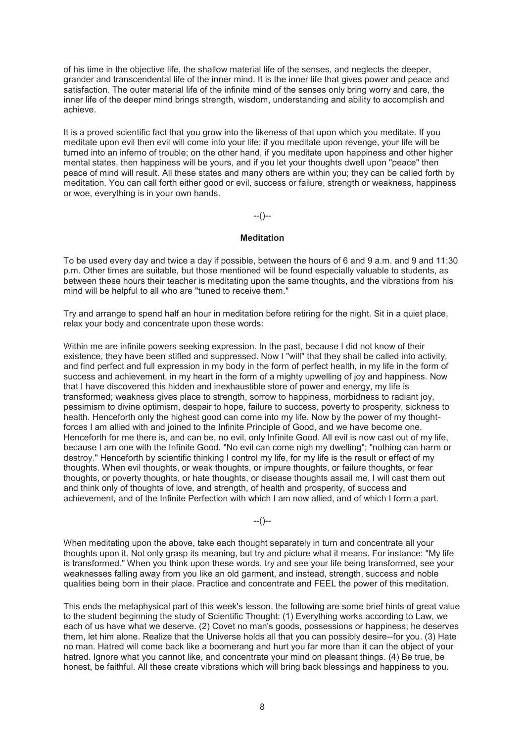of his time in the objective life, the shallow material life of the senses, and neglects the deeper, grander and transcendental life of the inner mind. It is the inner life that gives power and peace and satisfaction. The outer material life of the infinite mind of the senses only bring worry and care, the inner life of the deeper mind brings strength, wisdom, understanding and ability to accomplish and achieve.

It is a proved scientific fact that you grow into the likeness of that upon which you meditate. If you meditate upon evil then evil will come into your life; if you meditate upon revenge, your life will be turned into an inferno of trouble; on the other hand, if you meditate upon happiness and other higher mental states, then happiness will be yours, and if you let your thoughts dwell upon "peace" then peace of mind will result. All these states and many others are within you; they can be called forth by meditation. You can call forth either good or evil, success or failure, strength or weakness, happiness or woe, everything is in your own hands.

--()--

**Meditation**

To be used every day and twice a day if possible, between the hours of 6 and 9 a.m. and 9 and 11:30 p.m. Other times are suitable, but those mentioned will be found especially valuable to students, as between these hours their teacher is meditating upon the same thoughts, and the vibrations from his mind will be helpful to all who are "tuned to receive them."

Try and arrange to spend half an hour in meditation before retiring for the night. Sit in a quiet place, relax your body and concentrate upon these words:

Within me are infinite powers seeking expression. In the past, because I did not know of their existence, they have been stifled and suppressed. Now I "will" that they shall be called into activity, and find perfect and full expression in my body in the form of perfect health, in my life in the form of success and achievement, in my heart in the form of a mighty upwelling of joy and happiness. Now that I have discovered this hidden and inexhaustible store of power and energy, my life is transformed; weakness gives place to strength, sorrow to happiness, morbidness to radiant joy, pessimism to divine optimism, despair to hope, failure to success, poverty to prosperity, sickness to health. Henceforth only the highest good can come into my life. Now by the power of my thought-forces I am allied with and joined to the Infinite Principle of Good, and we have become one. Henceforth for me there is, and can be, no evil, only Infinite Good. All evil is now cast out of my life, because I am one with the Infinite Good. "No evil can come nigh my dwelling"; "nothing can harm or destroy." Henceforth by scientific thinking I control my life, for my life is the result or effect of my thoughts. When evil thoughts, or weak thoughts, or impure thoughts, or failure thoughts, or fear thoughts, or poverty thoughts, or hate thoughts, or disease thoughts assail me, I will cast them out and think only of thoughts of love, and strength, of health and prosperity, of success and achievement, and of the Infinite Perfection with which I am now allied, and of which I form a part.

--()--

When meditating upon the above, take each thought separately in turn and concentrate all your thoughts upon it. Not only grasp its meaning, but try and picture what it means. For instance: "My life is transformed." When you think upon these words, try and see your life being transformed, see your weaknesses falling away from you like an old garment, and instead, strength, success and noble qualities being born in their place. Practice and concentrate and FEEL the power of this meditation.

This ends the metaphysical part of this week's lesson, the following are some brief hints of great value to the student beginning the study of Scientific Thought: (1) Everything works according to Law, we each of us have what we deserve. (2) Covet no man's goods, possessions or happiness; he deserves them, let him alone. Realize that the Universe holds all that you can possibly desire--for you. (3) Hate no man. Hatred will come back like a boomerang and hurt you far more than it can the object of your hatred. Ignore what you cannot like, and concentrate your mind on pleasant things. (4) Be true, be honest, be faithful. All these create vibrations which will bring back blessings and happiness to you.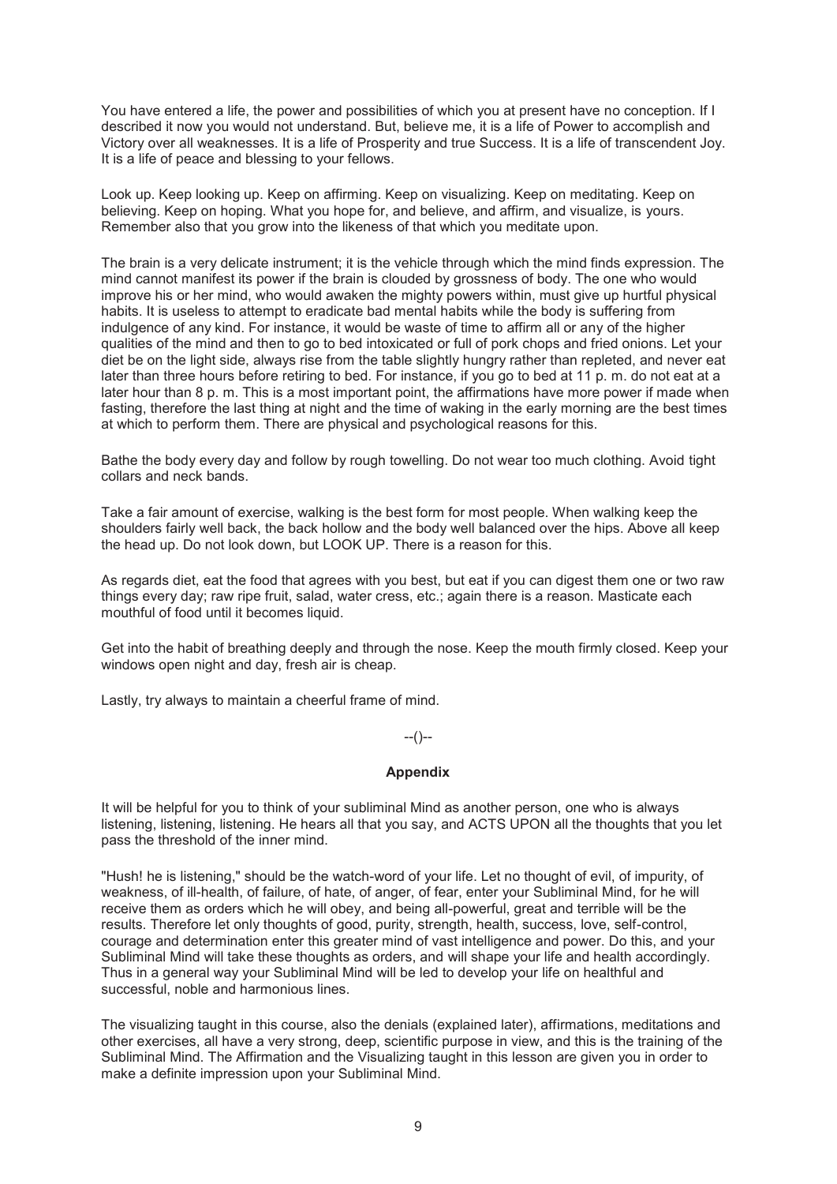You have entered a life, the power and possibilities of which you at present have no conception. If I described it now you would not understand. But, believe me, it is a life of Power to accomplish and Victory over all weaknesses. It is a life of Prosperity and true Success. It is a life of transcendent Joy. It is a life of peace and blessing to your fellows.

Look up. Keep looking up. Keep on affirming. Keep on visualizing. Keep on meditating. Keep on believing. Keep on hoping. What you hope for, and believe, and affirm, and visualize, is yours. Remember also that you grow into the likeness of that which you meditate upon.

The brain is a very delicate instrument; it is the vehicle through which the mind finds expression. The mind cannot manifest its power if the brain is clouded by grossness of body. The one who would improve his or her mind, who would awaken the mighty powers within, must give up hurtful physical habits. It is useless to attempt to eradicate bad mental habits while the body is suffering from indulgence of any kind. For instance, it would be waste of time to affirm all or any of the higher qualities of the mind and then to go to bed intoxicated or full of pork chops and fried onions. Let your diet be on the light side, always rise from the table slightly hungry rather than repleted, and never eat later than three hours before retiring to bed. For instance, if you go to bed at 11 p. m. do not eat at a later hour than 8 p. m. This is a most important point, the affirmations have more power if made when fasting, therefore the last thing at night and the time of waking in the early morning are the best times at which to perform them. There are physical and psychological reasons for this.

Bathe the body every day and follow by rough towelling. Do not wear too much clothing. Avoid tight collars and neck bands.

Take a fair amount of exercise, walking is the best form for most people. When walking keep the shoulders fairly well back, the back hollow and the body well balanced over the hips. Above all keep the head up. Do not look down, but LOOK UP. There is a reason for this.

As regards diet, eat the food that agrees with you best, but eat if you can digest them one or two raw things every day; raw ripe fruit, salad, water cress, etc.; again there is a reason. Masticate each mouthful of food until it becomes liquid.

Get into the habit of breathing deeply and through the nose. Keep the mouth firmly closed. Keep your windows open night and day, fresh air is cheap.

Lastly, try always to maintain a cheerful frame of mind.

--()--

## Appendix

It will be helpful for you to think of your subliminal Mind as another person, one who is always listening, listening, listening. He hears all that you say, and ACTS UPON all the thoughts that you let pass the threshold of the inner mind.

"Hush! he is listening," should be the watch-word of your life. Let no thought of evil, of impurity, of weakness, of ill-health, of failure, of hate, of anger, of fear, enter your Subliminal Mind, for he will receive them as orders which he will obey, and being all-powerful, great and terrible will be the results. Therefore let only thoughts of good, purity, strength, health, success, love, self-control, courage and determination enter this greater mind of vast intelligence and power. Do this, and your Subliminal Mind will take these thoughts as orders, and will shape your life and health accordingly. Thus in a general way your Subliminal Mind will be led to develop your life on healthful and successful, noble and harmonious lines.

The visualizing taught in this course, also the denials (explained later), affirmations, meditations and other exercises, all have a very strong, deep, scientific purpose in view, and this is the training of the Subliminal Mind. The Affirmation and the Visualizing taught in this lesson are given you in order to make a definite impression upon your Subliminal Mind.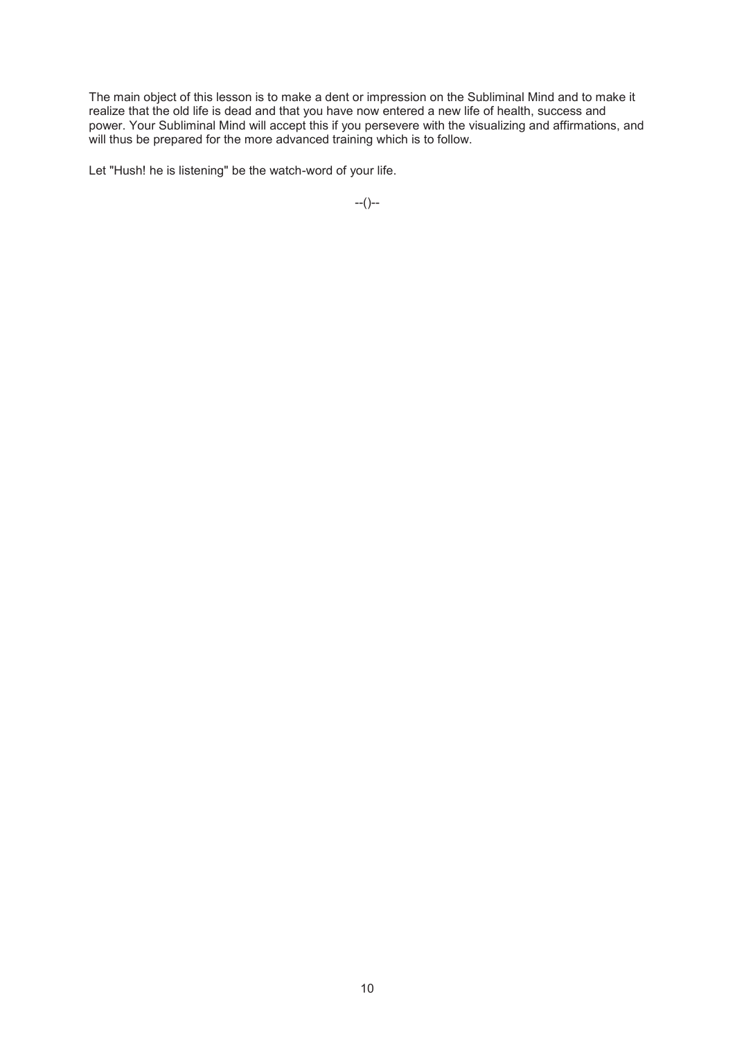The main object of this lesson is to make a dent or impression on the Subliminal Mind and to make it realize that the old life is dead and that you have now entered a new life of health, success and power. Your Subliminal Mind will accept this if you persevere with the visualizing and affirmations, and will thus be prepared for the more advanced training which is to follow.

Let "Hush! he is listening" be the watch-word of your life.

--()--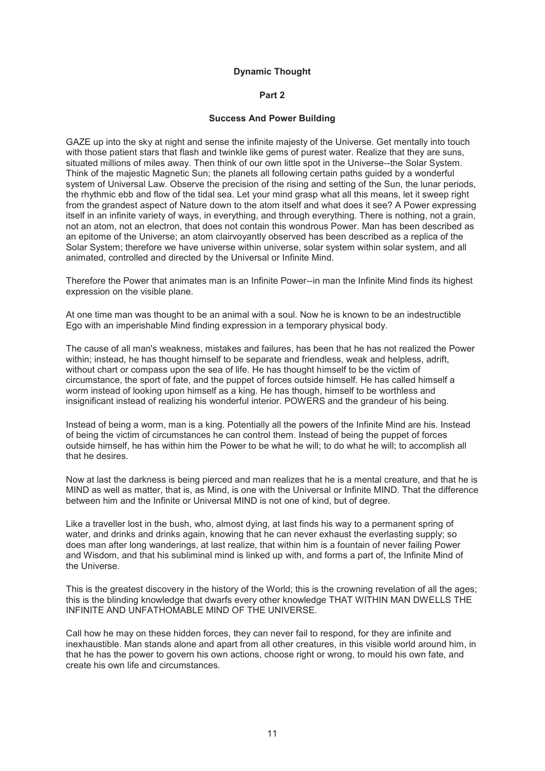# Dynamic Thought

## Part 2

### Success And Power Building

GAZE up into the sky at night and sense the infinite majesty of the Universe. Get mentally into touch with those patient stars that flash and twinkle like gems of purest water. Realize that they are suns, situated millions of miles away. Then think of our own little spot in the Universe--the Solar System. Think of the majestic Magnetic Sun; the planets all following certain paths guided by a wonderful system of Universal Law. Observe the precision of the rising and setting of the Sun, the lunar periods, the rhythmic ebb and flow of the tidal sea. Let your mind grasp what all this means, let it sweep right from the grandest aspect of Nature down to the atom itself and what does it see? A Power expressing itself in an infinite variety of ways, in everything, and through everything. There is nothing, not a grain, not an atom, not an electron, that does not contain this wondrous Power. Man has been described as an epitome of the Universe; an atom clairvoyantly observed has been described as a replica of the Solar System; therefore we have universe within universe, solar system within solar system, and all animated, controlled and directed by the Universal or Infinite Mind.

Therefore the Power that animates man is an Infinite Power--in man the Infinite Mind finds its highest expression on the visible plane.

At one time man was thought to be an animal with a soul. Now he is known to be an indestructible Ego with an imperishable Mind finding expression in a temporary physical body.

The cause of all man's weakness, mistakes and failures, has been that he has not realized the Power within; instead, he has thought himself to be separate and friendless, weak and helpless, adrift, without chart or compass upon the sea of life. He has thought himself to be the victim of circumstance, the sport of fate, and the puppet of forces outside himself. He has called himself a worm instead of looking upon himself as a king. He has though, himself to be worthless and insignificant instead of realizing his wonderful interior. POWERS and the grandeur of his being.

Instead of being a worm, man is a king. Potentially all the powers of the Infinite Mind are his. Instead of being the victim of circumstances he can control them. Instead of being the puppet of forces outside himself, he has within him the Power to be what he will; to do what he will; to accomplish all that he desires.

Now at last the darkness is being pierced and man realizes that he is a mental creature, and that he is MIND as well as matter, that is, as Mind, is one with the Universal or Infinite MIND. That the difference between him and the Infinite or Universal MIND is not one of kind, but of degree.

Like a traveller lost in the bush, who, almost dying, at last finds his way to a permanent spring of water, and drinks and drinks again, knowing that he can never exhaust the everlasting supply; so does man after long wanderings, at last realize, that within him is a fountain of never failing Power and Wisdom, and that his subliminal mind is linked up with, and forms a part of, the Infinite Mind of the Universe.

This is the greatest discovery in the history of the World; this is the crowning revelation of all the ages; this is the blinding knowledge that dwarfs every other knowledge THAT WITHIN MAN DWELLS THE INFINITE AND UNFATHOMABLE MIND OF THE UNIVERSE.

Call how he may on these hidden forces, they can never fail to respond, for they are infinite and inexhaustible. Man stands alone and apart from all other creatures, in this visible world around him, in that he has the power to govern his own actions, choose right or wrong, to mould his own fate, and create his own life and circumstances.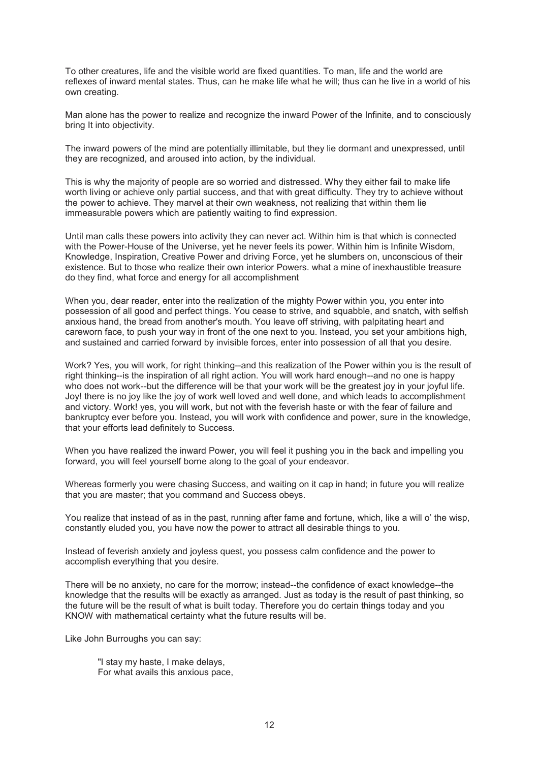To other creatures, life and the visible world are fixed quantities. To man, life and the world are reflexes of inward mental states. Thus, can he make life what he will; thus can he live in a world of his own creating.

Man alone has the power to realize and recognize the inward Power of the Infinite, and to consciously bring It into objectivity.

The inward powers of the mind are potentially illimitable, but they lie dormant and unexpressed, until they are recognized, and aroused into action, by the individual.

This is why the majority of people are so worried and distressed. Why they either fail to make life worth living or achieve only partial success, and that with great difficulty. They try to achieve without the power to achieve. They marvel at their own weakness, not realizing that within them lie immeasurable powers which are patiently waiting to find expression.

Until man calls these powers into activity they can never act. Within him is that which is connected with the Power-House of the Universe, yet he never feels its power. Within him is Infinite Wisdom, Knowledge, Inspiration, Creative Power and driving Force, yet he slumbers on, unconscious of their existence. But to those who realize their own interior Powers. what a mine of inexhaustible treasure do they find, what force and energy for all accomplishment

When you, dear reader, enter into the realization of the mighty Power within you, you enter into possession of all good and perfect things. You cease to strive, and squabble, and snatch, with selfish anxious hand, the bread from another's mouth. You leave off striving, with palpitating heart and careworn face, to push your way in front of the one next to you. Instead, you set your ambitions high, and sustained and carried forward by invisible forces, enter into possession of all that you desire.

Work? Yes, you will work, for right thinking--and this realization of the Power within you is the result of right thinking--is the inspiration of all right action. You will work hard enough--and no one is happy who does not work--but the difference will be that your work will be the greatest joy in your joyful life. Joy! there is no joy like the joy of work well loved and well done, and which leads to accomplishment and victory. Work! yes, you will work, but not with the feverish haste or with the fear of failure and bankruptcy ever before you. Instead, you will work with confidence and power, sure in the knowledge, that your efforts lead definitely to Success.

When you have realized the inward Power, you will feel it pushing you in the back and impelling you forward, you will feel yourself borne along to the goal of your endeavor.

Whereas formerly you were chasing Success, and waiting on it cap in hand; in future you will realize that you are master; that you command and Success obeys.

You realize that instead of as in the past, running after fame and fortune, which, like a will o' the wisp, constantly eluded you, you have now the power to attract all desirable things to you.

Instead of feverish anxiety and joyless quest, you possess calm confidence and the power to accomplish everything that you desire.

There will be no anxiety, no care for the morrow; instead--the confidence of exact knowledge--the knowledge that the results will be exactly as arranged. Just as today is the result of past thinking, so the future will be the result of what is built today. Therefore you do certain things today and you KNOW with mathematical certainty what the future results will be.

Like John Burroughs you can say:

> "I stay my haste, I make delays,
> For what avails this anxious pace,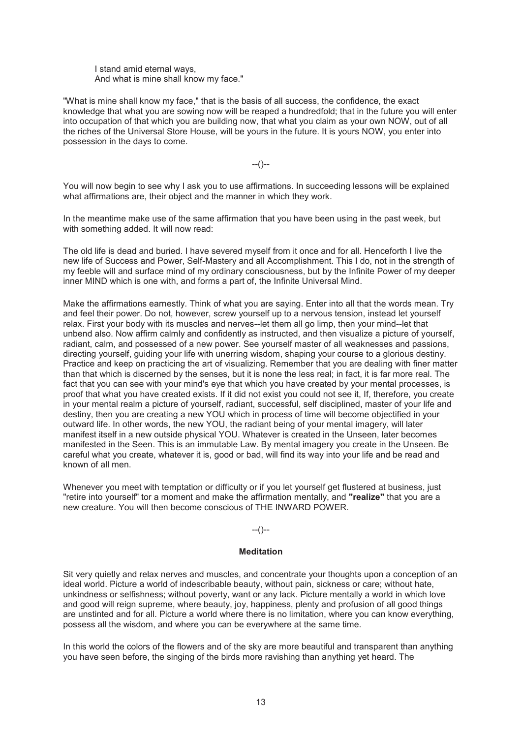I stand amid eternal ways,
And what is mine shall know my face."

"What is mine shall know my face," that is the basis of all success, the confidence, the exact knowledge that what you are sowing now will be reaped a hundredfold; that in the future you will enter into occupation of that which you are building now, that what you claim as your own NOW, out of all the riches of the Universal Store House, will be yours in the future. It is yours NOW, you enter into possession in the days to come.

--()--

You will now begin to see why I ask you to use affirmations. In succeeding lessons will be explained what affirmations are, their object and the manner in which they work.

In the meantime make use of the same affirmation that you have been using in the past week, but with something added. It will now read:

The old life is dead and buried. I have severed myself from it once and for all. Henceforth I live the new life of Success and Power, Self-Mastery and all Accomplishment. This I do, not in the strength of my feeble will and surface mind of my ordinary consciousness, but by the Infinite Power of my deeper inner MIND which is one with, and forms a part of, the Infinite Universal Mind.

Make the affirmations earnestly. Think of what you are saying. Enter into all that the words mean. Try and feel their power. Do not, however, screw yourself up to a nervous tension, instead let yourself relax. First your body with its muscles and nerves--let them all go limp, then your mind--let that unbend also. Now affirm calmly and confidently as instructed, and then visualize a picture of yourself, radiant, calm, and possessed of a new power. See yourself master of all weaknesses and passions, directing yourself, guiding your life with unerring wisdom, shaping your course to a glorious destiny. Practice and keep on practicing the art of visualizing. Remember that you are dealing with finer matter than that which is discerned by the senses, but it is none the less real; in fact, it is far more real. The fact that you can see with your mind's eye that which you have created by your mental processes, is proof that what you have created exists. If it did not exist you could not see it, If, therefore, you create in your mental realm a picture of yourself, radiant, successful, self disciplined, master of your life and destiny, then you are creating a new YOU which in process of time will become objectified in your outward life. In other words, the new YOU, the radiant being of your mental imagery, will later manifest itself in a new outside physical YOU. Whatever is created in the Unseen, later becomes manifested in the Seen. This is an immutable Law. By mental imagery you create in the Unseen. Be careful what you create, whatever it is, good or bad, will find its way into your life and be read and known of all men.

Whenever you meet with temptation or difficulty or if you let yourself get flustered at business, just "retire into yourself" tor a moment and make the affirmation mentally, and **"realize"** that you are a new creature. You will then become conscious of THE INWARD POWER.

--()--

### Meditation

Sit very quietly and relax nerves and muscles, and concentrate your thoughts upon a conception of an ideal world. Picture a world of indescribable beauty, without pain, sickness or care; without hate, unkindness or selfishness; without poverty, want or any lack. Picture mentally a world in which love and good will reign supreme, where beauty, joy, happiness, plenty and profusion of all good things are unstinted and for all. Picture a world where there is no limitation, where you can know everything, possess all the wisdom, and where you can be everywhere at the same time.

In this world the colors of the flowers and of the sky are more beautiful and transparent than anything you have seen before, the singing of the birds more ravishing than anything yet heard. The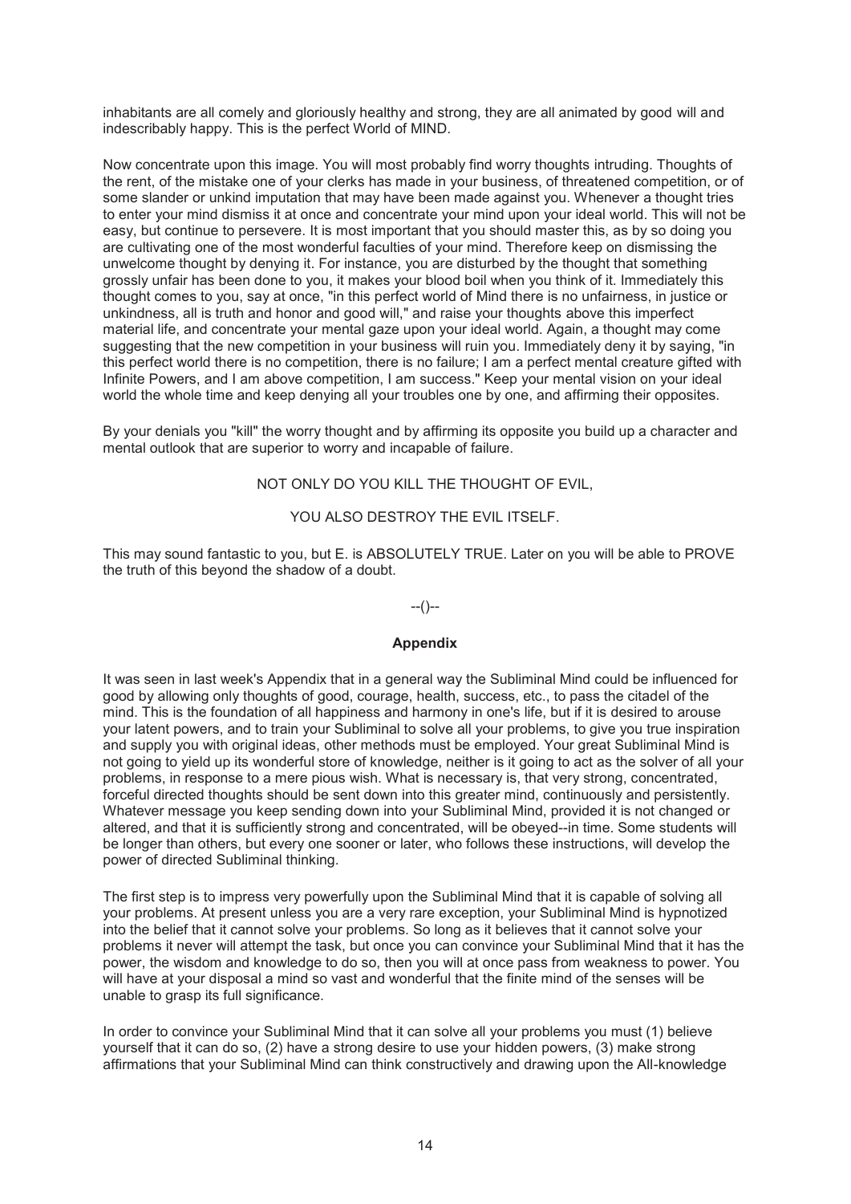inhabitants are all comely and gloriously healthy and strong, they are all animated by good will and indescribably happy. This is the perfect World of MIND.

Now concentrate upon this image. You will most probably find worry thoughts intruding. Thoughts of the rent, of the mistake one of your clerks has made in your business, of threatened competition, or of some slander or unkind imputation that may have been made against you. Whenever a thought tries to enter your mind dismiss it at once and concentrate your mind upon your ideal world. This will not be easy, but continue to persevere. It is most important that you should master this, as by so doing you are cultivating one of the most wonderful faculties of your mind. Therefore keep on dismissing the unwelcome thought by denying it. For instance, you are disturbed by the thought that something grossly unfair has been done to you, it makes your blood boil when you think of it. Immediately this thought comes to you, say at once, "in this perfect world of Mind there is no unfairness, in justice or unkindness, all is truth and honor and good will," and raise your thoughts above this imperfect material life, and concentrate your mental gaze upon your ideal world. Again, a thought may come suggesting that the new competition in your business will ruin you. Immediately deny it by saying, "in this perfect world there is no competition, there is no failure; I am a perfect mental creature gifted with Infinite Powers, and I am above competition, I am success." Keep your mental vision on your ideal world the whole time and keep denying all your troubles one by one, and affirming their opposites.

By your denials you "kill" the worry thought and by affirming its opposite you build up a character and mental outlook that are superior to worry and incapable of failure.

NOT ONLY DO YOU KILL THE THOUGHT OF EVIL,

YOU ALSO DESTROY THE EVIL ITSELF.

This may sound fantastic to you, but E. is ABSOLUTELY TRUE. Later on you will be able to PROVE the truth of this beyond the shadow of a doubt.

--()--

## Appendix

It was seen in last week's Appendix that in a general way the Subliminal Mind could be influenced for good by allowing only thoughts of good, courage, health, success, etc., to pass the citadel of the mind. This is the foundation of all happiness and harmony in one's life, but if it is desired to arouse your latent powers, and to train your Subliminal to solve all your problems, to give you true inspiration and supply you with original ideas, other methods must be employed. Your great Subliminal Mind is not going to yield up its wonderful store of knowledge, neither is it going to act as the solver of all your problems, in response to a mere pious wish. What is necessary is, that very strong, concentrated, forceful directed thoughts should be sent down into this greater mind, continuously and persistently. Whatever message you keep sending down into your Subliminal Mind, provided it is not changed or altered, and that it is sufficiently strong and concentrated, will be obeyed--in time. Some students will be longer than others, but every one sooner or later, who follows these instructions, will develop the power of directed Subliminal thinking.

The first step is to impress very powerfully upon the Subliminal Mind that it is capable of solving all your problems. At present unless you are a very rare exception, your Subliminal Mind is hypnotized into the belief that it cannot solve your problems. So long as it believes that it cannot solve your problems it never will attempt the task, but once you can convince your Subliminal Mind that it has the power, the wisdom and knowledge to do so, then you will at once pass from weakness to power. You will have at your disposal a mind so vast and wonderful that the finite mind of the senses will be unable to grasp its full significance.

In order to convince your Subliminal Mind that it can solve all your problems you must (1) believe yourself that it can do so, (2) have a strong desire to use your hidden powers, (3) make strong affirmations that your Subliminal Mind can think constructively and drawing upon the All-knowledge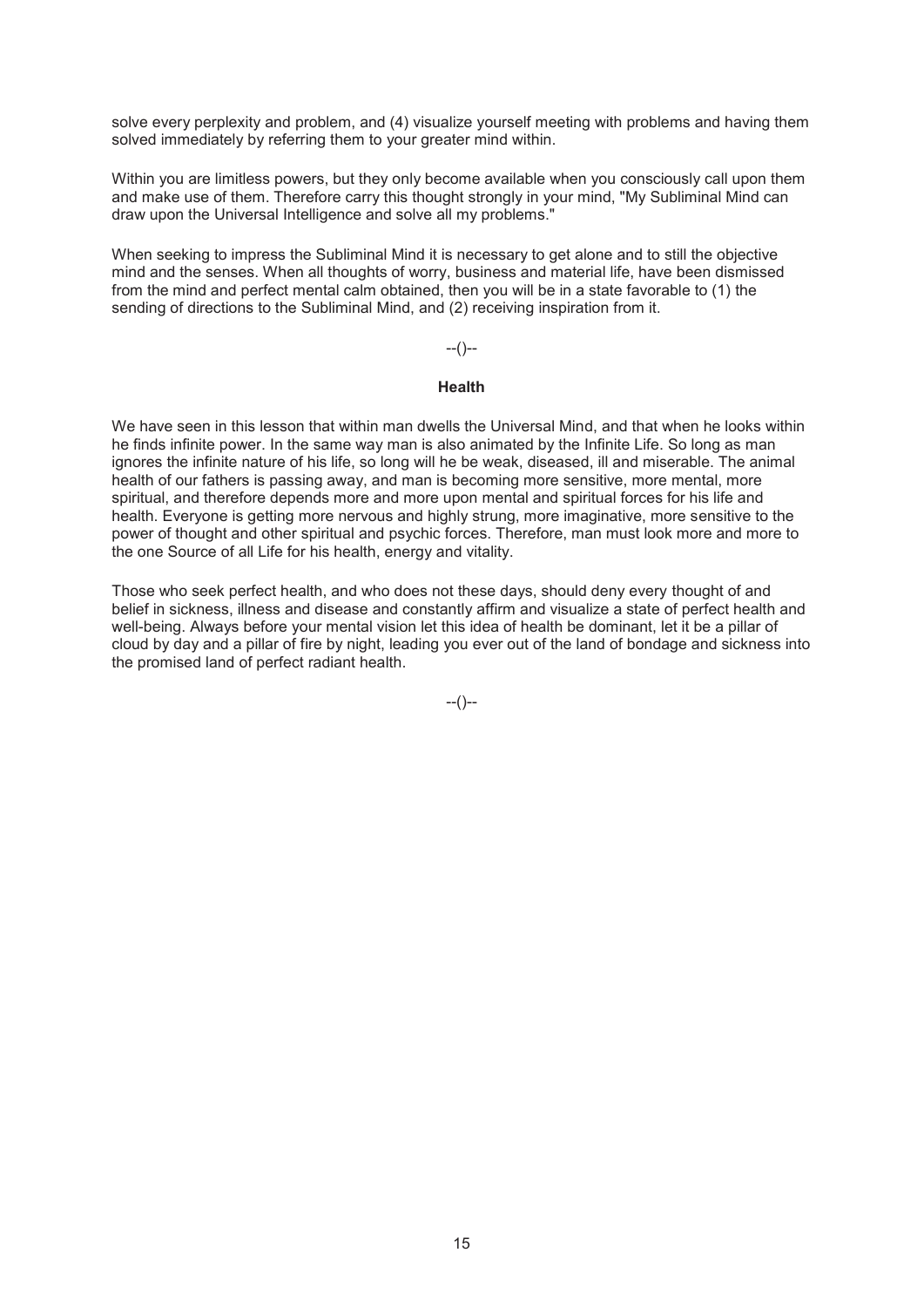solve every perplexity and problem, and (4) visualize yourself meeting with problems and having them solved immediately by referring them to your greater mind within.

Within you are limitless powers, but they only become available when you consciously call upon them and make use of them. Therefore carry this thought strongly in your mind, "My Subliminal Mind can draw upon the Universal Intelligence and solve all my problems."

When seeking to impress the Subliminal Mind it is necessary to get alone and to still the objective mind and the senses. When all thoughts of worry, business and material life, have been dismissed from the mind and perfect mental calm obtained, then you will be in a state favorable to (1) the sending of directions to the Subliminal Mind, and (2) receiving inspiration from it.

--()--

**Health**

We have seen in this lesson that within man dwells the Universal Mind, and that when he looks within he finds infinite power. In the same way man is also animated by the Infinite Life. So long as man ignores the infinite nature of his life, so long will he be weak, diseased, ill and miserable. The animal health of our fathers is passing away, and man is becoming more sensitive, more mental, more spiritual, and therefore depends more and more upon mental and spiritual forces for his life and health. Everyone is getting more nervous and highly strung, more imaginative, more sensitive to the power of thought and other spiritual and psychic forces. Therefore, man must look more and more to the one Source of all Life for his health, energy and vitality.

Those who seek perfect health, and who does not these days, should deny every thought of and belief in sickness, illness and disease and constantly affirm and visualize a state of perfect health and well-being. Always before your mental vision let this idea of health be dominant, let it be a pillar of cloud by day and a pillar of fire by night, leading you ever out of the land of bondage and sickness into the promised land of perfect radiant health.

--()--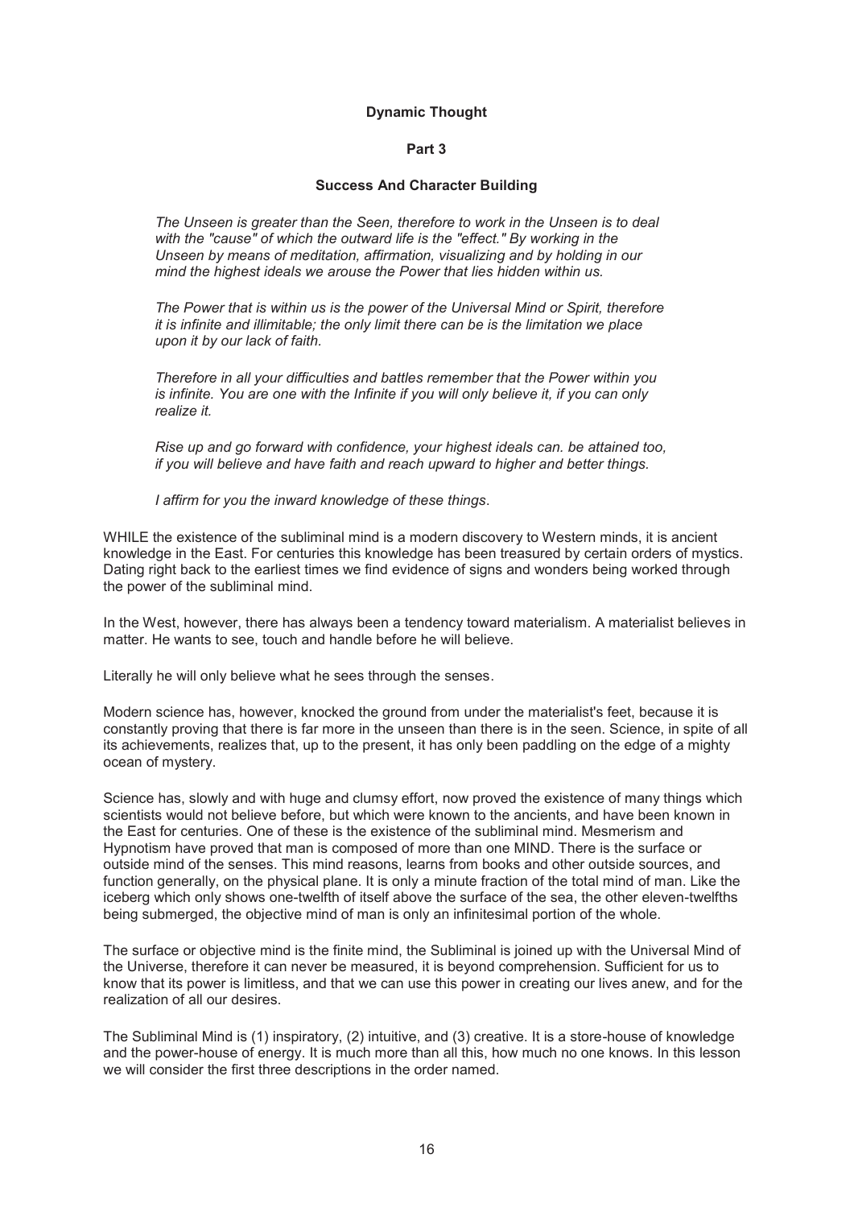**Dynamic Thought**

**Part 3**

### Success And Character Building

*The Unseen is greater than the Seen, therefore to work in the Unseen is to deal with the "cause" of which the outward life is the "effect." By working in the Unseen by means of meditation, affirmation, visualizing and by holding in our mind the highest ideals we arouse the Power that lies hidden within us.*

*The Power that is within us is the power of the Universal Mind or Spirit, therefore it is infinite and illimitable; the only limit there can be is the limitation we place upon it by our lack of faith.*

*Therefore in all your difficulties and battles remember that the Power within you is infinite. You are one with the Infinite if you will only believe it, if you can only realize it.*

*Rise up and go forward with confidence, your highest ideals can. be attained too, if you will believe and have faith and reach upward to higher and better things.*

*I affirm for you the inward knowledge of these things*.

WHILE the existence of the subliminal mind is a modern discovery to Western minds, it is ancient knowledge in the East. For centuries this knowledge has been treasured by certain orders of mystics. Dating right back to the earliest times we find evidence of signs and wonders being worked through the power of the subliminal mind.

In the West, however, there has always been a tendency toward materialism. A materialist believes in matter. He wants to see, touch and handle before he will believe.

Literally he will only believe what he sees through the senses.

Modern science has, however, knocked the ground from under the materialist's feet, because it is constantly proving that there is far more in the unseen than there is in the seen. Science, in spite of all its achievements, realizes that, up to the present, it has only been paddling on the edge of a mighty ocean of mystery.

Science has, slowly and with huge and clumsy effort, now proved the existence of many things which scientists would not believe before, but which were known to the ancients, and have been known in the East for centuries. One of these is the existence of the subliminal mind. Mesmerism and Hypnotism have proved that man is composed of more than one MIND. There is the surface or outside mind of the senses. This mind reasons, learns from books and other outside sources, and function generally, on the physical plane. It is only a minute fraction of the total mind of man. Like the iceberg which only shows one-twelfth of itself above the surface of the sea, the other eleven-twelfths being submerged, the objective mind of man is only an infinitesimal portion of the whole.

The surface or objective mind is the finite mind, the Subliminal is joined up with the Universal Mind of the Universe, therefore it can never be measured, it is beyond comprehension. Sufficient for us to know that its power is limitless, and that we can use this power in creating our lives anew, and for the realization of all our desires.

The Subliminal Mind is (1) inspiratory, (2) intuitive, and (3) creative. It is a store-house of knowledge and the power-house of energy. It is much more than all this, how much no one knows. In this lesson we will consider the first three descriptions in the order named.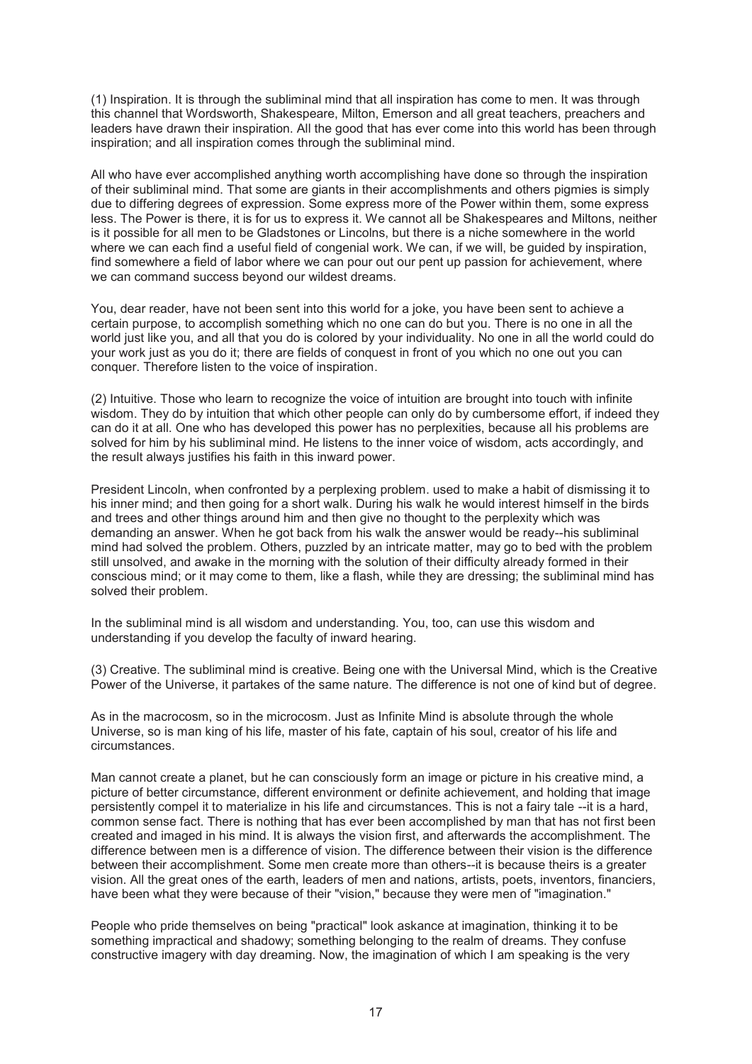(1) Inspiration. It is through the subliminal mind that all inspiration has come to men. It was through this channel that Wordsworth, Shakespeare, Milton, Emerson and all great teachers, preachers and leaders have drawn their inspiration. All the good that has ever come into this world has been through inspiration; and all inspiration comes through the subliminal mind.

All who have ever accomplished anything worth accomplishing have done so through the inspiration of their subliminal mind. That some are giants in their accomplishments and others pigmies is simply due to differing degrees of expression. Some express more of the Power within them, some express less. The Power is there, it is for us to express it. We cannot all be Shakespeares and Miltons, neither is it possible for all men to be Gladstones or Lincolns, but there is a niche somewhere in the world where we can each find a useful field of congenial work. We can, if we will, be guided by inspiration, find somewhere a field of labor where we can pour out our pent up passion for achievement, where we can command success beyond our wildest dreams.

You, dear reader, have not been sent into this world for a joke, you have been sent to achieve a certain purpose, to accomplish something which no one can do but you. There is no one in all the world just like you, and all that you do is colored by your individuality. No one in all the world could do your work just as you do it; there are fields of conquest in front of you which no one out you can conquer. Therefore listen to the voice of inspiration.

(2) Intuitive. Those who learn to recognize the voice of intuition are brought into touch with infinite wisdom. They do by intuition that which other people can only do by cumbersome effort, if indeed they can do it at all. One who has developed this power has no perplexities, because all his problems are solved for him by his subliminal mind. He listens to the inner voice of wisdom, acts accordingly, and the result always justifies his faith in this inward power.

President Lincoln, when confronted by a perplexing problem. used to make a habit of dismissing it to his inner mind; and then going for a short walk. During his walk he would interest himself in the birds and trees and other things around him and then give no thought to the perplexity which was demanding an answer. When he got back from his walk the answer would be ready--his subliminal mind had solved the problem. Others, puzzled by an intricate matter, may go to bed with the problem still unsolved, and awake in the morning with the solution of their difficulty already formed in their conscious mind; or it may come to them, like a flash, while they are dressing; the subliminal mind has solved their problem.

In the subliminal mind is all wisdom and understanding. You, too, can use this wisdom and understanding if you develop the faculty of inward hearing.

(3) Creative. The subliminal mind is creative. Being one with the Universal Mind, which is the Creative Power of the Universe, it partakes of the same nature. The difference is not one of kind but of degree.

As in the macrocosm, so in the microcosm. Just as Infinite Mind is absolute through the whole Universe, so is man king of his life, master of his fate, captain of his soul, creator of his life and circumstances.

Man cannot create a planet, but he can consciously form an image or picture in his creative mind, a picture of better circumstance, different environment or definite achievement, and holding that image persistently compel it to materialize in his life and circumstances. This is not a fairy tale --it is a hard, common sense fact. There is nothing that has ever been accomplished by man that has not first been created and imaged in his mind. It is always the vision first, and afterwards the accomplishment. The difference between men is a difference of vision. The difference between their vision is the difference between their accomplishment. Some men create more than others--it is because theirs is a greater vision. All the great ones of the earth, leaders of men and nations, artists, poets, inventors, financiers, have been what they were because of their "vision," because they were men of "imagination."

People who pride themselves on being "practical" look askance at imagination, thinking it to be something impractical and shadowy; something belonging to the realm of dreams. They confuse constructive imagery with day dreaming. Now, the imagination of which I am speaking is the very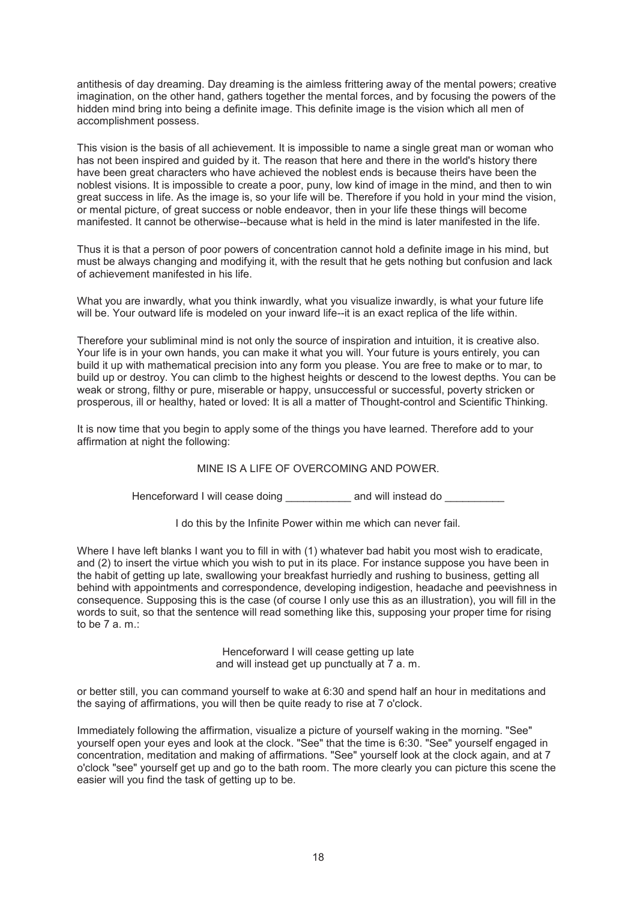antithesis of day dreaming. Day dreaming is the aimless frittering away of the mental powers; creative imagination, on the other hand, gathers together the mental forces, and by focusing the powers of the hidden mind bring into being a definite image. This definite image is the vision which all men of accomplishment possess.

This vision is the basis of all achievement. It is impossible to name a single great man or woman who has not been inspired and guided by it. The reason that here and there in the world's history there have been great characters who have achieved the noblest ends is because theirs have been the noblest visions. It is impossible to create a poor, puny, low kind of image in the mind, and then to win great success in life. As the image is, so your life will be. Therefore if you hold in your mind the vision, or mental picture, of great success or noble endeavor, then in your life these things will become manifested. It cannot be otherwise--because what is held in the mind is later manifested in the life.

Thus it is that a person of poor powers of concentration cannot hold a definite image in his mind, but must be always changing and modifying it, with the result that he gets nothing but confusion and lack of achievement manifested in his life.

What you are inwardly, what you think inwardly, what you visualize inwardly, is what your future life will be. Your outward life is modeled on your inward life--it is an exact replica of the life within.

Therefore your subliminal mind is not only the source of inspiration and intuition, it is creative also. Your life is in your own hands, you can make it what you will. Your future is yours entirely, you can build it up with mathematical precision into any form you please. You are free to make or to mar, to build up or destroy. You can climb to the highest heights or descend to the lowest depths. You can be weak or strong, filthy or pure, miserable or happy, unsuccessful or successful, poverty stricken or prosperous, ill or healthy, hated or loved: It is all a matter of Thought-control and Scientific Thinking.

It is now time that you begin to apply some of the things you have learned. Therefore add to your affirmation at night the following:

MINE IS A LIFE OF OVERCOMING AND POWER.

Henceforward I will cease doing ___________ and will instead do __________

I do this by the Infinite Power within me which can never fail.

Where I have left blanks I want you to fill in with (1) whatever bad habit you most wish to eradicate, and (2) to insert the virtue which you wish to put in its place. For instance suppose you have been in the habit of getting up late, swallowing your breakfast hurriedly and rushing to business, getting all behind with appointments and correspondence, developing indigestion, headache and peevishness in consequence. Supposing this is the case (of course I only use this as an illustration), you will fill in the words to suit, so that the sentence will read something like this, supposing your proper time for rising to be 7 a. m.:

Henceforward I will cease getting up late
and will instead get up punctually at 7 a. m.

or better still, you can command yourself to wake at 6:30 and spend half an hour in meditations and the saying of affirmations, you will then be quite ready to rise at 7 o'clock.

Immediately following the affirmation, visualize a picture of yourself waking in the morning. "See" yourself open your eyes and look at the clock. "See" that the time is 6:30. "See" yourself engaged in concentration, meditation and making of affirmations. "See" yourself look at the clock again, and at 7 o'clock "see" yourself get up and go to the bath room. The more clearly you can picture this scene the easier will you find the task of getting up to be.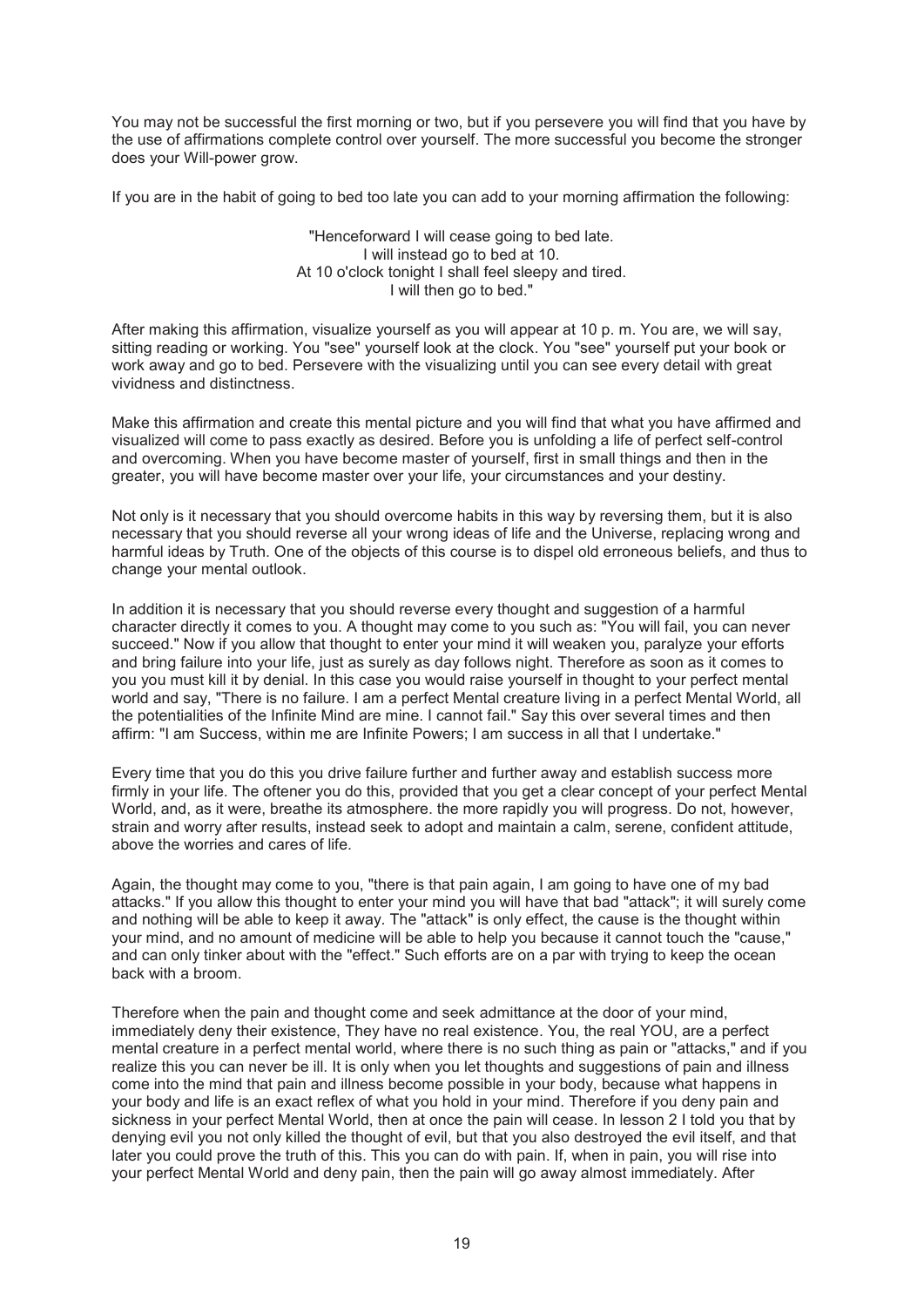You may not be successful the first morning or two, but if you persevere you will find that you have by the use of affirmations complete control over yourself. The more successful you become the stronger does your Will-power grow.

If you are in the habit of going to bed too late you can add to your morning affirmation the following:

> "Henceforward I will cease going to bed late.
> I will instead go to bed at 10.
> At 10 o'clock tonight I shall feel sleepy and tired.
> I will then go to bed."

After making this affirmation, visualize yourself as you will appear at 10 p. m. You are, we will say, sitting reading or working. You "see" yourself look at the clock. You "see" yourself put your book or work away and go to bed. Persevere with the visualizing until you can see every detail with great vividness and distinctness.

Make this affirmation and create this mental picture and you will find that what you have affirmed and visualized will come to pass exactly as desired. Before you is unfolding a life of perfect self-control and overcoming. When you have become master of yourself, first in small things and then in the greater, you will have become master over your life, your circumstances and your destiny.

Not only is it necessary that you should overcome habits in this way by reversing them, but it is also necessary that you should reverse all your wrong ideas of life and the Universe, replacing wrong and harmful ideas by Truth. One of the objects of this course is to dispel old erroneous beliefs, and thus to change your mental outlook.

In addition it is necessary that you should reverse every thought and suggestion of a harmful character directly it comes to you. A thought may come to you such as: "You will fail, you can never succeed." Now if you allow that thought to enter your mind it will weaken you, paralyze your efforts and bring failure into your life, just as surely as day follows night. Therefore as soon as it comes to you you must kill it by denial. In this case you would raise yourself in thought to your perfect mental world and say, "There is no failure. I am a perfect Mental creature living in a perfect Mental World, all the potentialities of the Infinite Mind are mine. I cannot fail." Say this over several times and then affirm: "I am Success, within me are Infinite Powers; I am success in all that I undertake."

Every time that you do this you drive failure further and further away and establish success more firmly in your life. The oftener you do this, provided that you get a clear concept of your perfect Mental World, and, as it were, breathe its atmosphere. the more rapidly you will progress. Do not, however, strain and worry after results, instead seek to adopt and maintain a calm, serene, confident attitude, above the worries and cares of life.

Again, the thought may come to you, "there is that pain again, I am going to have one of my bad attacks." If you allow this thought to enter your mind you will have that bad "attack"; it will surely come and nothing will be able to keep it away. The "attack" is only effect, the cause is the thought within your mind, and no amount of medicine will be able to help you because it cannot touch the "cause," and can only tinker about with the "effect." Such efforts are on a par with trying to keep the ocean back with a broom.

Therefore when the pain and thought come and seek admittance at the door of your mind, immediately deny their existence, They have no real existence. You, the real YOU, are a perfect mental creature in a perfect mental world, where there is no such thing as pain or "attacks," and if you realize this you can never be ill. It is only when you let thoughts and suggestions of pain and illness come into the mind that pain and illness become possible in your body, because what happens in your body and life is an exact reflex of what you hold in your mind. Therefore if you deny pain and sickness in your perfect Mental World, then at once the pain will cease. In lesson 2 I told you that by denying evil you not only killed the thought of evil, but that you also destroyed the evil itself, and that later you could prove the truth of this. This you can do with pain. If, when in pain, you will rise into your perfect Mental World and deny pain, then the pain will go away almost immediately. After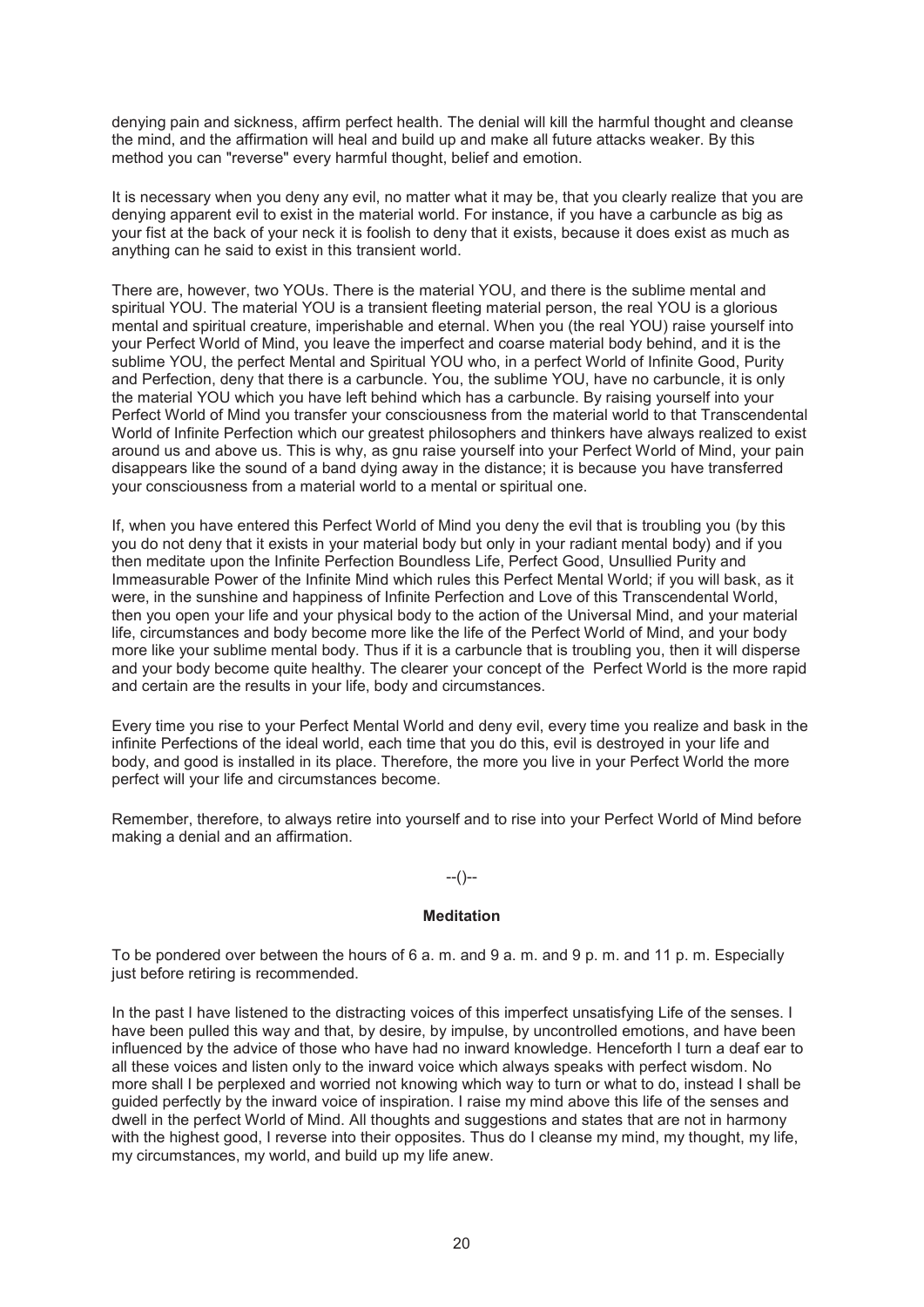denying pain and sickness, affirm perfect health. The denial will kill the harmful thought and cleanse the mind, and the affirmation will heal and build up and make all future attacks weaker. By this method you can "reverse" every harmful thought, belief and emotion.

It is necessary when you deny any evil, no matter what it may be, that you clearly realize that you are denying apparent evil to exist in the material world. For instance, if you have a carbuncle as big as your fist at the back of your neck it is foolish to deny that it exists, because it does exist as much as anything can he said to exist in this transient world.

There are, however, two YOUs. There is the material YOU, and there is the sublime mental and spiritual YOU. The material YOU is a transient fleeting material person, the real YOU is a glorious mental and spiritual creature, imperishable and eternal. When you (the real YOU) raise yourself into your Perfect World of Mind, you leave the imperfect and coarse material body behind, and it is the sublime YOU, the perfect Mental and Spiritual YOU who, in a perfect World of Infinite Good, Purity and Perfection, deny that there is a carbuncle. You, the sublime YOU, have no carbuncle, it is only the material YOU which you have left behind which has a carbuncle. By raising yourself into your Perfect World of Mind you transfer your consciousness from the material world to that Transcendental World of Infinite Perfection which our greatest philosophers and thinkers have always realized to exist around us and above us. This is why, as gnu raise yourself into your Perfect World of Mind, your pain disappears like the sound of a band dying away in the distance; it is because you have transferred your consciousness from a material world to a mental or spiritual one.

If, when you have entered this Perfect World of Mind you deny the evil that is troubling you (by this you do not deny that it exists in your material body but only in your radiant mental body) and if you then meditate upon the Infinite Perfection Boundless Life, Perfect Good, Unsullied Purity and Immeasurable Power of the Infinite Mind which rules this Perfect Mental World; if you will bask, as it were, in the sunshine and happiness of Infinite Perfection and Love of this Transcendental World, then you open your life and your physical body to the action of the Universal Mind, and your material life, circumstances and body become more like the life of the Perfect World of Mind, and your body more like your sublime mental body. Thus if it is a carbuncle that is troubling you, then it will disperse and your body become quite healthy. The clearer your concept of the Perfect World is the more rapid and certain are the results in your life, body and circumstances.

Every time you rise to your Perfect Mental World and deny evil, every time you realize and bask in the infinite Perfections of the ideal world, each time that you do this, evil is destroyed in your life and body, and good is installed in its place. Therefore, the more you live in your Perfect World the more perfect will your life and circumstances become.

Remember, therefore, to always retire into yourself and to rise into your Perfect World of Mind before making a denial and an affirmation.

--()--

**Meditation**

To be pondered over between the hours of 6 a. m. and 9 a. m. and 9 p. m. and 11 p. m. Especially just before retiring is recommended.

In the past I have listened to the distracting voices of this imperfect unsatisfying Life of the senses. I have been pulled this way and that, by desire, by impulse, by uncontrolled emotions, and have been influenced by the advice of those who have had no inward knowledge. Henceforth I turn a deaf ear to all these voices and listen only to the inward voice which always speaks with perfect wisdom. No more shall I be perplexed and worried not knowing which way to turn or what to do, instead I shall be guided perfectly by the inward voice of inspiration. I raise my mind above this life of the senses and dwell in the perfect World of Mind. All thoughts and suggestions and states that are not in harmony with the highest good, I reverse into their opposites. Thus do I cleanse my mind, my thought, my life, my circumstances, my world, and build up my life anew.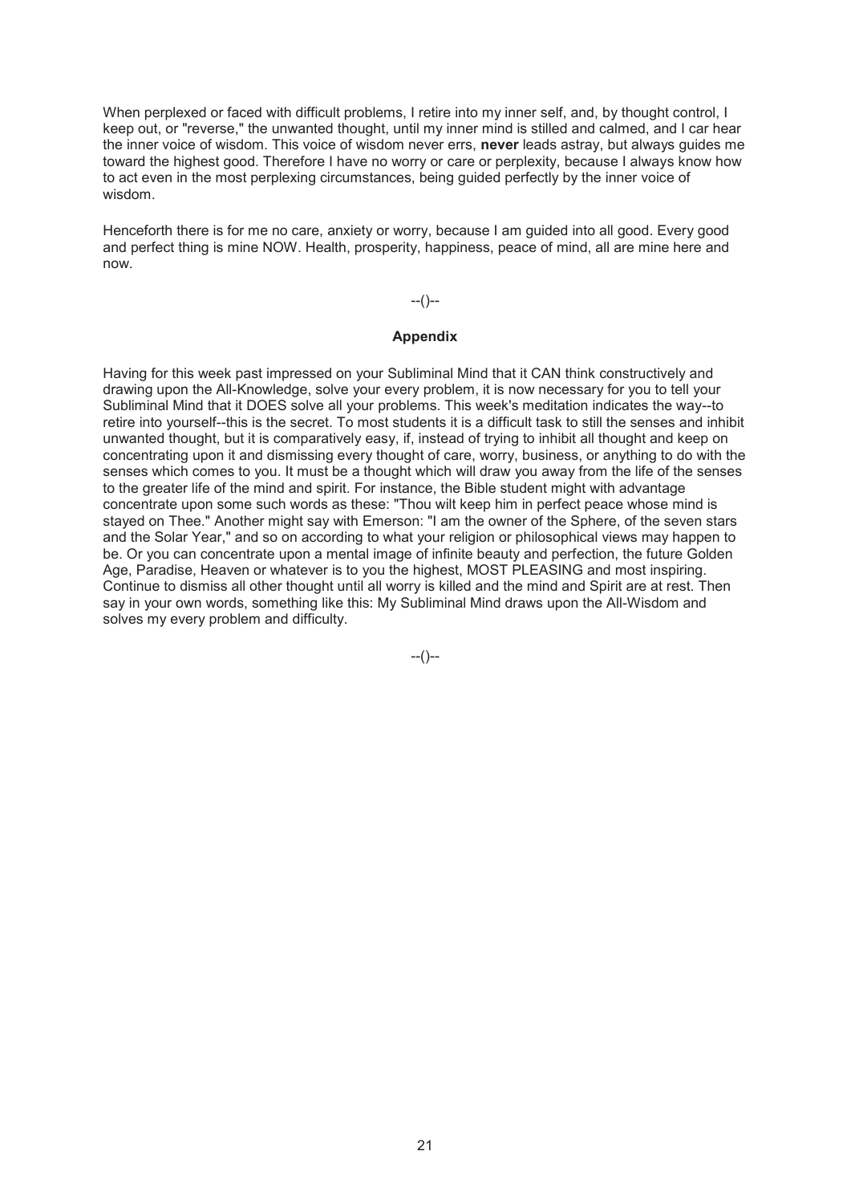When perplexed or faced with difficult problems, I retire into my inner self, and, by thought control, I keep out, or "reverse," the unwanted thought, until my inner mind is stilled and calmed, and I car hear the inner voice of wisdom. This voice of wisdom never errs, **never** leads astray, but always guides me toward the highest good. Therefore I have no worry or care or perplexity, because I always know how to act even in the most perplexing circumstances, being guided perfectly by the inner voice of wisdom.

Henceforth there is for me no care, anxiety or worry, because I am guided into all good. Every good and perfect thing is mine NOW. Health, prosperity, happiness, peace of mind, all are mine here and now.

--()--

### Appendix

Having for this week past impressed on your Subliminal Mind that it CAN think constructively and drawing upon the All-Knowledge, solve your every problem, it is now necessary for you to tell your Subliminal Mind that it DOES solve all your problems. This week's meditation indicates the way--to retire into yourself--this is the secret. To most students it is a difficult task to still the senses and inhibit unwanted thought, but it is comparatively easy, if, instead of trying to inhibit all thought and keep on concentrating upon it and dismissing every thought of care, worry, business, or anything to do with the senses which comes to you. It must be a thought which will draw you away from the life of the senses to the greater life of the mind and spirit. For instance, the Bible student might with advantage concentrate upon some such words as these: "Thou wilt keep him in perfect peace whose mind is stayed on Thee." Another might say with Emerson: "I am the owner of the Sphere, of the seven stars and the Solar Year," and so on according to what your religion or philosophical views may happen to be. Or you can concentrate upon a mental image of infinite beauty and perfection, the future Golden Age, Paradise, Heaven or whatever is to you the highest, MOST PLEASING and most inspiring. Continue to dismiss all other thought until all worry is killed and the mind and Spirit are at rest. Then say in your own words, something like this: My Subliminal Mind draws upon the All-Wisdom and solves my every problem and difficulty.

--()--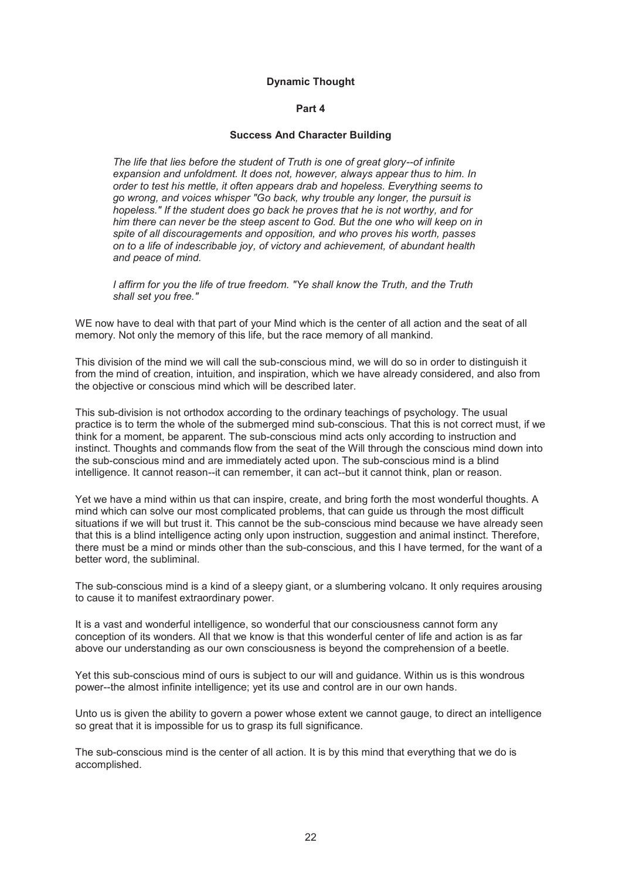## Dynamic Thought

### Part 4

### Success And Character Building

*The life that lies before the student of Truth is one of great glory--of infinite expansion and unfoldment. It does not, however, always appear thus to him. In order to test his mettle, it often appears drab and hopeless. Everything seems to go wrong, and voices whisper "Go back, why trouble any longer, the pursuit is hopeless." If the student does go back he proves that he is not worthy, and for him there can never be the steep ascent to God. But the one who will keep on in spite of all discouragements and opposition, and who proves his worth, passes on to a life of indescribable joy, of victory and achievement, of abundant health and peace of mind.*

*I affirm for you the life of true freedom. "Ye shall know the Truth, and the Truth shall set you free."*

WE now have to deal with that part of your Mind which is the center of all action and the seat of all memory. Not only the memory of this life, but the race memory of all mankind.

This division of the mind we will call the sub-conscious mind, we will do so in order to distinguish it from the mind of creation, intuition, and inspiration, which we have already considered, and also from the objective or conscious mind which will be described later.

This sub-division is not orthodox according to the ordinary teachings of psychology. The usual practice is to term the whole of the submerged mind sub-conscious. That this is not correct must, if we think for a moment, be apparent. The sub-conscious mind acts only according to instruction and instinct. Thoughts and commands flow from the seat of the Will through the conscious mind down into the sub-conscious mind and are immediately acted upon. The sub-conscious mind is a blind intelligence. It cannot reason--it can remember, it can act--but it cannot think, plan or reason.

Yet we have a mind within us that can inspire, create, and bring forth the most wonderful thoughts. A mind which can solve our most complicated problems, that can guide us through the most difficult situations if we will but trust it. This cannot be the sub-conscious mind because we have already seen that this is a blind intelligence acting only upon instruction, suggestion and animal instinct. Therefore, there must be a mind or minds other than the sub-conscious, and this I have termed, for the want of a better word, the subliminal.

The sub-conscious mind is a kind of a sleepy giant, or a slumbering volcano. It only requires arousing to cause it to manifest extraordinary power.

It is a vast and wonderful intelligence, so wonderful that our consciousness cannot form any conception of its wonders. All that we know is that this wonderful center of life and action is as far above our understanding as our own consciousness is beyond the comprehension of a beetle.

Yet this sub-conscious mind of ours is subject to our will and guidance. Within us is this wondrous power--the almost infinite intelligence; yet its use and control are in our own hands.

Unto us is given the ability to govern a power whose extent we cannot gauge, to direct an intelligence so great that it is impossible for us to grasp its full significance.

The sub-conscious mind is the center of all action. It is by this mind that everything that we do is accomplished.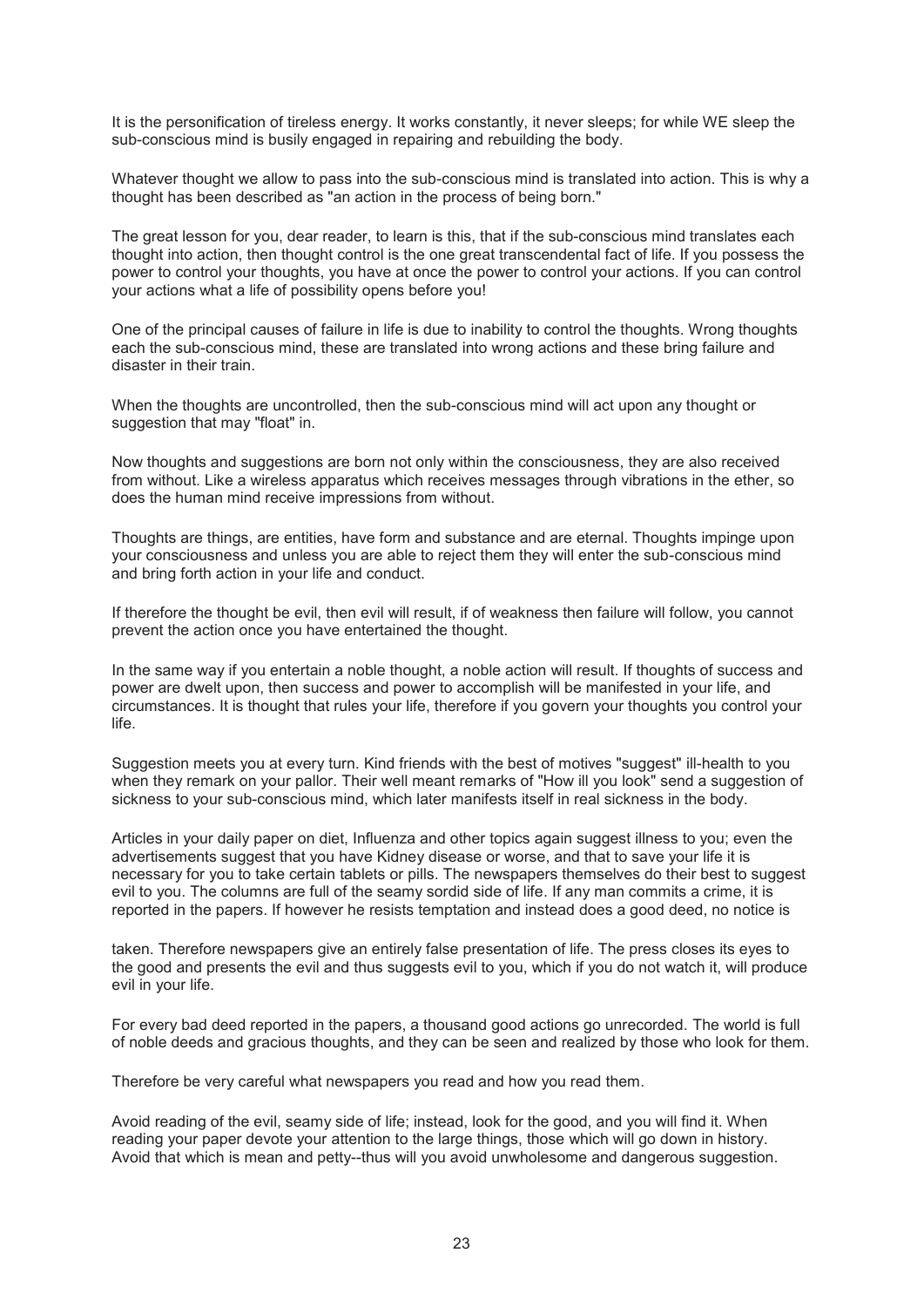It is the personification of tireless energy. It works constantly, it never sleeps; for while WE sleep the sub-conscious mind is busily engaged in repairing and rebuilding the body.

Whatever thought we allow to pass into the sub-conscious mind is translated into action. This is why a thought has been described as "an action in the process of being born."

The great lesson for you, dear reader, to learn is this, that if the sub-conscious mind translates each thought into action, then thought control is the one great transcendental fact of life. If you possess the power to control your thoughts, you have at once the power to control your actions. If you can control your actions what a life of possibility opens before you!

One of the principal causes of failure in life is due to inability to control the thoughts. Wrong thoughts each the sub-conscious mind, these are translated into wrong actions and these bring failure and disaster in their train.

When the thoughts are uncontrolled, then the sub-conscious mind will act upon any thought or suggestion that may "float" in.

Now thoughts and suggestions are born not only within the consciousness, they are also received from without. Like a wireless apparatus which receives messages through vibrations in the ether, so does the human mind receive impressions from without.

Thoughts are things, are entities, have form and substance and are eternal. Thoughts impinge upon your consciousness and unless you are able to reject them they will enter the sub-conscious mind and bring forth action in your life and conduct.

If therefore the thought be evil, then evil will result, if of weakness then failure will follow, you cannot prevent the action once you have entertained the thought.

In the same way if you entertain a noble thought, a noble action will result. If thoughts of success and power are dwelt upon, then success and power to accomplish will be manifested in your life, and circumstances. It is thought that rules your life, therefore if you govern your thoughts you control your life.

Suggestion meets you at every turn. Kind friends with the best of motives "suggest" ill-health to you when they remark on your pallor. Their well meant remarks of "How ill you look" send a suggestion of sickness to your sub-conscious mind, which later manifests itself in real sickness in the body.

Articles in your daily paper on diet, Influenza and other topics again suggest illness to you; even the advertisements suggest that you have Kidney disease or worse, and that to save your life it is necessary for you to take certain tablets or pills. The newspapers themselves do their best to suggest evil to you. The columns are full of the seamy sordid side of life. If any man commits a crime, it is reported in the papers. If however he resists temptation and instead does a good deed, no notice is taken. Therefore newspapers give an entirely false presentation of life. The press closes its eyes to the good and presents the evil and thus suggests evil to you, which if you do not watch it, will produce evil in your life.

For every bad deed reported in the papers, a thousand good actions go unrecorded. The world is full of noble deeds and gracious thoughts, and they can be seen and realized by those who look for them.

Therefore be very careful what newspapers you read and how you read them.

Avoid reading of the evil, seamy side of life; instead, look for the good, and you will find it. When reading your paper devote your attention to the large things, those which will go down in history. Avoid that which is mean and petty--thus will you avoid unwholesome and dangerous suggestion.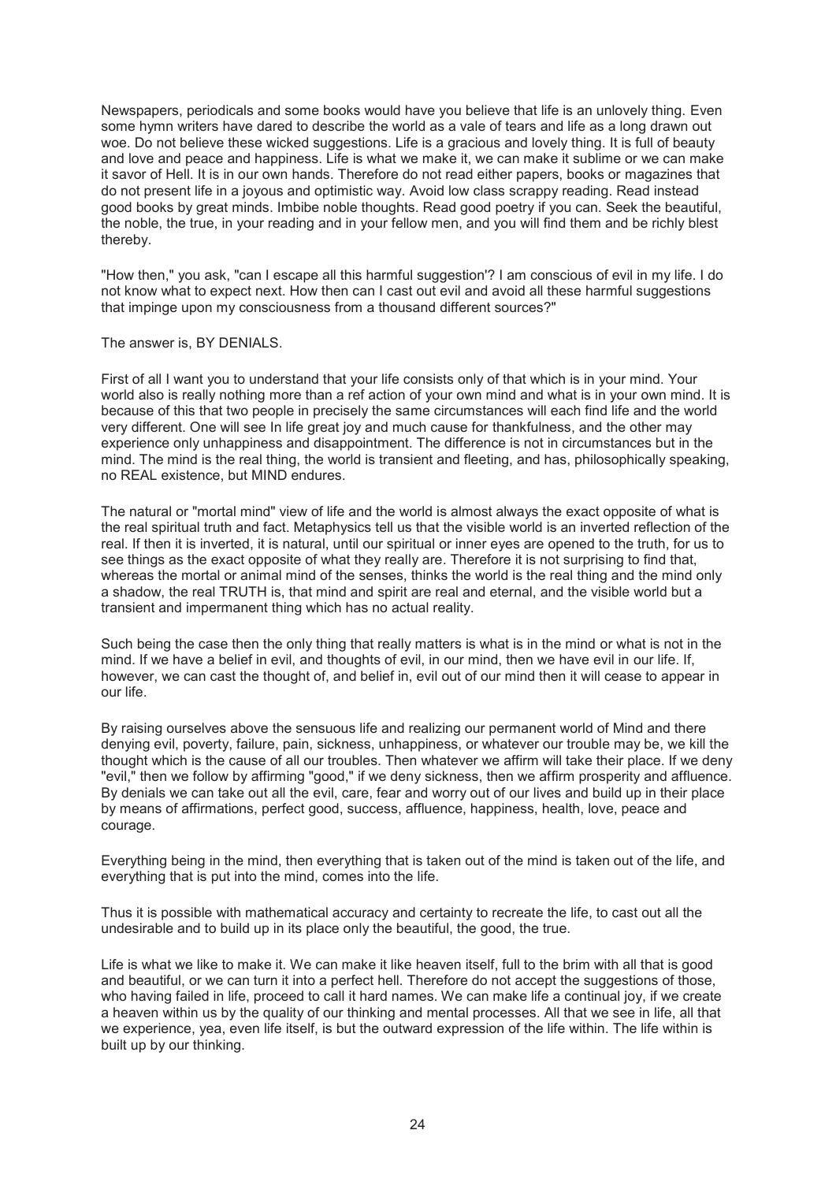Newspapers, periodicals and some books would have you believe that life is an unlovely thing. Even some hymn writers have dared to describe the world as a vale of tears and life as a long drawn out woe. Do not believe these wicked suggestions. Life is a gracious and lovely thing. It is full of beauty and love and peace and happiness. Life is what we make it, we can make it sublime or we can make it savor of Hell. It is in our own hands. Therefore do not read either papers, books or magazines that do not present life in a joyous and optimistic way. Avoid low class scrappy reading. Read instead good books by great minds. Imbibe noble thoughts. Read good poetry if you can. Seek the beautiful, the noble, the true, in your reading and in your fellow men, and you will find them and be richly blest thereby.

"How then," you ask, "can I escape all this harmful suggestion'? I am conscious of evil in my life. I do not know what to expect next. How then can I cast out evil and avoid all these harmful suggestions that impinge upon my consciousness from a thousand different sources?"

The answer is, BY DENIALS.

First of all I want you to understand that your life consists only of that which is in your mind. Your world also is really nothing more than a ref action of your own mind and what is in your own mind. It is because of this that two people in precisely the same circumstances will each find life and the world very different. One will see In life great joy and much cause for thankfulness, and the other may experience only unhappiness and disappointment. The difference is not in circumstances but in the mind. The mind is the real thing, the world is transient and fleeting, and has, philosophically speaking, no REAL existence, but MIND endures.

The natural or "mortal mind" view of life and the world is almost always the exact opposite of what is the real spiritual truth and fact. Metaphysics tell us that the visible world is an inverted reflection of the real. If then it is inverted, it is natural, until our spiritual or inner eyes are opened to the truth, for us to see things as the exact opposite of what they really are. Therefore it is not surprising to find that, whereas the mortal or animal mind of the senses, thinks the world is the real thing and the mind only a shadow, the real TRUTH is, that mind and spirit are real and eternal, and the visible world but a transient and impermanent thing which has no actual reality.

Such being the case then the only thing that really matters is what is in the mind or what is not in the mind. If we have a belief in evil, and thoughts of evil, in our mind, then we have evil in our life. If, however, we can cast the thought of, and belief in, evil out of our mind then it will cease to appear in our life.

By raising ourselves above the sensuous life and realizing our permanent world of Mind and there denying evil, poverty, failure, pain, sickness, unhappiness, or whatever our trouble may be, we kill the thought which is the cause of all our troubles. Then whatever we affirm will take their place. If we deny "evil," then we follow by affirming "good," if we deny sickness, then we affirm prosperity and affluence. By denials we can take out all the evil, care, fear and worry out of our lives and build up in their place by means of affirmations, perfect good, success, affluence, happiness, health, love, peace and courage.

Everything being in the mind, then everything that is taken out of the mind is taken out of the life, and everything that is put into the mind, comes into the life.

Thus it is possible with mathematical accuracy and certainty to recreate the life, to cast out all the undesirable and to build up in its place only the beautiful, the good, the true.

Life is what we like to make it. We can make it like heaven itself, full to the brim with all that is good and beautiful, or we can turn it into a perfect hell. Therefore do not accept the suggestions of those, who having failed in life, proceed to call it hard names. We can make life a continual joy, if we create a heaven within us by the quality of our thinking and mental processes. All that we see in life, all that we experience, yea, even life itself, is but the outward expression of the life within. The life within is built up by our thinking.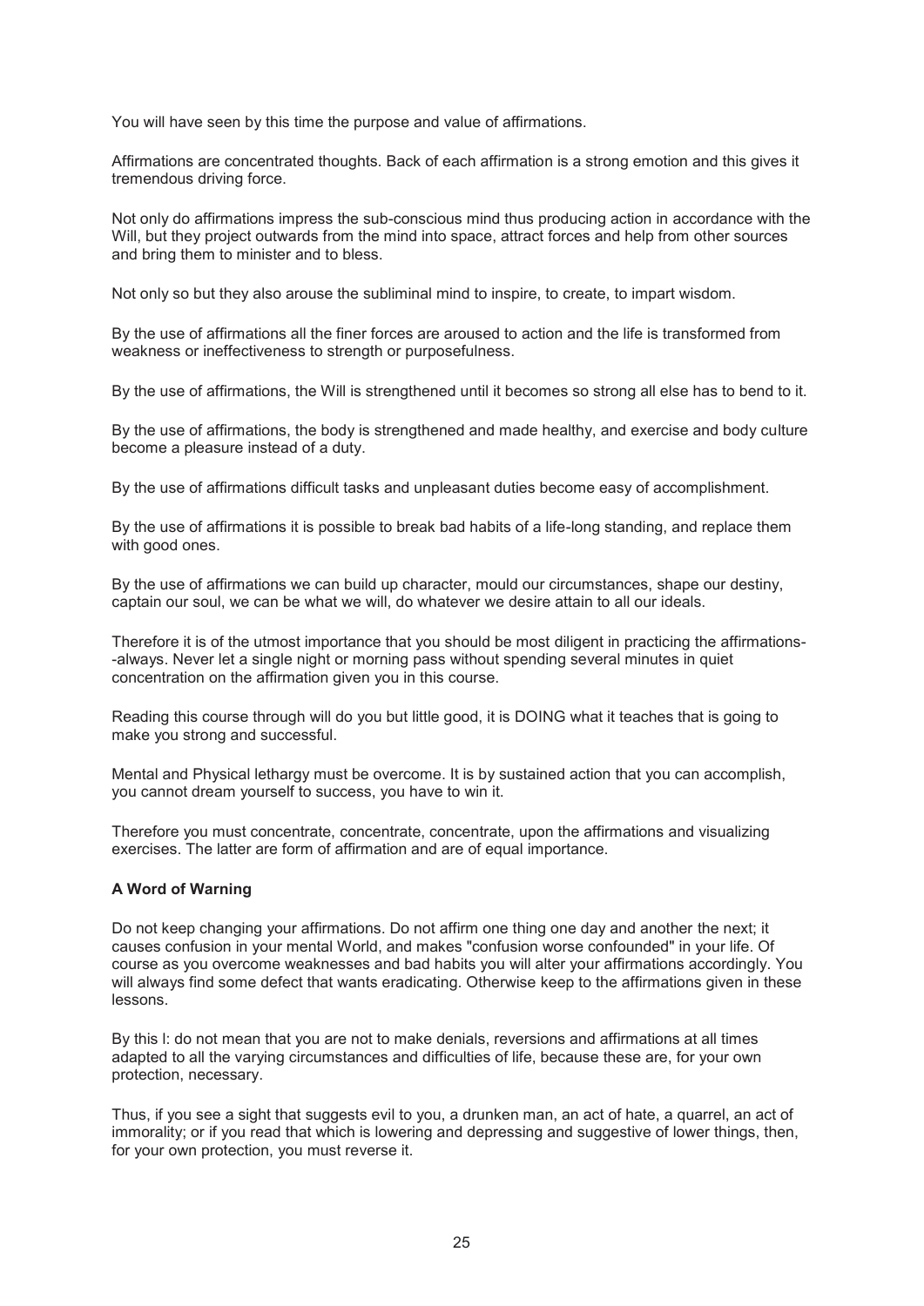You will have seen by this time the purpose and value of affirmations.

Affirmations are concentrated thoughts. Back of each affirmation is a strong emotion and this gives it tremendous driving force.

Not only do affirmations impress the sub-conscious mind thus producing action in accordance with the Will, but they project outwards from the mind into space, attract forces and help from other sources and bring them to minister and to bless.

Not only so but they also arouse the subliminal mind to inspire, to create, to impart wisdom.

By the use of affirmations all the finer forces are aroused to action and the life is transformed from weakness or ineffectiveness to strength or purposefulness.

By the use of affirmations, the Will is strengthened until it becomes so strong all else has to bend to it.

By the use of affirmations, the body is strengthened and made healthy, and exercise and body culture become a pleasure instead of a duty.

By the use of affirmations difficult tasks and unpleasant duties become easy of accomplishment.

By the use of affirmations it is possible to break bad habits of a life-long standing, and replace them with good ones.

By the use of affirmations we can build up character, mould our circumstances, shape our destiny, captain our soul, we can be what we will, do whatever we desire attain to all our ideals.

Therefore it is of the utmost importance that you should be most diligent in practicing the affirmations--always. Never let a single night or morning pass without spending several minutes in quiet concentration on the affirmation given you in this course.

Reading this course through will do you but little good, it is DOING what it teaches that is going to make you strong and successful.

Mental and Physical lethargy must be overcome. It is by sustained action that you can accomplish, you cannot dream yourself to success, you have to win it.

Therefore you must concentrate, concentrate, concentrate, upon the affirmations and visualizing exercises. The latter are form of affirmation and are of equal importance.

**A Word of Warning**

Do not keep changing your affirmations. Do not affirm one thing one day and another the next; it causes confusion in your mental World, and makes "confusion worse confounded" in your life. Of course as you overcome weaknesses and bad habits you will alter your affirmations accordingly. You will always find some defect that wants eradicating. Otherwise keep to the affirmations given in these lessons.

By this l: do not mean that you are not to make denials, reversions and affirmations at all times adapted to all the varying circumstances and difficulties of life, because these are, for your own protection, necessary.

Thus, if you see a sight that suggests evil to you, a drunken man, an act of hate, a quarrel, an act of immorality; or if you read that which is lowering and depressing and suggestive of lower things, then, for your own protection, you must reverse it.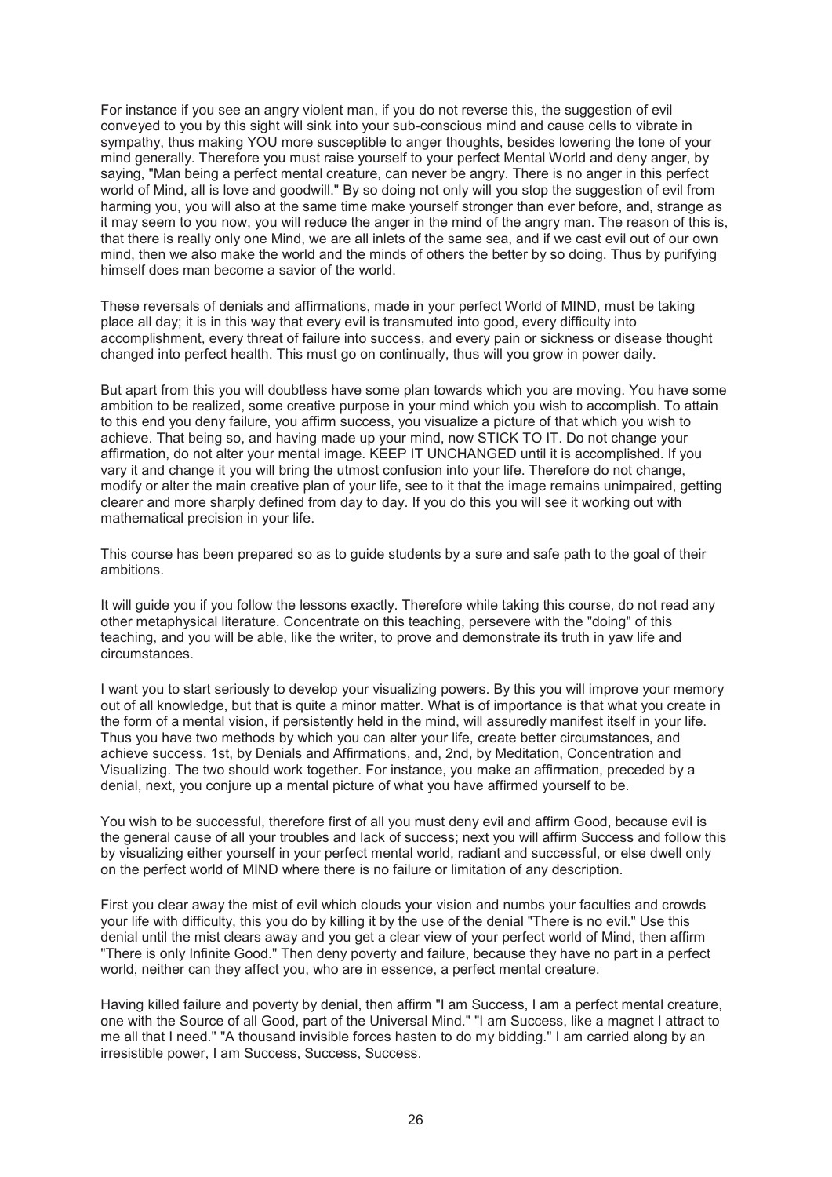For instance if you see an angry violent man, if you do not reverse this, the suggestion of evil conveyed to you by this sight will sink into your sub-conscious mind and cause cells to vibrate in sympathy, thus making YOU more susceptible to anger thoughts, besides lowering the tone of your mind generally. Therefore you must raise yourself to your perfect Mental World and deny anger, by saying, "Man being a perfect mental creature, can never be angry. There is no anger in this perfect world of Mind, all is love and goodwill." By so doing not only will you stop the suggestion of evil from harming you, you will also at the same time make yourself stronger than ever before, and, strange as it may seem to you now, you will reduce the anger in the mind of the angry man. The reason of this is, that there is really only one Mind, we are all inlets of the same sea, and if we cast evil out of our own mind, then we also make the world and the minds of others the better by so doing. Thus by purifying himself does man become a savior of the world.

These reversals of denials and affirmations, made in your perfect World of MIND, must be taking place all day; it is in this way that every evil is transmuted into good, every difficulty into accomplishment, every threat of failure into success, and every pain or sickness or disease thought changed into perfect health. This must go on continually, thus will you grow in power daily.

But apart from this you will doubtless have some plan towards which you are moving. You have some ambition to be realized, some creative purpose in your mind which you wish to accomplish. To attain to this end you deny failure, you affirm success, you visualize a picture of that which you wish to achieve. That being so, and having made up your mind, now STICK TO IT. Do not change your affirmation, do not alter your mental image. KEEP IT UNCHANGED until it is accomplished. If you vary it and change it you will bring the utmost confusion into your life. Therefore do not change, modify or alter the main creative plan of your life, see to it that the image remains unimpaired, getting clearer and more sharply defined from day to day. If you do this you will see it working out with mathematical precision in your life.

This course has been prepared so as to guide students by a sure and safe path to the goal of their ambitions.

It will guide you if you follow the lessons exactly. Therefore while taking this course, do not read any other metaphysical literature. Concentrate on this teaching, persevere with the "doing" of this teaching, and you will be able, like the writer, to prove and demonstrate its truth in yaw life and circumstances.

I want you to start seriously to develop your visualizing powers. By this you will improve your memory out of all knowledge, but that is quite a minor matter. What is of importance is that what you create in the form of a mental vision, if persistently held in the mind, will assuredly manifest itself in your life. Thus you have two methods by which you can alter your life, create better circumstances, and achieve success. 1st, by Denials and Affirmations, and, 2nd, by Meditation, Concentration and Visualizing. The two should work together. For instance, you make an affirmation, preceded by a denial, next, you conjure up a mental picture of what you have affirmed yourself to be.

You wish to be successful, therefore first of all you must deny evil and affirm Good, because evil is the general cause of all your troubles and lack of success; next you will affirm Success and follow this by visualizing either yourself in your perfect mental world, radiant and successful, or else dwell only on the perfect world of MIND where there is no failure or limitation of any description.

First you clear away the mist of evil which clouds your vision and numbs your faculties and crowds your life with difficulty, this you do by killing it by the use of the denial "There is no evil." Use this denial until the mist clears away and you get a clear view of your perfect world of Mind, then affirm "There is only Infinite Good." Then deny poverty and failure, because they have no part in a perfect world, neither can they affect you, who are in essence, a perfect mental creature.

Having killed failure and poverty by denial, then affirm "I am Success, I am a perfect mental creature, one with the Source of all Good, part of the Universal Mind." "I am Success, like a magnet I attract to me all that I need." "A thousand invisible forces hasten to do my bidding." I am carried along by an irresistible power, I am Success, Success, Success.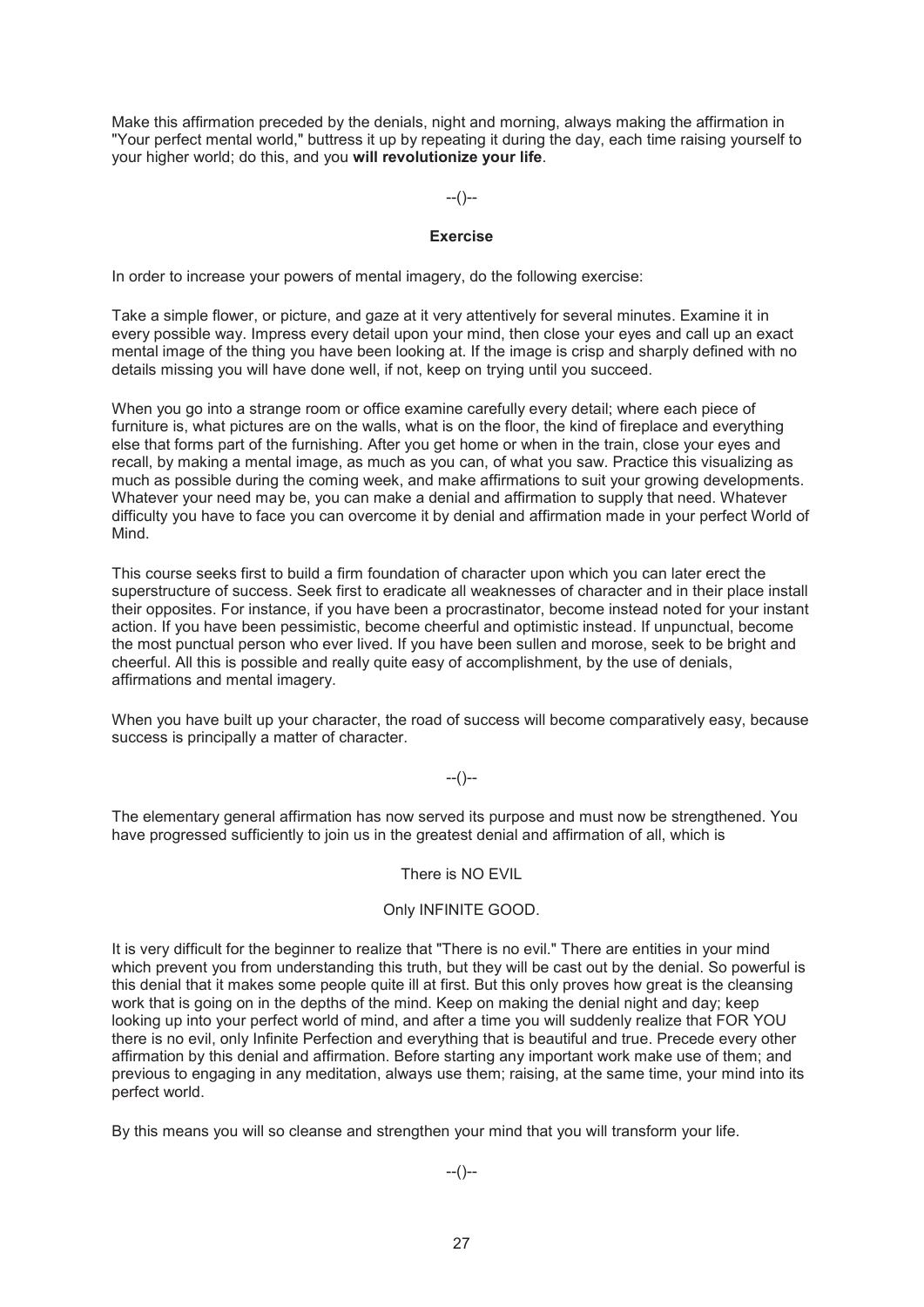Make this affirmation preceded by the denials, night and morning, always making the affirmation in "Your perfect mental world," buttress it up by repeating it during the day, each time raising yourself to your higher world; do this, and you **will revolutionize your life**.

--()--

**Exercise**

In order to increase your powers of mental imagery, do the following exercise:

Take a simple flower, or picture, and gaze at it very attentively for several minutes. Examine it in every possible way. Impress every detail upon your mind, then close your eyes and call up an exact mental image of the thing you have been looking at. If the image is crisp and sharply defined with no details missing you will have done well, if not, keep on trying until you succeed.

When you go into a strange room or office examine carefully every detail; where each piece of furniture is, what pictures are on the walls, what is on the floor, the kind of fireplace and everything else that forms part of the furnishing. After you get home or when in the train, close your eyes and recall, by making a mental image, as much as you can, of what you saw. Practice this visualizing as much as possible during the coming week, and make affirmations to suit your growing developments. Whatever your need may be, you can make a denial and affirmation to supply that need. Whatever difficulty you have to face you can overcome it by denial and affirmation made in your perfect World of Mind.

This course seeks first to build a firm foundation of character upon which you can later erect the superstructure of success. Seek first to eradicate all weaknesses of character and in their place install their opposites. For instance, if you have been a procrastinator, become instead noted for your instant action. If you have been pessimistic, become cheerful and optimistic instead. If unpunctual, become the most punctual person who ever lived. If you have been sullen and morose, seek to be bright and cheerful. All this is possible and really quite easy of accomplishment, by the use of denials, affirmations and mental imagery.

When you have built up your character, the road of success will become comparatively easy, because success is principally a matter of character.

--()--

The elementary general affirmation has now served its purpose and must now be strengthened. You have progressed sufficiently to join us in the greatest denial and affirmation of all, which is

There is NO EVIL

Only INFINITE GOOD.

It is very difficult for the beginner to realize that "There is no evil." There are entities in your mind which prevent you from understanding this truth, but they will be cast out by the denial. So powerful is this denial that it makes some people quite ill at first. But this only proves how great is the cleansing work that is going on in the depths of the mind. Keep on making the denial night and day; keep looking up into your perfect world of mind, and after a time you will suddenly realize that FOR YOU there is no evil, only Infinite Perfection and everything that is beautiful and true. Precede every other affirmation by this denial and affirmation. Before starting any important work make use of them; and previous to engaging in any meditation, always use them; raising, at the same time, your mind into its perfect world.

By this means you will so cleanse and strengthen your mind that you will transform your life.

--()--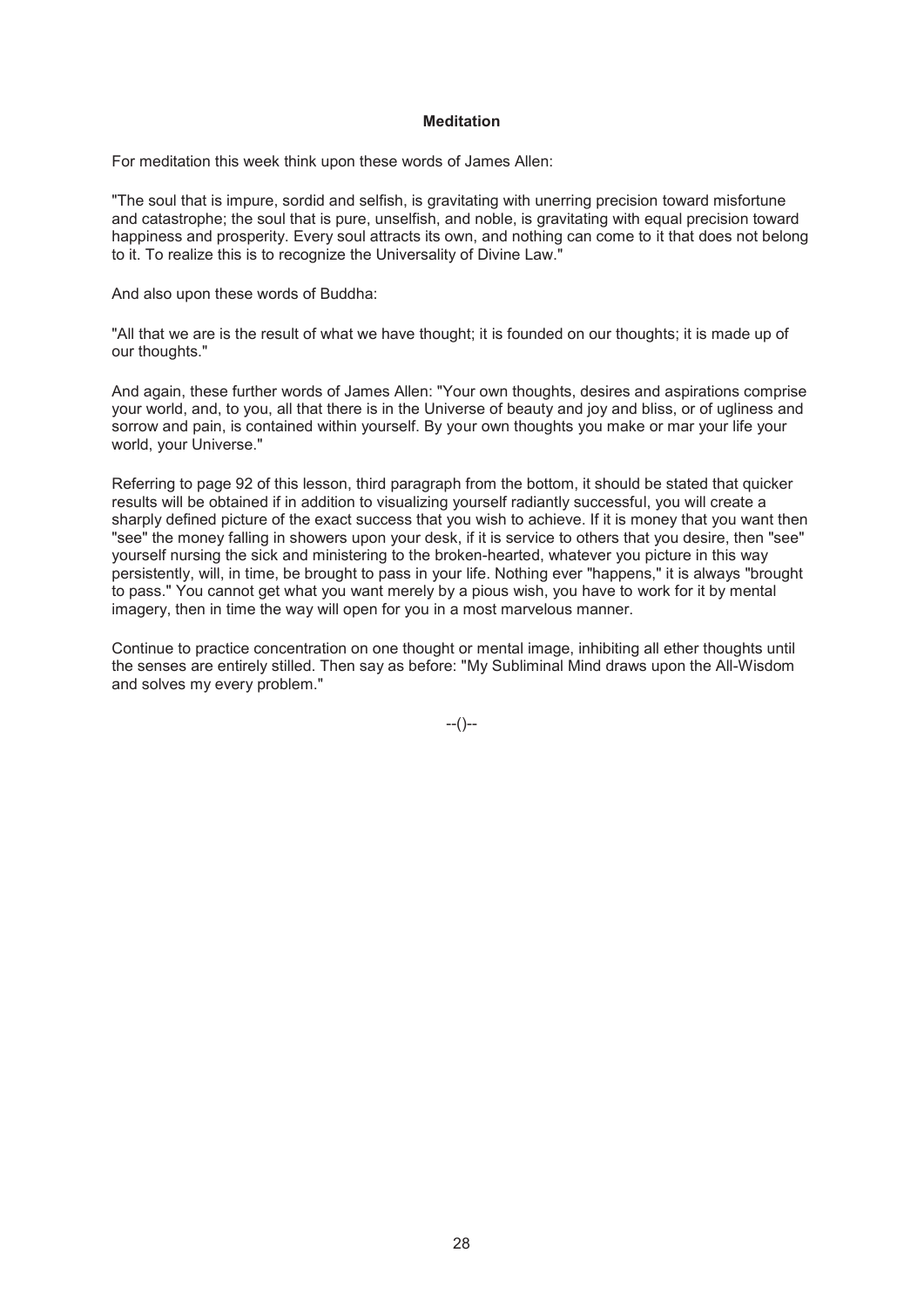## Meditation

For meditation this week think upon these words of James Allen:

"The soul that is impure, sordid and selfish, is gravitating with unerring precision toward misfortune and catastrophe; the soul that is pure, unselfish, and noble, is gravitating with equal precision toward happiness and prosperity. Every soul attracts its own, and nothing can come to it that does not belong to it. To realize this is to recognize the Universality of Divine Law."

And also upon these words of Buddha:

"All that we are is the result of what we have thought; it is founded on our thoughts; it is made up of our thoughts."

And again, these further words of James Allen: "Your own thoughts, desires and aspirations comprise your world, and, to you, all that there is in the Universe of beauty and joy and bliss, or of ugliness and sorrow and pain, is contained within yourself. By your own thoughts you make or mar your life your world, your Universe."

Referring to page 92 of this lesson, third paragraph from the bottom, it should be stated that quicker results will be obtained if in addition to visualizing yourself radiantly successful, you will create a sharply defined picture of the exact success that you wish to achieve. If it is money that you want then "see" the money falling in showers upon your desk, if it is service to others that you desire, then "see" yourself nursing the sick and ministering to the broken-hearted, whatever you picture in this way persistently, will, in time, be brought to pass in your life. Nothing ever "happens," it is always "brought to pass." You cannot get what you want merely by a pious wish, you have to work for it by mental imagery, then in time the way will open for you in a most marvelous manner.

Continue to practice concentration on one thought or mental image, inhibiting all ether thoughts until the senses are entirely stilled. Then say as before: "My Subliminal Mind draws upon the All-Wisdom and solves my every problem."

--()--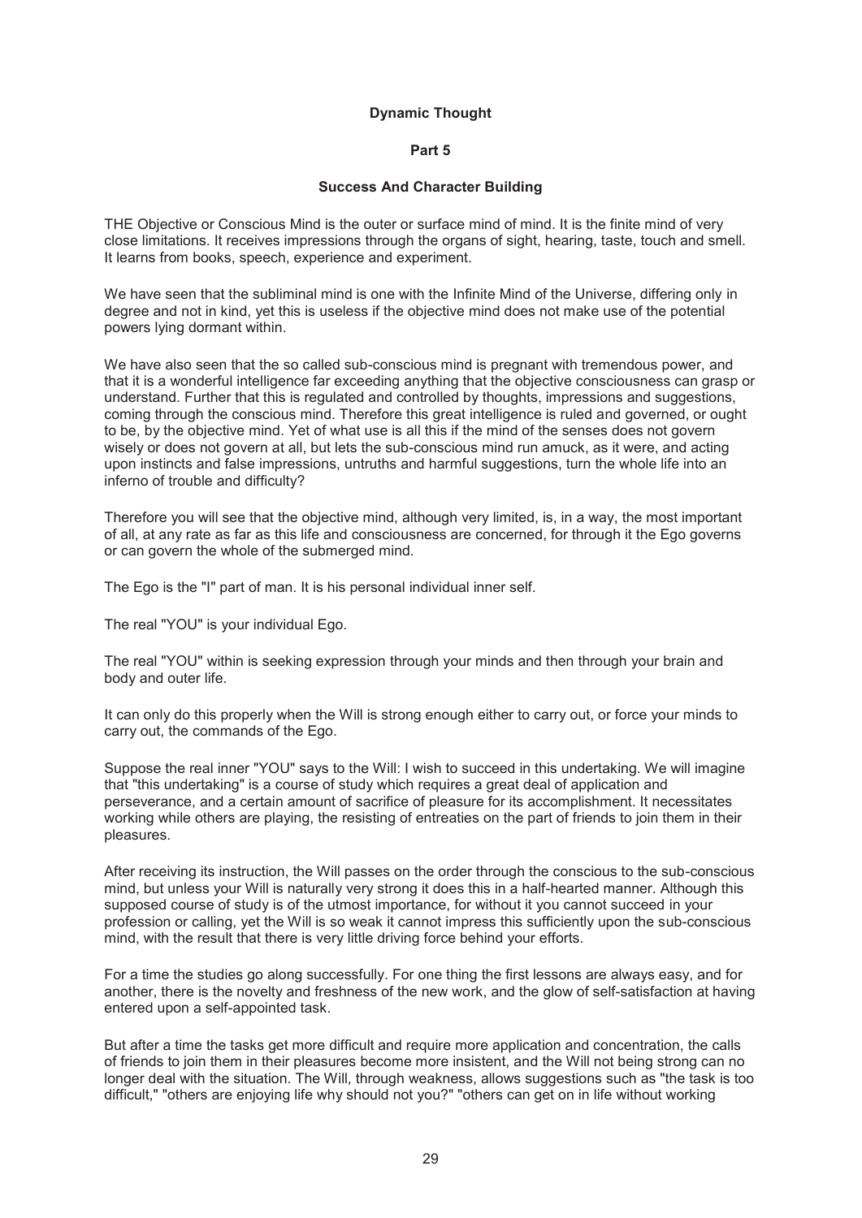# Dynamic Thought

## Part 5

### Success And Character Building

THE Objective or Conscious Mind is the outer or surface mind of mind. It is the finite mind of very close limitations. It receives impressions through the organs of sight, hearing, taste, touch and smell. It learns from books, speech, experience and experiment.

We have seen that the subliminal mind is one with the Infinite Mind of the Universe, differing only in degree and not in kind, yet this is useless if the objective mind does not make use of the potential powers lying dormant within.

We have also seen that the so called sub-conscious mind is pregnant with tremendous power, and that it is a wonderful intelligence far exceeding anything that the objective consciousness can grasp or understand. Further that this is regulated and controlled by thoughts, impressions and suggestions, coming through the conscious mind. Therefore this great intelligence is ruled and governed, or ought to be, by the objective mind. Yet of what use is all this if the mind of the senses does not govern wisely or does not govern at all, but lets the sub-conscious mind run amuck, as it were, and acting upon instincts and false impressions, untruths and harmful suggestions, turn the whole life into an inferno of trouble and difficulty?

Therefore you will see that the objective mind, although very limited, is, in a way, the most important of all, at any rate as far as this life and consciousness are concerned, for through it the Ego governs or can govern the whole of the submerged mind.

The Ego is the "I" part of man. It is his personal individual inner self.

The real "YOU" is your individual Ego.

The real "YOU" within is seeking expression through your minds and then through your brain and body and outer life.

It can only do this properly when the Will is strong enough either to carry out, or force your minds to carry out, the commands of the Ego.

Suppose the real inner "YOU" says to the Will: I wish to succeed in this undertaking. We will imagine that "this undertaking" is a course of study which requires a great deal of application and perseverance, and a certain amount of sacrifice of pleasure for its accomplishment. It necessitates working while others are playing, the resisting of entreaties on the part of friends to join them in their pleasures.

After receiving its instruction, the Will passes on the order through the conscious to the sub-conscious mind, but unless your Will is naturally very strong it does this in a half-hearted manner. Although this supposed course of study is of the utmost importance, for without it you cannot succeed in your profession or calling, yet the Will is so weak it cannot impress this sufficiently upon the sub-conscious mind, with the result that there is very little driving force behind your efforts.

For a time the studies go along successfully. For one thing the first lessons are always easy, and for another, there is the novelty and freshness of the new work, and the glow of self-satisfaction at having entered upon a self-appointed task.

But after a time the tasks get more difficult and require more application and concentration, the calls of friends to join them in their pleasures become more insistent, and the Will not being strong can no longer deal with the situation. The Will, through weakness, allows suggestions such as "the task is too difficult," "others are enjoying life why should not you?" "others can get on in life without working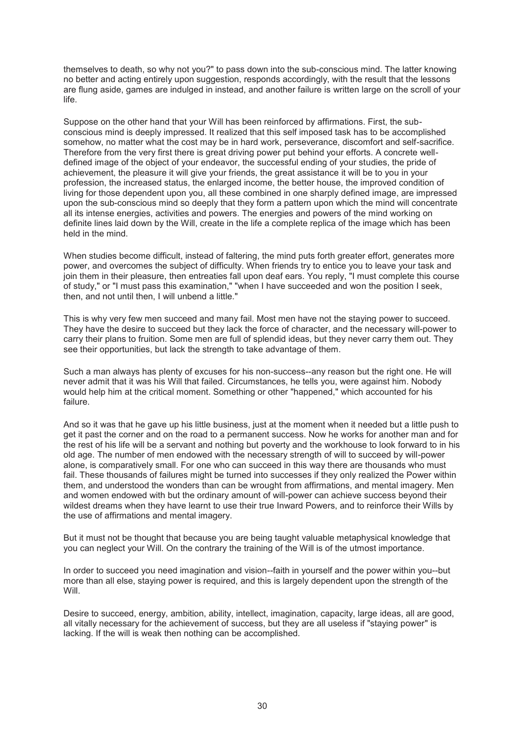themselves to death, so why not you?" to pass down into the sub-conscious mind. The latter knowing no better and acting entirely upon suggestion, responds accordingly, with the result that the lessons are flung aside, games are indulged in instead, and another failure is written large on the scroll of your life.

Suppose on the other hand that your Will has been reinforced by affirmations. First, the sub-conscious mind is deeply impressed. It realized that this self imposed task has to be accomplished somehow, no matter what the cost may be in hard work, perseverance, discomfort and self-sacrifice. Therefore from the very first there is great driving power put behind your efforts. A concrete well-defined image of the object of your endeavor, the successful ending of your studies, the pride of achievement, the pleasure it will give your friends, the great assistance it will be to you in your profession, the increased status, the enlarged income, the better house, the improved condition of living for those dependent upon you, all these combined in one sharply defined image, are impressed upon the sub-conscious mind so deeply that they form a pattern upon which the mind will concentrate all its intense energies, activities and powers. The energies and powers of the mind working on definite lines laid down by the Will, create in the life a complete replica of the image which has been held in the mind.

When studies become difficult, instead of faltering, the mind puts forth greater effort, generates more power, and overcomes the subject of difficulty. When friends try to entice you to leave your task and join them in their pleasure, then entreaties fall upon deaf ears. You reply, "I must complete this course of study," or "I must pass this examination," "when I have succeeded and won the position I seek, then, and not until then, I will unbend a little."

This is why very few men succeed and many fail. Most men have not the staying power to succeed. They have the desire to succeed but they lack the force of character, and the necessary will-power to carry their plans to fruition. Some men are full of splendid ideas, but they never carry them out. They see their opportunities, but lack the strength to take advantage of them.

Such a man always has plenty of excuses for his non-success--any reason but the right one. He will never admit that it was his Will that failed. Circumstances, he tells you, were against him. Nobody would help him at the critical moment. Something or other "happened," which accounted for his failure.

And so it was that he gave up his little business, just at the moment when it needed but a little push to get it past the corner and on the road to a permanent success. Now he works for another man and for the rest of his life will be a servant and nothing but poverty and the workhouse to look forward to in his old age. The number of men endowed with the necessary strength of will to succeed by will-power alone, is comparatively small. For one who can succeed in this way there are thousands who must fail. These thousands of failures might be turned into successes if they only realized the Power within them, and understood the wonders than can be wrought from affirmations, and mental imagery. Men and women endowed with but the ordinary amount of will-power can achieve success beyond their wildest dreams when they have learnt to use their true Inward Powers, and to reinforce their Wills by the use of affirmations and mental imagery.

But it must not be thought that because you are being taught valuable metaphysical knowledge that you can neglect your Will. On the contrary the training of the Will is of the utmost importance.

In order to succeed you need imagination and vision--faith in yourself and the power within you--but more than all else, staying power is required, and this is largely dependent upon the strength of the Will.

Desire to succeed, energy, ambition, ability, intellect, imagination, capacity, large ideas, all are good, all vitally necessary for the achievement of success, but they are all useless if "staying power" is lacking. If the will is weak then nothing can be accomplished.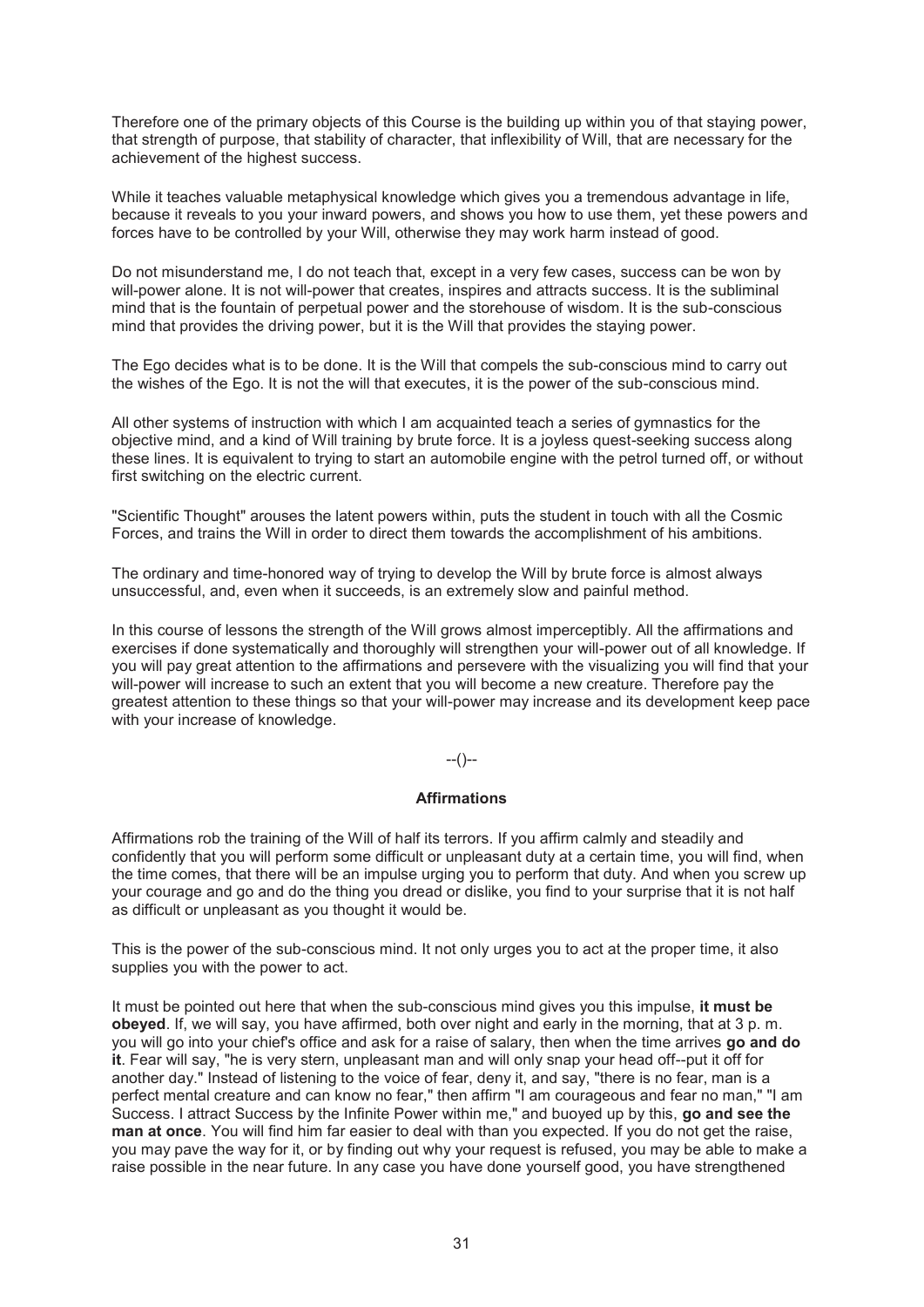Therefore one of the primary objects of this Course is the building up within you of that staying power, that strength of purpose, that stability of character, that inflexibility of Will, that are necessary for the achievement of the highest success.

While it teaches valuable metaphysical knowledge which gives you a tremendous advantage in life, because it reveals to you your inward powers, and shows you how to use them, yet these powers and forces have to be controlled by your Will, otherwise they may work harm instead of good.

Do not misunderstand me, I do not teach that, except in a very few cases, success can be won by will-power alone. It is not will-power that creates, inspires and attracts success. It is the subliminal mind that is the fountain of perpetual power and the storehouse of wisdom. It is the sub-conscious mind that provides the driving power, but it is the Will that provides the staying power.

The Ego decides what is to be done. It is the Will that compels the sub-conscious mind to carry out the wishes of the Ego. It is not the will that executes, it is the power of the sub-conscious mind.

All other systems of instruction with which I am acquainted teach a series of gymnastics for the objective mind, and a kind of Will training by brute force. It is a joyless quest-seeking success along these lines. It is equivalent to trying to start an automobile engine with the petrol turned off, or without first switching on the electric current.

"Scientific Thought" arouses the latent powers within, puts the student in touch with all the Cosmic Forces, and trains the Will in order to direct them towards the accomplishment of his ambitions.

The ordinary and time-honored way of trying to develop the Will by brute force is almost always unsuccessful, and, even when it succeeds, is an extremely slow and painful method.

In this course of lessons the strength of the Will grows almost imperceptibly. All the affirmations and exercises if done systematically and thoroughly will strengthen your will-power out of all knowledge. If you will pay great attention to the affirmations and persevere with the visualizing you will find that your will-power will increase to such an extent that you will become a new creature. Therefore pay the greatest attention to these things so that your will-power may increase and its development keep pace with your increase of knowledge.

--()--

### Affirmations

Affirmations rob the training of the Will of half its terrors. If you affirm calmly and steadily and confidently that you will perform some difficult or unpleasant duty at a certain time, you will find, when the time comes, that there will be an impulse urging you to perform that duty. And when you screw up your courage and go and do the thing you dread or dislike, you find to your surprise that it is not half as difficult or unpleasant as you thought it would be.

This is the power of the sub-conscious mind. It not only urges you to act at the proper time, it also supplies you with the power to act.

It must be pointed out here that when the sub-conscious mind gives you this impulse, **it must be obeyed**. If, we will say, you have affirmed, both over night and early in the morning, that at 3 p. m. you will go into your chief's office and ask for a raise of salary, then when the time arrives **go and do it**. Fear will say, "he is very stern, unpleasant man and will only snap your head off--put it off for another day." Instead of listening to the voice of fear, deny it, and say, "there is no fear, man is a perfect mental creature and can know no fear," then affirm "I am courageous and fear no man," "I am Success. I attract Success by the Infinite Power within me," and buoyed up by this, **go and see the man at once**. You will find him far easier to deal with than you expected. If you do not get the raise, you may pave the way for it, or by finding out why your request is refused, you may be able to make a raise possible in the near future. In any case you have done yourself good, you have strengthened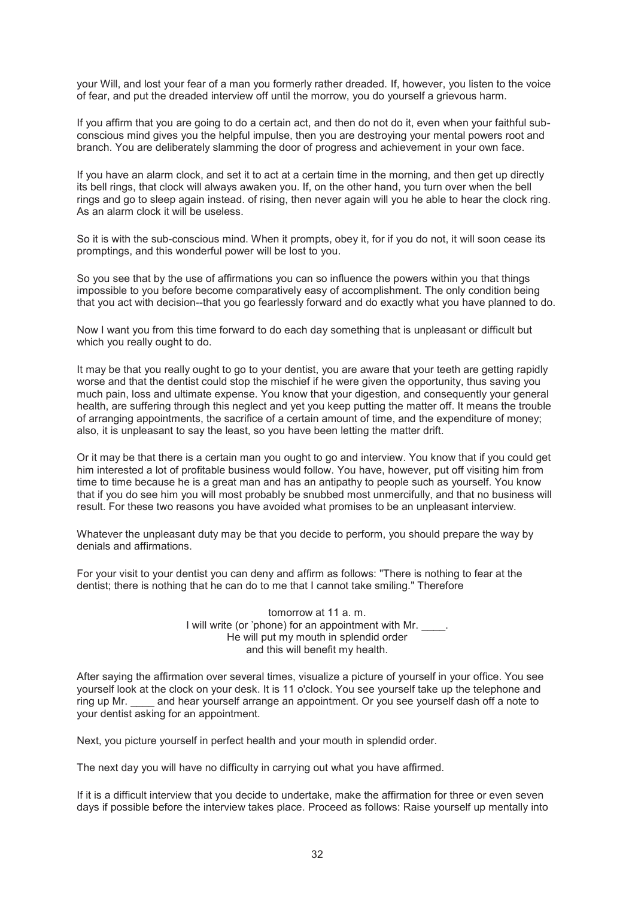your Will, and lost your fear of a man you formerly rather dreaded. If, however, you listen to the voice of fear, and put the dreaded interview off until the morrow, you do yourself a grievous harm.

If you affirm that you are going to do a certain act, and then do not do it, even when your faithful sub-conscious mind gives you the helpful impulse, then you are destroying your mental powers root and branch. You are deliberately slamming the door of progress and achievement in your own face.

If you have an alarm clock, and set it to act at a certain time in the morning, and then get up directly its bell rings, that clock will always awaken you. If, on the other hand, you turn over when the bell rings and go to sleep again instead. of rising, then never again will you he able to hear the clock ring. As an alarm clock it will be useless.

So it is with the sub-conscious mind. When it prompts, obey it, for if you do not, it will soon cease its promptings, and this wonderful power will be lost to you.

So you see that by the use of affirmations you can so influence the powers within you that things impossible to you before become comparatively easy of accomplishment. The only condition being that you act with decision--that you go fearlessly forward and do exactly what you have planned to do.

Now I want you from this time forward to do each day something that is unpleasant or difficult but which you really ought to do.

It may be that you really ought to go to your dentist, you are aware that your teeth are getting rapidly worse and that the dentist could stop the mischief if he were given the opportunity, thus saving you much pain, loss and ultimate expense. You know that your digestion, and consequently your general health, are suffering through this neglect and yet you keep putting the matter off. It means the trouble of arranging appointments, the sacrifice of a certain amount of time, and the expenditure of money; also, it is unpleasant to say the least, so you have been letting the matter drift.

Or it may be that there is a certain man you ought to go and interview. You know that if you could get him interested a lot of profitable business would follow. You have, however, put off visiting him from time to time because he is a great man and has an antipathy to people such as yourself. You know that if you do see him you will most probably be snubbed most unmercifully, and that no business will result. For these two reasons you have avoided what promises to be an unpleasant interview.

Whatever the unpleasant duty may be that you decide to perform, you should prepare the way by denials and affirmations.

For your visit to your dentist you can deny and affirm as follows: "There is nothing to fear at the dentist; there is nothing that he can do to me that I cannot take smiling." Therefore

> tomorrow at 11 a. m.
> I will write (or 'phone) for an appointment with Mr. ____.
> He will put my mouth in splendid order
> and this will benefit my health.

After saying the affirmation over several times, visualize a picture of yourself in your office. You see yourself look at the clock on your desk. It is 11 o'clock. You see yourself take up the telephone and ring up Mr. ____ and hear yourself arrange an appointment. Or you see yourself dash off a note to your dentist asking for an appointment.

Next, you picture yourself in perfect health and your mouth in splendid order.

The next day you will have no difficulty in carrying out what you have affirmed.

If it is a difficult interview that you decide to undertake, make the affirmation for three or even seven days if possible before the interview takes place. Proceed as follows: Raise yourself up mentally into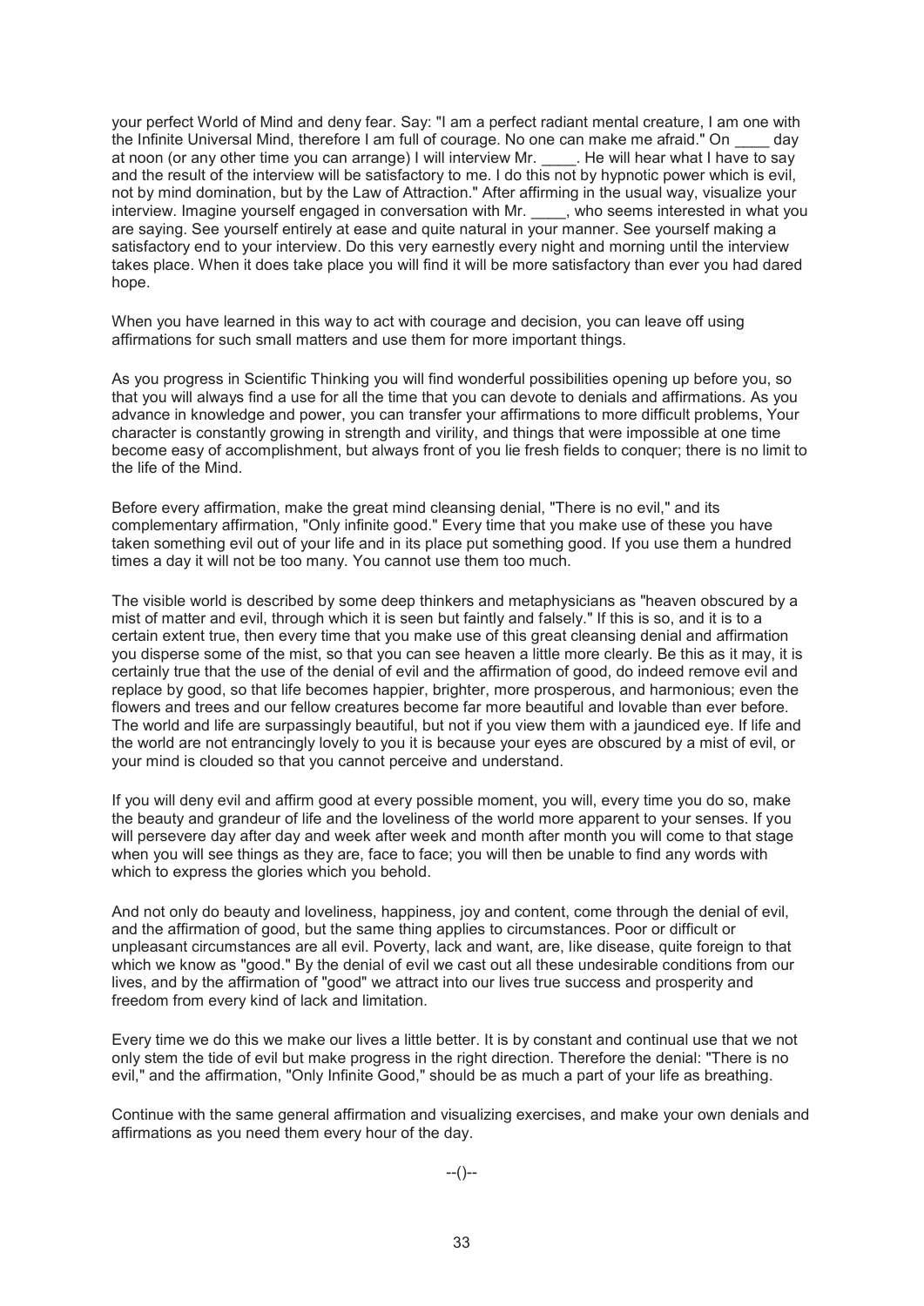your perfect World of Mind and deny fear. Say: "I am a perfect radiant mental creature, I am one with the Infinite Universal Mind, therefore I am full of courage. No one can make me afraid." On ____ day at noon (or any other time you can arrange) I will interview Mr. ____. He will hear what I have to say and the result of the interview will be satisfactory to me. I do this not by hypnotic power which is evil, not by mind domination, but by the Law of Attraction." After affirming in the usual way, visualize your interview. Imagine yourself engaged in conversation with Mr. ____, who seems interested in what you are saying. See yourself entirely at ease and quite natural in your manner. See yourself making a satisfactory end to your interview. Do this very earnestly every night and morning until the interview takes place. When it does take place you will find it will be more satisfactory than ever you had dared hope.

When you have learned in this way to act with courage and decision, you can leave off using affirmations for such small matters and use them for more important things.

As you progress in Scientific Thinking you will find wonderful possibilities opening up before you, so that you will always find a use for all the time that you can devote to denials and affirmations. As you advance in knowledge and power, you can transfer your affirmations to more difficult problems, Your character is constantly growing in strength and virility, and things that were impossible at one time become easy of accomplishment, but always front of you lie fresh fields to conquer; there is no limit to the life of the Mind.

Before every affirmation, make the great mind cleansing denial, "There is no evil," and its complementary affirmation, "Only infinite good." Every time that you make use of these you have taken something evil out of your life and in its place put something good. If you use them a hundred times a day it will not be too many. You cannot use them too much.

The visible world is described by some deep thinkers and metaphysicians as "heaven obscured by a mist of matter and evil, through which it is seen but faintly and falsely." If this is so, and it is to a certain extent true, then every time that you make use of this great cleansing denial and affirmation you disperse some of the mist, so that you can see heaven a little more clearly. Be this as it may, it is certainly true that the use of the denial of evil and the affirmation of good, do indeed remove evil and replace by good, so that life becomes happier, brighter, more prosperous, and harmonious; even the flowers and trees and our fellow creatures become far more beautiful and lovable than ever before. The world and life are surpassingly beautiful, but not if you view them with a jaundiced eye. If life and the world are not entrancingly lovely to you it is because your eyes are obscured by a mist of evil, or your mind is clouded so that you cannot perceive and understand.

If you will deny evil and affirm good at every possible moment, you will, every time you do so, make the beauty and grandeur of life and the loveliness of the world more apparent to your senses. If you will persevere day after day and week after week and month after month you will come to that stage when you will see things as they are, face to face; you will then be unable to find any words with which to express the glories which you behold.

And not only do beauty and loveliness, happiness, joy and content, come through the denial of evil, and the affirmation of good, but the same thing applies to circumstances. Poor or difficult or unpleasant circumstances are all evil. Poverty, lack and want, are, like disease, quite foreign to that which we know as "good." By the denial of evil we cast out all these undesirable conditions from our lives, and by the affirmation of "good" we attract into our lives true success and prosperity and freedom from every kind of lack and limitation.

Every time we do this we make our lives a little better. It is by constant and continual use that we not only stem the tide of evil but make progress in the right direction. Therefore the denial: "There is no evil," and the affirmation, "Only Infinite Good," should be as much a part of your life as breathing.

Continue with the same general affirmation and visualizing exercises, and make your own denials and affirmations as you need them every hour of the day.

--()--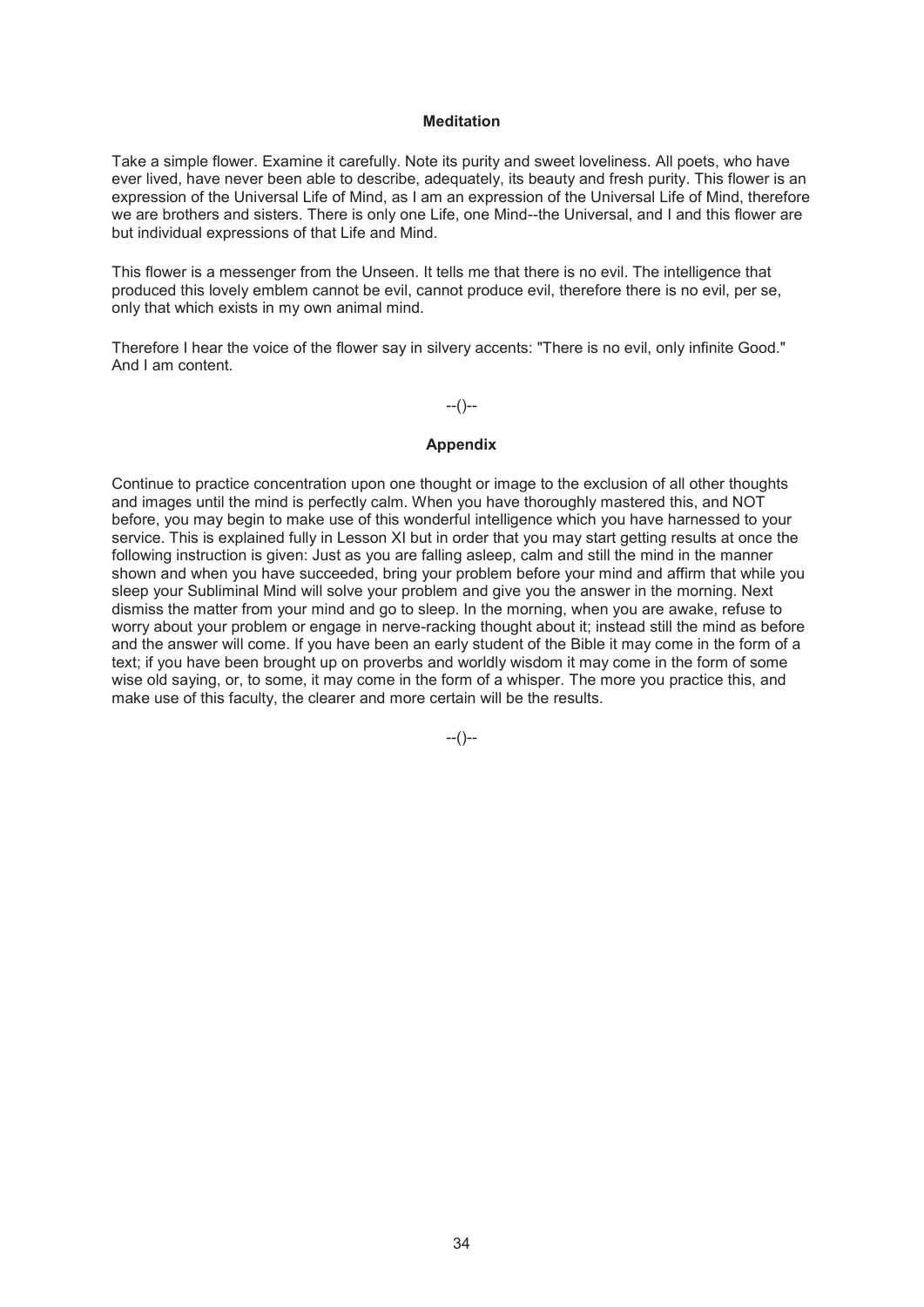**Meditation**

Take a simple flower. Examine it carefully. Note its purity and sweet loveliness. All poets, who have ever lived, have never been able to describe, adequately, its beauty and fresh purity. This flower is an expression of the Universal Life of Mind, as I am an expression of the Universal Life of Mind, therefore we are brothers and sisters. There is only one Life, one Mind--the Universal, and I and this flower are but individual expressions of that Life and Mind.

This flower is a messenger from the Unseen. It tells me that there is no evil. The intelligence that produced this lovely emblem cannot be evil, cannot produce evil, therefore there is no evil, per se, only that which exists in my own animal mind.

Therefore I hear the voice of the flower say in silvery accents: "There is no evil, only infinite Good." And I am content.

--()--

**Appendix**

Continue to practice concentration upon one thought or image to the exclusion of all other thoughts and images until the mind is perfectly calm. When you have thoroughly mastered this, and NOT before, you may begin to make use of this wonderful intelligence which you have harnessed to your service. This is explained fully in Lesson XI but in order that you may start getting results at once the following instruction is given: Just as you are falling asleep, calm and still the mind in the manner shown and when you have succeeded, bring your problem before your mind and affirm that while you sleep your Subliminal Mind will solve your problem and give you the answer in the morning. Next dismiss the matter from your mind and go to sleep. In the morning, when you are awake, refuse to worry about your problem or engage in nerve-racking thought about it; instead still the mind as before and the answer will come. If you have been an early student of the Bible it may come in the form of a text; if you have been brought up on proverbs and worldly wisdom it may come in the form of some wise old saying, or, to some, it may come in the form of a whisper. The more you practice this, and make use of this faculty, the clearer and more certain will be the results.

--()--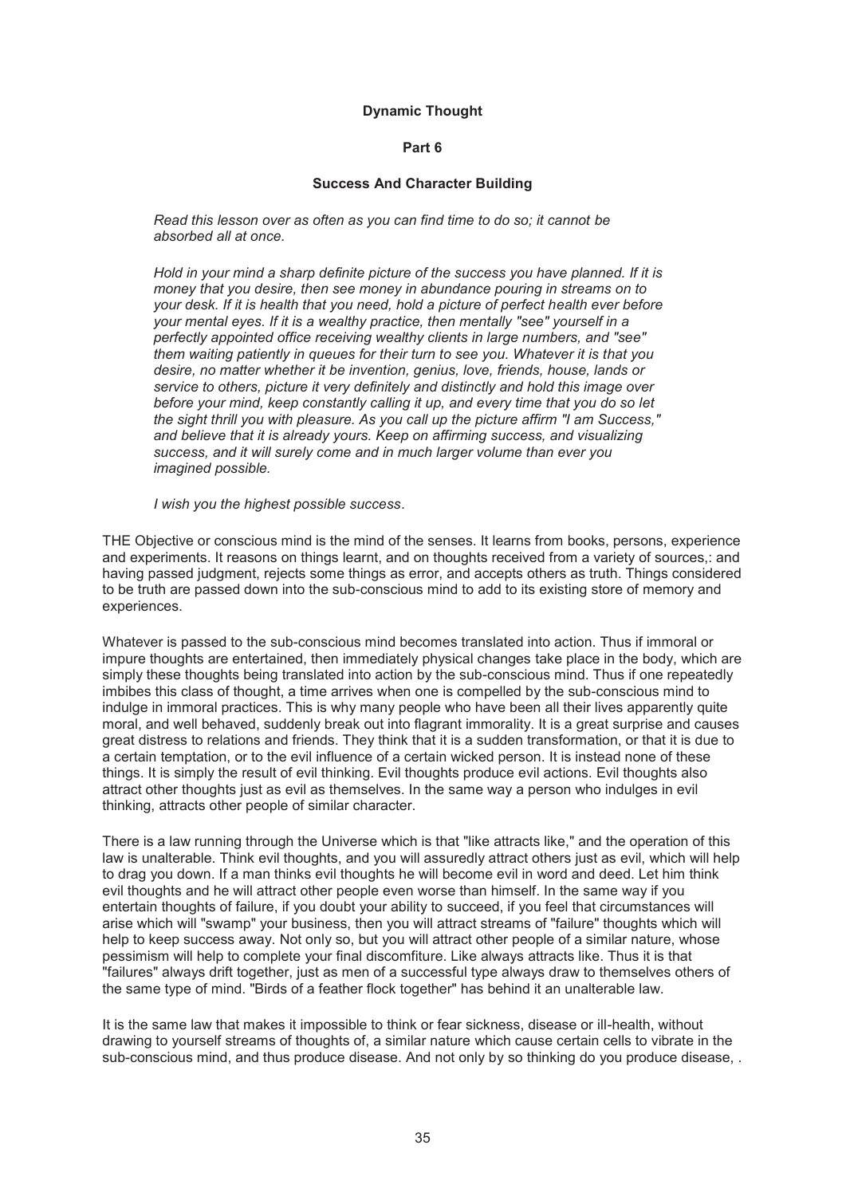# Dynamic Thought

## Part 6

### Success And Character Building

*Read this lesson over as often as you can find time to do so; it cannot be absorbed all at once.*

*Hold in your mind a sharp definite picture of the success you have planned. If it is money that you desire, then see money in abundance pouring in streams on to your desk. If it is health that you need, hold a picture of perfect health ever before your mental eyes. If it is a wealthy practice, then mentally "see" yourself in a perfectly appointed office receiving wealthy clients in large numbers, and "see" them waiting patiently in queues for their turn to see you. Whatever it is that you desire, no matter whether it be invention, genius, love, friends, house, lands or service to others, picture it very definitely and distinctly and hold this image over before your mind, keep constantly calling it up, and every time that you do so let the sight thrill you with pleasure. As you call up the picture affirm "I am Success," and believe that it is already yours. Keep on affirming success, and visualizing success, and it will surely come and in much larger volume than ever you imagined possible.*

*I wish you the highest possible success*.

THE Objective or conscious mind is the mind of the senses. It learns from books, persons, experience and experiments. It reasons on things learnt, and on thoughts received from a variety of sources,: and having passed judgment, rejects some things as error, and accepts others as truth. Things considered to be truth are passed down into the sub-conscious mind to add to its existing store of memory and experiences.

Whatever is passed to the sub-conscious mind becomes translated into action. Thus if immoral or impure thoughts are entertained, then immediately physical changes take place in the body, which are simply these thoughts being translated into action by the sub-conscious mind. Thus if one repeatedly imbibes this class of thought, a time arrives when one is compelled by the sub-conscious mind to indulge in immoral practices. This is why many people who have been all their lives apparently quite moral, and well behaved, suddenly break out into flagrant immorality. It is a great surprise and causes great distress to relations and friends. They think that it is a sudden transformation, or that it is due to a certain temptation, or to the evil influence of a certain wicked person. It is instead none of these things. It is simply the result of evil thinking. Evil thoughts produce evil actions. Evil thoughts also attract other thoughts just as evil as themselves. In the same way a person who indulges in evil thinking, attracts other people of similar character.

There is a law running through the Universe which is that "like attracts like," and the operation of this law is unalterable. Think evil thoughts, and you will assuredly attract others just as evil, which will help to drag you down. If a man thinks evil thoughts he will become evil in word and deed. Let him think evil thoughts and he will attract other people even worse than himself. In the same way if you entertain thoughts of failure, if you doubt your ability to succeed, if you feel that circumstances will arise which will "swamp" your business, then you will attract streams of "failure" thoughts which will help to keep success away. Not only so, but you will attract other people of a similar nature, whose pessimism will help to complete your final discomfiture. Like always attracts like. Thus it is that "failures" always drift together, just as men of a successful type always draw to themselves others of the same type of mind. "Birds of a feather flock together" has behind it an unalterable law.

It is the same law that makes it impossible to think or fear sickness, disease or ill-health, without drawing to yourself streams of thoughts of, a similar nature which cause certain cells to vibrate in the sub-conscious mind, and thus produce disease. And not only by so thinking do you produce disease, .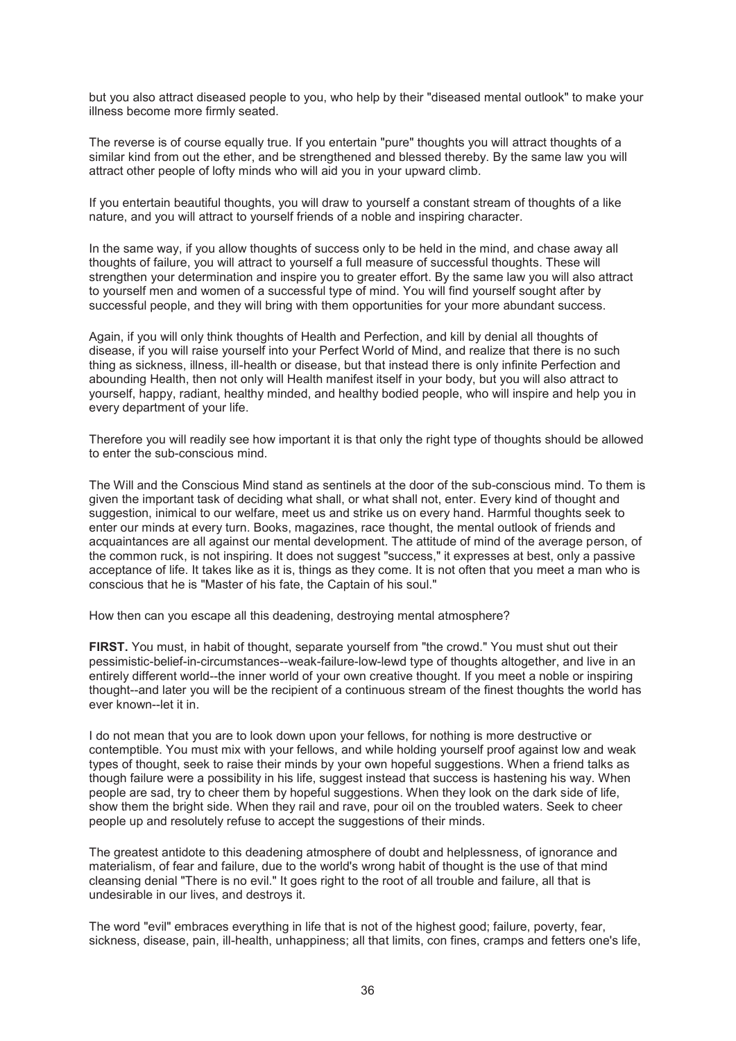but you also attract diseased people to you, who help by their "diseased mental outlook" to make your illness become more firmly seated.

The reverse is of course equally true. If you entertain "pure" thoughts you will attract thoughts of a similar kind from out the ether, and be strengthened and blessed thereby. By the same law you will attract other people of lofty minds who will aid you in your upward climb.

If you entertain beautiful thoughts, you will draw to yourself a constant stream of thoughts of a like nature, and you will attract to yourself friends of a noble and inspiring character.

In the same way, if you allow thoughts of success only to be held in the mind, and chase away all thoughts of failure, you will attract to yourself a full measure of successful thoughts. These will strengthen your determination and inspire you to greater effort. By the same law you will also attract to yourself men and women of a successful type of mind. You will find yourself sought after by successful people, and they will bring with them opportunities for your more abundant success.

Again, if you will only think thoughts of Health and Perfection, and kill by denial all thoughts of disease, if you will raise yourself into your Perfect World of Mind, and realize that there is no such thing as sickness, illness, ill-health or disease, but that instead there is only infinite Perfection and abounding Health, then not only will Health manifest itself in your body, but you will also attract to yourself, happy, radiant, healthy minded, and healthy bodied people, who will inspire and help you in every department of your life.

Therefore you will readily see how important it is that only the right type of thoughts should be allowed to enter the sub-conscious mind.

The Will and the Conscious Mind stand as sentinels at the door of the sub-conscious mind. To them is given the important task of deciding what shall, or what shall not, enter. Every kind of thought and suggestion, inimical to our welfare, meet us and strike us on every hand. Harmful thoughts seek to enter our minds at every turn. Books, magazines, race thought, the mental outlook of friends and acquaintances are all against our mental development. The attitude of mind of the average person, of the common ruck, is not inspiring. It does not suggest "success," it expresses at best, only a passive acceptance of life. It takes like as it is, things as they come. It is not often that you meet a man who is conscious that he is "Master of his fate, the Captain of his soul."

How then can you escape all this deadening, destroying mental atmosphere?

**FIRST.** You must, in habit of thought, separate yourself from "the crowd." You must shut out their pessimistic-belief-in-circumstances--weak-failure-low-lewd type of thoughts altogether, and live in an entirely different world--the inner world of your own creative thought. If you meet a noble or inspiring thought--and later you will be the recipient of a continuous stream of the finest thoughts the world has ever known--let it in.

I do not mean that you are to look down upon your fellows, for nothing is more destructive or contemptible. You must mix with your fellows, and while holding yourself proof against low and weak types of thought, seek to raise their minds by your own hopeful suggestions. When a friend talks as though failure were a possibility in his life, suggest instead that success is hastening his way. When people are sad, try to cheer them by hopeful suggestions. When they look on the dark side of life, show them the bright side. When they rail and rave, pour oil on the troubled waters. Seek to cheer people up and resolutely refuse to accept the suggestions of their minds.

The greatest antidote to this deadening atmosphere of doubt and helplessness, of ignorance and materialism, of fear and failure, due to the world's wrong habit of thought is the use of that mind cleansing denial "There is no evil." It goes right to the root of all trouble and failure, all that is undesirable in our lives, and destroys it.

The word "evil" embraces everything in life that is not of the highest good; failure, poverty, fear, sickness, disease, pain, ill-health, unhappiness; all that limits, con fines, cramps and fetters one's life,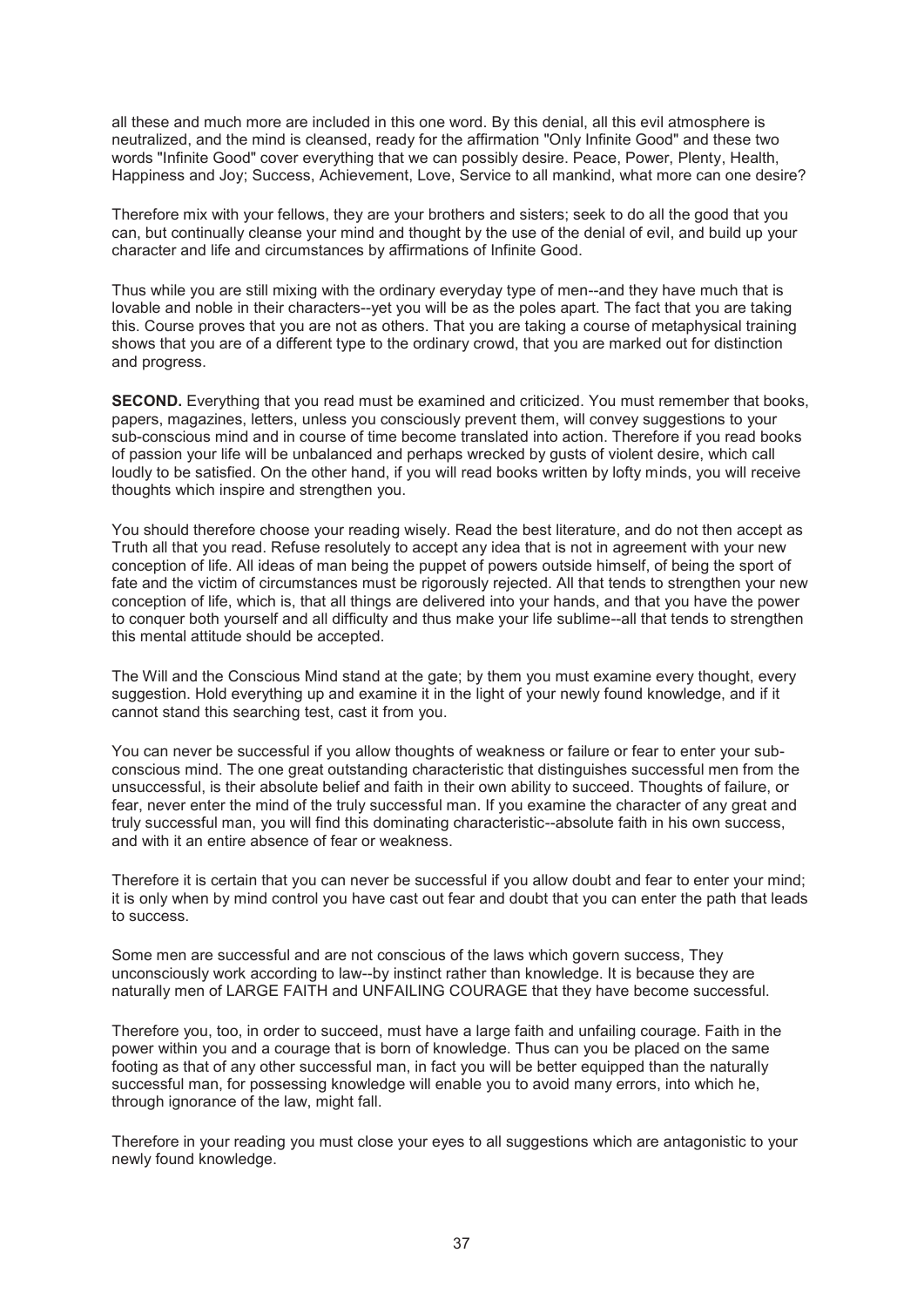all these and much more are included in this one word. By this denial, all this evil atmosphere is neutralized, and the mind is cleansed, ready for the affirmation "Only Infinite Good" and these two words "Infinite Good" cover everything that we can possibly desire. Peace, Power, Plenty, Health, Happiness and Joy; Success, Achievement, Love, Service to all mankind, what more can one desire?

Therefore mix with your fellows, they are your brothers and sisters; seek to do all the good that you can, but continually cleanse your mind and thought by the use of the denial of evil, and build up your character and life and circumstances by affirmations of Infinite Good.

Thus while you are still mixing with the ordinary everyday type of men--and they have much that is lovable and noble in their characters--yet you will be as the poles apart. The fact that you are taking this. Course proves that you are not as others. That you are taking a course of metaphysical training shows that you are of a different type to the ordinary crowd, that you are marked out for distinction and progress.

**SECOND.** Everything that you read must be examined and criticized. You must remember that books, papers, magazines, letters, unless you consciously prevent them, will convey suggestions to your sub-conscious mind and in course of time become translated into action. Therefore if you read books of passion your life will be unbalanced and perhaps wrecked by gusts of violent desire, which call loudly to be satisfied. On the other hand, if you will read books written by lofty minds, you will receive thoughts which inspire and strengthen you.

You should therefore choose your reading wisely. Read the best literature, and do not then accept as Truth all that you read. Refuse resolutely to accept any idea that is not in agreement with your new conception of life. All ideas of man being the puppet of powers outside himself, of being the sport of fate and the victim of circumstances must be rigorously rejected. All that tends to strengthen your new conception of life, which is, that all things are delivered into your hands, and that you have the power to conquer both yourself and all difficulty and thus make your life sublime--all that tends to strengthen this mental attitude should be accepted.

The Will and the Conscious Mind stand at the gate; by them you must examine every thought, every suggestion. Hold everything up and examine it in the light of your newly found knowledge, and if it cannot stand this searching test, cast it from you.

You can never be successful if you allow thoughts of weakness or failure or fear to enter your sub-conscious mind. The one great outstanding characteristic that distinguishes successful men from the unsuccessful, is their absolute belief and faith in their own ability to succeed. Thoughts of failure, or fear, never enter the mind of the truly successful man. If you examine the character of any great and truly successful man, you will find this dominating characteristic--absolute faith in his own success, and with it an entire absence of fear or weakness.

Therefore it is certain that you can never be successful if you allow doubt and fear to enter your mind; it is only when by mind control you have cast out fear and doubt that you can enter the path that leads to success.

Some men are successful and are not conscious of the laws which govern success, They unconsciously work according to law--by instinct rather than knowledge. It is because they are naturally men of LARGE FAITH and UNFAILING COURAGE that they have become successful.

Therefore you, too, in order to succeed, must have a large faith and unfailing courage. Faith in the power within you and a courage that is born of knowledge. Thus can you be placed on the same footing as that of any other successful man, in fact you will be better equipped than the naturally successful man, for possessing knowledge will enable you to avoid many errors, into which he, through ignorance of the law, might fall.

Therefore in your reading you must close your eyes to all suggestions which are antagonistic to your newly found knowledge.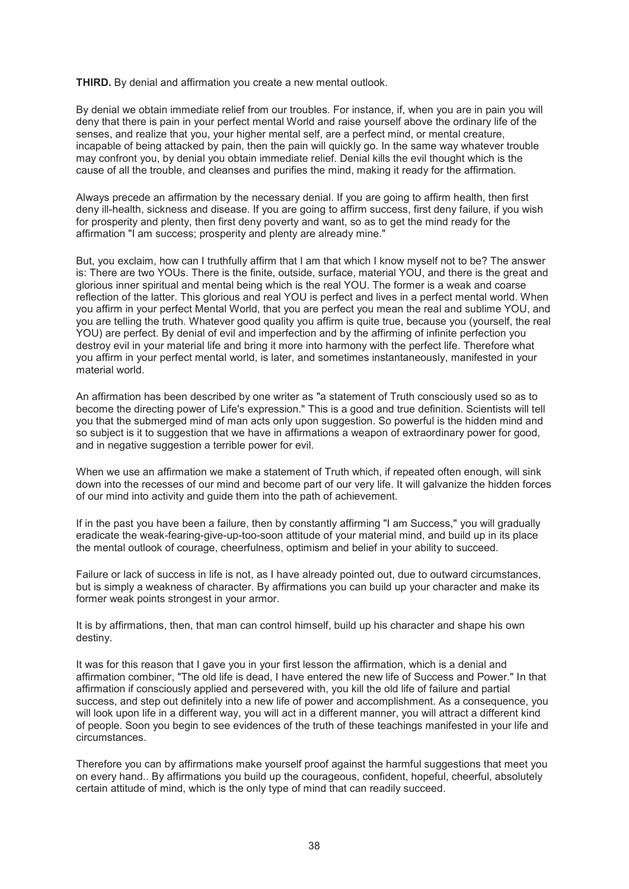**THIRD.** By denial and affirmation you create a new mental outlook.

By denial we obtain immediate relief from our troubles. For instance, if, when you are in pain you will deny that there is pain in your perfect mental World and raise yourself above the ordinary life of the senses, and realize that you, your higher mental self, are a perfect mind, or mental creature, incapable of being attacked by pain, then the pain will quickly go. In the same way whatever trouble may confront you, by denial you obtain immediate relief. Denial kills the evil thought which is the cause of all the trouble, and cleanses and purifies the mind, making it ready for the affirmation.

Always precede an affirmation by the necessary denial. If you are going to affirm health, then first deny ill-health, sickness and disease. If you are going to affirm success, first deny failure, if you wish for prosperity and plenty, then first deny poverty and want, so as to get the mind ready for the affirmation "I am success; prosperity and plenty are already mine."

But, you exclaim, how can I truthfully affirm that I am that which I know myself not to be? The answer is: There are two YOUs. There is the finite, outside, surface, material YOU, and there is the great and glorious inner spiritual and mental being which is the real YOU. The former is a weak and coarse reflection of the latter. This glorious and real YOU is perfect and lives in a perfect mental world. When you affirm in your perfect Mental World, that you are perfect you mean the real and sublime YOU, and you are telling the truth. Whatever good quality you affirm is quite true, because you (yourself, the real YOU) are perfect. By denial of evil and imperfection and by the affirming of infinite perfection you destroy evil in your material life and bring it more into harmony with the perfect life. Therefore what you affirm in your perfect mental world, is later, and sometimes instantaneously, manifested in your material world.

An affirmation has been described by one writer as "a statement of Truth consciously used so as to become the directing power of Life's expression." This is a good and true definition. Scientists will tell you that the submerged mind of man acts only upon suggestion. So powerful is the hidden mind and so subject is it to suggestion that we have in affirmations a weapon of extraordinary power for good, and in negative suggestion a terrible power for evil.

When we use an affirmation we make a statement of Truth which, if repeated often enough, will sink down into the recesses of our mind and become part of our very life. It will galvanize the hidden forces of our mind into activity and guide them into the path of achievement.

If in the past you have been a failure, then by constantly affirming "I am Success," you will gradually eradicate the weak-fearing-give-up-too-soon attitude of your material mind, and build up in its place the mental outlook of courage, cheerfulness, optimism and belief in your ability to succeed.

Failure or lack of success in life is not, as I have already pointed out, due to outward circumstances, but is simply a weakness of character. By affirmations you can build up your character and make its former weak points strongest in your armor.

It is by affirmations, then, that man can control himself, build up his character and shape his own destiny.

It was for this reason that I gave you in your first lesson the affirmation, which is a denial and affirmation combiner, "The old life is dead, I have entered the new life of Success and Power." In that affirmation if consciously applied and persevered with, you kill the old life of failure and partial success, and step out definitely into a new life of power and accomplishment. As a consequence, you will look upon life in a different way, you will act in a different manner, you will attract a different kind of people. Soon you begin to see evidences of the truth of these teachings manifested in your life and circumstances.

Therefore you can by affirmations make yourself proof against the harmful suggestions that meet you on every hand.. By affirmations you build up the courageous, confident, hopeful, cheerful, absolutely certain attitude of mind, which is the only type of mind that can readily succeed.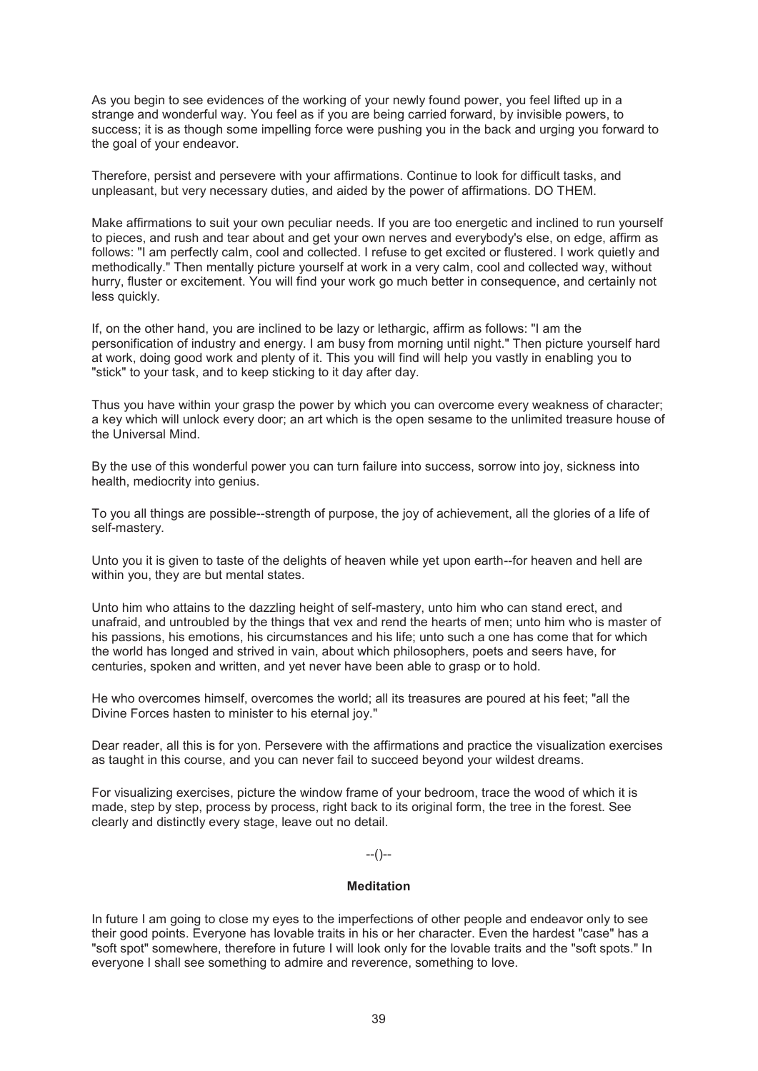As you begin to see evidences of the working of your newly found power, you feel lifted up in a strange and wonderful way. You feel as if you are being carried forward, by invisible powers, to success; it is as though some impelling force were pushing you in the back and urging you forward to the goal of your endeavor.

Therefore, persist and persevere with your affirmations. Continue to look for difficult tasks, and unpleasant, but very necessary duties, and aided by the power of affirmations. DO THEM.

Make affirmations to suit your own peculiar needs. If you are too energetic and inclined to run yourself to pieces, and rush and tear about and get your own nerves and everybody's else, on edge, affirm as follows: "I am perfectly calm, cool and collected. I refuse to get excited or flustered. I work quietly and methodically." Then mentally picture yourself at work in a very calm, cool and collected way, without hurry, fluster or excitement. You will find your work go much better in consequence, and certainly not less quickly.

If, on the other hand, you are inclined to be lazy or lethargic, affirm as follows: "I am the personification of industry and energy. I am busy from morning until night." Then picture yourself hard at work, doing good work and plenty of it. This you will find will help you vastly in enabling you to "stick" to your task, and to keep sticking to it day after day.

Thus you have within your grasp the power by which you can overcome every weakness of character; a key which will unlock every door; an art which is the open sesame to the unlimited treasure house of the Universal Mind.

By the use of this wonderful power you can turn failure into success, sorrow into joy, sickness into health, mediocrity into genius.

To you all things are possible--strength of purpose, the joy of achievement, all the glories of a life of self-mastery.

Unto you it is given to taste of the delights of heaven while yet upon earth--for heaven and hell are within you, they are but mental states.

Unto him who attains to the dazzling height of self-mastery, unto him who can stand erect, and unafraid, and untroubled by the things that vex and rend the hearts of men; unto him who is master of his passions, his emotions, his circumstances and his life; unto such a one has come that for which the world has longed and strived in vain, about which philosophers, poets and seers have, for centuries, spoken and written, and yet never have been able to grasp or to hold.

He who overcomes himself, overcomes the world; all its treasures are poured at his feet; "all the Divine Forces hasten to minister to his eternal joy."

Dear reader, all this is for yon. Persevere with the affirmations and practice the visualization exercises as taught in this course, and you can never fail to succeed beyond your wildest dreams.

For visualizing exercises, picture the window frame of your bedroom, trace the wood of which it is made, step by step, process by process, right back to its original form, the tree in the forest. See clearly and distinctly every stage, leave out no detail.

--()--

**Meditation**

In future I am going to close my eyes to the imperfections of other people and endeavor only to see their good points. Everyone has lovable traits in his or her character. Even the hardest "case" has a "soft spot" somewhere, therefore in future I will look only for the lovable traits and the "soft spots." In everyone I shall see something to admire and reverence, something to love.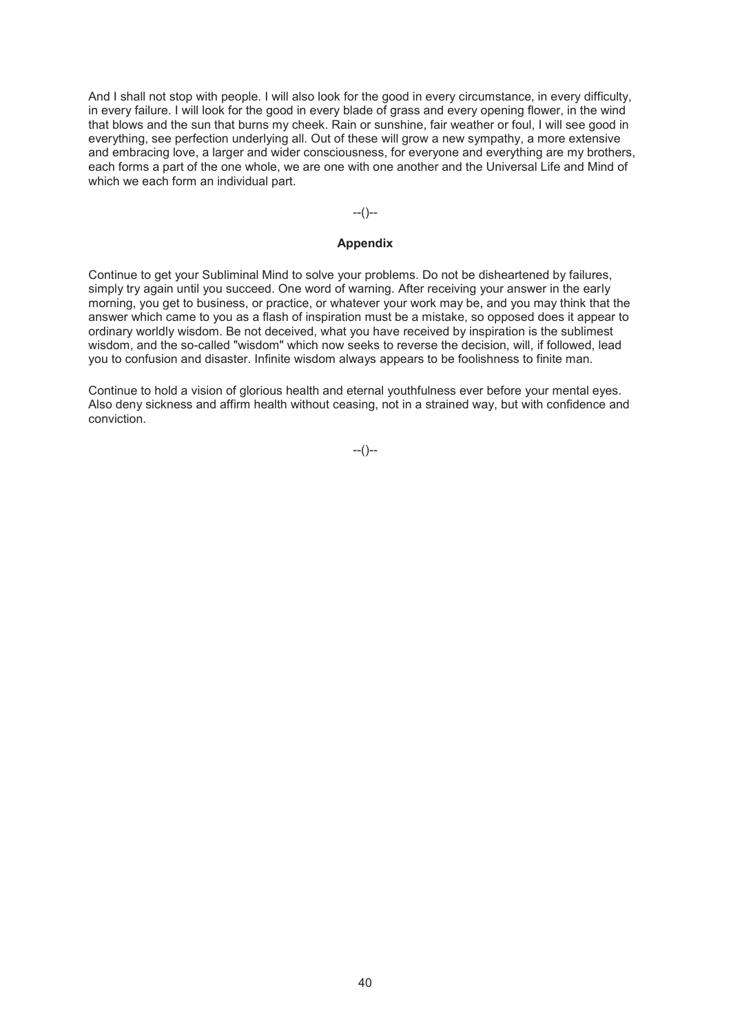And I shall not stop with people. I will also look for the good in every circumstance, in every difficulty, in every failure. I will look for the good in every blade of grass and every opening flower, in the wind that blows and the sun that burns my cheek. Rain or sunshine, fair weather or foul, I will see good in everything, see perfection underlying all. Out of these will grow a new sympathy, a more extensive and embracing love, a larger and wider consciousness, for everyone and everything are my brothers, each forms a part of the one whole, we are one with one another and the Universal Life and Mind of which we each form an individual part.

--()--

### Appendix

Continue to get your Subliminal Mind to solve your problems. Do not be disheartened by failures, simply try again until you succeed. One word of warning. After receiving your answer in the early morning, you get to business, or practice, or whatever your work may be, and you may think that the answer which came to you as a flash of inspiration must be a mistake, so opposed does it appear to ordinary worldly wisdom. Be not deceived, what you have received by inspiration is the sublimest wisdom, and the so-called "wisdom" which now seeks to reverse the decision, will, if followed, lead you to confusion and disaster. Infinite wisdom always appears to be foolishness to finite man.

Continue to hold a vision of glorious health and eternal youthfulness ever before your mental eyes. Also deny sickness and affirm health without ceasing, not in a strained way, but with confidence and conviction.

--()--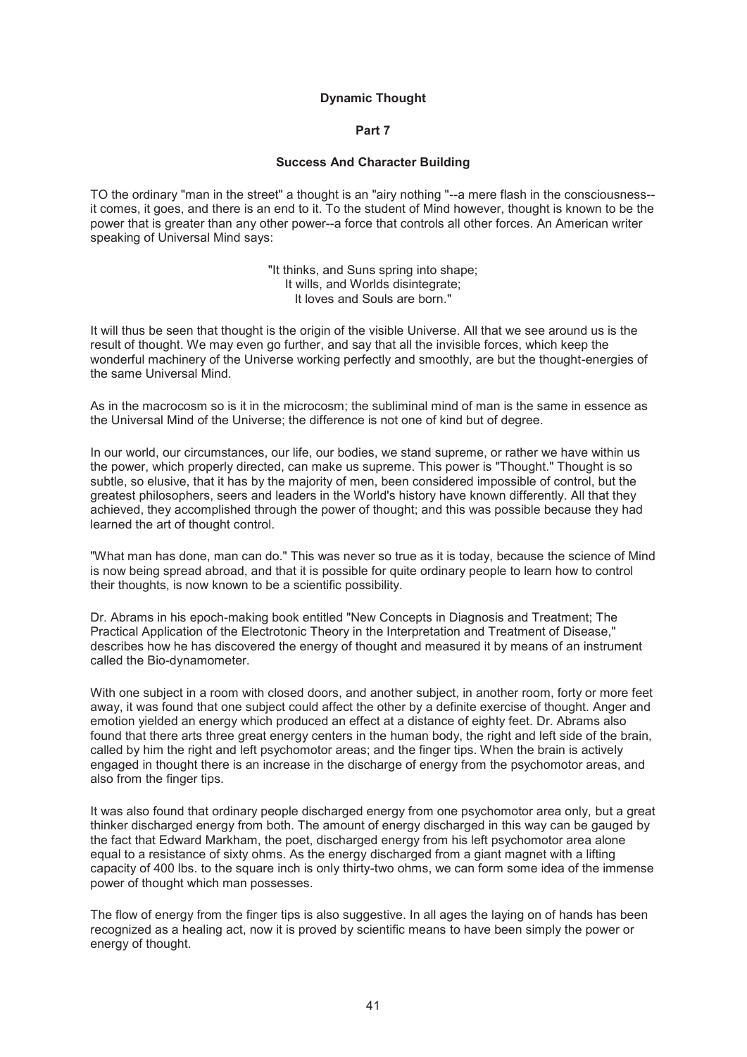# Dynamic Thought

## Part 7

### Success And Character Building

TO the ordinary "man in the street" a thought is an "airy nothing "--a mere flash in the consciousness--it comes, it goes, and there is an end to it. To the student of Mind however, thought is known to be the power that is greater than any other power--a force that controls all other forces. An American writer speaking of Universal Mind says:

> "It thinks, and Suns spring into shape;
> It wills, and Worlds disintegrate;
> It loves and Souls are born."

It will thus be seen that thought is the origin of the visible Universe. All that we see around us is the result of thought. We may even go further, and say that all the invisible forces, which keep the wonderful machinery of the Universe working perfectly and smoothly, are but the thought-energies of the same Universal Mind.

As in the macrocosm so is it in the microcosm; the subliminal mind of man is the same in essence as the Universal Mind of the Universe; the difference is not one of kind but of degree.

In our world, our circumstances, our life, our bodies, we stand supreme, or rather we have within us the power, which properly directed, can make us supreme. This power is "Thought." Thought is so subtle, so elusive, that it has by the majority of men, been considered impossible of control, but the greatest philosophers, seers and leaders in the World's history have known differently. All that they achieved, they accomplished through the power of thought; and this was possible because they had learned the art of thought control.

"What man has done, man can do." This was never so true as it is today, because the science of Mind is now being spread abroad, and that it is possible for quite ordinary people to learn how to control their thoughts, is now known to be a scientific possibility.

Dr. Abrams in his epoch-making book entitled "New Concepts in Diagnosis and Treatment; The Practical Application of the Electrotonic Theory in the Interpretation and Treatment of Disease," describes how he has discovered the energy of thought and measured it by means of an instrument called the Bio-dynamometer.

With one subject in a room with closed doors, and another subject, in another room, forty or more feet away, it was found that one subject could affect the other by a definite exercise of thought. Anger and emotion yielded an energy which produced an effect at a distance of eighty feet. Dr. Abrams also found that there arts three great energy centers in the human body, the right and left side of the brain, called by him the right and left psychomotor areas; and the finger tips. When the brain is actively engaged in thought there is an increase in the discharge of energy from the psychomotor areas, and also from the finger tips.

It was also found that ordinary people discharged energy from one psychomotor area only, but a great thinker discharged energy from both. The amount of energy discharged in this way can be gauged by the fact that Edward Markham, the poet, discharged energy from his left psychomotor area alone equal to a resistance of sixty ohms. As the energy discharged from a giant magnet with a lifting capacity of 400 lbs. to the square inch is only thirty-two ohms, we can form some idea of the immense power of thought which man possesses.

The flow of energy from the finger tips is also suggestive. In all ages the laying on of hands has been recognized as a healing act, now it is proved by scientific means to have been simply the power or energy of thought.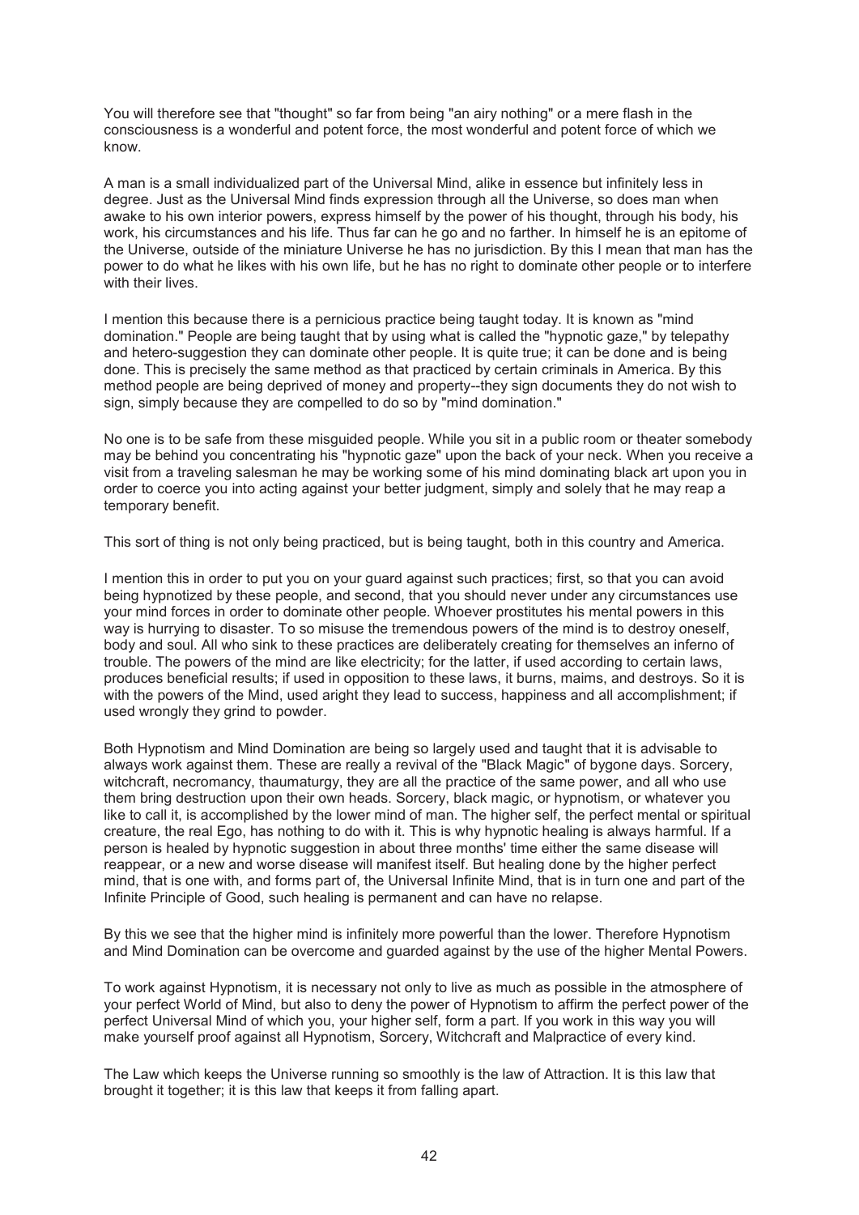You will therefore see that "thought" so far from being "an airy nothing" or a mere flash in the consciousness is a wonderful and potent force, the most wonderful and potent force of which we know.

A man is a small individualized part of the Universal Mind, alike in essence but infinitely less in degree. Just as the Universal Mind finds expression through all the Universe, so does man when awake to his own interior powers, express himself by the power of his thought, through his body, his work, his circumstances and his life. Thus far can he go and no farther. In himself he is an epitome of the Universe, outside of the miniature Universe he has no jurisdiction. By this I mean that man has the power to do what he likes with his own life, but he has no right to dominate other people or to interfere with their lives.

I mention this because there is a pernicious practice being taught today. It is known as "mind domination." People are being taught that by using what is called the "hypnotic gaze," by telepathy and hetero-suggestion they can dominate other people. It is quite true; it can be done and is being done. This is precisely the same method as that practiced by certain criminals in America. By this method people are being deprived of money and property--they sign documents they do not wish to sign, simply because they are compelled to do so by "mind domination."

No one is to be safe from these misguided people. While you sit in a public room or theater somebody may be behind you concentrating his "hypnotic gaze" upon the back of your neck. When you receive a visit from a traveling salesman he may be working some of his mind dominating black art upon you in order to coerce you into acting against your better judgment, simply and solely that he may reap a temporary benefit.

This sort of thing is not only being practiced, but is being taught, both in this country and America.

I mention this in order to put you on your guard against such practices; first, so that you can avoid being hypnotized by these people, and second, that you should never under any circumstances use your mind forces in order to dominate other people. Whoever prostitutes his mental powers in this way is hurrying to disaster. To so misuse the tremendous powers of the mind is to destroy oneself, body and soul. All who sink to these practices are deliberately creating for themselves an inferno of trouble. The powers of the mind are like electricity; for the latter, if used according to certain laws, produces beneficial results; if used in opposition to these laws, it burns, maims, and destroys. So it is with the powers of the Mind, used aright they lead to success, happiness and all accomplishment; if used wrongly they grind to powder.

Both Hypnotism and Mind Domination are being so largely used and taught that it is advisable to always work against them. These are really a revival of the "Black Magic" of bygone days. Sorcery, witchcraft, necromancy, thaumaturgy, they are all the practice of the same power, and all who use them bring destruction upon their own heads. Sorcery, black magic, or hypnotism, or whatever you like to call it, is accomplished by the lower mind of man. The higher self, the perfect mental or spiritual creature, the real Ego, has nothing to do with it. This is why hypnotic healing is always harmful. If a person is healed by hypnotic suggestion in about three months' time either the same disease will reappear, or a new and worse disease will manifest itself. But healing done by the higher perfect mind, that is one with, and forms part of, the Universal Infinite Mind, that is in turn one and part of the Infinite Principle of Good, such healing is permanent and can have no relapse.

By this we see that the higher mind is infinitely more powerful than the lower. Therefore Hypnotism and Mind Domination can be overcome and guarded against by the use of the higher Mental Powers.

To work against Hypnotism, it is necessary not only to live as much as possible in the atmosphere of your perfect World of Mind, but also to deny the power of Hypnotism to affirm the perfect power of the perfect Universal Mind of which you, your higher self, form a part. If you work in this way you will make yourself proof against all Hypnotism, Sorcery, Witchcraft and Malpractice of every kind.

The Law which keeps the Universe running so smoothly is the law of Attraction. It is this law that brought it together; it is this law that keeps it from falling apart.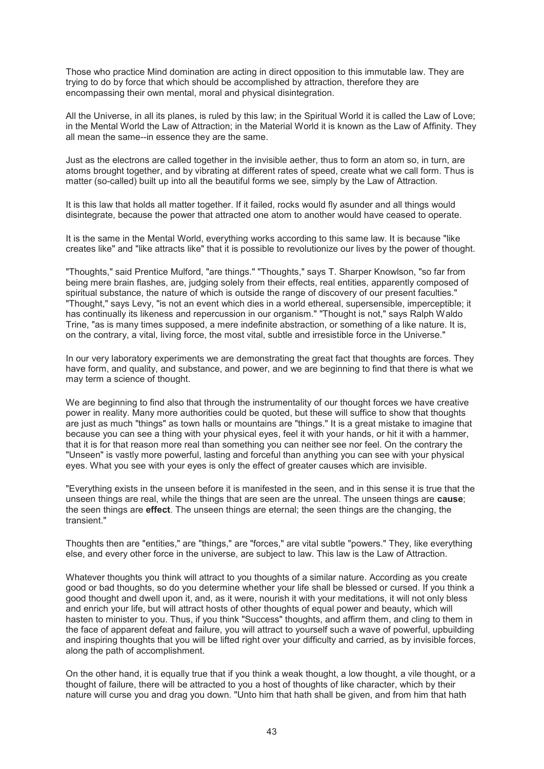Those who practice Mind domination are acting in direct opposition to this immutable law. They are trying to do by force that which should be accomplished by attraction, therefore they are encompassing their own mental, moral and physical disintegration.

All the Universe, in all its planes, is ruled by this law; in the Spiritual World it is called the Law of Love; in the Mental World the Law of Attraction; in the Material World it is known as the Law of Affinity. They all mean the same--in essence they are the same.

Just as the electrons are called together in the invisible aether, thus to form an atom so, in turn, are atoms brought together, and by vibrating at different rates of speed, create what we call form. Thus is matter (so-called) built up into all the beautiful forms we see, simply by the Law of Attraction.

It is this law that holds all matter together. If it failed, rocks would fly asunder and all things would disintegrate, because the power that attracted one atom to another would have ceased to operate.

It is the same in the Mental World, everything works according to this same law. It is because "like creates like" and "like attracts like" that it is possible to revolutionize our lives by the power of thought.

"Thoughts," said Prentice Mulford, "are things." "Thoughts," says T. Sharper Knowlson, "so far from being mere brain flashes, are, judging solely from their effects, real entities, apparently composed of spiritual substance, the nature of which is outside the range of discovery of our present faculties." "Thought," says Levy, "is not an event which dies in a world ethereal, supersensible, imperceptible; it has continually its likeness and repercussion in our organism." "Thought is not," says Ralph Waldo Trine, "as is many times supposed, a mere indefinite abstraction, or something of a like nature. It is, on the contrary, a vital, living force, the most vital, subtle and irresistible force in the Universe."

In our very laboratory experiments we are demonstrating the great fact that thoughts are forces. They have form, and quality, and substance, and power, and we are beginning to find that there is what we may term a science of thought.

We are beginning to find also that through the instrumentality of our thought forces we have creative power in reality. Many more authorities could be quoted, but these will suffice to show that thoughts are just as much "things" as town halls or mountains are "things." It is a great mistake to imagine that because you can see a thing with your physical eyes, feel it with your hands, or hit it with a hammer, that it is for that reason more real than something you can neither see nor feel. On the contrary the "Unseen" is vastly more powerful, lasting and forceful than anything you can see with your physical eyes. What you see with your eyes is only the effect of greater causes which are invisible.

"Everything exists in the unseen before it is manifested in the seen, and in this sense it is true that the unseen things are real, while the things that are seen are the unreal. The unseen things are **cause**; the seen things are **effect**. The unseen things are eternal; the seen things are the changing, the transient."

Thoughts then are "entities," are "things," are "forces," are vital subtle "powers." They, like everything else, and every other force in the universe, are subject to law. This law is the Law of Attraction.

Whatever thoughts you think will attract to you thoughts of a similar nature. According as you create good or bad thoughts, so do you determine whether your life shall be blessed or cursed. If you think a good thought and dwell upon it, and, as it were, nourish it with your meditations, it will not only bless and enrich your life, but will attract hosts of other thoughts of equal power and beauty, which will hasten to minister to you. Thus, if you think "Success" thoughts, and affirm them, and cling to them in the face of apparent defeat and failure, you will attract to yourself such a wave of powerful, upbuilding and inspiring thoughts that you will be lifted right over your difficulty and carried, as by invisible forces, along the path of accomplishment.

On the other hand, it is equally true that if you think a weak thought, a low thought, a vile thought, or a thought of failure, there will be attracted to you a host of thoughts of like character, which by their nature will curse you and drag you down. "Unto him that hath shall be given, and from him that hath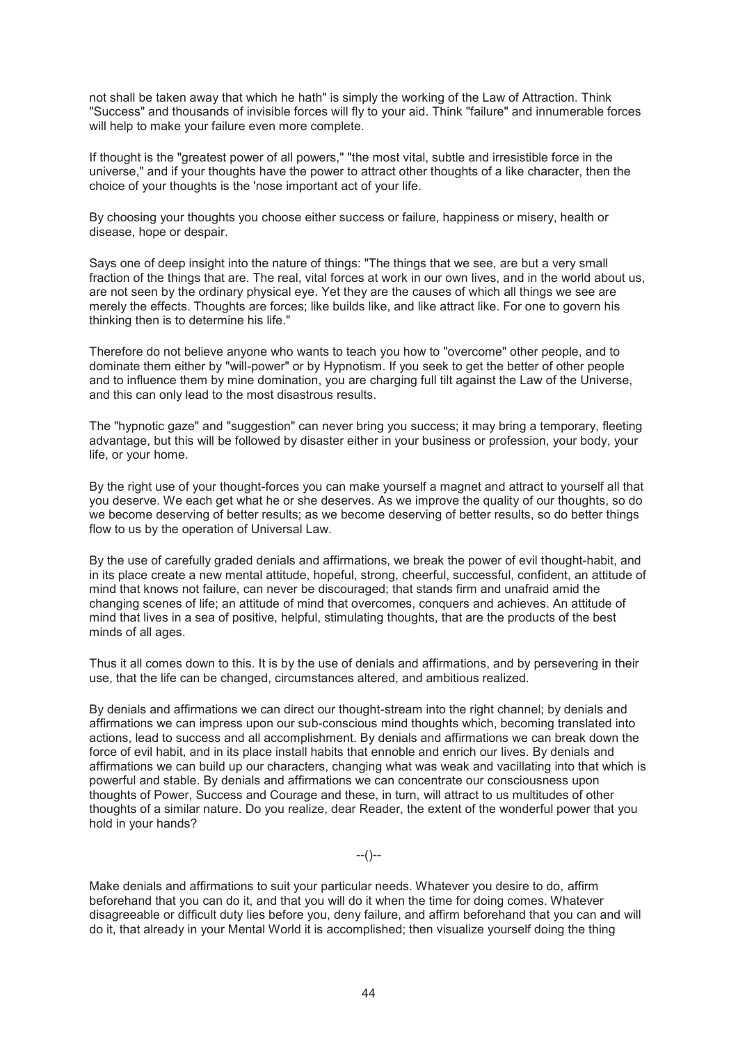not shall be taken away that which he hath" is simply the working of the Law of Attraction. Think "Success" and thousands of invisible forces will fly to your aid. Think "failure" and innumerable forces will help to make your failure even more complete.

If thought is the "greatest power of all powers," "the most vital, subtle and irresistible force in the universe," and if your thoughts have the power to attract other thoughts of a like character, then the choice of your thoughts is the 'nose important act of your life.

By choosing your thoughts you choose either success or failure, happiness or misery, health or disease, hope or despair.

Says one of deep insight into the nature of things: "The things that we see, are but a very small fraction of the things that are. The real, vital forces at work in our own lives, and in the world about us, are not seen by the ordinary physical eye. Yet they are the causes of which all things we see are merely the effects. Thoughts are forces; like builds like, and like attract like. For one to govern his thinking then is to determine his life."

Therefore do not believe anyone who wants to teach you how to "overcome" other people, and to dominate them either by "will-power" or by Hypnotism. If you seek to get the better of other people and to influence them by mine domination, you are charging full tilt against the Law of the Universe, and this can only lead to the most disastrous results.

The "hypnotic gaze" and "suggestion" can never bring you success; it may bring a temporary, fleeting advantage, but this will be followed by disaster either in your business or profession, your body, your life, or your home.

By the right use of your thought-forces you can make yourself a magnet and attract to yourself all that you deserve. We each get what he or she deserves. As we improve the quality of our thoughts, so do we become deserving of better results; as we become deserving of better results, so do better things flow to us by the operation of Universal Law.

By the use of carefully graded denials and affirmations, we break the power of evil thought-habit, and in its place create a new mental attitude, hopeful, strong, cheerful, successful, confident, an attitude of mind that knows not failure, can never be discouraged; that stands firm and unafraid amid the changing scenes of life; an attitude of mind that overcomes, conquers and achieves. An attitude of mind that lives in a sea of positive, helpful, stimulating thoughts, that are the products of the best minds of all ages.

Thus it all comes down to this. It is by the use of denials and affirmations, and by persevering in their use, that the life can be changed, circumstances altered, and ambitious realized.

By denials and affirmations we can direct our thought-stream into the right channel; by denials and affirmations we can impress upon our sub-conscious mind thoughts which, becoming translated into actions, lead to success and all accomplishment. By denials and affirmations we can break down the force of evil habit, and in its place install habits that ennoble and enrich our lives. By denials and affirmations we can build up our characters, changing what was weak and vacillating into that which is powerful and stable. By denials and affirmations we can concentrate our consciousness upon thoughts of Power, Success and Courage and these, in turn, will attract to us multitudes of other thoughts of a similar nature. Do you realize, dear Reader, the extent of the wonderful power that you hold in your hands?

--()--

Make denials and affirmations to suit your particular needs. Whatever you desire to do, affirm beforehand that you can do it, and that you will do it when the time for doing comes. Whatever disagreeable or difficult duty lies before you, deny failure, and affirm beforehand that you can and will do it, that already in your Mental World it is accomplished; then visualize yourself doing the thing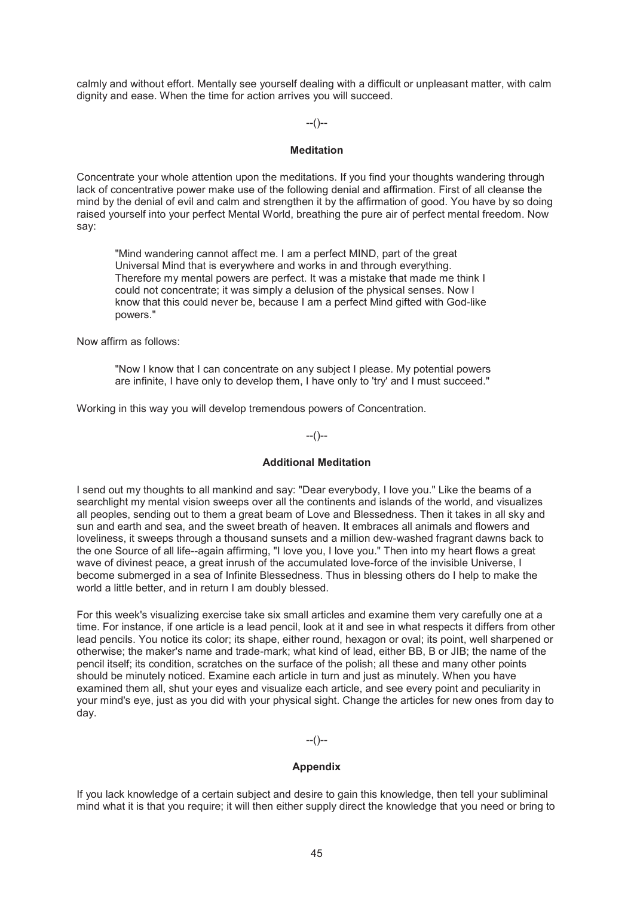calmly and without effort. Mentally see yourself dealing with a difficult or unpleasant matter, with calm dignity and ease. When the time for action arrives you will succeed.

--()--

### Meditation

Concentrate your whole attention upon the meditations. If you find your thoughts wandering through lack of concentrative power make use of the following denial and affirmation. First of all cleanse the mind by the denial of evil and calm and strengthen it by the affirmation of good. You have by so doing raised yourself into your perfect Mental World, breathing the pure air of perfect mental freedom. Now say:

> "Mind wandering cannot affect me. I am a perfect MIND, part of the great Universal Mind that is everywhere and works in and through everything. Therefore my mental powers are perfect. It was a mistake that made me think I could not concentrate; it was simply a delusion of the physical senses. Now I know that this could never be, because I am a perfect Mind gifted with God-like powers."

Now affirm as follows:

> "Now I know that I can concentrate on any subject I please. My potential powers are infinite, I have only to develop them, I have only to 'try' and I must succeed."

Working in this way you will develop tremendous powers of Concentration.

--()--

### Additional Meditation

I send out my thoughts to all mankind and say: "Dear everybody, I love you." Like the beams of a searchlight my mental vision sweeps over all the continents and islands of the world, and visualizes all peoples, sending out to them a great beam of Love and Blessedness. Then it takes in all sky and sun and earth and sea, and the sweet breath of heaven. It embraces all animals and flowers and loveliness, it sweeps through a thousand sunsets and a million dew-washed fragrant dawns back to the one Source of all life--again affirming, "I love you, I love you." Then into my heart flows a great wave of divinest peace, a great inrush of the accumulated love-force of the invisible Universe, I become submerged in a sea of Infinite Blessedness. Thus in blessing others do I help to make the world a little better, and in return I am doubly blessed.

For this week's visualizing exercise take six small articles and examine them very carefully one at a time. For instance, if one article is a lead pencil, look at it and see in what respects it differs from other lead pencils. You notice its color; its shape, either round, hexagon or oval; its point, well sharpened or otherwise; the maker's name and trade-mark; what kind of lead, either BB, B or JIB; the name of the pencil itself; its condition, scratches on the surface of the polish; all these and many other points should be minutely noticed. Examine each article in turn and just as minutely. When you have examined them all, shut your eyes and visualize each article, and see every point and peculiarity in your mind's eye, just as you did with your physical sight. Change the articles for new ones from day to day.

--()--

### Appendix

If you lack knowledge of a certain subject and desire to gain this knowledge, then tell your subliminal mind what it is that you require; it will then either supply direct the knowledge that you need or bring to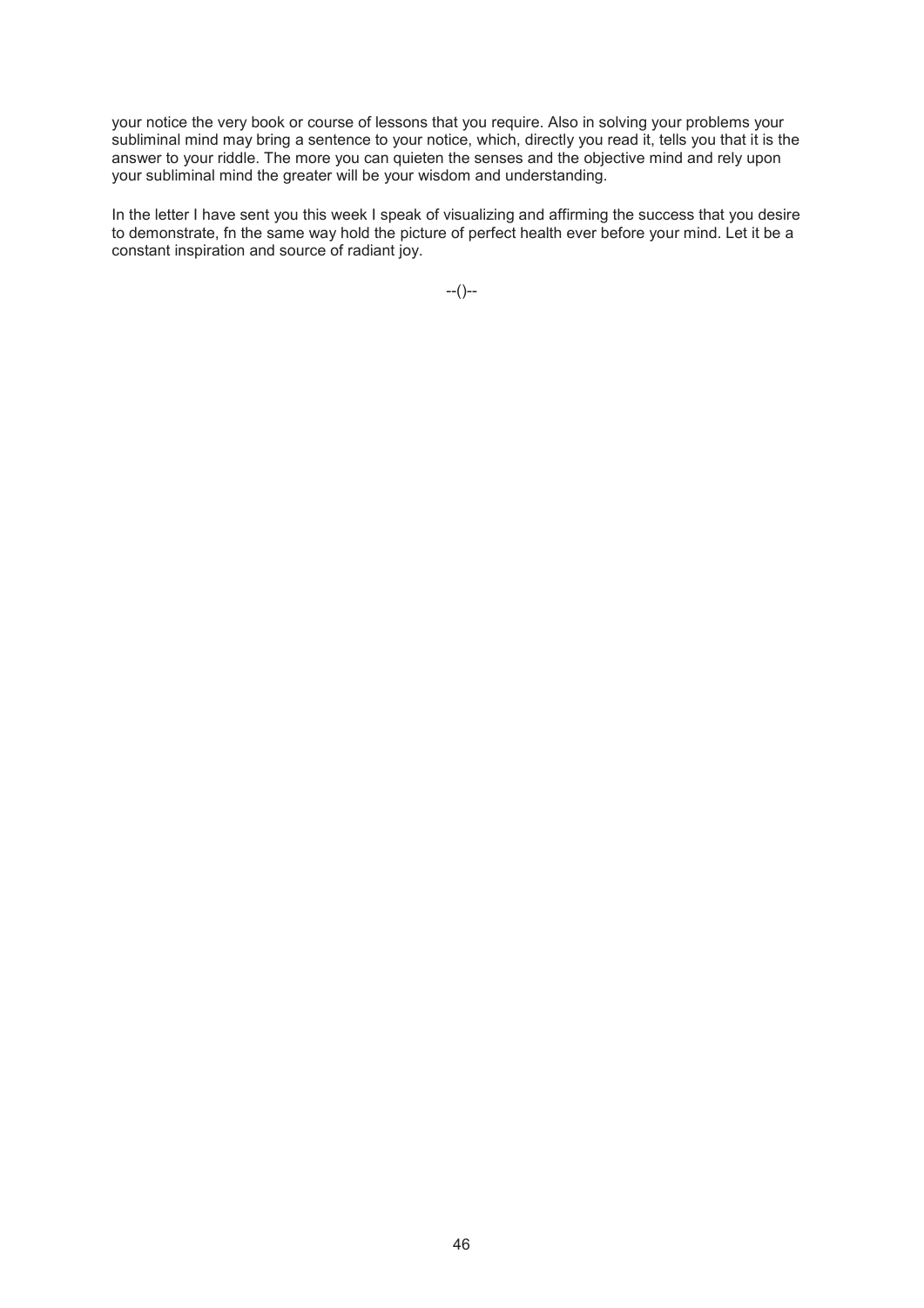your notice the very book or course of lessons that you require. Also in solving your problems your subliminal mind may bring a sentence to your notice, which, directly you read it, tells you that it is the answer to your riddle. The more you can quieten the senses and the objective mind and rely upon your subliminal mind the greater will be your wisdom and understanding.

In the letter I have sent you this week I speak of visualizing and affirming the success that you desire to demonstrate, fn the same way hold the picture of perfect health ever before your mind. Let it be a constant inspiration and source of radiant joy.

--()--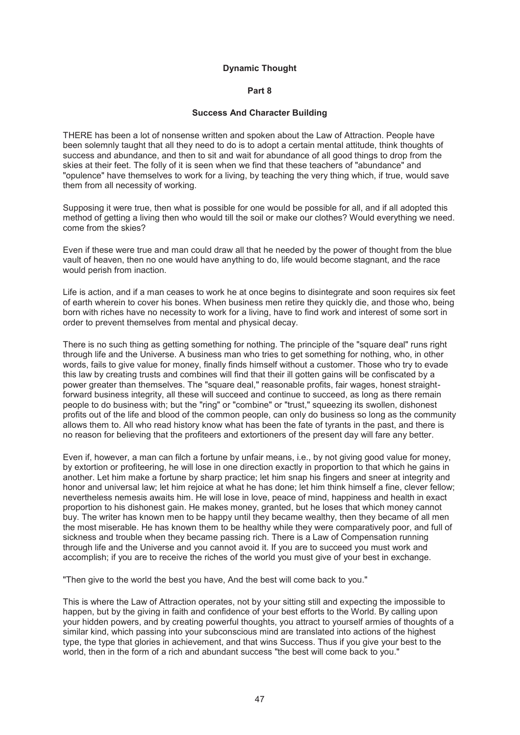# Dynamic Thought

## Part 8

### Success And Character Building

THERE has been a lot of nonsense written and spoken about the Law of Attraction. People have been solemnly taught that all they need to do is to adopt a certain mental attitude, think thoughts of success and abundance, and then to sit and wait for abundance of all good things to drop from the skies at their feet. The folly of it is seen when we find that these teachers of "abundance" and "opulence" have themselves to work for a living, by teaching the very thing which, if true, would save them from all necessity of working.

Supposing it were true, then what is possible for one would be possible for all, and if all adopted this method of getting a living then who would till the soil or make our clothes? Would everything we need. come from the skies?

Even if these were true and man could draw all that he needed by the power of thought from the blue vault of heaven, then no one would have anything to do, life would become stagnant, and the race would perish from inaction.

Life is action, and if a man ceases to work he at once begins to disintegrate and soon requires six feet of earth wherein to cover his bones. When business men retire they quickly die, and those who, being born with riches have no necessity to work for a living, have to find work and interest of some sort in order to prevent themselves from mental and physical decay.

There is no such thing as getting something for nothing. The principle of the "square deal" runs right through life and the Universe. A business man who tries to get something for nothing, who, in other words, fails to give value for money, finally finds himself without a customer. Those who try to evade this law by creating trusts and combines will find that their ill gotten gains will be confiscated by a power greater than themselves. The "square deal," reasonable profits, fair wages, honest straight-forward business integrity, all these will succeed and continue to succeed, as long as there remain people to do business with; but the "ring" or "combine" or "trust," squeezing its swollen, dishonest profits out of the life and blood of the common people, can only do business so long as the community allows them to. All who read history know what has been the fate of tyrants in the past, and there is no reason for believing that the profiteers and extortioners of the present day will fare any better.

Even if, however, a man can filch a fortune by unfair means, i.e., by not giving good value for money, by extortion or profiteering, he will lose in one direction exactly in proportion to that which he gains in another. Let him make a fortune by sharp practice; let him snap his fingers and sneer at integrity and honor and universal law; let him rejoice at what he has done; let him think himself a fine, clever fellow; nevertheless nemesis awaits him. He will lose in love, peace of mind, happiness and health in exact proportion to his dishonest gain. He makes money, granted, but he loses that which money cannot buy. The writer has known men to be happy until they became wealthy, then they became of all men the most miserable. He has known them to be healthy while they were comparatively poor, and full of sickness and trouble when they became passing rich. There is a Law of Compensation running through life and the Universe and you cannot avoid it. If you are to succeed you must work and accomplish; if you are to receive the riches of the world you must give of your best in exchange.

"Then give to the world the best you have, And the best will come back to you."

This is where the Law of Attraction operates, not by your sitting still and expecting the impossible to happen, but by the giving in faith and confidence of your best efforts to the World. By calling upon your hidden powers, and by creating powerful thoughts, you attract to yourself armies of thoughts of a similar kind, which passing into your subconscious mind are translated into actions of the highest type, the type that glories in achievement, and that wins Success. Thus if you give your best to the world, then in the form of a rich and abundant success "the best will come back to you."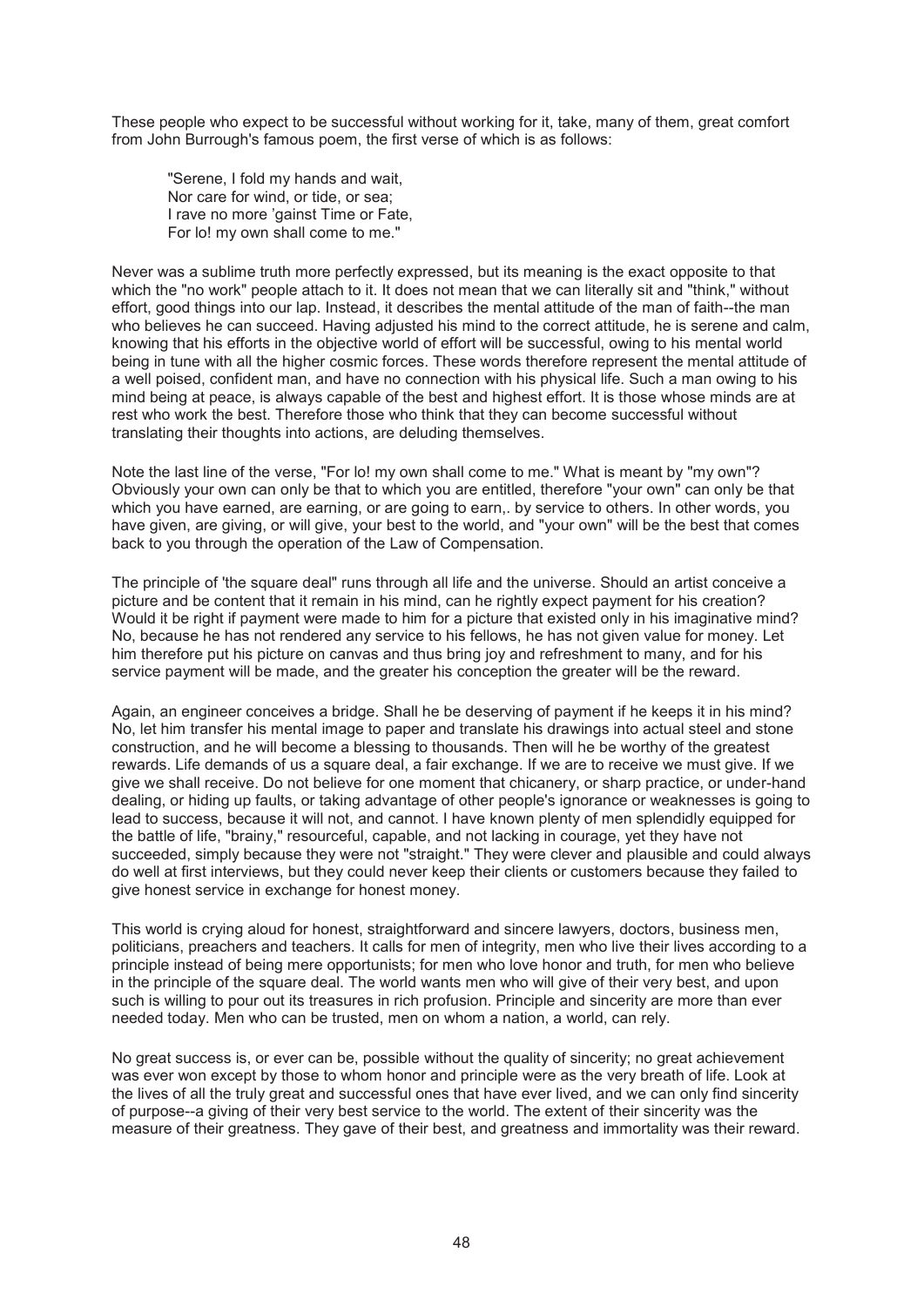These people who expect to be successful without working for it, take, many of them, great comfort from John Burrough's famous poem, the first verse of which is as follows:

> "Serene, I fold my hands and wait,
> Nor care for wind, or tide, or sea;
> I rave no more 'gainst Time or Fate,
> For lo! my own shall come to me."

Never was a sublime truth more perfectly expressed, but its meaning is the exact opposite to that which the "no work" people attach to it. It does not mean that we can literally sit and "think," without effort, good things into our lap. Instead, it describes the mental attitude of the man of faith--the man who believes he can succeed. Having adjusted his mind to the correct attitude, he is serene and calm, knowing that his efforts in the objective world of effort will be successful, owing to his mental world being in tune with all the higher cosmic forces. These words therefore represent the mental attitude of a well poised, confident man, and have no connection with his physical life. Such a man owing to his mind being at peace, is always capable of the best and highest effort. It is those whose minds are at rest who work the best. Therefore those who think that they can become successful without translating their thoughts into actions, are deluding themselves.

Note the last line of the verse, "For lo! my own shall come to me." What is meant by "my own"? Obviously your own can only be that to which you are entitled, therefore "your own" can only be that which you have earned, are earning, or are going to earn,. by service to others. In other words, you have given, are giving, or will give, your best to the world, and "your own" will be the best that comes back to you through the operation of the Law of Compensation.

The principle of 'the square deal" runs through all life and the universe. Should an artist conceive a picture and be content that it remain in his mind, can he rightly expect payment for his creation? Would it be right if payment were made to him for a picture that existed only in his imaginative mind? No, because he has not rendered any service to his fellows, he has not given value for money. Let him therefore put his picture on canvas and thus bring joy and refreshment to many, and for his service payment will be made, and the greater his conception the greater will be the reward.

Again, an engineer conceives a bridge. Shall he be deserving of payment if he keeps it in his mind? No, let him transfer his mental image to paper and translate his drawings into actual steel and stone construction, and he will become a blessing to thousands. Then will he be worthy of the greatest rewards. Life demands of us a square deal, a fair exchange. If we are to receive we must give. If we give we shall receive. Do not believe for one moment that chicanery, or sharp practice, or under-hand dealing, or hiding up faults, or taking advantage of other people's ignorance or weaknesses is going to lead to success, because it will not, and cannot. I have known plenty of men splendidly equipped for the battle of life, "brainy," resourceful, capable, and not lacking in courage, yet they have not succeeded, simply because they were not "straight." They were clever and plausible and could always do well at first interviews, but they could never keep their clients or customers because they failed to give honest service in exchange for honest money.

This world is crying aloud for honest, straightforward and sincere lawyers, doctors, business men, politicians, preachers and teachers. It calls for men of integrity, men who live their lives according to a principle instead of being mere opportunists; for men who love honor and truth, for men who believe in the principle of the square deal. The world wants men who will give of their very best, and upon such is willing to pour out its treasures in rich profusion. Principle and sincerity are more than ever needed today. Men who can be trusted, men on whom a nation, a world, can rely.

No great success is, or ever can be, possible without the quality of sincerity; no great achievement was ever won except by those to whom honor and principle were as the very breath of life. Look at the lives of all the truly great and successful ones that have ever lived, and we can only find sincerity of purpose--a giving of their very best service to the world. The extent of their sincerity was the measure of their greatness. They gave of their best, and greatness and immortality was their reward.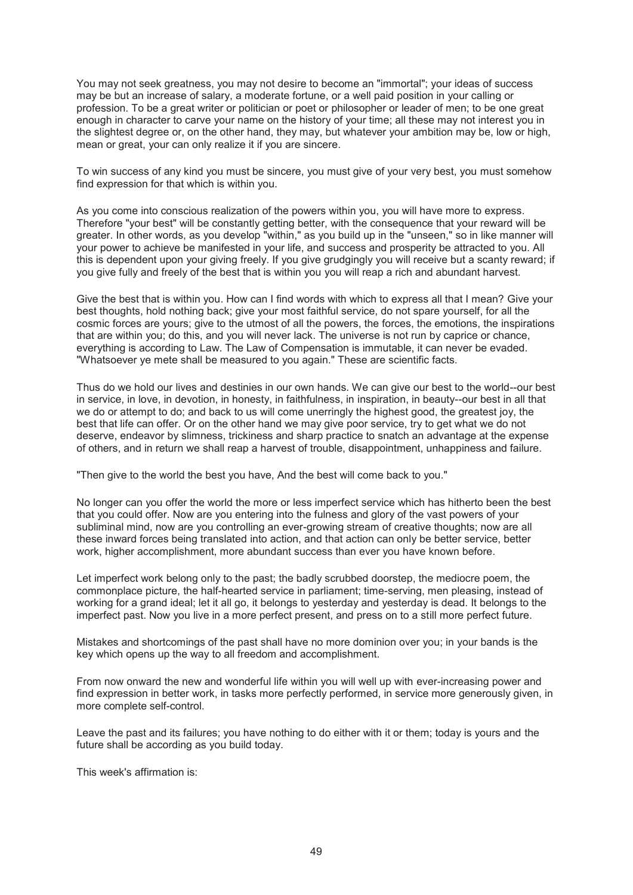You may not seek greatness, you may not desire to become an "immortal"; your ideas of success may be but an increase of salary, a moderate fortune, or a well paid position in your calling or profession. To be a great writer or politician or poet or philosopher or leader of men; to be one great enough in character to carve your name on the history of your time; all these may not interest you in the slightest degree or, on the other hand, they may, but whatever your ambition may be, low or high, mean or great, your can only realize it if you are sincere.

To win success of any kind you must be sincere, you must give of your very best, you must somehow find expression for that which is within you.

As you come into conscious realization of the powers within you, you will have more to express. Therefore "your best" will be constantly getting better, with the consequence that your reward will be greater. In other words, as you develop "within," as you build up in the "unseen," so in like manner will your power to achieve be manifested in your life, and success and prosperity be attracted to you. All this is dependent upon your giving freely. If you give grudgingly you will receive but a scanty reward; if you give fully and freely of the best that is within you you will reap a rich and abundant harvest.

Give the best that is within you. How can I find words with which to express all that I mean? Give your best thoughts, hold nothing back; give your most faithful service, do not spare yourself, for all the cosmic forces are yours; give to the utmost of all the powers, the forces, the emotions, the inspirations that are within you; do this, and you will never lack. The universe is not run by caprice or chance, everything is according to Law. The Law of Compensation is immutable, it can never be evaded. "Whatsoever ye mete shall be measured to you again." These are scientific facts.

Thus do we hold our lives and destinies in our own hands. We can give our best to the world--our best in service, in love, in devotion, in honesty, in faithfulness, in inspiration, in beauty--our best in all that we do or attempt to do; and back to us will come unerringly the highest good, the greatest joy, the best that life can offer. Or on the other hand we may give poor service, try to get what we do not deserve, endeavor by slimness, trickiness and sharp practice to snatch an advantage at the expense of others, and in return we shall reap a harvest of trouble, disappointment, unhappiness and failure.

"Then give to the world the best you have, And the best will come back to you."

No longer can you offer the world the more or less imperfect service which has hitherto been the best that you could offer. Now are you entering into the fulness and glory of the vast powers of your subliminal mind, now are you controlling an ever-growing stream of creative thoughts; now are all these inward forces being translated into action, and that action can only be better service, better work, higher accomplishment, more abundant success than ever you have known before.

Let imperfect work belong only to the past; the badly scrubbed doorstep, the mediocre poem, the commonplace picture, the half-hearted service in parliament; time-serving, men pleasing, instead of working for a grand ideal; let it all go, it belongs to yesterday and yesterday is dead. It belongs to the imperfect past. Now you live in a more perfect present, and press on to a still more perfect future.

Mistakes and shortcomings of the past shall have no more dominion over you; in your bands is the key which opens up the way to all freedom and accomplishment.

From now onward the new and wonderful life within you will well up with ever-increasing power and find expression in better work, in tasks more perfectly performed, in service more generously given, in more complete self-control.

Leave the past and its failures; you have nothing to do either with it or them; today is yours and the future shall be according as you build today.

This week's affirmation is: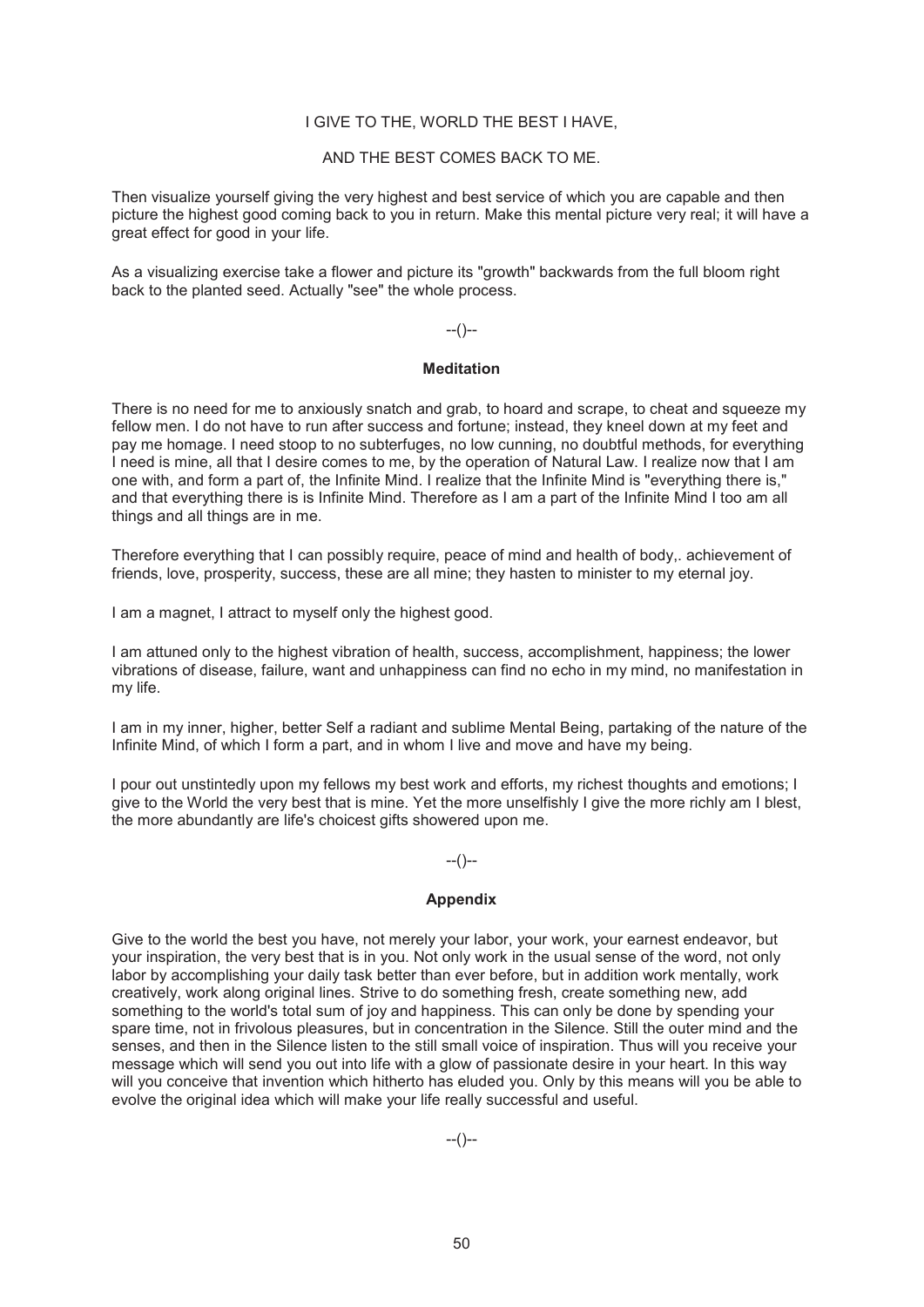I GIVE TO THE, WORLD THE BEST I HAVE,

AND THE BEST COMES BACK TO ME.

Then visualize yourself giving the very highest and best service of which you are capable and then picture the highest good coming back to you in return. Make this mental picture very real; it will have a great effect for good in your life.

As a visualizing exercise take a flower and picture its "growth" backwards from the full bloom right back to the planted seed. Actually "see" the whole process.

--()--

**Meditation**

There is no need for me to anxiously snatch and grab, to hoard and scrape, to cheat and squeeze my fellow men. I do not have to run after success and fortune; instead, they kneel down at my feet and pay me homage. I need stoop to no subterfuges, no low cunning, no doubtful methods, for everything I need is mine, all that I desire comes to me, by the operation of Natural Law. I realize now that I am one with, and form a part of, the Infinite Mind. I realize that the Infinite Mind is "everything there is," and that everything there is is Infinite Mind. Therefore as I am a part of the Infinite Mind I too am all things and all things are in me.

Therefore everything that I can possibly require, peace of mind and health of body,. achievement of friends, love, prosperity, success, these are all mine; they hasten to minister to my eternal joy.

I am a magnet, I attract to myself only the highest good.

I am attuned only to the highest vibration of health, success, accomplishment, happiness; the lower vibrations of disease, failure, want and unhappiness can find no echo in my mind, no manifestation in my life.

I am in my inner, higher, better Self a radiant and sublime Mental Being, partaking of the nature of the Infinite Mind, of which I form a part, and in whom I live and move and have my being.

I pour out unstintedly upon my fellows my best work and efforts, my richest thoughts and emotions; I give to the World the very best that is mine. Yet the more unselfishly I give the more richly am I blest, the more abundantly are life's choicest gifts showered upon me.

--()--

**Appendix**

Give to the world the best you have, not merely your labor, your work, your earnest endeavor, but your inspiration, the very best that is in you. Not only work in the usual sense of the word, not only labor by accomplishing your daily task better than ever before, but in addition work mentally, work creatively, work along original lines. Strive to do something fresh, create something new, add something to the world's total sum of joy and happiness. This can only be done by spending your spare time, not in frivolous pleasures, but in concentration in the Silence. Still the outer mind and the senses, and then in the Silence listen to the still small voice of inspiration. Thus will you receive your message which will send you out into life with a glow of passionate desire in your heart. In this way will you conceive that invention which hitherto has eluded you. Only by this means will you be able to evolve the original idea which will make your life really successful and useful.

--()--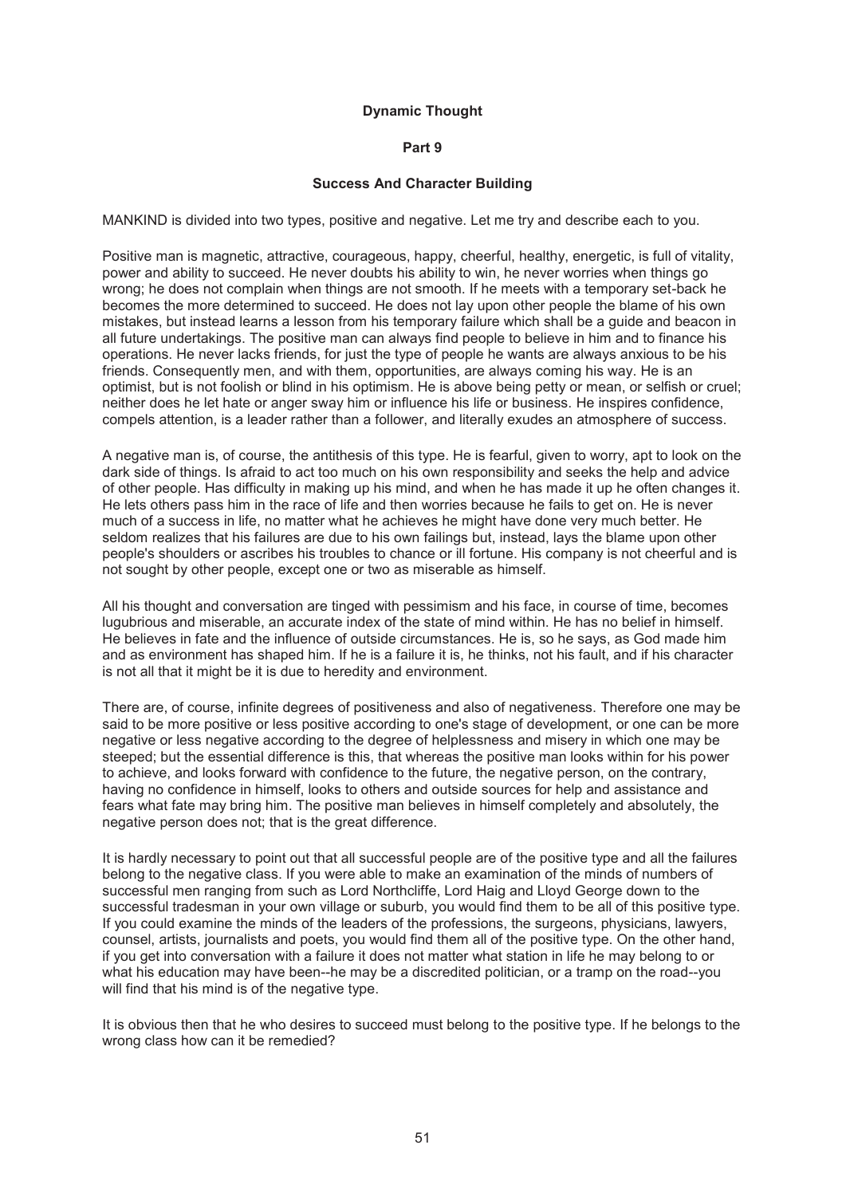# Dynamic Thought

## Part 9

### Success And Character Building

MANKIND is divided into two types, positive and negative. Let me try and describe each to you.

Positive man is magnetic, attractive, courageous, happy, cheerful, healthy, energetic, is full of vitality, power and ability to succeed. He never doubts his ability to win, he never worries when things go wrong; he does not complain when things are not smooth. If he meets with a temporary set-back he becomes the more determined to succeed. He does not lay upon other people the blame of his own mistakes, but instead learns a lesson from his temporary failure which shall be a guide and beacon in all future undertakings. The positive man can always find people to believe in him and to finance his operations. He never lacks friends, for just the type of people he wants are always anxious to be his friends. Consequently men, and with them, opportunities, are always coming his way. He is an optimist, but is not foolish or blind in his optimism. He is above being petty or mean, or selfish or cruel; neither does he let hate or anger sway him or influence his life or business. He inspires confidence, compels attention, is a leader rather than a follower, and literally exudes an atmosphere of success.

A negative man is, of course, the antithesis of this type. He is fearful, given to worry, apt to look on the dark side of things. Is afraid to act too much on his own responsibility and seeks the help and advice of other people. Has difficulty in making up his mind, and when he has made it up he often changes it. He lets others pass him in the race of life and then worries because he fails to get on. He is never much of a success in life, no matter what he achieves he might have done very much better. He seldom realizes that his failures are due to his own failings but, instead, lays the blame upon other people's shoulders or ascribes his troubles to chance or ill fortune. His company is not cheerful and is not sought by other people, except one or two as miserable as himself.

All his thought and conversation are tinged with pessimism and his face, in course of time, becomes lugubrious and miserable, an accurate index of the state of mind within. He has no belief in himself. He believes in fate and the influence of outside circumstances. He is, so he says, as God made him and as environment has shaped him. If he is a failure it is, he thinks, not his fault, and if his character is not all that it might be it is due to heredity and environment.

There are, of course, infinite degrees of positiveness and also of negativeness. Therefore one may be said to be more positive or less positive according to one's stage of development, or one can be more negative or less negative according to the degree of helplessness and misery in which one may be steeped; but the essential difference is this, that whereas the positive man looks within for his power to achieve, and looks forward with confidence to the future, the negative person, on the contrary, having no confidence in himself, looks to others and outside sources for help and assistance and fears what fate may bring him. The positive man believes in himself completely and absolutely, the negative person does not; that is the great difference.

It is hardly necessary to point out that all successful people are of the positive type and all the failures belong to the negative class. If you were able to make an examination of the minds of numbers of successful men ranging from such as Lord Northcliffe, Lord Haig and Lloyd George down to the successful tradesman in your own village or suburb, you would find them to be all of this positive type. If you could examine the minds of the leaders of the professions, the surgeons, physicians, lawyers, counsel, artists, journalists and poets, you would find them all of the positive type. On the other hand, if you get into conversation with a failure it does not matter what station in life he may belong to or what his education may have been--he may be a discredited politician, or a tramp on the road--you will find that his mind is of the negative type.

It is obvious then that he who desires to succeed must belong to the positive type. If he belongs to the wrong class how can it be remedied?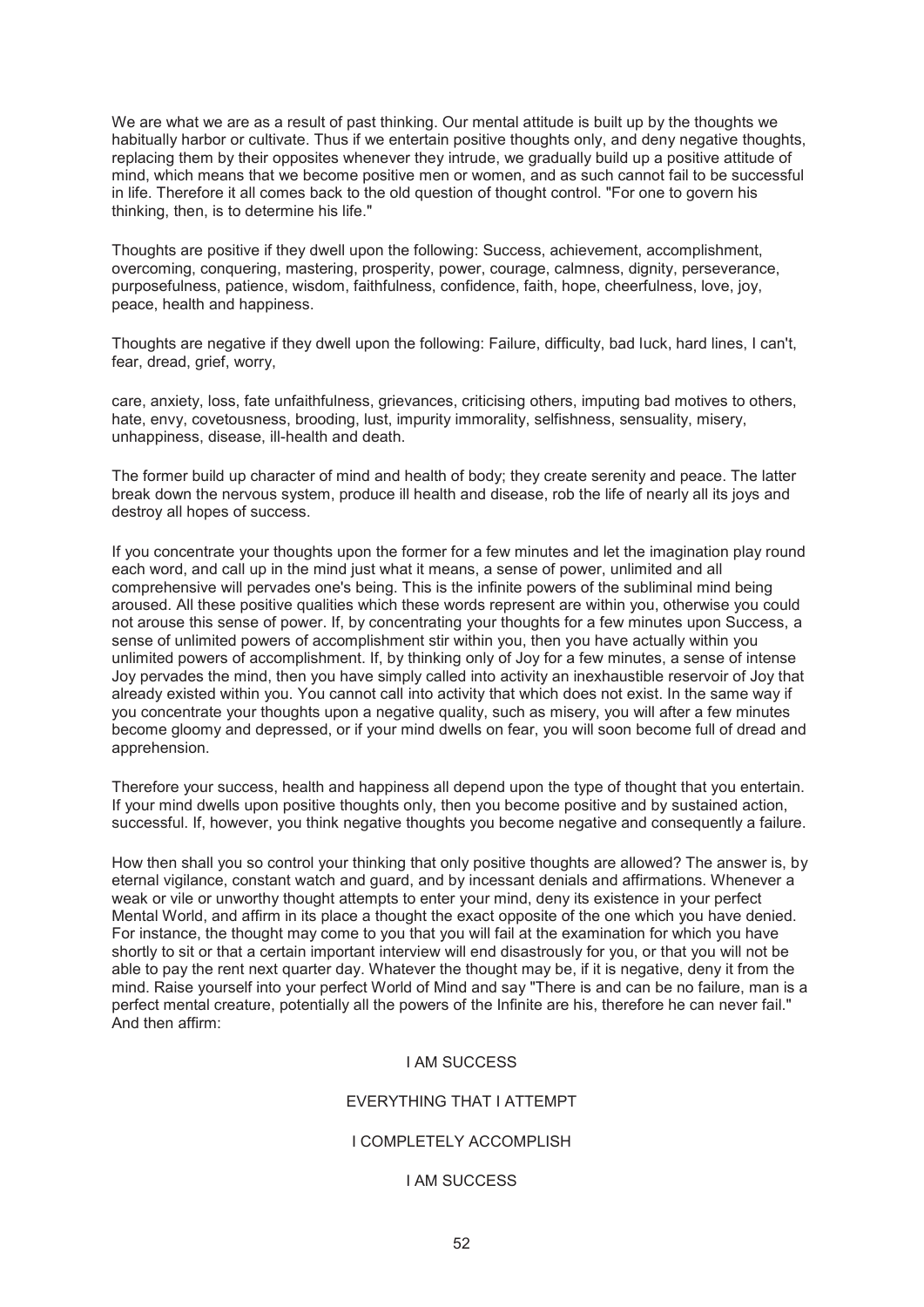We are what we are as a result of past thinking. Our mental attitude is built up by the thoughts we habitually harbor or cultivate. Thus if we entertain positive thoughts only, and deny negative thoughts, replacing them by their opposites whenever they intrude, we gradually build up a positive attitude of mind, which means that we become positive men or women, and as such cannot fail to be successful in life. Therefore it all comes back to the old question of thought control. "For one to govern his thinking, then, is to determine his life."

Thoughts are positive if they dwell upon the following: Success, achievement, accomplishment, overcoming, conquering, mastering, prosperity, power, courage, calmness, dignity, perseverance, purposefulness, patience, wisdom, faithfulness, confidence, faith, hope, cheerfulness, love, joy, peace, health and happiness.

Thoughts are negative if they dwell upon the following: Failure, difficulty, bad luck, hard lines, I can't, fear, dread, grief, worry,

care, anxiety, loss, fate unfaithfulness, grievances, criticising others, imputing bad motives to others, hate, envy, covetousness, brooding, lust, impurity immorality, selfishness, sensuality, misery, unhappiness, disease, ill-health and death.

The former build up character of mind and health of body; they create serenity and peace. The latter break down the nervous system, produce ill health and disease, rob the life of nearly all its joys and destroy all hopes of success.

If you concentrate your thoughts upon the former for a few minutes and let the imagination play round each word, and call up in the mind just what it means, a sense of power, unlimited and all comprehensive will pervades one's being. This is the infinite powers of the subliminal mind being aroused. All these positive qualities which these words represent are within you, otherwise you could not arouse this sense of power. If, by concentrating your thoughts for a few minutes upon Success, a sense of unlimited powers of accomplishment stir within you, then you have actually within you unlimited powers of accomplishment. If, by thinking only of Joy for a few minutes, a sense of intense Joy pervades the mind, then you have simply called into activity an inexhaustible reservoir of Joy that already existed within you. You cannot call into activity that which does not exist. In the same way if you concentrate your thoughts upon a negative quality, such as misery, you will after a few minutes become gloomy and depressed, or if your mind dwells on fear, you will soon become full of dread and apprehension.

Therefore your success, health and happiness all depend upon the type of thought that you entertain. If your mind dwells upon positive thoughts only, then you become positive and by sustained action, successful. If, however, you think negative thoughts you become negative and consequently a failure.

How then shall you so control your thinking that only positive thoughts are allowed? The answer is, by eternal vigilance, constant watch and guard, and by incessant denials and affirmations. Whenever a weak or vile or unworthy thought attempts to enter your mind, deny its existence in your perfect Mental World, and affirm in its place a thought the exact opposite of the one which you have denied. For instance, the thought may come to you that you will fail at the examination for which you have shortly to sit or that a certain important interview will end disastrously for you, or that you will not be able to pay the rent next quarter day. Whatever the thought may be, if it is negative, deny it from the mind. Raise yourself into your perfect World of Mind and say "There is and can be no failure, man is a perfect mental creature, potentially all the powers of the Infinite are his, therefore he can never fail." And then affirm:

I AM SUCCESS

EVERYTHING THAT I ATTEMPT

I COMPLETELY ACCOMPLISH

I AM SUCCESS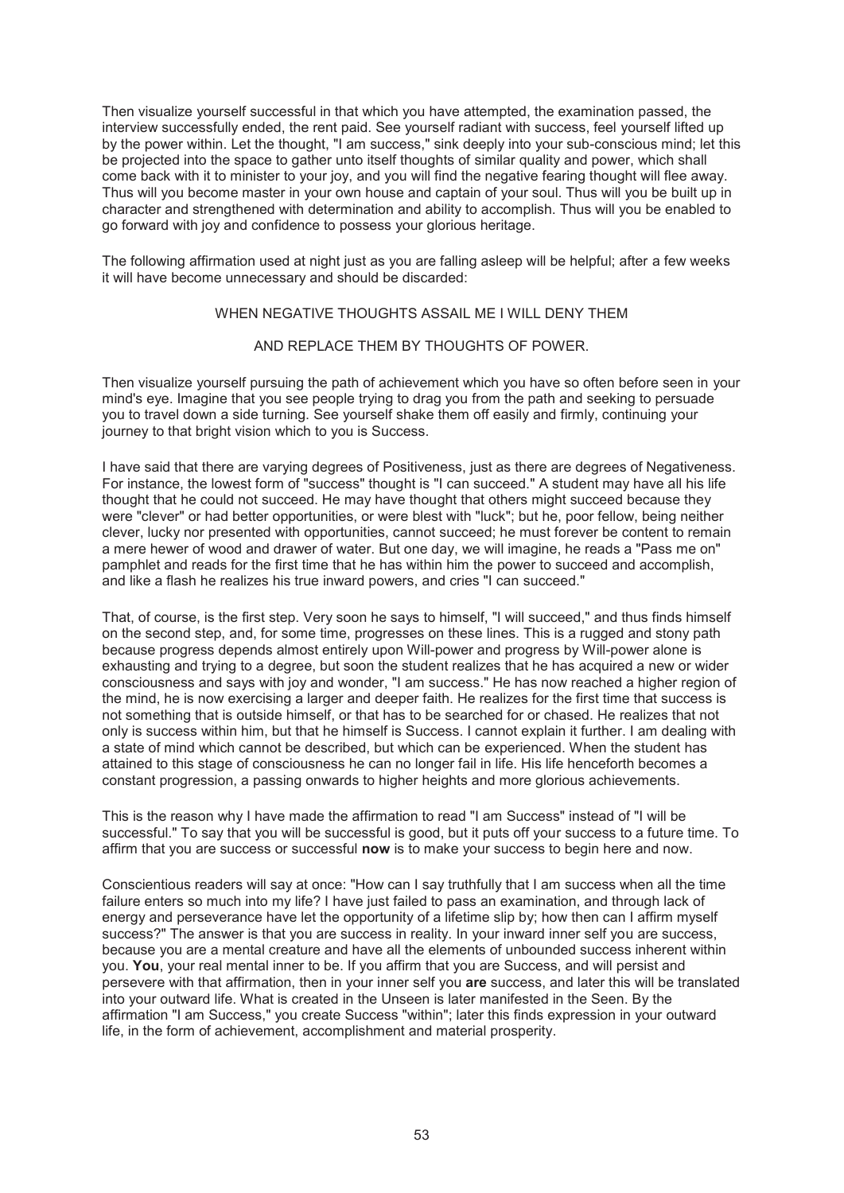Then visualize yourself successful in that which you have attempted, the examination passed, the interview successfully ended, the rent paid. See yourself radiant with success, feel yourself lifted up by the power within. Let the thought, "I am success," sink deeply into your sub-conscious mind; let this be projected into the space to gather unto itself thoughts of similar quality and power, which shall come back with it to minister to your joy, and you will find the negative fearing thought will flee away. Thus will you become master in your own house and captain of your soul. Thus will you be built up in character and strengthened with determination and ability to accomplish. Thus will you be enabled to go forward with joy and confidence to possess your glorious heritage.

The following affirmation used at night just as you are falling asleep will be helpful; after a few weeks it will have become unnecessary and should be discarded:

WHEN NEGATIVE THOUGHTS ASSAIL ME I WILL DENY THEM

AND REPLACE THEM BY THOUGHTS OF POWER.

Then visualize yourself pursuing the path of achievement which you have so often before seen in your mind's eye. Imagine that you see people trying to drag you from the path and seeking to persuade you to travel down a side turning. See yourself shake them off easily and firmly, continuing your journey to that bright vision which to you is Success.

I have said that there are varying degrees of Positiveness, just as there are degrees of Negativeness. For instance, the lowest form of "success" thought is "I can succeed." A student may have all his life thought that he could not succeed. He may have thought that others might succeed because they were "clever" or had better opportunities, or were blest with "luck"; but he, poor fellow, being neither clever, lucky nor presented with opportunities, cannot succeed; he must forever be content to remain a mere hewer of wood and drawer of water. But one day, we will imagine, he reads a "Pass me on" pamphlet and reads for the first time that he has within him the power to succeed and accomplish, and like a flash he realizes his true inward powers, and cries "I can succeed."

That, of course, is the first step. Very soon he says to himself, "I will succeed," and thus finds himself on the second step, and, for some time, progresses on these lines. This is a rugged and stony path because progress depends almost entirely upon Will-power and progress by Will-power alone is exhausting and trying to a degree, but soon the student realizes that he has acquired a new or wider consciousness and says with joy and wonder, "I am success." He has now reached a higher region of the mind, he is now exercising a larger and deeper faith. He realizes for the first time that success is not something that is outside himself, or that has to be searched for or chased. He realizes that not only is success within him, but that he himself is Success. I cannot explain it further. I am dealing with a state of mind which cannot be described, but which can be experienced. When the student has attained to this stage of consciousness he can no longer fail in life. His life henceforth becomes a constant progression, a passing onwards to higher heights and more glorious achievements.

This is the reason why I have made the affirmation to read "I am Success" instead of "I will be successful." To say that you will be successful is good, but it puts off your success to a future time. To affirm that you are success or successful **now** is to make your success to begin here and now.

Conscientious readers will say at once: "How can I say truthfully that I am success when all the time failure enters so much into my life? I have just failed to pass an examination, and through lack of energy and perseverance have let the opportunity of a lifetime slip by; how then can I affirm myself success?" The answer is that you are success in reality. In your inward inner self you are success, because you are a mental creature and have all the elements of unbounded success inherent within you. **You**, your real mental inner to be. If you affirm that you are Success, and will persist and persevere with that affirmation, then in your inner self you **are** success, and later this will be translated into your outward life. What is created in the Unseen is later manifested in the Seen. By the affirmation "I am Success," you create Success "within"; later this finds expression in your outward life, in the form of achievement, accomplishment and material prosperity.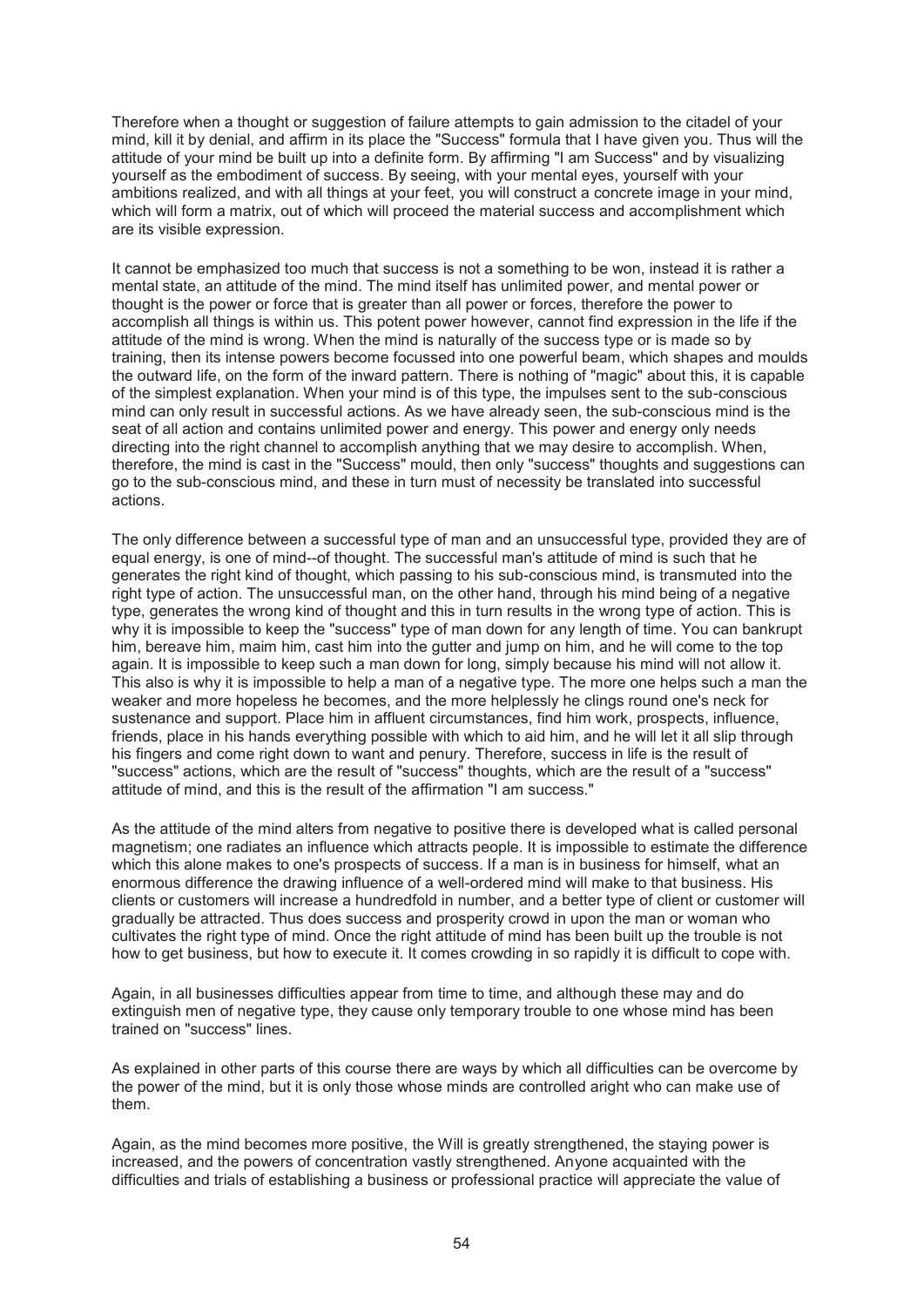Therefore when a thought or suggestion of failure attempts to gain admission to the citadel of your mind, kill it by denial, and affirm in its place the "Success" formula that I have given you. Thus will the attitude of your mind be built up into a definite form. By affirming "I am Success" and by visualizing yourself as the embodiment of success. By seeing, with your mental eyes, yourself with your ambitions realized, and with all things at your feet, you will construct a concrete image in your mind, which will form a matrix, out of which will proceed the material success and accomplishment which are its visible expression.

It cannot be emphasized too much that success is not a something to be won, instead it is rather a mental state, an attitude of the mind. The mind itself has unlimited power, and mental power or thought is the power or force that is greater than all power or forces, therefore the power to accomplish all things is within us. This potent power however, cannot find expression in the life if the attitude of the mind is wrong. When the mind is naturally of the success type or is made so by training, then its intense powers become focussed into one powerful beam, which shapes and moulds the outward life, on the form of the inward pattern. There is nothing of "magic" about this, it is capable of the simplest explanation. When your mind is of this type, the impulses sent to the sub-conscious mind can only result in successful actions. As we have already seen, the sub-conscious mind is the seat of all action and contains unlimited power and energy. This power and energy only needs directing into the right channel to accomplish anything that we may desire to accomplish. When, therefore, the mind is cast in the "Success" mould, then only "success" thoughts and suggestions can go to the sub-conscious mind, and these in turn must of necessity be translated into successful actions.

The only difference between a successful type of man and an unsuccessful type, provided they are of equal energy, is one of mind--of thought. The successful man's attitude of mind is such that he generates the right kind of thought, which passing to his sub-conscious mind, is transmuted into the right type of action. The unsuccessful man, on the other hand, through his mind being of a negative type, generates the wrong kind of thought and this in turn results in the wrong type of action. This is why it is impossible to keep the "success" type of man down for any length of time. You can bankrupt him, bereave him, maim him, cast him into the gutter and jump on him, and he will come to the top again. It is impossible to keep such a man down for long, simply because his mind will not allow it. This also is why it is impossible to help a man of a negative type. The more one helps such a man the weaker and more hopeless he becomes, and the more helplessly he clings round one's neck for sustenance and support. Place him in affluent circumstances, find him work, prospects, influence, friends, place in his hands everything possible with which to aid him, and he will let it all slip through his fingers and come right down to want and penury. Therefore, success in life is the result of "success" actions, which are the result of "success" thoughts, which are the result of a "success" attitude of mind, and this is the result of the affirmation "I am success."

As the attitude of the mind alters from negative to positive there is developed what is called personal magnetism; one radiates an influence which attracts people. It is impossible to estimate the difference which this alone makes to one's prospects of success. If a man is in business for himself, what an enormous difference the drawing influence of a well-ordered mind will make to that business. His clients or customers will increase a hundredfold in number, and a better type of client or customer will gradually be attracted. Thus does success and prosperity crowd in upon the man or woman who cultivates the right type of mind. Once the right attitude of mind has been built up the trouble is not how to get business, but how to execute it. It comes crowding in so rapidly it is difficult to cope with.

Again, in all businesses difficulties appear from time to time, and although these may and do extinguish men of negative type, they cause only temporary trouble to one whose mind has been trained on "success" lines.

As explained in other parts of this course there are ways by which all difficulties can be overcome by the power of the mind, but it is only those whose minds are controlled aright who can make use of them.

Again, as the mind becomes more positive, the Will is greatly strengthened, the staying power is increased, and the powers of concentration vastly strengthened. Anyone acquainted with the difficulties and trials of establishing a business or professional practice will appreciate the value of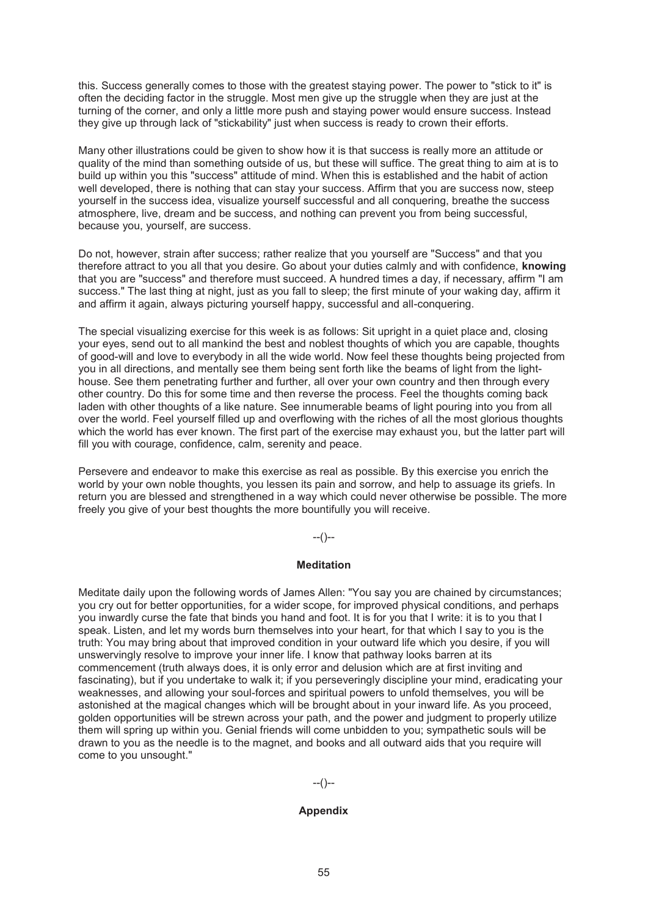this. Success generally comes to those with the greatest staying power. The power to "stick to it" is often the deciding factor in the struggle. Most men give up the struggle when they are just at the turning of the corner, and only a little more push and staying power would ensure success. Instead they give up through lack of "stickability" just when success is ready to crown their efforts.

Many other illustrations could be given to show how it is that success is really more an attitude or quality of the mind than something outside of us, but these will suffice. The great thing to aim at is to build up within you this "success" attitude of mind. When this is established and the habit of action well developed, there is nothing that can stay your success. Affirm that you are success now, steep yourself in the success idea, visualize yourself successful and all conquering, breathe the success atmosphere, live, dream and be success, and nothing can prevent you from being successful, because you, yourself, are success.

Do not, however, strain after success; rather realize that you yourself are "Success" and that you therefore attract to you all that you desire. Go about your duties calmly and with confidence, **knowing** that you are "success" and therefore must succeed. A hundred times a day, if necessary, affirm "I am success." The last thing at night, just as you fall to sleep; the first minute of your waking day, affirm it and affirm it again, always picturing yourself happy, successful and all-conquering.

The special visualizing exercise for this week is as follows: Sit upright in a quiet place and, closing your eyes, send out to all mankind the best and noblest thoughts of which you are capable, thoughts of good-will and love to everybody in all the wide world. Now feel these thoughts being projected from you in all directions, and mentally see them being sent forth like the beams of light from the light-house. See them penetrating further and further, all over your own country and then through every other country. Do this for some time and then reverse the process. Feel the thoughts coming back laden with other thoughts of a like nature. See innumerable beams of light pouring into you from all over the world. Feel yourself filled up and overflowing with the riches of all the most glorious thoughts which the world has ever known. The first part of the exercise may exhaust you, but the latter part will fill you with courage, confidence, calm, serenity and peace.

Persevere and endeavor to make this exercise as real as possible. By this exercise you enrich the world by your own noble thoughts, you lessen its pain and sorrow, and help to assuage its griefs. In return you are blessed and strengthened in a way which could never otherwise be possible. The more freely you give of your best thoughts the more bountifully you will receive.

--()--

### Meditation

Meditate daily upon the following words of James Allen: "You say you are chained by circumstances; you cry out for better opportunities, for a wider scope, for improved physical conditions, and perhaps you inwardly curse the fate that binds you hand and foot. It is for you that I write: it is to you that I speak. Listen, and let my words burn themselves into your heart, for that which I say to you is the truth: You may bring about that improved condition in your outward life which you desire, if you will unswervingly resolve to improve your inner life. I know that pathway looks barren at its commencement (truth always does, it is only error and delusion which are at first inviting and fascinating), but if you undertake to walk it; if you perseveringly discipline your mind, eradicating your weaknesses, and allowing your soul-forces and spiritual powers to unfold themselves, you will be astonished at the magical changes which will be brought about in your inward life. As you proceed, golden opportunities will be strewn across your path, and the power and judgment to properly utilize them will spring up within you. Genial friends will come unbidden to you; sympathetic souls will be drawn to you as the needle is to the magnet, and books and all outward aids that you require will come to you unsought."

--()--

### Appendix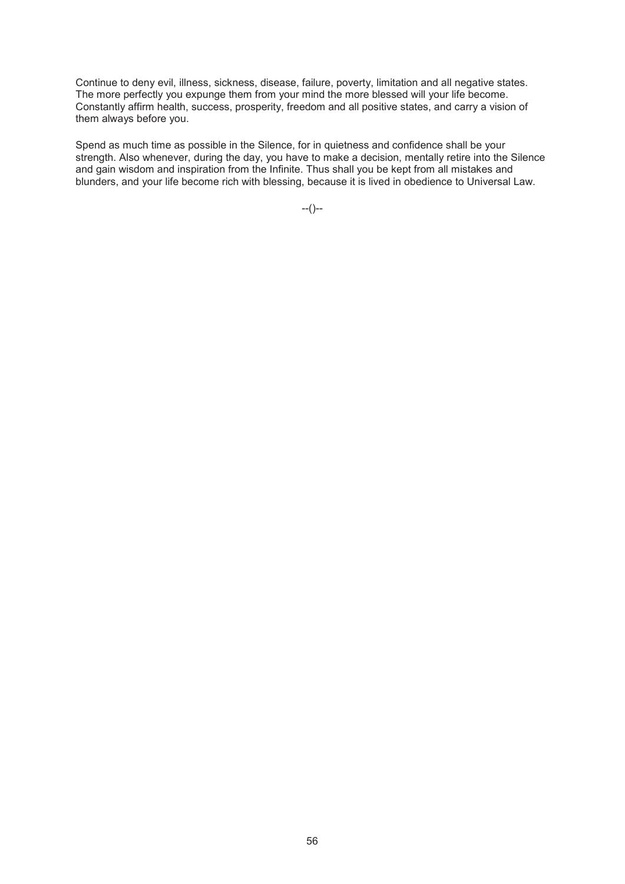Continue to deny evil, illness, sickness, disease, failure, poverty, limitation and all negative states. The more perfectly you expunge them from your mind the more blessed will your life become. Constantly affirm health, success, prosperity, freedom and all positive states, and carry a vision of them always before you.

Spend as much time as possible in the Silence, for in quietness and confidence shall be your strength. Also whenever, during the day, you have to make a decision, mentally retire into the Silence and gain wisdom and inspiration from the Infinite. Thus shall you be kept from all mistakes and blunders, and your life become rich with blessing, because it is lived in obedience to Universal Law.

--()--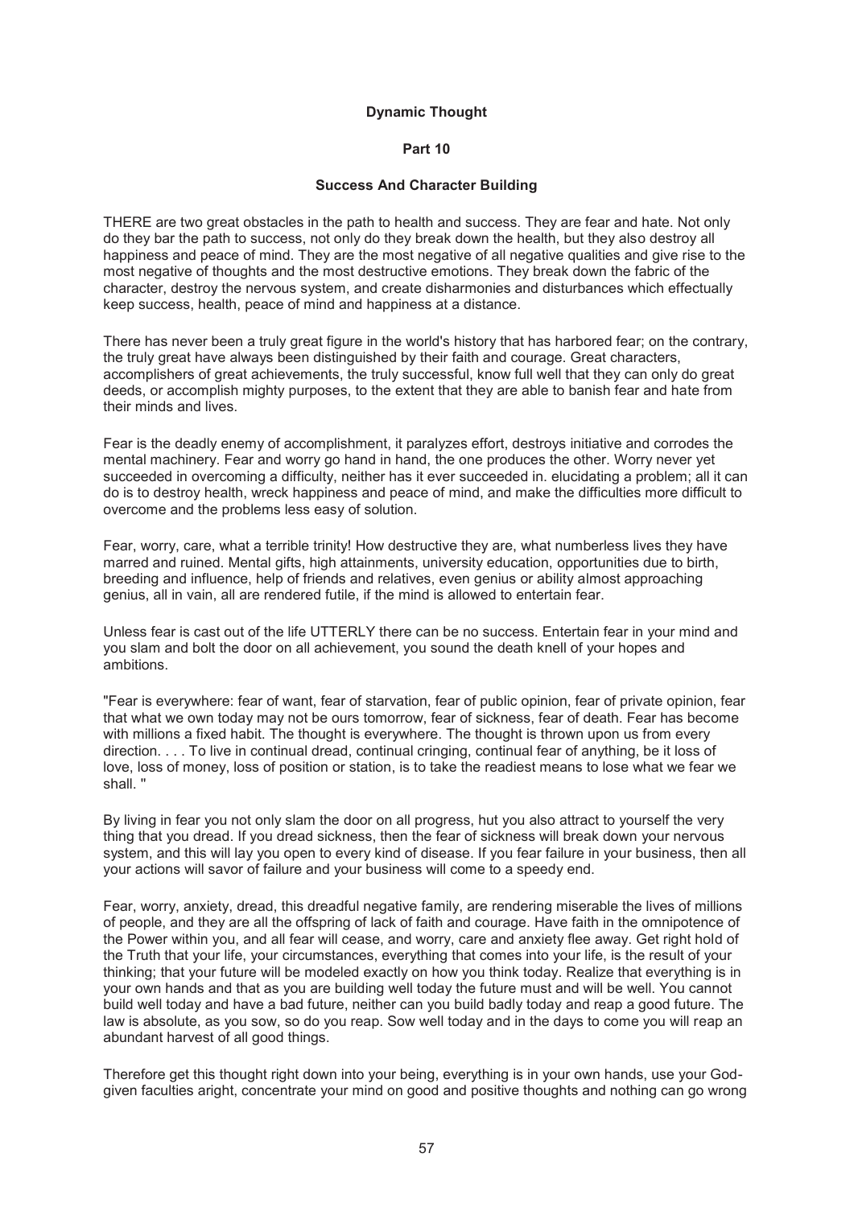# Dynamic Thought

## Part 10

### Success And Character Building

THERE are two great obstacles in the path to health and success. They are fear and hate. Not only do they bar the path to success, not only do they break down the health, but they also destroy all happiness and peace of mind. They are the most negative of all negative qualities and give rise to the most negative of thoughts and the most destructive emotions. They break down the fabric of the character, destroy the nervous system, and create disharmonies and disturbances which effectually keep success, health, peace of mind and happiness at a distance.

There has never been a truly great figure in the world's history that has harbored fear; on the contrary, the truly great have always been distinguished by their faith and courage. Great characters, accomplishers of great achievements, the truly successful, know full well that they can only do great deeds, or accomplish mighty purposes, to the extent that they are able to banish fear and hate from their minds and lives.

Fear is the deadly enemy of accomplishment, it paralyzes effort, destroys initiative and corrodes the mental machinery. Fear and worry go hand in hand, the one produces the other. Worry never yet succeeded in overcoming a difficulty, neither has it ever succeeded in. elucidating a problem; all it can do is to destroy health, wreck happiness and peace of mind, and make the difficulties more difficult to overcome and the problems less easy of solution.

Fear, worry, care, what a terrible trinity! How destructive they are, what numberless lives they have marred and ruined. Mental gifts, high attainments, university education, opportunities due to birth, breeding and influence, help of friends and relatives, even genius or ability almost approaching genius, all in vain, all are rendered futile, if the mind is allowed to entertain fear.

Unless fear is cast out of the life UTTERLY there can be no success. Entertain fear in your mind and you slam and bolt the door on all achievement, you sound the death knell of your hopes and ambitions.

"Fear is everywhere: fear of want, fear of starvation, fear of public opinion, fear of private opinion, fear that what we own today may not be ours tomorrow, fear of sickness, fear of death. Fear has become with millions a fixed habit. The thought is everywhere. The thought is thrown upon us from every direction. . . . To live in continual dread, continual cringing, continual fear of anything, be it loss of love, loss of money, loss of position or station, is to take the readiest means to lose what we fear we shall. "

By living in fear you not only slam the door on all progress, hut you also attract to yourself the very thing that you dread. If you dread sickness, then the fear of sickness will break down your nervous system, and this will lay you open to every kind of disease. If you fear failure in your business, then all your actions will savor of failure and your business will come to a speedy end.

Fear, worry, anxiety, dread, this dreadful negative family, are rendering miserable the lives of millions of people, and they are all the offspring of lack of faith and courage. Have faith in the omnipotence of the Power within you, and all fear will cease, and worry, care and anxiety flee away. Get right hold of the Truth that your life, your circumstances, everything that comes into your life, is the result of your thinking; that your future will be modeled exactly on how you think today. Realize that everything is in your own hands and that as you are building well today the future must and will be well. You cannot build well today and have a bad future, neither can you build badly today and reap a good future. The law is absolute, as you sow, so do you reap. Sow well today and in the days to come you will reap an abundant harvest of all good things.

Therefore get this thought right down into your being, everything is in your own hands, use your God-given faculties aright, concentrate your mind on good and positive thoughts and nothing can go wrong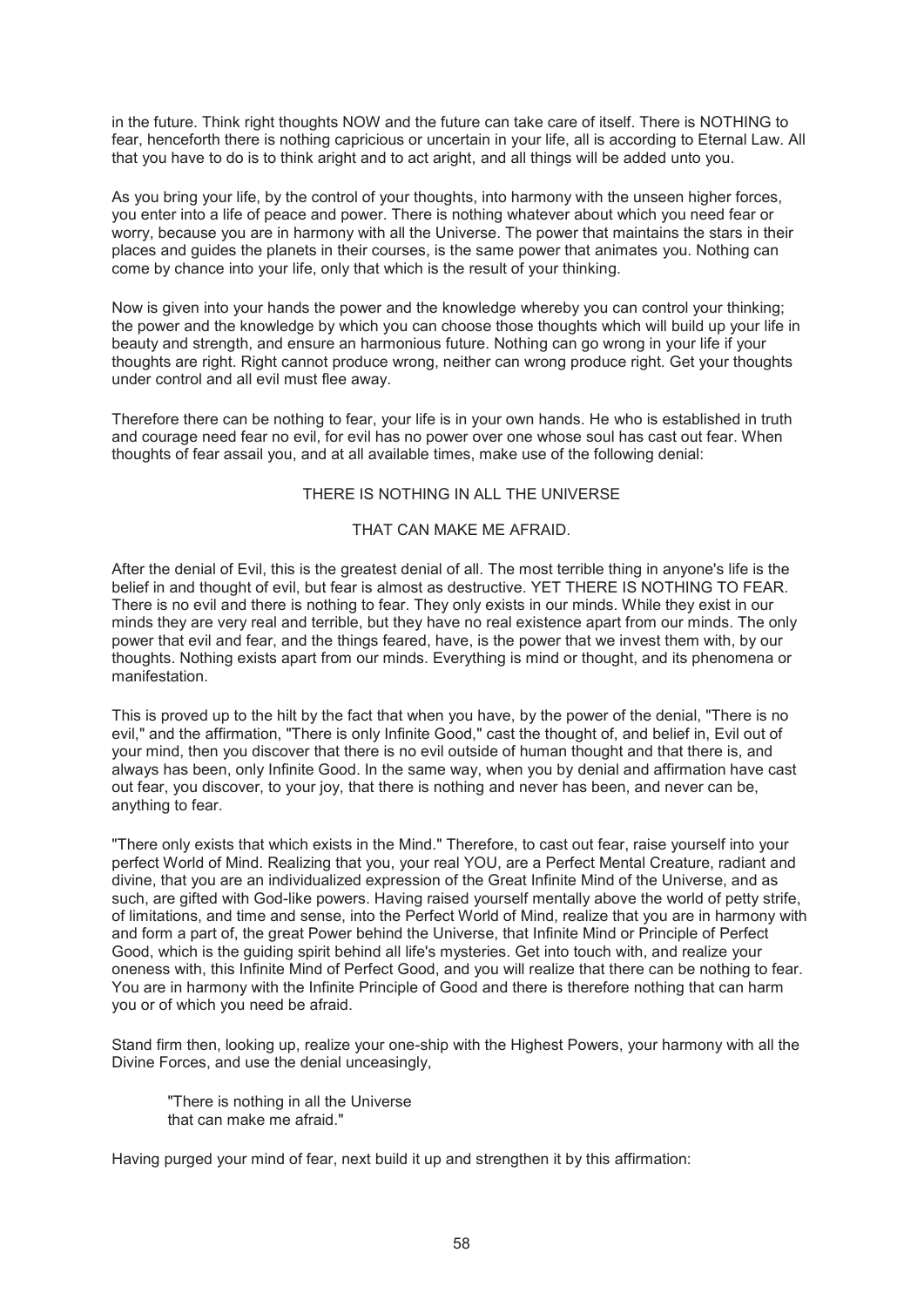in the future. Think right thoughts NOW and the future can take care of itself. There is NOTHING to fear, henceforth there is nothing capricious or uncertain in your life, all is according to Eternal Law. All that you have to do is to think aright and to act aright, and all things will be added unto you.

As you bring your life, by the control of your thoughts, into harmony with the unseen higher forces, you enter into a life of peace and power. There is nothing whatever about which you need fear or worry, because you are in harmony with all the Universe. The power that maintains the stars in their places and guides the planets in their courses, is the same power that animates you. Nothing can come by chance into your life, only that which is the result of your thinking.

Now is given into your hands the power and the knowledge whereby you can control your thinking; the power and the knowledge by which you can choose those thoughts which will build up your life in beauty and strength, and ensure an harmonious future. Nothing can go wrong in your life if your thoughts are right. Right cannot produce wrong, neither can wrong produce right. Get your thoughts under control and all evil must flee away.

Therefore there can be nothing to fear, your life is in your own hands. He who is established in truth and courage need fear no evil, for evil has no power over one whose soul has cast out fear. When thoughts of fear assail you, and at all available times, make use of the following denial:

THERE IS NOTHING IN ALL THE UNIVERSE

THAT CAN MAKE ME AFRAID.

After the denial of Evil, this is the greatest denial of all. The most terrible thing in anyone's life is the belief in and thought of evil, but fear is almost as destructive. YET THERE IS NOTHING TO FEAR. There is no evil and there is nothing to fear. They only exists in our minds. While they exist in our minds they are very real and terrible, but they have no real existence apart from our minds. The only power that evil and fear, and the things feared, have, is the power that we invest them with, by our thoughts. Nothing exists apart from our minds. Everything is mind or thought, and its phenomena or manifestation.

This is proved up to the hilt by the fact that when you have, by the power of the denial, "There is no evil," and the affirmation, "There is only Infinite Good," cast the thought of, and belief in, Evil out of your mind, then you discover that there is no evil outside of human thought and that there is, and always has been, only Infinite Good. In the same way, when you by denial and affirmation have cast out fear, you discover, to your joy, that there is nothing and never has been, and never can be, anything to fear.

"There only exists that which exists in the Mind." Therefore, to cast out fear, raise yourself into your perfect World of Mind. Realizing that you, your real YOU, are a Perfect Mental Creature, radiant and divine, that you are an individualized expression of the Great Infinite Mind of the Universe, and as such, are gifted with God-like powers. Having raised yourself mentally above the world of petty strife, of limitations, and time and sense, into the Perfect World of Mind, realize that you are in harmony with and form a part of, the great Power behind the Universe, that Infinite Mind or Principle of Perfect Good, which is the guiding spirit behind all life's mysteries. Get into touch with, and realize your oneness with, this Infinite Mind of Perfect Good, and you will realize that there can be nothing to fear. You are in harmony with the Infinite Principle of Good and there is therefore nothing that can harm you or of which you need be afraid.

Stand firm then, looking up, realize your one-ship with the Highest Powers, your harmony with all the Divine Forces, and use the denial unceasingly,

> "There is nothing in all the Universe
> that can make me afraid."

Having purged your mind of fear, next build it up and strengthen it by this affirmation: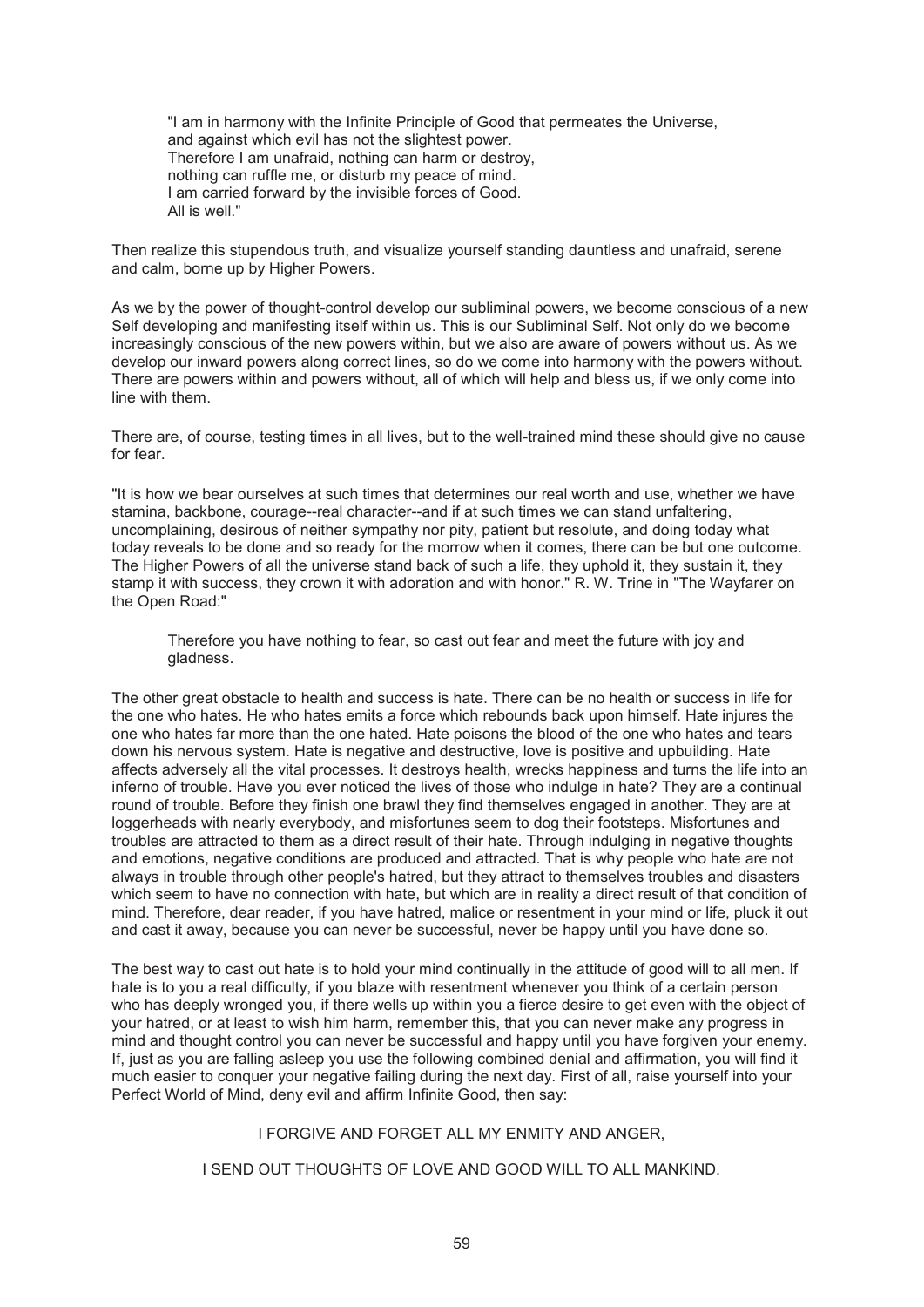> "I am in harmony with the Infinite Principle of Good that permeates the Universe,
> and against which evil has not the slightest power.
> Therefore I am unafraid, nothing can harm or destroy,
> nothing can ruffle me, or disturb my peace of mind.
> I am carried forward by the invisible forces of Good.
> All is well."

Then realize this stupendous truth, and visualize yourself standing dauntless and unafraid, serene and calm, borne up by Higher Powers.

As we by the power of thought-control develop our subliminal powers, we become conscious of a new Self developing and manifesting itself within us. This is our Subliminal Self. Not only do we become increasingly conscious of the new powers within, but we also are aware of powers without us. As we develop our inward powers along correct lines, so do we come into harmony with the powers without. There are powers within and powers without, all of which will help and bless us, if we only come into line with them.

There are, of course, testing times in all lives, but to the well-trained mind these should give no cause for fear.

"It is how we bear ourselves at such times that determines our real worth and use, whether we have stamina, backbone, courage--real character--and if at such times we can stand unfaltering, uncomplaining, desirous of neither sympathy nor pity, patient but resolute, and doing today what today reveals to be done and so ready for the morrow when it comes, there can be but one outcome. The Higher Powers of all the universe stand back of such a life, they uphold it, they sustain it, they stamp it with success, they crown it with adoration and with honor." R. W. Trine in "The Wayfarer on the Open Road:"

> Therefore you have nothing to fear, so cast out fear and meet the future with joy and gladness.

The other great obstacle to health and success is hate. There can be no health or success in life for the one who hates. He who hates emits a force which rebounds back upon himself. Hate injures the one who hates far more than the one hated. Hate poisons the blood of the one who hates and tears down his nervous system. Hate is negative and destructive, love is positive and upbuilding. Hate affects adversely all the vital processes. It destroys health, wrecks happiness and turns the life into an inferno of trouble. Have you ever noticed the lives of those who indulge in hate? They are a continual round of trouble. Before they finish one brawl they find themselves engaged in another. They are at loggerheads with nearly everybody, and misfortunes seem to dog their footsteps. Misfortunes and troubles are attracted to them as a direct result of their hate. Through indulging in negative thoughts and emotions, negative conditions are produced and attracted. That is why people who hate are not always in trouble through other people's hatred, but they attract to themselves troubles and disasters which seem to have no connection with hate, but which are in reality a direct result of that condition of mind. Therefore, dear reader, if you have hatred, malice or resentment in your mind or life, pluck it out and cast it away, because you can never be successful, never be happy until you have done so.

The best way to cast out hate is to hold your mind continually in the attitude of good will to all men. If hate is to you a real difficulty, if you blaze with resentment whenever you think of a certain person who has deeply wronged you, if there wells up within you a fierce desire to get even with the object of your hatred, or at least to wish him harm, remember this, that you can never make any progress in mind and thought control you can never be successful and happy until you have forgiven your enemy. If, just as you are falling asleep you use the following combined denial and affirmation, you will find it much easier to conquer your negative failing during the next day. First of all, raise yourself into your Perfect World of Mind, deny evil and affirm Infinite Good, then say:

I FORGIVE AND FORGET ALL MY ENMITY AND ANGER,

I SEND OUT THOUGHTS OF LOVE AND GOOD WILL TO ALL MANKIND.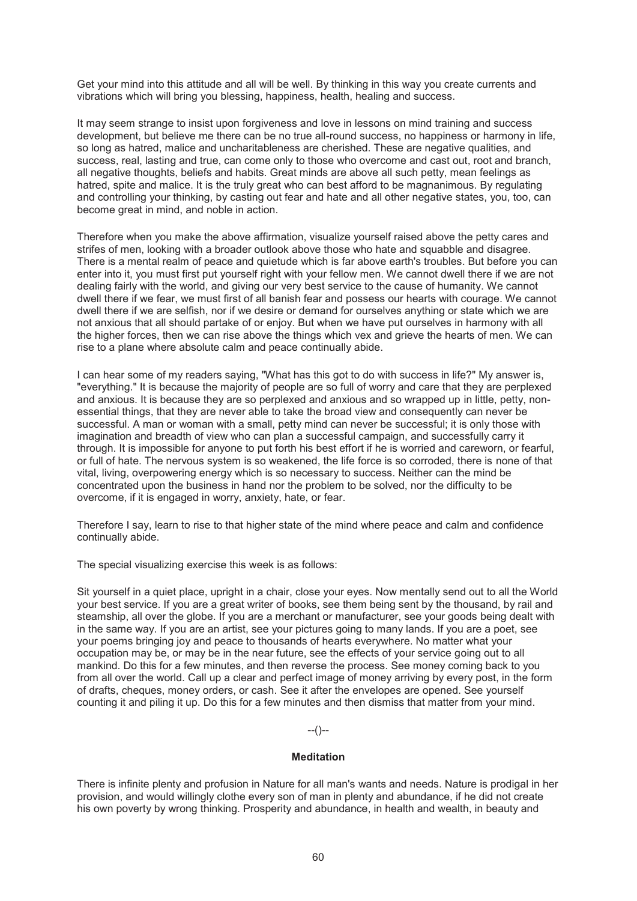Get your mind into this attitude and all will be well. By thinking in this way you create currents and vibrations which will bring you blessing, happiness, health, healing and success.

It may seem strange to insist upon forgiveness and love in lessons on mind training and success development, but believe me there can be no true all-round success, no happiness or harmony in life, so long as hatred, malice and uncharitableness are cherished. These are negative qualities, and success, real, lasting and true, can come only to those who overcome and cast out, root and branch, all negative thoughts, beliefs and habits. Great minds are above all such petty, mean feelings as hatred, spite and malice. It is the truly great who can best afford to be magnanimous. By regulating and controlling your thinking, by casting out fear and hate and all other negative states, you, too, can become great in mind, and noble in action.

Therefore when you make the above affirmation, visualize yourself raised above the petty cares and strifes of men, looking with a broader outlook above those who hate and squabble and disagree. There is a mental realm of peace and quietude which is far above earth's troubles. But before you can enter into it, you must first put yourself right with your fellow men. We cannot dwell there if we are not dealing fairly with the world, and giving our very best service to the cause of humanity. We cannot dwell there if we fear, we must first of all banish fear and possess our hearts with courage. We cannot dwell there if we are selfish, nor if we desire or demand for ourselves anything or state which we are not anxious that all should partake of or enjoy. But when we have put ourselves in harmony with all the higher forces, then we can rise above the things which vex and grieve the hearts of men. We can rise to a plane where absolute calm and peace continually abide.

I can hear some of my readers saying, "What has this got to do with success in life?" My answer is, "everything." It is because the majority of people are so full of worry and care that they are perplexed and anxious. It is because they are so perplexed and anxious and so wrapped up in little, petty, non-essential things, that they are never able to take the broad view and consequently can never be successful. A man or woman with a small, petty mind can never be successful; it is only those with imagination and breadth of view who can plan a successful campaign, and successfully carry it through. It is impossible for anyone to put forth his best effort if he is worried and careworn, or fearful, or full of hate. The nervous system is so weakened, the life force is so corroded, there is none of that vital, living, overpowering energy which is so necessary to success. Neither can the mind be concentrated upon the business in hand nor the problem to be solved, nor the difficulty to be overcome, if it is engaged in worry, anxiety, hate, or fear.

Therefore I say, learn to rise to that higher state of the mind where peace and calm and confidence continually abide.

The special visualizing exercise this week is as follows:

Sit yourself in a quiet place, upright in a chair, close your eyes. Now mentally send out to all the World your best service. If you are a great writer of books, see them being sent by the thousand, by rail and steamship, all over the globe. If you are a merchant or manufacturer, see your goods being dealt with in the same way. If you are an artist, see your pictures going to many lands. If you are a poet, see your poems bringing joy and peace to thousands of hearts everywhere. No matter what your occupation may be, or may be in the near future, see the effects of your service going out to all mankind. Do this for a few minutes, and then reverse the process. See money coming back to you from all over the world. Call up a clear and perfect image of money arriving by every post, in the form of drafts, cheques, money orders, or cash. See it after the envelopes are opened. See yourself counting it and piling it up. Do this for a few minutes and then dismiss that matter from your mind.

--()--

**Meditation**

There is infinite plenty and profusion in Nature for all man's wants and needs. Nature is prodigal in her provision, and would willingly clothe every son of man in plenty and abundance, if he did not create his own poverty by wrong thinking. Prosperity and abundance, in health and wealth, in beauty and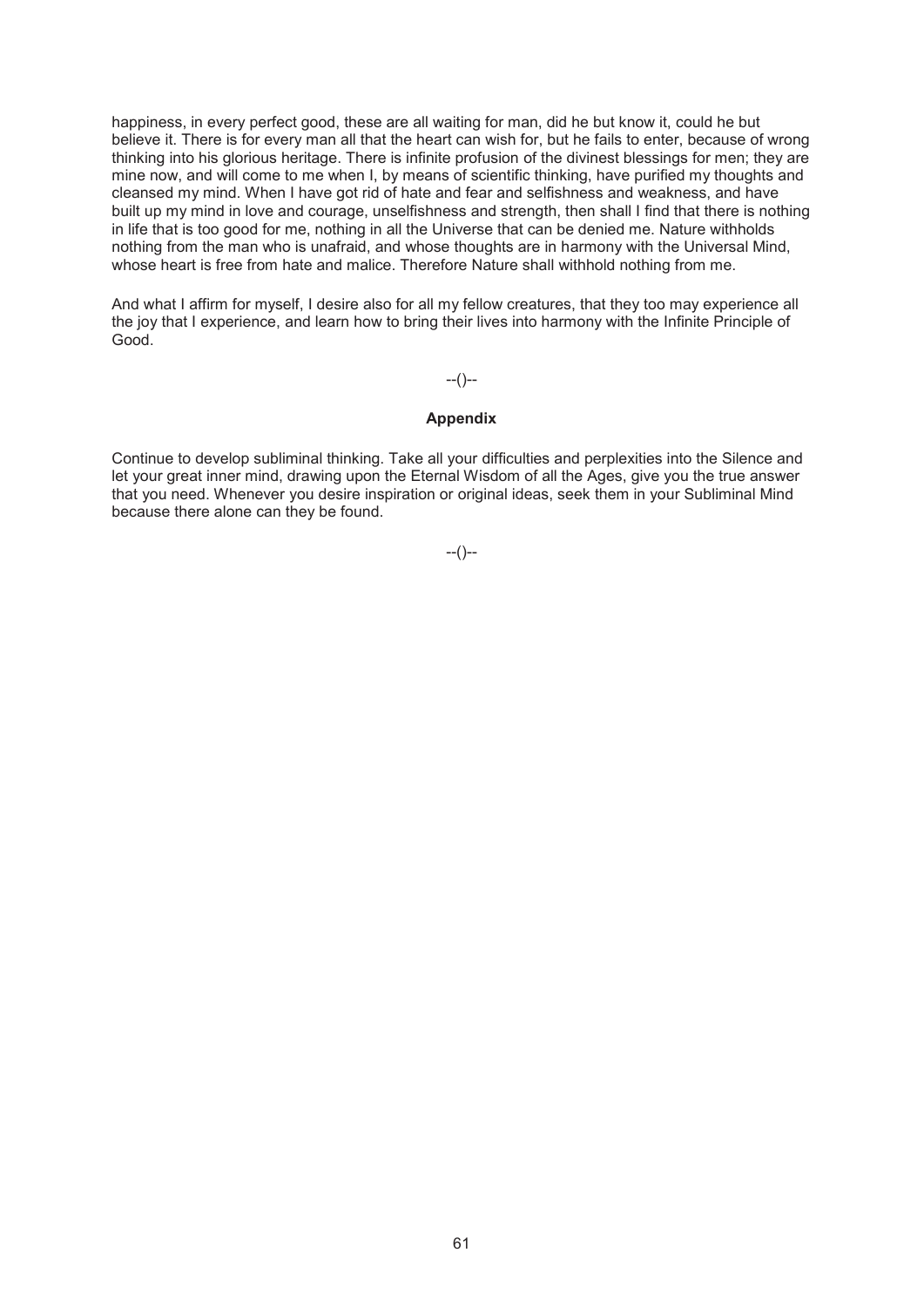happiness, in every perfect good, these are all waiting for man, did he but know it, could he but believe it. There is for every man all that the heart can wish for, but he fails to enter, because of wrong thinking into his glorious heritage. There is infinite profusion of the divinest blessings for men; they are mine now, and will come to me when I, by means of scientific thinking, have purified my thoughts and cleansed my mind. When I have got rid of hate and fear and selfishness and weakness, and have built up my mind in love and courage, unselfishness and strength, then shall I find that there is nothing in life that is too good for me, nothing in all the Universe that can be denied me. Nature withholds nothing from the man who is unafraid, and whose thoughts are in harmony with the Universal Mind, whose heart is free from hate and malice. Therefore Nature shall withhold nothing from me.

And what I affirm for myself, I desire also for all my fellow creatures, that they too may experience all the joy that I experience, and learn how to bring their lives into harmony with the Infinite Principle of Good.

--()--

**Appendix**

Continue to develop subliminal thinking. Take all your difficulties and perplexities into the Silence and let your great inner mind, drawing upon the Eternal Wisdom of all the Ages, give you the true answer that you need. Whenever you desire inspiration or original ideas, seek them in your Subliminal Mind because there alone can they be found.

--()--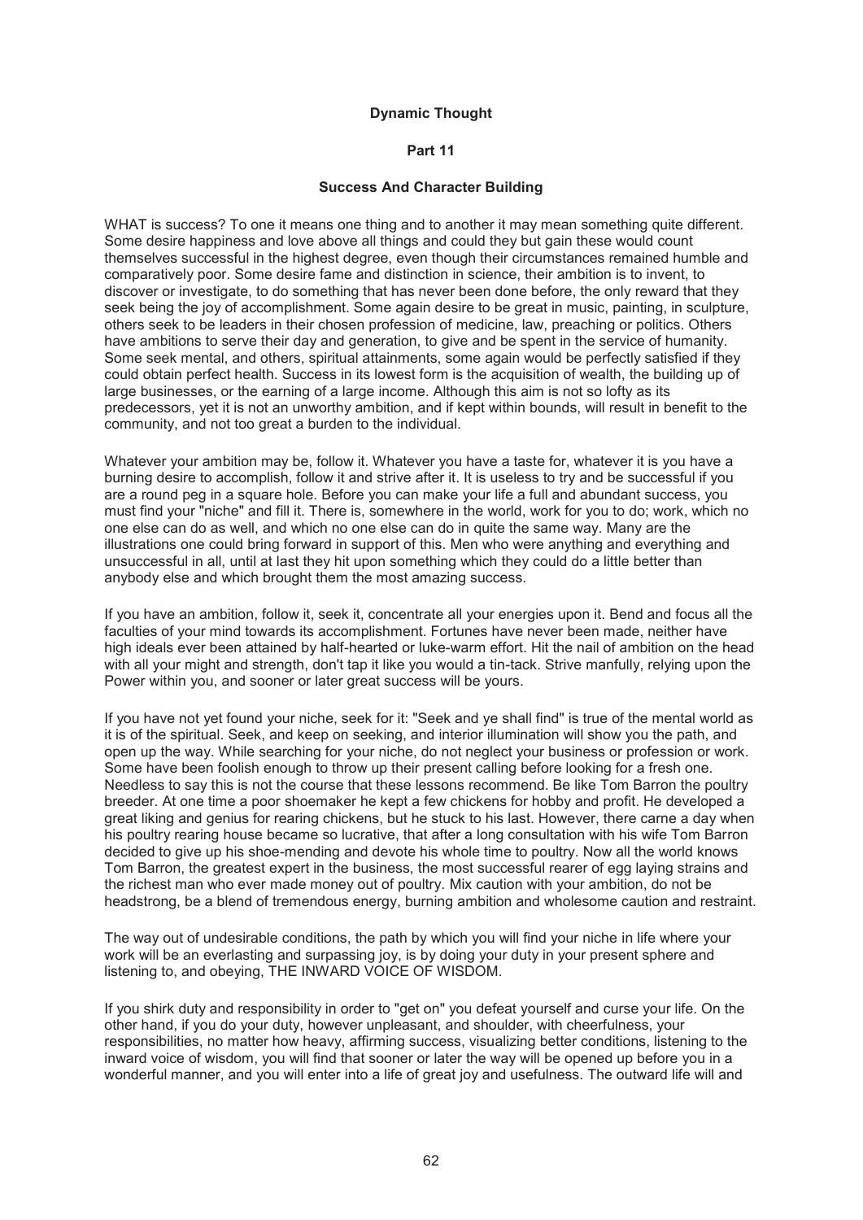# Dynamic Thought

## Part 11

### Success And Character Building

WHAT is success? To one it means one thing and to another it may mean something quite different. Some desire happiness and love above all things and could they but gain these would count themselves successful in the highest degree, even though their circumstances remained humble and comparatively poor. Some desire fame and distinction in science, their ambition is to invent, to discover or investigate, to do something that has never been done before, the only reward that they seek being the joy of accomplishment. Some again desire to be great in music, painting, in sculpture, others seek to be leaders in their chosen profession of medicine, law, preaching or politics. Others have ambitions to serve their day and generation, to give and be spent in the service of humanity. Some seek mental, and others, spiritual attainments, some again would be perfectly satisfied if they could obtain perfect health. Success in its lowest form is the acquisition of wealth, the building up of large businesses, or the earning of a large income. Although this aim is not so lofty as its predecessors, yet it is not an unworthy ambition, and if kept within bounds, will result in benefit to the community, and not too great a burden to the individual.

Whatever your ambition may be, follow it. Whatever you have a taste for, whatever it is you have a burning desire to accomplish, follow it and strive after it. It is useless to try and be successful if you are a round peg in a square hole. Before you can make your life a full and abundant success, you must find your "niche" and fill it. There is, somewhere in the world, work for you to do; work, which no one else can do as well, and which no one else can do in quite the same way. Many are the illustrations one could bring forward in support of this. Men who were anything and everything and unsuccessful in all, until at last they hit upon something which they could do a little better than anybody else and which brought them the most amazing success.

If you have an ambition, follow it, seek it, concentrate all your energies upon it. Bend and focus all the faculties of your mind towards its accomplishment. Fortunes have never been made, neither have high ideals ever been attained by half-hearted or luke-warm effort. Hit the nail of ambition on the head with all your might and strength, don't tap it like you would a tin-tack. Strive manfully, relying upon the Power within you, and sooner or later great success will be yours.

If you have not yet found your niche, seek for it: "Seek and ye shall find" is true of the mental world as it is of the spiritual. Seek, and keep on seeking, and interior illumination will show you the path, and open up the way. While searching for your niche, do not neglect your business or profession or work. Some have been foolish enough to throw up their present calling before looking for a fresh one. Needless to say this is not the course that these lessons recommend. Be like Tom Barron the poultry breeder. At one time a poor shoemaker he kept a few chickens for hobby and profit. He developed a great liking and genius for rearing chickens, but he stuck to his last. However, there carne a day when his poultry rearing house became so lucrative, that after a long consultation with his wife Tom Barron decided to give up his shoe-mending and devote his whole time to poultry. Now all the world knows Tom Barron, the greatest expert in the business, the most successful rearer of egg laying strains and the richest man who ever made money out of poultry. Mix caution with your ambition, do not be headstrong, be a blend of tremendous energy, burning ambition and wholesome caution and restraint.

The way out of undesirable conditions, the path by which you will find your niche in life where your work will be an everlasting and surpassing joy, is by doing your duty in your present sphere and listening to, and obeying, THE INWARD VOICE OF WISDOM.

If you shirk duty and responsibility in order to "get on" you defeat yourself and curse your life. On the other hand, if you do your duty, however unpleasant, and shoulder, with cheerfulness, your responsibilities, no matter how heavy, affirming success, visualizing better conditions, listening to the inward voice of wisdom, you will find that sooner or later the way will be opened up before you in a wonderful manner, and you will enter into a life of great joy and usefulness. The outward life will and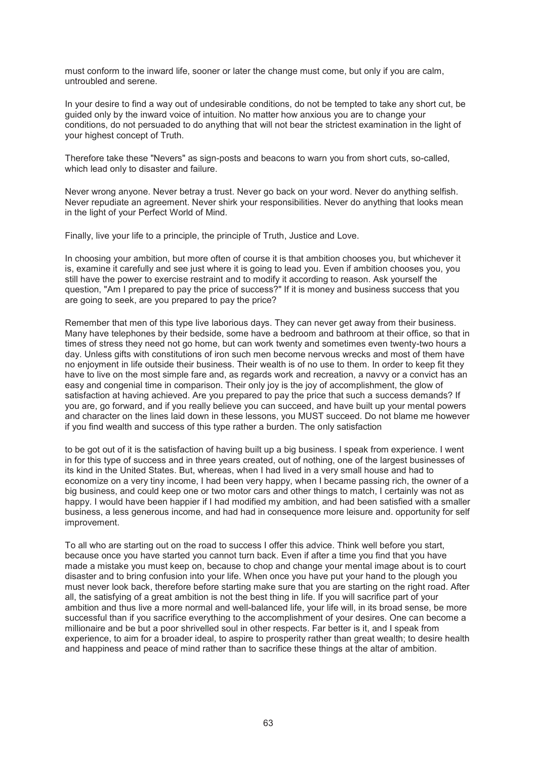must conform to the inward life, sooner or later the change must come, but only if you are calm, untroubled and serene.

In your desire to find a way out of undesirable conditions, do not be tempted to take any short cut, be guided only by the inward voice of intuition. No matter how anxious you are to change your conditions, do not persuaded to do anything that will not bear the strictest examination in the light of your highest concept of Truth.

Therefore take these "Nevers" as sign-posts and beacons to warn you from short cuts, so-called, which lead only to disaster and failure.

Never wrong anyone. Never betray a trust. Never go back on your word. Never do anything selfish. Never repudiate an agreement. Never shirk your responsibilities. Never do anything that looks mean in the light of your Perfect World of Mind.

Finally, live your life to a principle, the principle of Truth, Justice and Love.

In choosing your ambition, but more often of course it is that ambition chooses you, but whichever it is, examine it carefully and see just where it is going to lead you. Even if ambition chooses you, you still have the power to exercise restraint and to modify it according to reason. Ask yourself the question, "Am I prepared to pay the price of success?" If it is money and business success that you are going to seek, are you prepared to pay the price?

Remember that men of this type live laborious days. They can never get away from their business. Many have telephones by their bedside, some have a bedroom and bathroom at their office, so that in times of stress they need not go home, but can work twenty and sometimes even twenty-two hours a day. Unless gifts with constitutions of iron such men become nervous wrecks and most of them have no enjoyment in life outside their business. Their wealth is of no use to them. In order to keep fit they have to live on the most simple fare and, as regards work and recreation, a navvy or a convict has an easy and congenial time in comparison. Their only joy is the joy of accomplishment, the glow of satisfaction at having achieved. Are you prepared to pay the price that such a success demands? If you are, go forward, and if you really believe you can succeed, and have built up your mental powers and character on the lines laid down in these lessons, you MUST succeed. Do not blame me however if you find wealth and success of this type rather a burden. The only satisfaction to be got out of it is the satisfaction of having built up a big business. I speak from experience. I went in for this type of success and in three years created, out of nothing, one of the largest businesses of its kind in the United States. But, whereas, when I had lived in a very small house and had to economize on a very tiny income, I had been very happy, when I became passing rich, the owner of a big business, and could keep one or two motor cars and other things to match, I certainly was not as happy. I would have been happier if I had modified my ambition, and had been satisfied with a smaller business, a less generous income, and had had in consequence more leisure and. opportunity for self improvement.

To all who are starting out on the road to success I offer this advice. Think well before you start, because once you have started you cannot turn back. Even if after a time you find that you have made a mistake you must keep on, because to chop and change your mental image about is to court disaster and to bring confusion into your life. When once you have put your hand to the plough you must never look back, therefore before starting make sure that you are starting on the right road. After all, the satisfying of a great ambition is not the best thing in life. If you will sacrifice part of your ambition and thus live a more normal and well-balanced life, your life will, in its broad sense, be more successful than if you sacrifice everything to the accomplishment of your desires. One can become a millionaire and be but a poor shrivelled soul in other respects. Far better is it, and I speak from experience, to aim for a broader ideal, to aspire to prosperity rather than great wealth; to desire health and happiness and peace of mind rather than to sacrifice these things at the altar of ambition.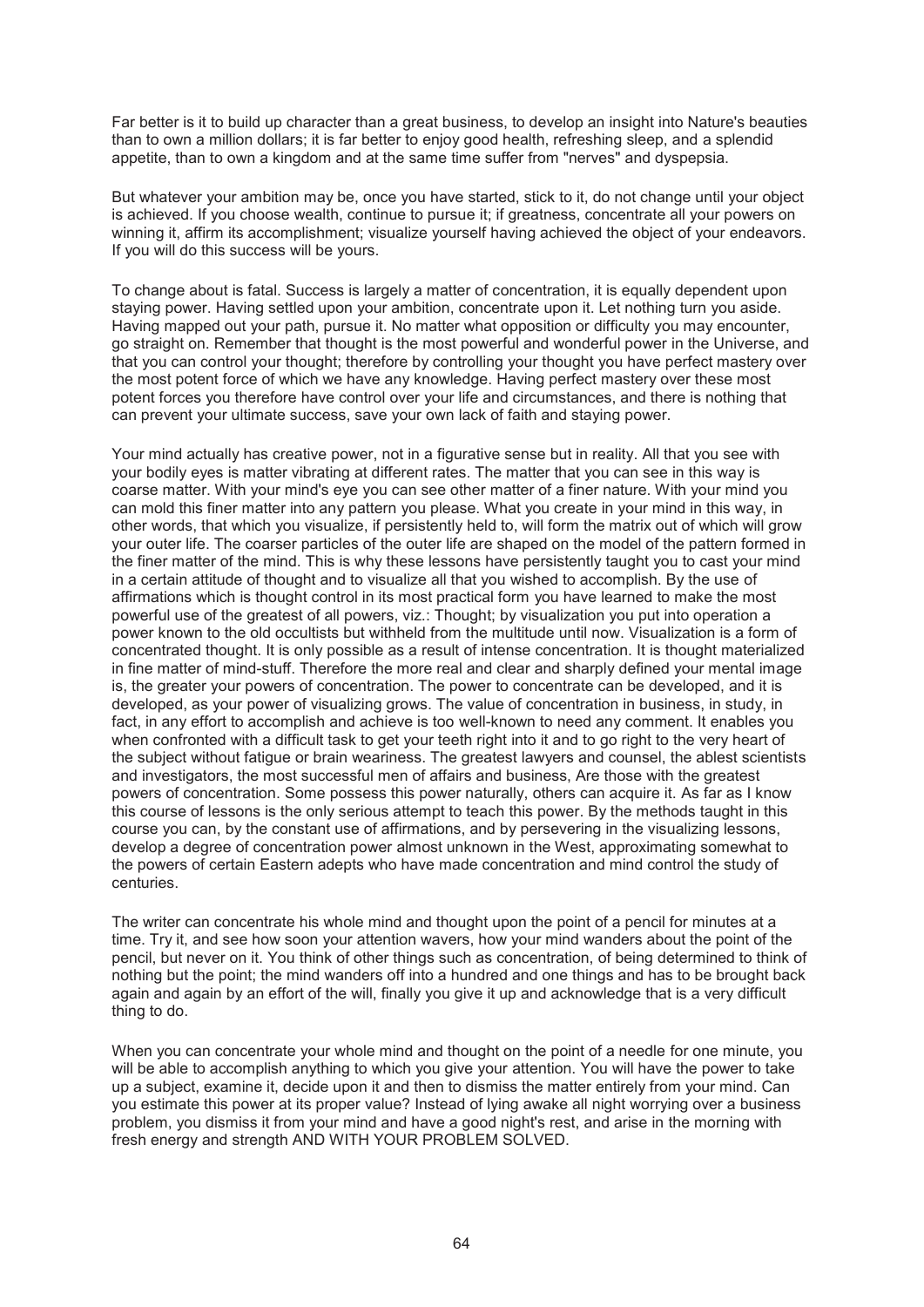Far better is it to build up character than a great business, to develop an insight into Nature's beauties than to own a million dollars; it is far better to enjoy good health, refreshing sleep, and a splendid appetite, than to own a kingdom and at the same time suffer from "nerves" and dyspepsia.

But whatever your ambition may be, once you have started, stick to it, do not change until your object is achieved. If you choose wealth, continue to pursue it; if greatness, concentrate all your powers on winning it, affirm its accomplishment; visualize yourself having achieved the object of your endeavors. If you will do this success will be yours.

To change about is fatal. Success is largely a matter of concentration, it is equally dependent upon staying power. Having settled upon your ambition, concentrate upon it. Let nothing turn you aside. Having mapped out your path, pursue it. No matter what opposition or difficulty you may encounter, go straight on. Remember that thought is the most powerful and wonderful power in the Universe, and that you can control your thought; therefore by controlling your thought you have perfect mastery over the most potent force of which we have any knowledge. Having perfect mastery over these most potent forces you therefore have control over your life and circumstances, and there is nothing that can prevent your ultimate success, save your own lack of faith and staying power.

Your mind actually has creative power, not in a figurative sense but in reality. All that you see with your bodily eyes is matter vibrating at different rates. The matter that you can see in this way is coarse matter. With your mind's eye you can see other matter of a finer nature. With your mind you can mold this finer matter into any pattern you please. What you create in your mind in this way, in other words, that which you visualize, if persistently held to, will form the matrix out of which will grow your outer life. The coarser particles of the outer life are shaped on the model of the pattern formed in the finer matter of the mind. This is why these lessons have persistently taught you to cast your mind in a certain attitude of thought and to visualize all that you wished to accomplish. By the use of affirmations which is thought control in its most practical form you have learned to make the most powerful use of the greatest of all powers, viz.: Thought; by visualization you put into operation a power known to the old occultists but withheld from the multitude until now. Visualization is a form of concentrated thought. It is only possible as a result of intense concentration. It is thought materialized in fine matter of mind-stuff. Therefore the more real and clear and sharply defined your mental image is, the greater your powers of concentration. The power to concentrate can be developed, and it is developed, as your power of visualizing grows. The value of concentration in business, in study, in fact, in any effort to accomplish and achieve is too well-known to need any comment. It enables you when confronted with a difficult task to get your teeth right into it and to go right to the very heart of the subject without fatigue or brain weariness. The greatest lawyers and counsel, the ablest scientists and investigators, the most successful men of affairs and business, Are those with the greatest powers of concentration. Some possess this power naturally, others can acquire it. As far as I know this course of lessons is the only serious attempt to teach this power. By the methods taught in this course you can, by the constant use of affirmations, and by persevering in the visualizing lessons, develop a degree of concentration power almost unknown in the West, approximating somewhat to the powers of certain Eastern adepts who have made concentration and mind control the study of centuries.

The writer can concentrate his whole mind and thought upon the point of a pencil for minutes at a time. Try it, and see how soon your attention wavers, how your mind wanders about the point of the pencil, but never on it. You think of other things such as concentration, of being determined to think of nothing but the point; the mind wanders off into a hundred and one things and has to be brought back again and again by an effort of the will, finally you give it up and acknowledge that is a very difficult thing to do.

When you can concentrate your whole mind and thought on the point of a needle for one minute, you will be able to accomplish anything to which you give your attention. You will have the power to take up a subject, examine it, decide upon it and then to dismiss the matter entirely from your mind. Can you estimate this power at its proper value? Instead of lying awake all night worrying over a business problem, you dismiss it from your mind and have a good night's rest, and arise in the morning with fresh energy and strength AND WITH YOUR PROBLEM SOLVED.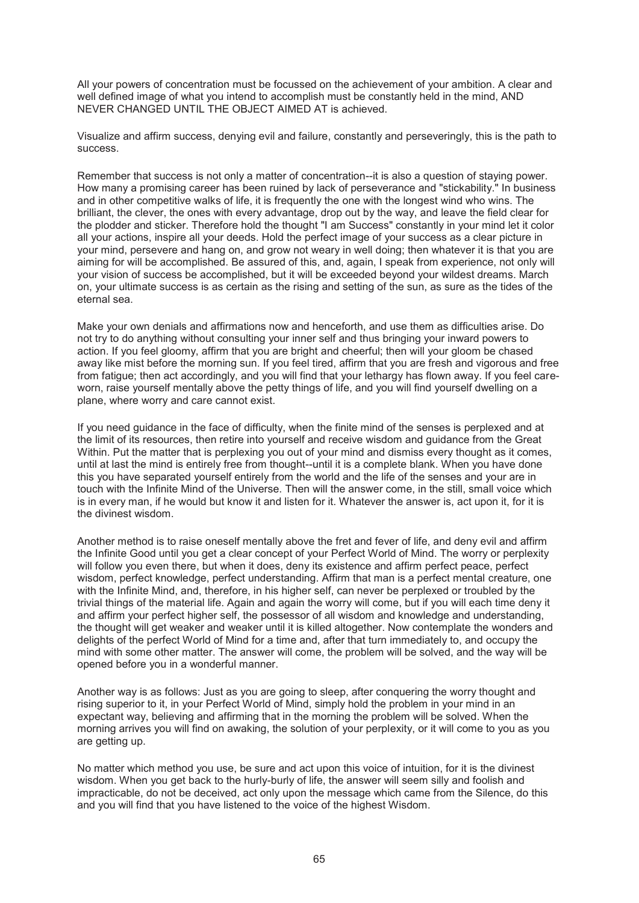All your powers of concentration must be focussed on the achievement of your ambition. A clear and well defined image of what you intend to accomplish must be constantly held in the mind, AND NEVER CHANGED UNTIL THE OBJECT AIMED AT is achieved.

Visualize and affirm success, denying evil and failure, constantly and perseveringly, this is the path to success.

Remember that success is not only a matter of concentration--it is also a question of staying power. How many a promising career has been ruined by lack of perseverance and "stickability." In business and in other competitive walks of life, it is frequently the one with the longest wind who wins. The brilliant, the clever, the ones with every advantage, drop out by the way, and leave the field clear for the plodder and sticker. Therefore hold the thought "I am Success" constantly in your mind let it color all your actions, inspire all your deeds. Hold the perfect image of your success as a clear picture in your mind, persevere and hang on, and grow not weary in well doing; then whatever it is that you are aiming for will be accomplished. Be assured of this, and, again, I speak from experience, not only will your vision of success be accomplished, but it will be exceeded beyond your wildest dreams. March on, your ultimate success is as certain as the rising and setting of the sun, as sure as the tides of the eternal sea.

Make your own denials and affirmations now and henceforth, and use them as difficulties arise. Do not try to do anything without consulting your inner self and thus bringing your inward powers to action. If you feel gloomy, affirm that you are bright and cheerful; then will your gloom be chased away like mist before the morning sun. If you feel tired, affirm that you are fresh and vigorous and free from fatigue; then act accordingly, and you will find that your lethargy has flown away. If you feel care-worn, raise yourself mentally above the petty things of life, and you will find yourself dwelling on a plane, where worry and care cannot exist.

If you need guidance in the face of difficulty, when the finite mind of the senses is perplexed and at the limit of its resources, then retire into yourself and receive wisdom and guidance from the Great Within. Put the matter that is perplexing you out of your mind and dismiss every thought as it comes, until at last the mind is entirely free from thought--until it is a complete blank. When you have done this you have separated yourself entirely from the world and the life of the senses and your are in touch with the Infinite Mind of the Universe. Then will the answer come, in the still, small voice which is in every man, if he would but know it and listen for it. Whatever the answer is, act upon it, for it is the divinest wisdom.

Another method is to raise oneself mentally above the fret and fever of life, and deny evil and affirm the Infinite Good until you get a clear concept of your Perfect World of Mind. The worry or perplexity will follow you even there, but when it does, deny its existence and affirm perfect peace, perfect wisdom, perfect knowledge, perfect understanding. Affirm that man is a perfect mental creature, one with the Infinite Mind, and, therefore, in his higher self, can never be perplexed or troubled by the trivial things of the material life. Again and again the worry will come, but if you will each time deny it and affirm your perfect higher self, the possessor of all wisdom and knowledge and understanding, the thought will get weaker and weaker until it is killed altogether. Now contemplate the wonders and delights of the perfect World of Mind for a time and, after that turn immediately to, and occupy the mind with some other matter. The answer will come, the problem will be solved, and the way will be opened before you in a wonderful manner.

Another way is as follows: Just as you are going to sleep, after conquering the worry thought and rising superior to it, in your Perfect World of Mind, simply hold the problem in your mind in an expectant way, believing and affirming that in the morning the problem will be solved. When the morning arrives you will find on awaking, the solution of your perplexity, or it will come to you as you are getting up.

No matter which method you use, be sure and act upon this voice of intuition, for it is the divinest wisdom. When you get back to the hurly-burly of life, the answer will seem silly and foolish and impracticable, do not be deceived, act only upon the message which came from the Silence, do this and you will find that you have listened to the voice of the highest Wisdom.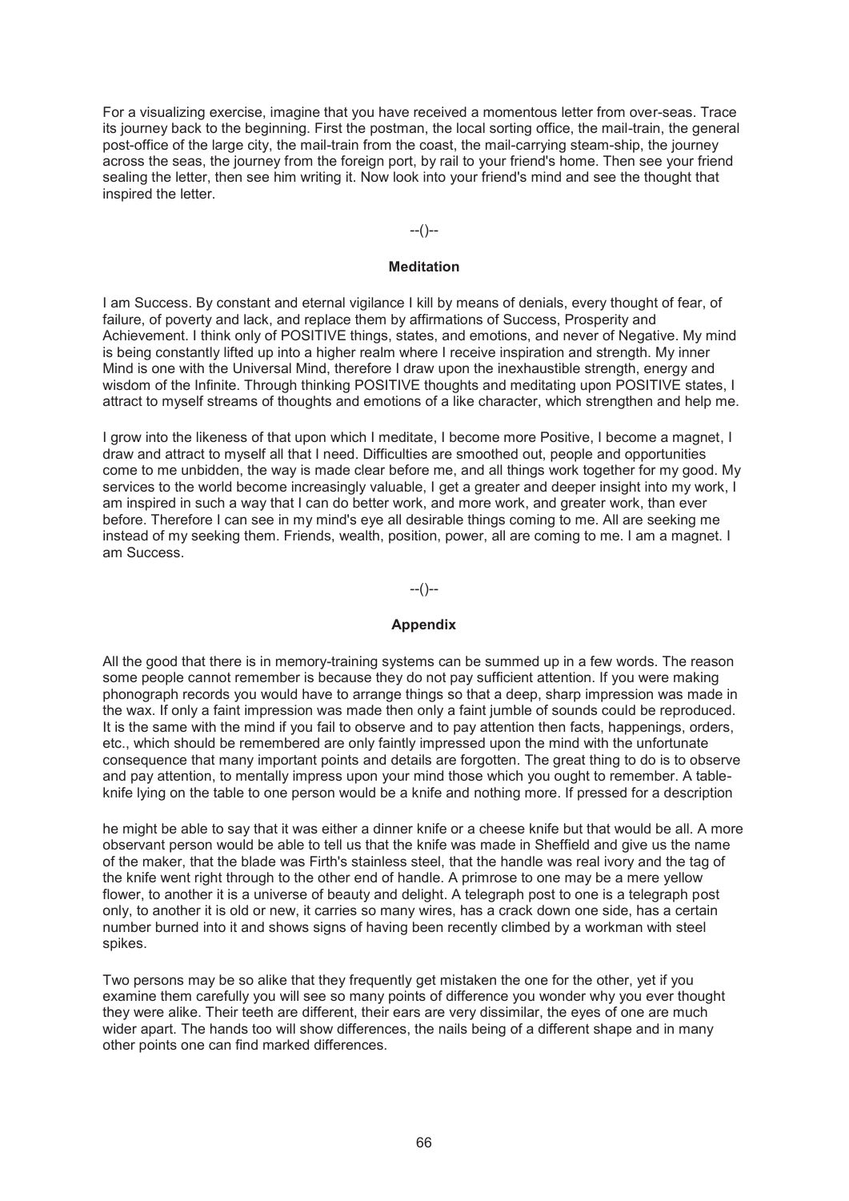For a visualizing exercise, imagine that you have received a momentous letter from over-seas. Trace its journey back to the beginning. First the postman, the local sorting office, the mail-train, the general post-office of the large city, the mail-train from the coast, the mail-carrying steam-ship, the journey across the seas, the journey from the foreign port, by rail to your friend's home. Then see your friend sealing the letter, then see him writing it. Now look into your friend's mind and see the thought that inspired the letter.

--()--

### Meditation

I am Success. By constant and eternal vigilance I kill by means of denials, every thought of fear, of failure, of poverty and lack, and replace them by affirmations of Success, Prosperity and Achievement. I think only of POSITIVE things, states, and emotions, and never of Negative. My mind is being constantly lifted up into a higher realm where I receive inspiration and strength. My inner Mind is one with the Universal Mind, therefore I draw upon the inexhaustible strength, energy and wisdom of the Infinite. Through thinking POSITIVE thoughts and meditating upon POSITIVE states, I attract to myself streams of thoughts and emotions of a like character, which strengthen and help me.

I grow into the likeness of that upon which I meditate, I become more Positive, I become a magnet, I draw and attract to myself all that I need. Difficulties are smoothed out, people and opportunities come to me unbidden, the way is made clear before me, and all things work together for my good. My services to the world become increasingly valuable, I get a greater and deeper insight into my work, I am inspired in such a way that I can do better work, and more work, and greater work, than ever before. Therefore I can see in my mind's eye all desirable things coming to me. All are seeking me instead of my seeking them. Friends, wealth, position, power, all are coming to me. I am a magnet. I am Success.

--()--

### Appendix

All the good that there is in memory-training systems can be summed up in a few words. The reason some people cannot remember is because they do not pay sufficient attention. If you were making phonograph records you would have to arrange things so that a deep, sharp impression was made in the wax. If only a faint impression was made then only a faint jumble of sounds could be reproduced. It is the same with the mind if you fail to observe and to pay attention then facts, happenings, orders, etc., which should be remembered are only faintly impressed upon the mind with the unfortunate consequence that many important points and details are forgotten. The great thing to do is to observe and pay attention, to mentally impress upon your mind those which you ought to remember. A table-knife lying on the table to one person would be a knife and nothing more. If pressed for a description he might be able to say that it was either a dinner knife or a cheese knife but that would be all. A more observant person would be able to tell us that the knife was made in Sheffield and give us the name of the maker, that the blade was Firth's stainless steel, that the handle was real ivory and the tag of the knife went right through to the other end of handle. A primrose to one may be a mere yellow flower, to another it is a universe of beauty and delight. A telegraph post to one is a telegraph post only, to another it is old or new, it carries so many wires, has a crack down one side, has a certain number burned into it and shows signs of having been recently climbed by a workman with steel spikes.

Two persons may be so alike that they frequently get mistaken the one for the other, yet if you examine them carefully you will see so many points of difference you wonder why you ever thought they were alike. Their teeth are different, their ears are very dissimilar, the eyes of one are much wider apart. The hands too will show differences, the nails being of a different shape and in many other points one can find marked differences.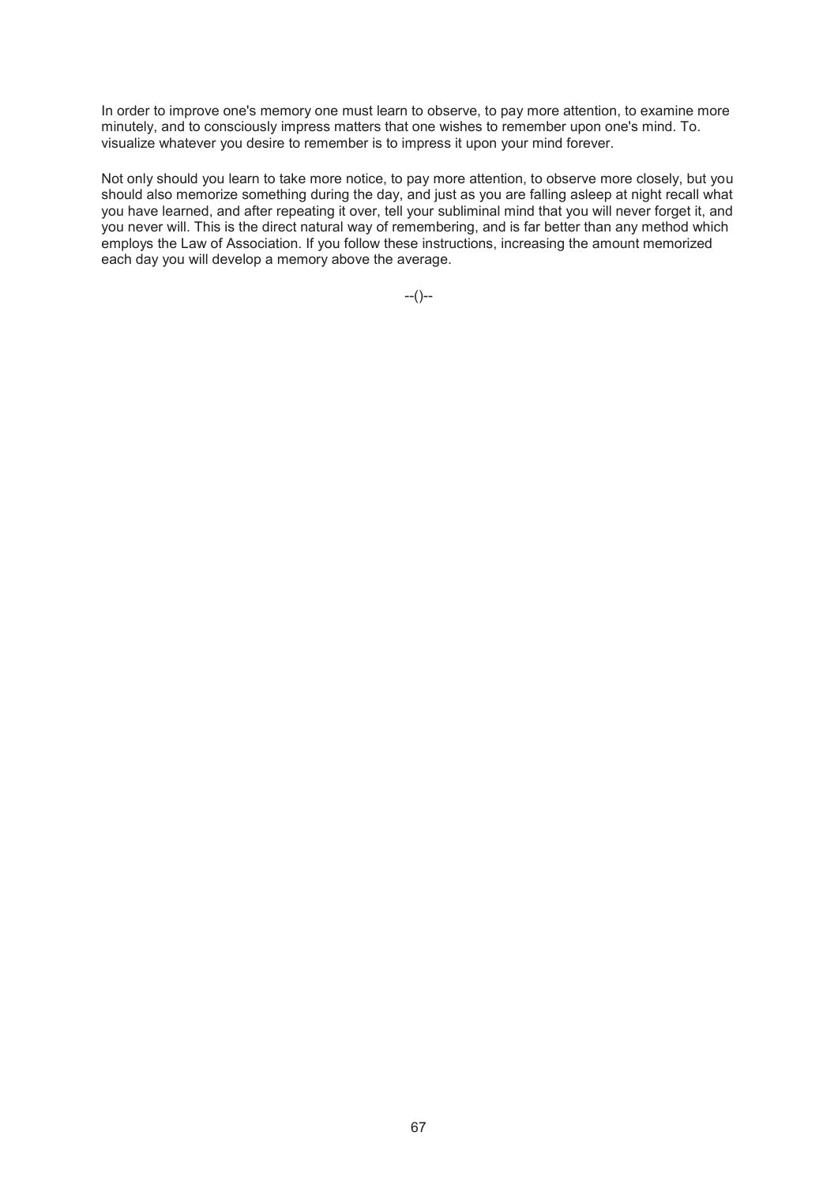In order to improve one's memory one must learn to observe, to pay more attention, to examine more minutely, and to consciously impress matters that one wishes to remember upon one's mind. To. visualize whatever you desire to remember is to impress it upon your mind forever.

Not only should you learn to take more notice, to pay more attention, to observe more closely, but you should also memorize something during the day, and just as you are falling asleep at night recall what you have learned, and after repeating it over, tell your subliminal mind that you will never forget it, and you never will. This is the direct natural way of remembering, and is far better than any method which employs the Law of Association. If you follow these instructions, increasing the amount memorized each day you will develop a memory above the average.

--()--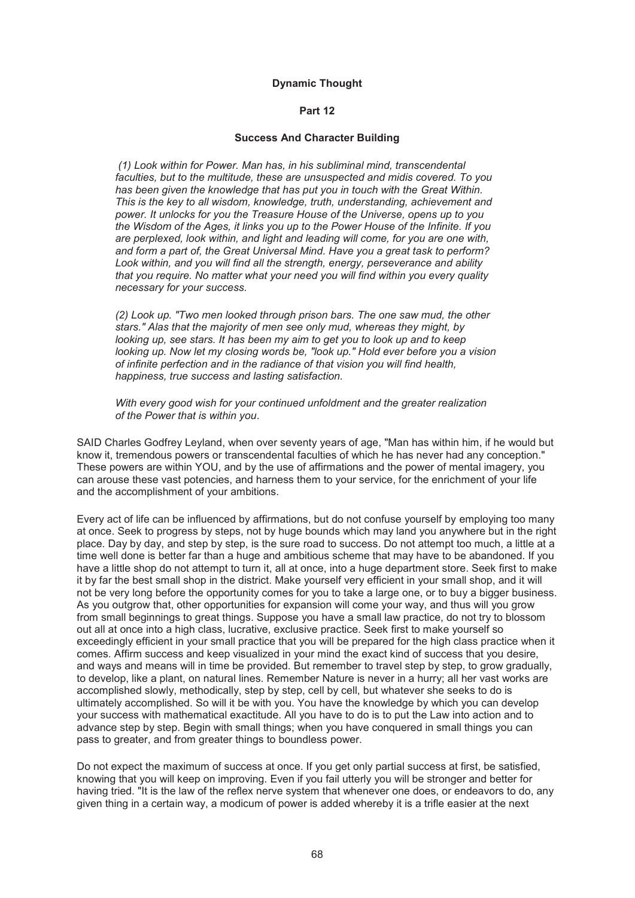**Dynamic Thought**

**Part 12**

**Success And Character Building**

> *(1) Look within for Power. Man has, in his subliminal mind, transcendental faculties, but to the multitude, these are unsuspected and midis covered. To you has been given the knowledge that has put you in touch with the Great Within. This is the key to all wisdom, knowledge, truth, understanding, achievement and power. It unlocks for you the Treasure House of the Universe, opens up to you the Wisdom of the Ages, it links you up to the Power House of the Infinite. If you are perplexed, look within, and light and leading will come, for you are one with, and form a part of, the Great Universal Mind. Have you a great task to perform? Look within, and you will find all the strength, energy, perseverance and ability that you require. No matter what your need you will find within you every quality necessary for your success.*
>
> *(2) Look up. "Two men looked through prison bars. The one saw mud, the other stars." Alas that the majority of men see only mud, whereas they might, by looking up, see stars. It has been my aim to get you to look up and to keep looking up. Now let my closing words be, "look up." Hold ever before you a vision of infinite perfection and in the radiance of that vision you will find health, happiness, true success and lasting satisfaction.*
>
> *With every good wish for your continued unfoldment and the greater realization of the Power that is within you.*

SAID Charles Godfrey Leyland, when over seventy years of age, "Man has within him, if he would but know it, tremendous powers or transcendental faculties of which he has never had any conception." These powers are within YOU, and by the use of affirmations and the power of mental imagery, you can arouse these vast potencies, and harness them to your service, for the enrichment of your life and the accomplishment of your ambitions.

Every act of life can be influenced by affirmations, but do not confuse yourself by employing too many at once. Seek to progress by steps, not by huge bounds which may land you anywhere but in the right place. Day by day, and step by step, is the sure road to success. Do not attempt too much, a little at a time well done is better far than a huge and ambitious scheme that may have to be abandoned. If you have a little shop do not attempt to turn it, all at once, into a huge department store. Seek first to make it by far the best small shop in the district. Make yourself very efficient in your small shop, and it will not be very long before the opportunity comes for you to take a large one, or to buy a bigger business. As you outgrow that, other opportunities for expansion will come your way, and thus will you grow from small beginnings to great things. Suppose you have a small law practice, do not try to blossom out all at once into a high class, lucrative, exclusive practice. Seek first to make yourself so exceedingly efficient in your small practice that you will be prepared for the high class practice when it comes. Affirm success and keep visualized in your mind the exact kind of success that you desire, and ways and means will in time be provided. But remember to travel step by step, to grow gradually, to develop, like a plant, on natural lines. Remember Nature is never in a hurry; all her vast works are accomplished slowly, methodically, step by step, cell by cell, but whatever she seeks to do is ultimately accomplished. So will it be with you. You have the knowledge by which you can develop your success with mathematical exactitude. All you have to do is to put the Law into action and to advance step by step. Begin with small things; when you have conquered in small things you can pass to greater, and from greater things to boundless power.

Do not expect the maximum of success at once. If you get only partial success at first, be satisfied, knowing that you will keep on improving. Even if you fail utterly you will be stronger and better for having tried. "It is the law of the reflex nerve system that whenever one does, or endeavors to do, any given thing in a certain way, a modicum of power is added whereby it is a trifle easier at the next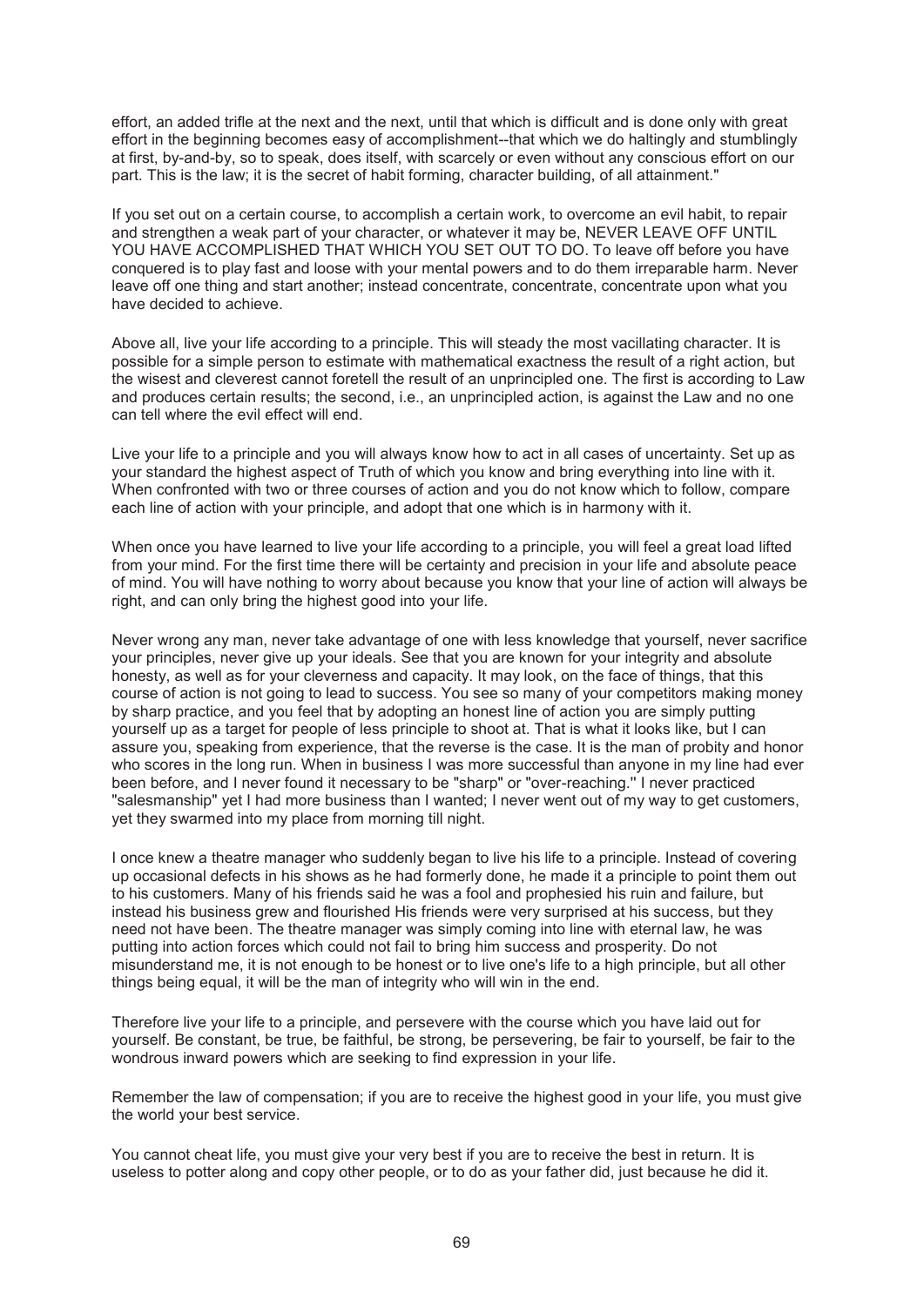effort, an added trifle at the next and the next, until that which is difficult and is done only with great effort in the beginning becomes easy of accomplishment--that which we do haltingly and stumblingly at first, by-and-by, so to speak, does itself, with scarcely or even without any conscious effort on our part. This is the law; it is the secret of habit forming, character building, of all attainment."

If you set out on a certain course, to accomplish a certain work, to overcome an evil habit, to repair and strengthen a weak part of your character, or whatever it may be, NEVER LEAVE OFF UNTIL YOU HAVE ACCOMPLISHED THAT WHICH YOU SET OUT TO DO. To leave off before you have conquered is to play fast and loose with your mental powers and to do them irreparable harm. Never leave off one thing and start another; instead concentrate, concentrate, concentrate upon what you have decided to achieve.

Above all, live your life according to a principle. This will steady the most vacillating character. It is possible for a simple person to estimate with mathematical exactness the result of a right action, but the wisest and cleverest cannot foretell the result of an unprincipled one. The first is according to Law and produces certain results; the second, i.e., an unprincipled action, is against the Law and no one can tell where the evil effect will end.

Live your life to a principle and you will always know how to act in all cases of uncertainty. Set up as your standard the highest aspect of Truth of which you know and bring everything into line with it. When confronted with two or three courses of action and you do not know which to follow, compare each line of action with your principle, and adopt that one which is in harmony with it.

When once you have learned to live your life according to a principle, you will feel a great load lifted from your mind. For the first time there will be certainty and precision in your life and absolute peace of mind. You will have nothing to worry about because you know that your line of action will always be right, and can only bring the highest good into your life.

Never wrong any man, never take advantage of one with less knowledge that yourself, never sacrifice your principles, never give up your ideals. See that you are known for your integrity and absolute honesty, as well as for your cleverness and capacity. It may look, on the face of things, that this course of action is not going to lead to success. You see so many of your competitors making money by sharp practice, and you feel that by adopting an honest line of action you are simply putting yourself up as a target for people of less principle to shoot at. That is what it looks like, but I can assure you, speaking from experience, that the reverse is the case. It is the man of probity and honor who scores in the long run. When in business I was more successful than anyone in my line had ever been before, and I never found it necessary to be "sharp" or "over-reaching." I never practiced "salesmanship" yet I had more business than I wanted; I never went out of my way to get customers, yet they swarmed into my place from morning till night.

I once knew a theatre manager who suddenly began to live his life to a principle. Instead of covering up occasional defects in his shows as he had formerly done, he made it a principle to point them out to his customers. Many of his friends said he was a fool and prophesied his ruin and failure, but instead his business grew and flourished His friends were very surprised at his success, but they need not have been. The theatre manager was simply coming into line with eternal law, he was putting into action forces which could not fail to bring him success and prosperity. Do not misunderstand me, it is not enough to be honest or to live one's life to a high principle, but all other things being equal, it will be the man of integrity who will win in the end.

Therefore live your life to a principle, and persevere with the course which you have laid out for yourself. Be constant, be true, be faithful, be strong, be persevering, be fair to yourself, be fair to the wondrous inward powers which are seeking to find expression in your life.

Remember the law of compensation; if you are to receive the highest good in your life, you must give the world your best service.

You cannot cheat life, you must give your very best if you are to receive the best in return. It is useless to potter along and copy other people, or to do as your father did, just because he did it.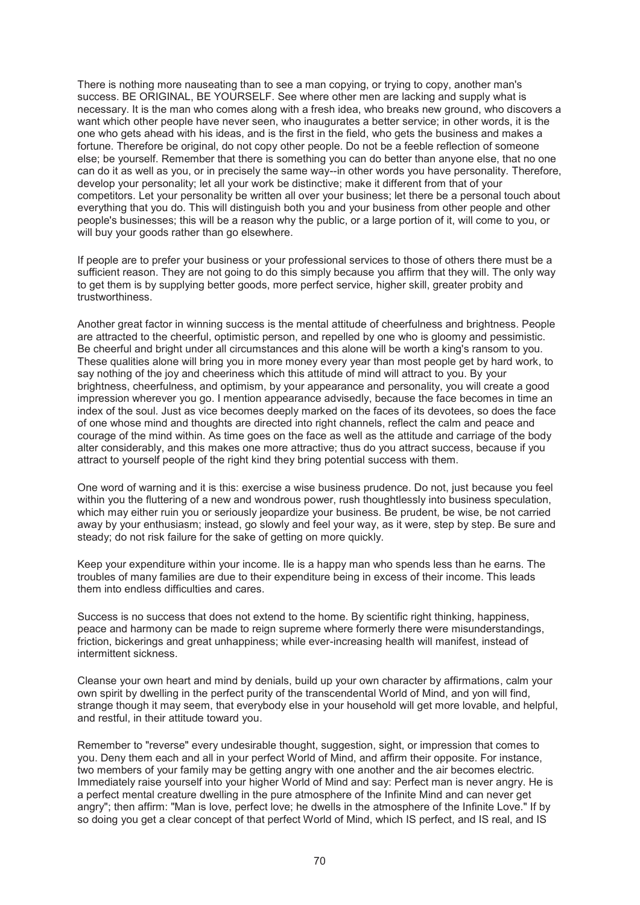There is nothing more nauseating than to see a man copying, or trying to copy, another man's success. BE ORIGINAL, BE YOURSELF. See where other men are lacking and supply what is necessary. It is the man who comes along with a fresh idea, who breaks new ground, who discovers a want which other people have never seen, who inaugurates a better service; in other words, it is the one who gets ahead with his ideas, and is the first in the field, who gets the business and makes a fortune. Therefore be original, do not copy other people. Do not be a feeble reflection of someone else; be yourself. Remember that there is something you can do better than anyone else, that no one can do it as well as you, or in precisely the same way--in other words you have personality. Therefore, develop your personality; let all your work be distinctive; make it different from that of your competitors. Let your personality be written all over your business; let there be a personal touch about everything that you do. This will distinguish both you and your business from other people and other people's businesses; this will be a reason why the public, or a large portion of it, will come to you, or will buy your goods rather than go elsewhere.

If people are to prefer your business or your professional services to those of others there must be a sufficient reason. They are not going to do this simply because you affirm that they will. The only way to get them is by supplying better goods, more perfect service, higher skill, greater probity and trustworthiness.

Another great factor in winning success is the mental attitude of cheerfulness and brightness. People are attracted to the cheerful, optimistic person, and repelled by one who is gloomy and pessimistic. Be cheerful and bright under all circumstances and this alone will be worth a king's ransom to you. These qualities alone will bring you in more money every year than most people get by hard work, to say nothing of the joy and cheeriness which this attitude of mind will attract to you. By your brightness, cheerfulness, and optimism, by your appearance and personality, you will create a good impression wherever you go. I mention appearance advisedly, because the face becomes in time an index of the soul. Just as vice becomes deeply marked on the faces of its devotees, so does the face of one whose mind and thoughts are directed into right channels, reflect the calm and peace and courage of the mind within. As time goes on the face as well as the attitude and carriage of the body alter considerably, and this makes one more attractive; thus do you attract success, because if you attract to yourself people of the right kind they bring potential success with them.

One word of warning and it is this: exercise a wise business prudence. Do not, just because you feel within you the fluttering of a new and wondrous power, rush thoughtlessly into business speculation, which may either ruin you or seriously jeopardize your business. Be prudent, be wise, be not carried away by your enthusiasm; instead, go slowly and feel your way, as it were, step by step. Be sure and steady; do not risk failure for the sake of getting on more quickly.

Keep your expenditure within your income. Ile is a happy man who spends less than he earns. The troubles of many families are due to their expenditure being in excess of their income. This leads them into endless difficulties and cares.

Success is no success that does not extend to the home. By scientific right thinking, happiness, peace and harmony can be made to reign supreme where formerly there were misunderstandings, friction, bickerings and great unhappiness; while ever-increasing health will manifest, instead of intermittent sickness.

Cleanse your own heart and mind by denials, build up your own character by affirmations, calm your own spirit by dwelling in the perfect purity of the transcendental World of Mind, and yon will find, strange though it may seem, that everybody else in your household will get more lovable, and helpful, and restful, in their attitude toward you.

Remember to "reverse" every undesirable thought, suggestion, sight, or impression that comes to you. Deny them each and all in your perfect World of Mind, and affirm their opposite. For instance, two members of your family may be getting angry with one another and the air becomes electric. Immediately raise yourself into your higher World of Mind and say: Perfect man is never angry. He is a perfect mental creature dwelling in the pure atmosphere of the Infinite Mind and can never get angry"; then affirm: "Man is love, perfect love; he dwells in the atmosphere of the Infinite Love." If by so doing you get a clear concept of that perfect World of Mind, which IS perfect, and IS real, and IS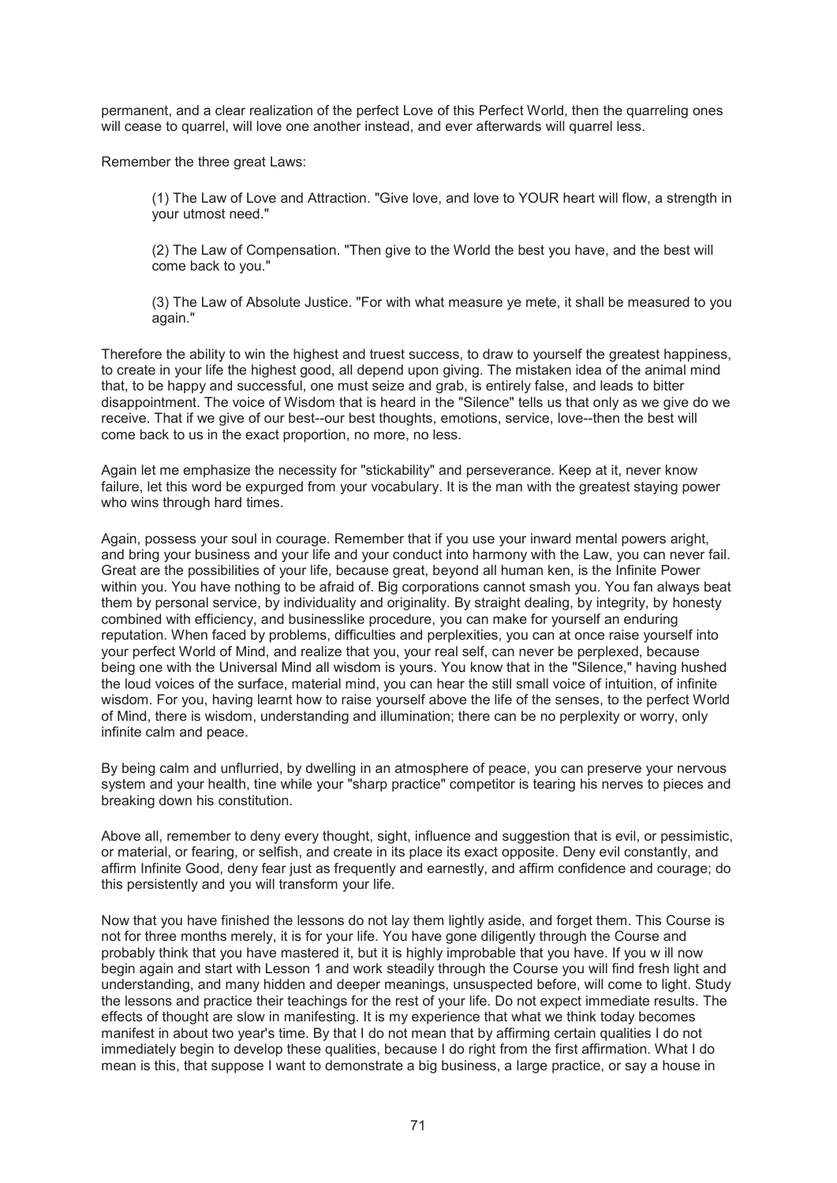permanent, and a clear realization of the perfect Love of this Perfect World, then the quarreling ones will cease to quarrel, will love one another instead, and ever afterwards will quarrel less.

Remember the three great Laws:

> (1) The Law of Love and Attraction. "Give love, and love to YOUR heart will flow, a strength in your utmost need."
>
> (2) The Law of Compensation. "Then give to the World the best you have, and the best will come back to you."
>
> (3) The Law of Absolute Justice. "For with what measure ye mete, it shall be measured to you again."

Therefore the ability to win the highest and truest success, to draw to yourself the greatest happiness, to create in your life the highest good, all depend upon giving. The mistaken idea of the animal mind that, to be happy and successful, one must seize and grab, is entirely false, and leads to bitter disappointment. The voice of Wisdom that is heard in the "Silence" tells us that only as we give do we receive. That if we give of our best--our best thoughts, emotions, service, love--then the best will come back to us in the exact proportion, no more, no less.

Again let me emphasize the necessity for "stickability" and perseverance. Keep at it, never know failure, let this word be expurged from your vocabulary. It is the man with the greatest staying power who wins through hard times.

Again, possess your soul in courage. Remember that if you use your inward mental powers aright, and bring your business and your life and your conduct into harmony with the Law, you can never fail. Great are the possibilities of your life, because great, beyond all human ken, is the Infinite Power within you. You have nothing to be afraid of. Big corporations cannot smash you. You fan always beat them by personal service, by individuality and originality. By straight dealing, by integrity, by honesty combined with efficiency, and businesslike procedure, you can make for yourself an enduring reputation. When faced by problems, difficulties and perplexities, you can at once raise yourself into your perfect World of Mind, and realize that you, your real self, can never be perplexed, because being one with the Universal Mind all wisdom is yours. You know that in the "Silence," having hushed the loud voices of the surface, material mind, you can hear the still small voice of intuition, of infinite wisdom. For you, having learnt how to raise yourself above the life of the senses, to the perfect World of Mind, there is wisdom, understanding and illumination; there can be no perplexity or worry, only infinite calm and peace.

By being calm and unflurried, by dwelling in an atmosphere of peace, you can preserve your nervous system and your health, tine while your "sharp practice" competitor is tearing his nerves to pieces and breaking down his constitution.

Above all, remember to deny every thought, sight, influence and suggestion that is evil, or pessimistic, or material, or fearing, or selfish, and create in its place its exact opposite. Deny evil constantly, and affirm Infinite Good, deny fear just as frequently and earnestly, and affirm confidence and courage; do this persistently and you will transform your life.

Now that you have finished the lessons do not lay them lightly aside, and forget them. This Course is not for three months merely, it is for your life. You have gone diligently through the Course and probably think that you have mastered it, but it is highly improbable that you have. If you w ill now begin again and start with Lesson 1 and work steadily through the Course you will find fresh light and understanding, and many hidden and deeper meanings, unsuspected before, will come to light. Study the lessons and practice their teachings for the rest of your life. Do not expect immediate results. The effects of thought are slow in manifesting. It is my experience that what we think today becomes manifest in about two year's time. By that I do not mean that by affirming certain qualities I do not immediately begin to develop these qualities, because I do right from the first affirmation. What I do mean is this, that suppose I want to demonstrate a big business, a large practice, or say a house in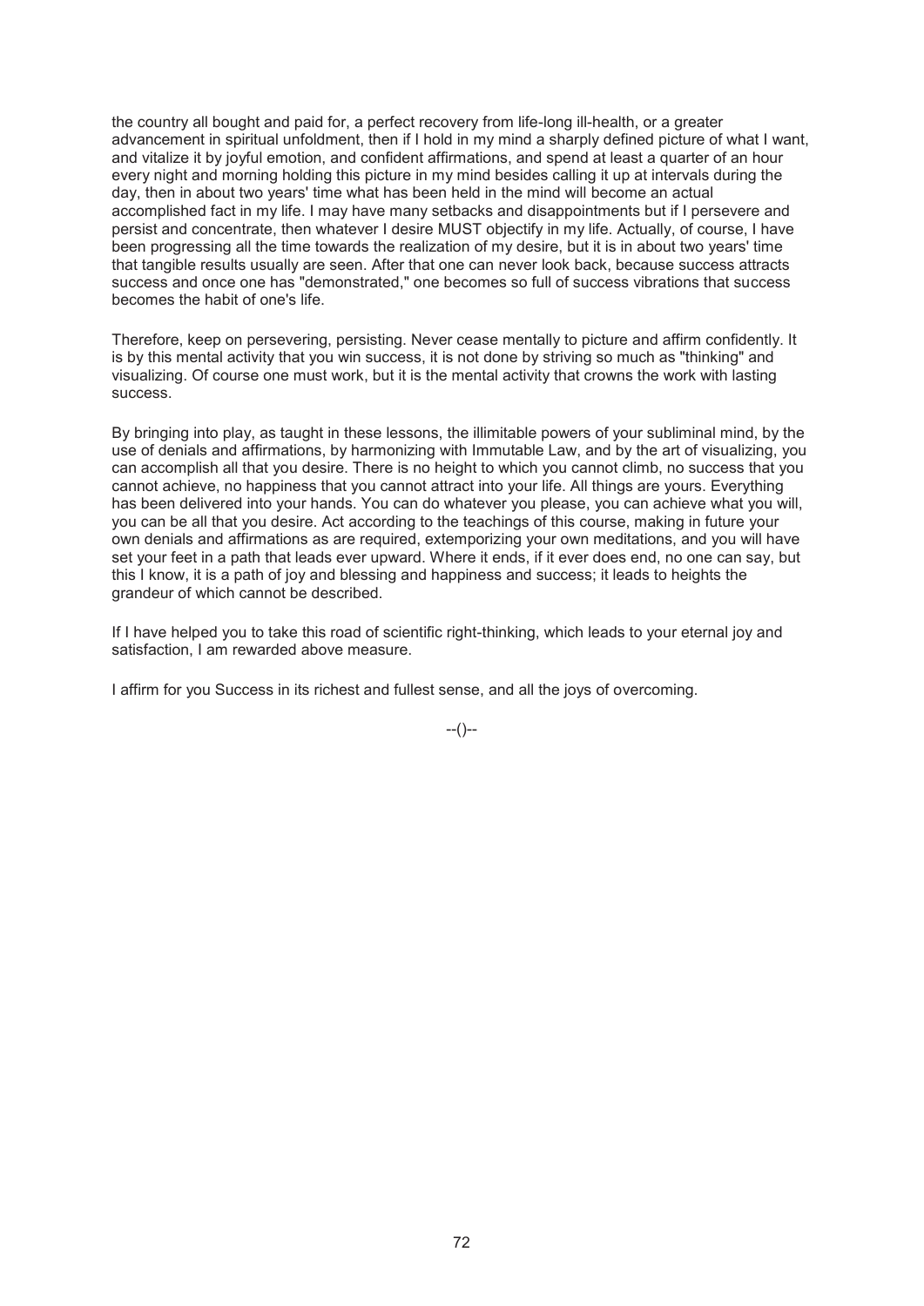the country all bought and paid for, a perfect recovery from life-long ill-health, or a greater advancement in spiritual unfoldment, then if I hold in my mind a sharply defined picture of what I want, and vitalize it by joyful emotion, and confident affirmations, and spend at least a quarter of an hour every night and morning holding this picture in my mind besides calling it up at intervals during the day, then in about two years' time what has been held in the mind will become an actual accomplished fact in my life. I may have many setbacks and disappointments but if I persevere and persist and concentrate, then whatever I desire MUST objectify in my life. Actually, of course, I have been progressing all the time towards the realization of my desire, but it is in about two years' time that tangible results usually are seen. After that one can never look back, because success attracts success and once one has "demonstrated," one becomes so full of success vibrations that success becomes the habit of one's life.

Therefore, keep on persevering, persisting. Never cease mentally to picture and affirm confidently. It is by this mental activity that you win success, it is not done by striving so much as "thinking" and visualizing. Of course one must work, but it is the mental activity that crowns the work with lasting success.

By bringing into play, as taught in these lessons, the illimitable powers of your subliminal mind, by the use of denials and affirmations, by harmonizing with Immutable Law, and by the art of visualizing, you can accomplish all that you desire. There is no height to which you cannot climb, no success that you cannot achieve, no happiness that you cannot attract into your life. All things are yours. Everything has been delivered into your hands. You can do whatever you please, you can achieve what you will, you can be all that you desire. Act according to the teachings of this course, making in future your own denials and affirmations as are required, extemporizing your own meditations, and you will have set your feet in a path that leads ever upward. Where it ends, if it ever does end, no one can say, but this I know, it is a path of joy and blessing and happiness and success; it leads to heights the grandeur of which cannot be described.

If I have helped you to take this road of scientific right-thinking, which leads to your eternal joy and satisfaction, I am rewarded above measure.

I affirm for you Success in its richest and fullest sense, and all the joys of overcoming.

--()--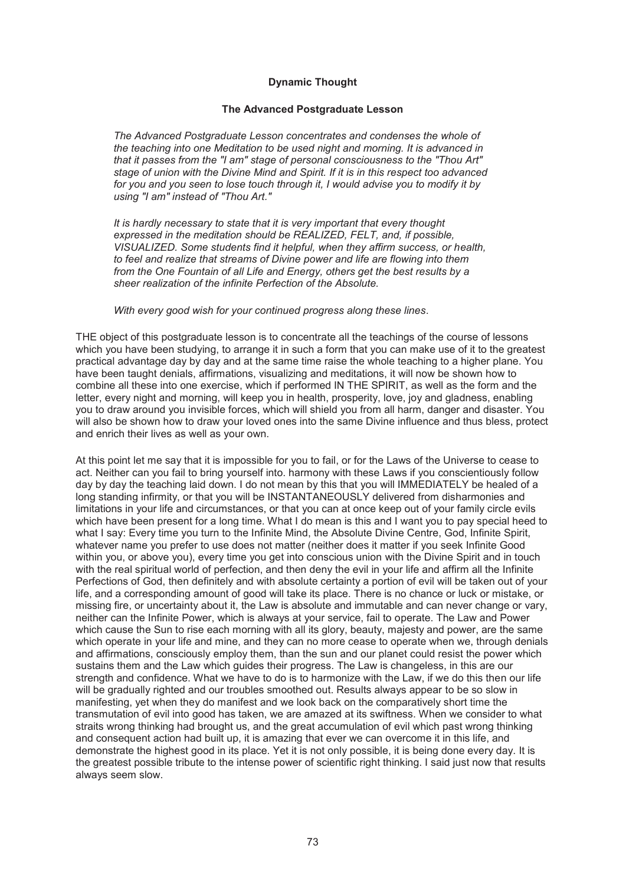**Dynamic Thought**

**The Advanced Postgraduate Lesson**

*The Advanced Postgraduate Lesson concentrates and condenses the whole of the teaching into one Meditation to be used night and morning. It is advanced in that it passes from the "I am" stage of personal consciousness to the "Thou Art" stage of union with the Divine Mind and Spirit. If it is in this respect too advanced for you and you seen to lose touch through it, I would advise you to modify it by using "I am" instead of "Thou Art."*

*It is hardly necessary to state that it is very important that every thought expressed in the meditation should be REALIZED, FELT, and, if possible, VISUALIZED. Some students find it helpful, when they affirm success, or health, to feel and realize that streams of Divine power and life are flowing into them from the One Fountain of all Life and Energy, others get the best results by a sheer realization of the infinite Perfection of the Absolute.*

*With every good wish for your continued progress along these lines*.

THE object of this postgraduate lesson is to concentrate all the teachings of the course of lessons which you have been studying, to arrange it in such a form that you can make use of it to the greatest practical advantage day by day and at the same time raise the whole teaching to a higher plane. You have been taught denials, affirmations, visualizing and meditations, it will now be shown how to combine all these into one exercise, which if performed IN THE SPIRIT, as well as the form and the letter, every night and morning, will keep you in health, prosperity, love, joy and gladness, enabling you to draw around you invisible forces, which will shield you from all harm, danger and disaster. You will also be shown how to draw your loved ones into the same Divine influence and thus bless, protect and enrich their lives as well as your own.

At this point let me say that it is impossible for you to fail, or for the Laws of the Universe to cease to act. Neither can you fail to bring yourself into. harmony with these Laws if you conscientiously follow day by day the teaching laid down. I do not mean by this that you will IMMEDIATELY be healed of a long standing infirmity, or that you will be INSTANTANEOUSLY delivered from disharmonies and limitations in your life and circumstances, or that you can at once keep out of your family circle evils which have been present for a long time. What I do mean is this and I want you to pay special heed to what I say: Every time you turn to the Infinite Mind, the Absolute Divine Centre, God, Infinite Spirit, whatever name you prefer to use does not matter (neither does it matter if you seek Infinite Good within you, or above you), every time you get into conscious union with the Divine Spirit and in touch with the real spiritual world of perfection, and then deny the evil in your life and affirm all the Infinite Perfections of God, then definitely and with absolute certainty a portion of evil will be taken out of your life, and a corresponding amount of good will take its place. There is no chance or luck or mistake, or missing fire, or uncertainty about it, the Law is absolute and immutable and can never change or vary, neither can the Infinite Power, which is always at your service, fail to operate. The Law and Power which cause the Sun to rise each morning with all its glory, beauty, majesty and power, are the same which operate in your life and mine, and they can no more cease to operate when we, through denials and affirmations, consciously employ them, than the sun and our planet could resist the power which sustains them and the Law which guides their progress. The Law is changeless, in this are our strength and confidence. What we have to do is to harmonize with the Law, if we do this then our life will be gradually righted and our troubles smoothed out. Results always appear to be so slow in manifesting, yet when they do manifest and we look back on the comparatively short time the transmutation of evil into good has taken, we are amazed at its swiftness. When we consider to what straits wrong thinking had brought us, and the great accumulation of evil which past wrong thinking and consequent action had built up, it is amazing that ever we can overcome it in this life, and demonstrate the highest good in its place. Yet it is not only possible, it is being done every day. It is the greatest possible tribute to the intense power of scientific right thinking. I said just now that results always seem slow.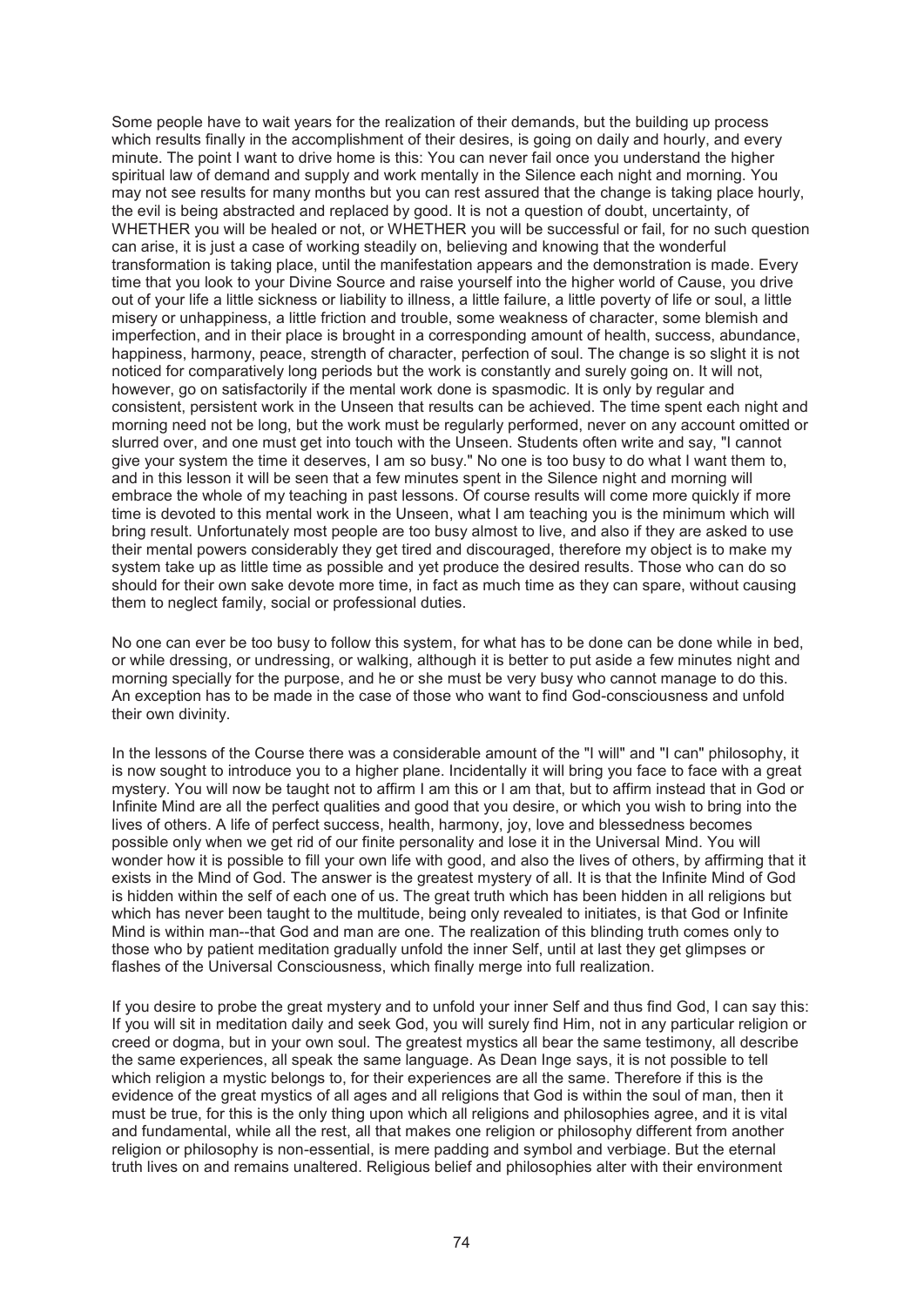Some people have to wait years for the realization of their demands, but the building up process which results finally in the accomplishment of their desires, is going on daily and hourly, and every minute. The point I want to drive home is this: You can never fail once you understand the higher spiritual law of demand and supply and work mentally in the Silence each night and morning. You may not see results for many months but you can rest assured that the change is taking place hourly, the evil is being abstracted and replaced by good. It is not a question of doubt, uncertainty, of WHETHER you will be healed or not, or WHETHER you will be successful or fail, for no such question can arise, it is just a case of working steadily on, believing and knowing that the wonderful transformation is taking place, until the manifestation appears and the demonstration is made. Every time that you look to your Divine Source and raise yourself into the higher world of Cause, you drive out of your life a little sickness or liability to illness, a little failure, a little poverty of life or soul, a little misery or unhappiness, a little friction and trouble, some weakness of character, some blemish and imperfection, and in their place is brought in a corresponding amount of health, success, abundance, happiness, harmony, peace, strength of character, perfection of soul. The change is so slight it is not noticed for comparatively long periods but the work is constantly and surely going on. It will not, however, go on satisfactorily if the mental work done is spasmodic. It is only by regular and consistent, persistent work in the Unseen that results can be achieved. The time spent each night and morning need not be long, but the work must be regularly performed, never on any account omitted or slurred over, and one must get into touch with the Unseen. Students often write and say, "I cannot give your system the time it deserves, I am so busy." No one is too busy to do what I want them to, and in this lesson it will be seen that a few minutes spent in the Silence night and morning will embrace the whole of my teaching in past lessons. Of course results will come more quickly if more time is devoted to this mental work in the Unseen, what I am teaching you is the minimum which will bring result. Unfortunately most people are too busy almost to live, and also if they are asked to use their mental powers considerably they get tired and discouraged, therefore my object is to make my system take up as little time as possible and yet produce the desired results. Those who can do so should for their own sake devote more time, in fact as much time as they can spare, without causing them to neglect family, social or professional duties.

No one can ever be too busy to follow this system, for what has to be done can be done while in bed, or while dressing, or undressing, or walking, although it is better to put aside a few minutes night and morning specially for the purpose, and he or she must be very busy who cannot manage to do this. An exception has to be made in the case of those who want to find God-consciousness and unfold their own divinity.

In the lessons of the Course there was a considerable amount of the "I will" and "I can" philosophy, it is now sought to introduce you to a higher plane. Incidentally it will bring you face to face with a great mystery. You will now be taught not to affirm I am this or I am that, but to affirm instead that in God or Infinite Mind are all the perfect qualities and good that you desire, or which you wish to bring into the lives of others. A life of perfect success, health, harmony, joy, love and blessedness becomes possible only when we get rid of our finite personality and lose it in the Universal Mind. You will wonder how it is possible to fill your own life with good, and also the lives of others, by affirming that it exists in the Mind of God. The answer is the greatest mystery of all. It is that the Infinite Mind of God is hidden within the self of each one of us. The great truth which has been hidden in all religions but which has never been taught to the multitude, being only revealed to initiates, is that God or Infinite Mind is within man--that God and man are one. The realization of this blinding truth comes only to those who by patient meditation gradually unfold the inner Self, until at last they get glimpses or flashes of the Universal Consciousness, which finally merge into full realization.

If you desire to probe the great mystery and to unfold your inner Self and thus find God, I can say this: If you will sit in meditation daily and seek God, you will surely find Him, not in any particular religion or creed or dogma, but in your own soul. The greatest mystics all bear the same testimony, all describe the same experiences, all speak the same language. As Dean Inge says, it is not possible to tell which religion a mystic belongs to, for their experiences are all the same. Therefore if this is the evidence of the great mystics of all ages and all religions that God is within the soul of man, then it must be true, for this is the only thing upon which all religions and philosophies agree, and it is vital and fundamental, while all the rest, all that makes one religion or philosophy different from another religion or philosophy is non-essential, is mere padding and symbol and verbiage. But the eternal truth lives on and remains unaltered. Religious belief and philosophies alter with their environment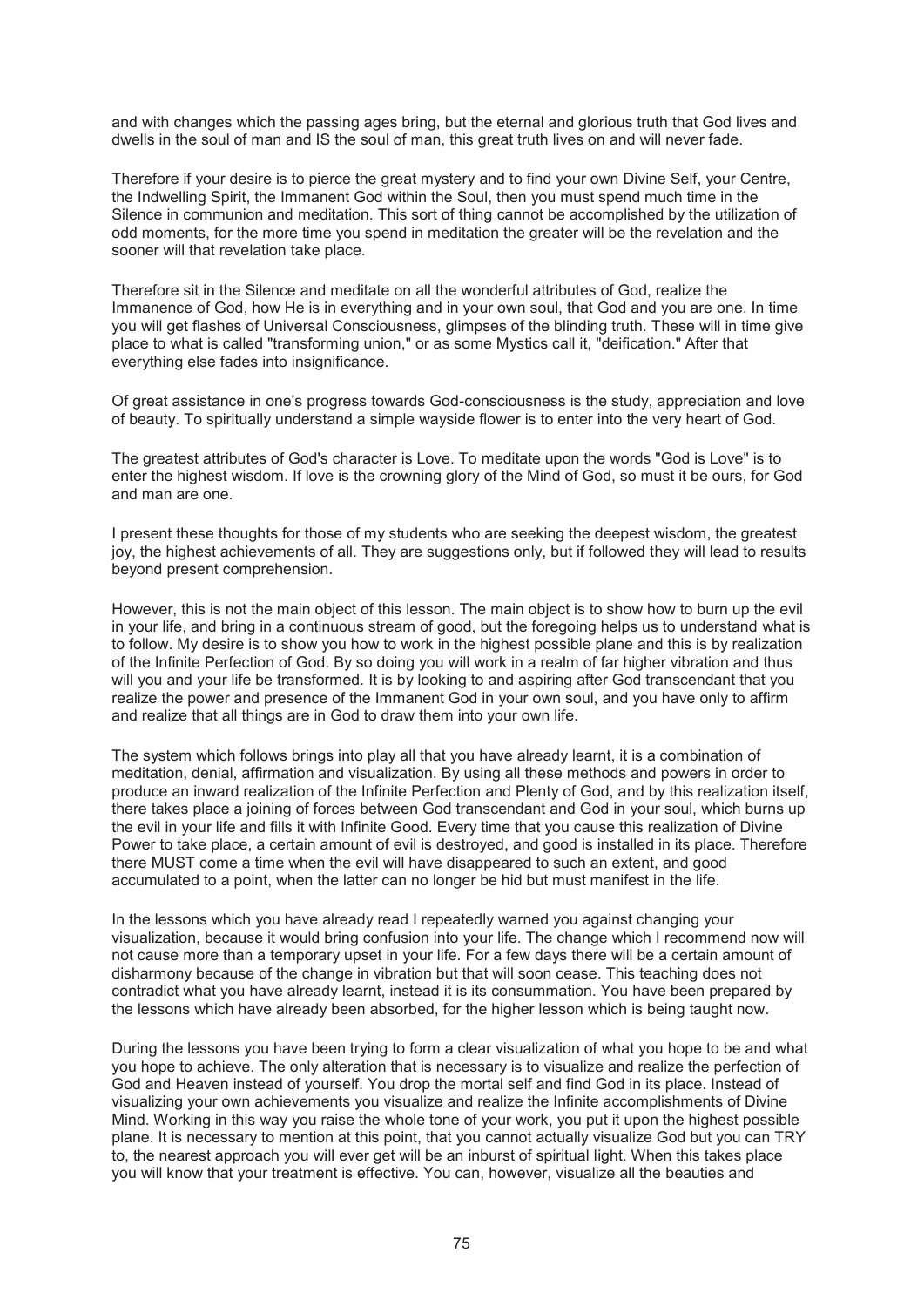and with changes which the passing ages bring, but the eternal and glorious truth that God lives and dwells in the soul of man and IS the soul of man, this great truth lives on and will never fade.

Therefore if your desire is to pierce the great mystery and to find your own Divine Self, your Centre, the Indwelling Spirit, the Immanent God within the Soul, then you must spend much time in the Silence in communion and meditation. This sort of thing cannot be accomplished by the utilization of odd moments, for the more time you spend in meditation the greater will be the revelation and the sooner will that revelation take place.

Therefore sit in the Silence and meditate on all the wonderful attributes of God, realize the Immanence of God, how He is in everything and in your own soul, that God and you are one. In time you will get flashes of Universal Consciousness, glimpses of the blinding truth. These will in time give place to what is called "transforming union," or as some Mystics call it, "deification." After that everything else fades into insignificance.

Of great assistance in one's progress towards God-consciousness is the study, appreciation and love of beauty. To spiritually understand a simple wayside flower is to enter into the very heart of God.

The greatest attributes of God's character is Love. To meditate upon the words "God is Love" is to enter the highest wisdom. If love is the crowning glory of the Mind of God, so must it be ours, for God and man are one.

I present these thoughts for those of my students who are seeking the deepest wisdom, the greatest joy, the highest achievements of all. They are suggestions only, but if followed they will lead to results beyond present comprehension.

However, this is not the main object of this lesson. The main object is to show how to burn up the evil in your life, and bring in a continuous stream of good, but the foregoing helps us to understand what is to follow. My desire is to show you how to work in the highest possible plane and this is by realization of the Infinite Perfection of God. By so doing you will work in a realm of far higher vibration and thus will you and your life be transformed. It is by looking to and aspiring after God transcendant that you realize the power and presence of the Immanent God in your own soul, and you have only to affirm and realize that all things are in God to draw them into your own life.

The system which follows brings into play all that you have already learnt, it is a combination of meditation, denial, affirmation and visualization. By using all these methods and powers in order to produce an inward realization of the Infinite Perfection and Plenty of God, and by this realization itself, there takes place a joining of forces between God transcendant and God in your soul, which burns up the evil in your life and fills it with Infinite Good. Every time that you cause this realization of Divine Power to take place, a certain amount of evil is destroyed, and good is installed in its place. Therefore there MUST come a time when the evil will have disappeared to such an extent, and good accumulated to a point, when the latter can no longer be hid but must manifest in the life.

In the lessons which you have already read I repeatedly warned you against changing your visualization, because it would bring confusion into your life. The change which I recommend now will not cause more than a temporary upset in your life. For a few days there will be a certain amount of disharmony because of the change in vibration but that will soon cease. This teaching does not contradict what you have already learnt, instead it is its consummation. You have been prepared by the lessons which have already been absorbed, for the higher lesson which is being taught now.

During the lessons you have been trying to form a clear visualization of what you hope to be and what you hope to achieve. The only alteration that is necessary is to visualize and realize the perfection of God and Heaven instead of yourself. You drop the mortal self and find God in its place. Instead of visualizing your own achievements you visualize and realize the Infinite accomplishments of Divine Mind. Working in this way you raise the whole tone of your work, you put it upon the highest possible plane. It is necessary to mention at this point, that you cannot actually visualize God but you can TRY to, the nearest approach you will ever get will be an inburst of spiritual light. When this takes place you will know that your treatment is effective. You can, however, visualize all the beauties and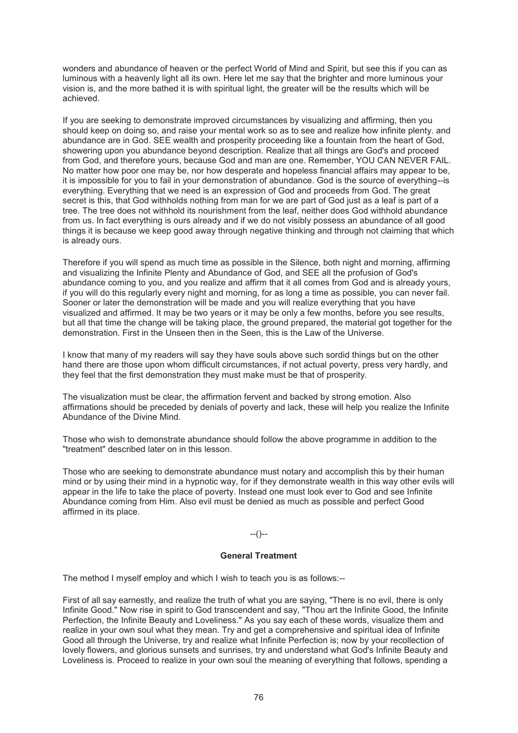wonders and abundance of heaven or the perfect World of Mind and Spirit, but see this if you can as luminous with a heavenly light all its own. Here let me say that the brighter and more luminous your vision is, and the more bathed it is with spiritual light, the greater will be the results which will be achieved.

If you are seeking to demonstrate improved circumstances by visualizing and affirming, then you should keep on doing so, and raise your mental work so as to see and realize how infinite plenty. and abundance are in God. SEE wealth and prosperity proceeding like a fountain from the heart of God, showering upon you abundance beyond description. Realize that all things are God's and proceed from God, and therefore yours, because God and man are one. Remember, YOU CAN NEVER FAIL. No matter how poor one may be, nor how desperate and hopeless financial affairs may appear to be, it is impossible for you to fail in your demonstration of abundance. God is the source of everything--is everything. Everything that we need is an expression of God and proceeds from God. The great secret is this, that God withholds nothing from man for we are part of God just as a leaf is part of a tree. The tree does not withhold its nourishment from the leaf, neither does God withhold abundance from us. In fact everything is ours already and if we do not visibly possess an abundance of all good things it is because we keep good away through negative thinking and through not claiming that which is already ours.

Therefore if you will spend as much time as possible in the Silence, both night and morning, affirming and visualizing the Infinite Plenty and Abundance of God, and SEE all the profusion of God's abundance coming to you, and you realize and affirm that it all comes from God and is already yours, if you will do this regularly every night and morning, for as long a time as possible, you can never fail. Sooner or later the demonstration will be made and you will realize everything that you have visualized and affirmed. It may be two years or it may be only a few months, before you see results, but all that time the change will be taking place, the ground prepared, the material got together for the demonstration. First in the Unseen then in the Seen, this is the Law of the Universe.

I know that many of my readers will say they have souls above such sordid things but on the other hand there are those upon whom difficult circumstances, if not actual poverty, press very hardly, and they feel that the first demonstration they must make must be that of prosperity.

The visualization must be clear, the affirmation fervent and backed by strong emotion. Also affirmations should be preceded by denials of poverty and lack, these will help you realize the Infinite Abundance of the Divine Mind.

Those who wish to demonstrate abundance should follow the above programme in addition to the "treatment" described later on in this lesson.

Those who are seeking to demonstrate abundance must notary and accomplish this by their human mind or by using their mind in a hypnotic way, for if they demonstrate wealth in this way other evils will appear in the life to take the place of poverty. Instead one must look ever to God and see Infinite Abundance coming from Him. Also evil must be denied as much as possible and perfect Good affirmed in its place.

--()--

### General Treatment

The method I myself employ and which I wish to teach you is as follows:--

First of all say earnestly, and realize the truth of what you are saying, "There is no evil, there is only Infinite Good." Now rise in spirit to God transcendent and say, "Thou art the Infinite Good, the Infinite Perfection, the Infinite Beauty and Loveliness." As you say each of these words, visualize them and realize in your own soul what they mean. Try and get a comprehensive and spiritual idea of Infinite Good all through the Universe, try and realize what Infinite Perfection is; now by your recollection of lovely flowers, and glorious sunsets and sunrises, try and understand what God's Infinite Beauty and Loveliness is. Proceed to realize in your own soul the meaning of everything that follows, spending a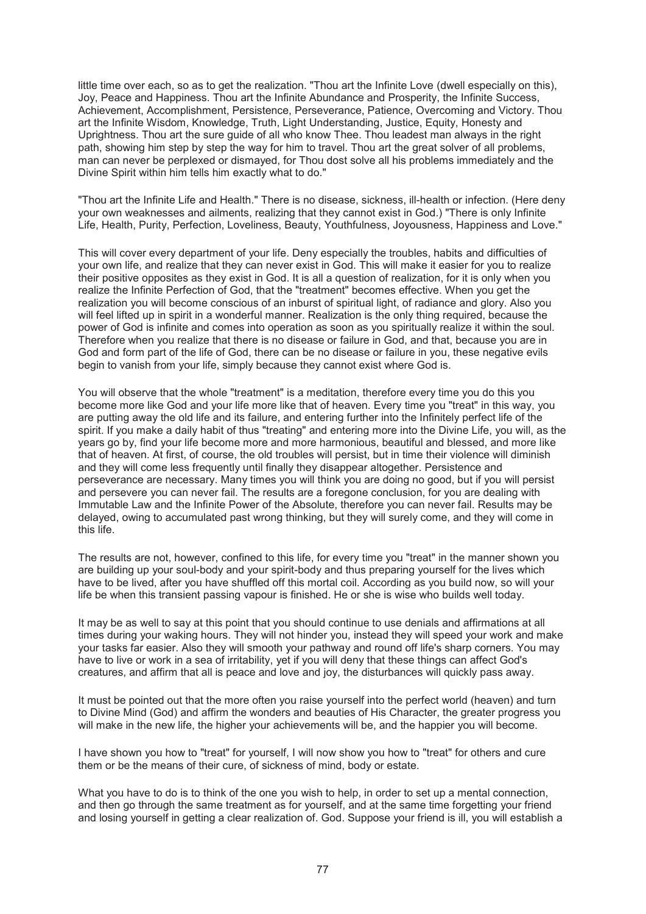little time over each, so as to get the realization. "Thou art the Infinite Love (dwell especially on this), Joy, Peace and Happiness. Thou art the Infinite Abundance and Prosperity, the Infinite Success, Achievement, Accomplishment, Persistence, Perseverance, Patience, Overcoming and Victory. Thou art the Infinite Wisdom, Knowledge, Truth, Light Understanding, Justice, Equity, Honesty and Uprightness. Thou art the sure guide of all who know Thee. Thou leadest man always in the right path, showing him step by step the way for him to travel. Thou art the great solver of all problems, man can never be perplexed or dismayed, for Thou dost solve all his problems immediately and the Divine Spirit within him tells him exactly what to do."

"Thou art the Infinite Life and Health." There is no disease, sickness, ill-health or infection. (Here deny your own weaknesses and ailments, realizing that they cannot exist in God.) "There is only Infinite Life, Health, Purity, Perfection, Loveliness, Beauty, Youthfulness, Joyousness, Happiness and Love."

This will cover every department of your life. Deny especially the troubles, habits and difficulties of your own life, and realize that they can never exist in God. This will make it easier for you to realize their positive opposites as they exist in God. It is all a question of realization, for it is only when you realize the Infinite Perfection of God, that the "treatment" becomes effective. When you get the realization you will become conscious of an inburst of spiritual light, of radiance and glory. Also you will feel lifted up in spirit in a wonderful manner. Realization is the only thing required, because the power of God is infinite and comes into operation as soon as you spiritually realize it within the soul. Therefore when you realize that there is no disease or failure in God, and that, because you are in God and form part of the life of God, there can be no disease or failure in you, these negative evils begin to vanish from your life, simply because they cannot exist where God is.

You will observe that the whole "treatment" is a meditation, therefore every time you do this you become more like God and your life more like that of heaven. Every time you "treat" in this way, you are putting away the old life and its failure, and entering further into the Infinitely perfect life of the spirit. If you make a daily habit of thus "treating" and entering more into the Divine Life, you will, as the years go by, find your life become more and more harmonious, beautiful and blessed, and more like that of heaven. At first, of course, the old troubles will persist, but in time their violence will diminish and they will come less frequently until finally they disappear altogether. Persistence and perseverance are necessary. Many times you will think you are doing no good, but if you will persist and persevere you can never fail. The results are a foregone conclusion, for you are dealing with Immutable Law and the Infinite Power of the Absolute, therefore you can never fail. Results may be delayed, owing to accumulated past wrong thinking, but they will surely come, and they will come in this life.

The results are not, however, confined to this life, for every time you "treat" in the manner shown you are building up your soul-body and your spirit-body and thus preparing yourself for the lives which have to be lived, after you have shuffled off this mortal coil. According as you build now, so will your life be when this transient passing vapour is finished. He or she is wise who builds well today.

It may be as well to say at this point that you should continue to use denials and affirmations at all times during your waking hours. They will not hinder you, instead they will speed your work and make your tasks far easier. Also they will smooth your pathway and round off life's sharp corners. You may have to live or work in a sea of irritability, yet if you will deny that these things can affect God's creatures, and affirm that all is peace and love and joy, the disturbances will quickly pass away.

It must be pointed out that the more often you raise yourself into the perfect world (heaven) and turn to Divine Mind (God) and affirm the wonders and beauties of His Character, the greater progress you will make in the new life, the higher your achievements will be, and the happier you will become.

I have shown you how to "treat" for yourself, I will now show you how to "treat" for others and cure them or be the means of their cure, of sickness of mind, body or estate.

What you have to do is to think of the one you wish to help, in order to set up a mental connection, and then go through the same treatment as for yourself, and at the same time forgetting your friend and losing yourself in getting a clear realization of. God. Suppose your friend is ill, you will establish a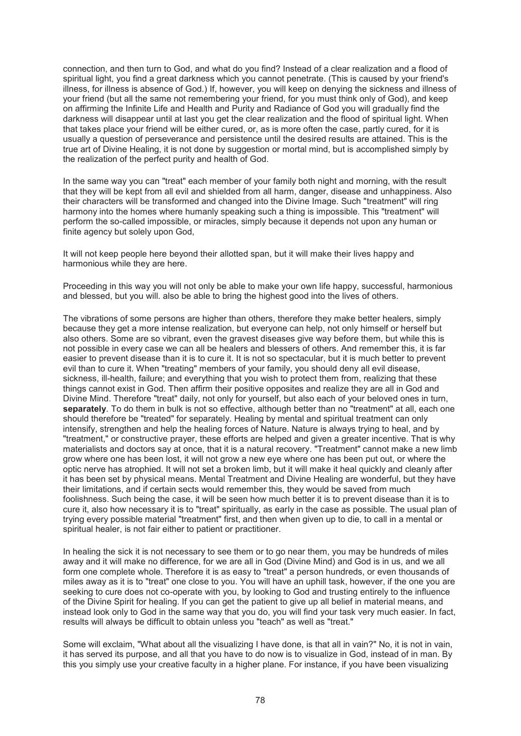connection, and then turn to God, and what do you find? Instead of a clear realization and a flood of spiritual light, you find a great darkness which you cannot penetrate. (This is caused by your friend's illness, for illness is absence of God.) If, however, you will keep on denying the sickness and illness of your friend (but all the same not remembering your friend, for you must think only of God), and keep on affirming the Infinite Life and Health and Purity and Radiance of God you will gradually find the darkness will disappear until at last you get the clear realization and the flood of spiritual light. When that takes place your friend will be either cured, or, as is more often the case, partly cured, for it is usually a question of perseverance and persistence until the desired results are attained. This is the true art of Divine Healing, it is not done by suggestion or mortal mind, but is accomplished simply by the realization of the perfect purity and health of God.

In the same way you can "treat" each member of your family both night and morning, with the result that they will be kept from all evil and shielded from all harm, danger, disease and unhappiness. Also their characters will be transformed and changed into the Divine Image. Such "treatment" will ring harmony into the homes where humanly speaking such a thing is impossible. This "treatment" will perform the so-called impossible, or miracles, simply because it depends not upon any human or finite agency but solely upon God,

It will not keep people here beyond their allotted span, but it will make their lives happy and harmonious while they are here.

Proceeding in this way you will not only be able to make your own life happy, successful, harmonious and blessed, but you will. also be able to bring the highest good into the lives of others.

The vibrations of some persons are higher than others, therefore they make better healers, simply because they get a more intense realization, but everyone can help, not only himself or herself but also others. Some are so vibrant, even the gravest diseases give way before them, but while this is not possible in every case we can all be healers and blessers of others. And remember this, it is far easier to prevent disease than it is to cure it. It is not so spectacular, but it is much better to prevent evil than to cure it. When "treating" members of your family, you should deny all evil disease, sickness, ill-health, failure; and everything that you wish to protect them from, realizing that these things cannot exist in God. Then affirm their positive opposites and realize they are all in God and Divine Mind. Therefore "treat" daily, not only for yourself, but also each of your beloved ones in turn, **separately**. To do them in bulk is not so effective, although better than no "treatment" at all, each one should therefore be "treated" for separately. Healing by mental and spiritual treatment can only intensify, strengthen and help the healing forces of Nature. Nature is always trying to heal, and by "treatment," or constructive prayer, these efforts are helped and given a greater incentive. That is why materialists and doctors say at once, that it is a natural recovery. "Treatment" cannot make a new limb grow where one has been lost, it will not grow a new eye where one has been put out, or where the optic nerve has atrophied. It will not set a broken limb, but it will make it heal quickly and cleanly after it has been set by physical means. Mental Treatment and Divine Healing are wonderful, but they have their limitations, and if certain sects would remember this, they would be saved from much foolishness. Such being the case, it will be seen how much better it is to prevent disease than it is to cure it, also how necessary it is to "treat" spiritually, as early in the case as possible. The usual plan of trying every possible material "treatment" first, and then when given up to die, to call in a mental or spiritual healer, is not fair either to patient or practitioner.

In healing the sick it is not necessary to see them or to go near them, you may be hundreds of miles away and it will make no difference, for we are all in God (Divine Mind) and God is in us, and we all form one complete whole. Therefore it is as easy to "treat" a person hundreds, or even thousands of miles away as it is to "treat" one close to you. You will have an uphill task, however, if the one you are seeking to cure does not co-operate with you, by looking to God and trusting entirely to the influence of the Divine Spirit for healing. If you can get the patient to give up all belief in material means, and instead look only to God in the same way that you do, you will find your task very much easier. In fact, results will always be difficult to obtain unless you "teach" as well as "treat."

Some will exclaim, "What about all the visualizing I have done, is that all in vain?" No, it is not in vain, it has served its purpose, and all that you have to do now is to visualize in God, instead of in man. By this you simply use your creative faculty in a higher plane. For instance, if you have been visualizing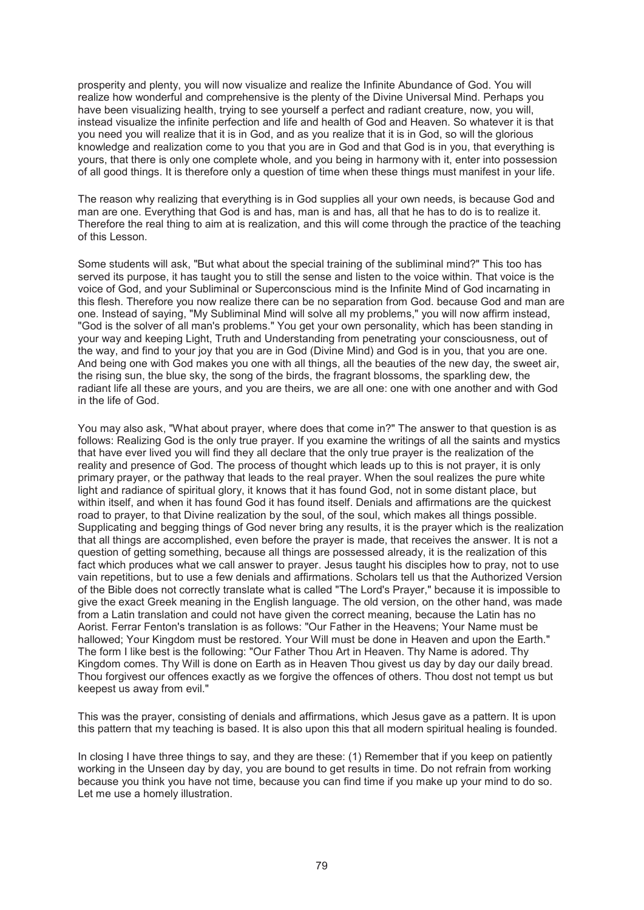prosperity and plenty, you will now visualize and realize the Infinite Abundance of God. You will realize how wonderful and comprehensive is the plenty of the Divine Universal Mind. Perhaps you have been visualizing health, trying to see yourself a perfect and radiant creature, now, you will, instead visualize the infinite perfection and life and health of God and Heaven. So whatever it is that you need you will realize that it is in God, and as you realize that it is in God, so will the glorious knowledge and realization come to you that you are in God and that God is in you, that everything is yours, that there is only one complete whole, and you being in harmony with it, enter into possession of all good things. It is therefore only a question of time when these things must manifest in your life.

The reason why realizing that everything is in God supplies all your own needs, is because God and man are one. Everything that God is and has, man is and has, all that he has to do is to realize it. Therefore the real thing to aim at is realization, and this will come through the practice of the teaching of this Lesson.

Some students will ask, "But what about the special training of the subliminal mind?" This too has served its purpose, it has taught you to still the sense and listen to the voice within. That voice is the voice of God, and your Subliminal or Superconscious mind is the Infinite Mind of God incarnating in this flesh. Therefore you now realize there can be no separation from God. because God and man are one. Instead of saying, "My Subliminal Mind will solve all my problems," you will now affirm instead, "God is the solver of all man's problems." You get your own personality, which has been standing in your way and keeping Light, Truth and Understanding from penetrating your consciousness, out of the way, and find to your joy that you are in God (Divine Mind) and God is in you, that you are one. And being one with God makes you one with all things, all the beauties of the new day, the sweet air, the rising sun, the blue sky, the song of the birds, the fragrant blossoms, the sparkling dew, the radiant life all these are yours, and you are theirs, we are all one: one with one another and with God in the life of God.

You may also ask, "What about prayer, where does that come in?" The answer to that question is as follows: Realizing God is the only true prayer. If you examine the writings of all the saints and mystics that have ever lived you will find they all declare that the only true prayer is the realization of the reality and presence of God. The process of thought which leads up to this is not prayer, it is only primary prayer, or the pathway that leads to the real prayer. When the soul realizes the pure white light and radiance of spiritual glory, it knows that it has found God, not in some distant place, but within itself, and when it has found God it has found itself. Denials and affirmations are the quickest road to prayer, to that Divine realization by the soul, of the soul, which makes all things possible. Supplicating and begging things of God never bring any results, it is the prayer which is the realization that all things are accomplished, even before the prayer is made, that receives the answer. It is not a question of getting something, because all things are possessed already, it is the realization of this fact which produces what we call answer to prayer. Jesus taught his disciples how to pray, not to use vain repetitions, but to use a few denials and affirmations. Scholars tell us that the Authorized Version of the Bible does not correctly translate what is called "The Lord's Prayer," because it is impossible to give the exact Greek meaning in the English language. The old version, on the other hand, was made from a Latin translation and could not have given the correct meaning, because the Latin has no Aorist. Ferrar Fenton's translation is as follows: "Our Father in the Heavens; Your Name must be hallowed; Your Kingdom must be restored. Your Will must be done in Heaven and upon the Earth." The form I like best is the following: "Our Father Thou Art in Heaven. Thy Name is adored. Thy Kingdom comes. Thy Will is done on Earth as in Heaven Thou givest us day by day our daily bread. Thou forgivest our offences exactly as we forgive the offences of others. Thou dost not tempt us but keepest us away from evil."

This was the prayer, consisting of denials and affirmations, which Jesus gave as a pattern. It is upon this pattern that my teaching is based. It is also upon this that all modern spiritual healing is founded.

In closing I have three things to say, and they are these: (1) Remember that if you keep on patiently working in the Unseen day by day, you are bound to get results in time. Do not refrain from working because you think you have not time, because you can find time if you make up your mind to do so. Let me use a homely illustration.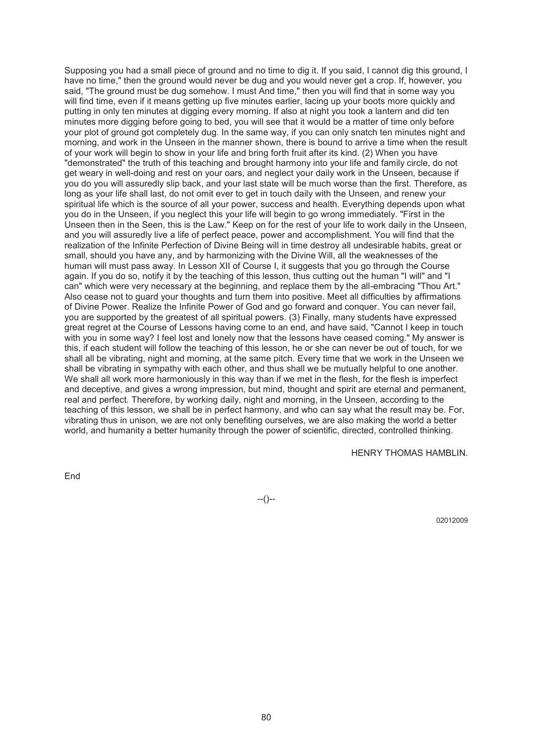Supposing you had a small piece of ground and no time to dig it. If you said, I cannot dig this ground, I have no time," then the ground would never be dug and you would never get a crop. If, however, you said, "The ground must be dug somehow. I must And time," then you will find that in some way you will find time, even if it means getting up five minutes earlier, lacing up your boots more quickly and putting in only ten minutes at digging every morning. If also at night you took a lantern and did ten minutes more digging before going to bed, you will see that it would be a matter of time only before your plot of ground got completely dug. In the same way, if you can only snatch ten minutes night and morning, and work in the Unseen in the manner shown, there is bound to arrive a time when the result of your work will begin to show in your life and bring forth fruit after its kind. (2) When you have "demonstrated" the truth of this teaching and brought harmony into your life and family circle, do not get weary in well-doing and rest on your oars, and neglect your daily work in the Unseen, because if you do you will assuredly slip back, and your last state will be much worse than the first. Therefore, as long as your life shall last, do not omit ever to get in touch daily with the Unseen, and renew your spiritual life which is the source of all your power, success and health. Everything depends upon what you do in the Unseen, if you neglect this your life will begin to go wrong immediately. "First in the Unseen then in the Seen, this is the Law." Keep on for the rest of your life to work daily in the Unseen, and you will assuredly live a life of perfect peace, power and accomplishment. You will find that the realization of the Infinite Perfection of Divine Being will in time destroy all undesirable habits, great or small, should you have any, and by harmonizing with the Divine Will, all the weaknesses of the human will must pass away. In Lesson XII of Course I, it suggests that you go through the Course again. If you do so, notify it by the teaching of this lesson, thus cutting out the human "I will" and "I can" which were very necessary at the beginning, and replace them by the all-embracing "Thou Art." Also cease not to guard your thoughts and turn them into positive. Meet all difficulties by affirmations of Divine Power. Realize the Infinite Power of God and go forward and conquer. You can never fail, you are supported by the greatest of all spiritual powers. (3) Finally, many students have expressed great regret at the Course of Lessons having come to an end, and have said, "Cannot I keep in touch with you in some way? I feel lost and lonely now that the lessons have ceased coming." My answer is this, if each student will follow the teaching of this lesson, he or she can never be out of touch, for we shall all be vibrating, night and morning, at the same pitch. Every time that we work in the Unseen we shall be vibrating in sympathy with each other, and thus shall we be mutually helpful to one another. We shall all work more harmoniously in this way than if we met in the flesh, for the flesh is imperfect and deceptive, and gives a wrong impression, but mind, thought and spirit are eternal and permanent, real and perfect. Therefore, by working daily, night and morning, in the Unseen, according to the teaching of this lesson, we shall be in perfect harmony, and who can say what the result may be. For, vibrating thus in unison, we are not only benefiting ourselves, we are also making the world a better world, and humanity a better humanity through the power of scientific, directed, controlled thinking.

HENRY THOMAS HAMBLIN.

End

--()--

02012009